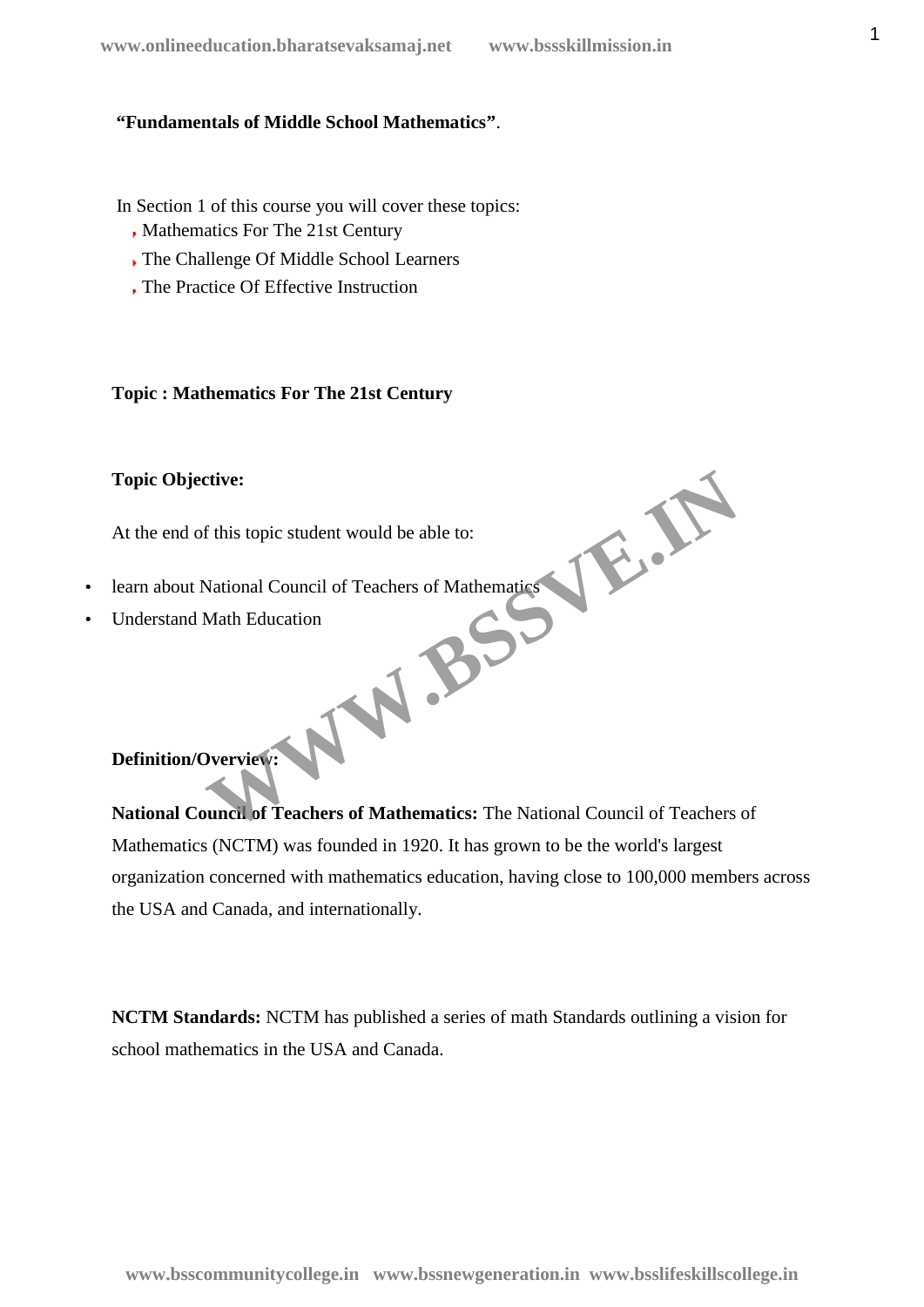**"Fundamentals of Middle School Mathematics"**.

In Section 1 of this course you will cover these topics:

- Mathematics For The 21st Century
- The Challenge Of Middle School Learners
- The Practice Of Effective Instruction

**Topic : Mathematics For The 21st Century**

**Topic Objective:**

At the end of this topic student would be able to:

- learn about National Council of Teachers of Mathematics
- Understand Math Education

**Definition/Overview:**

**National Council of Teachers of Mathematics:** The National Council of Teachers of Mathematics (NCTM) was founded in 1920. It has grown to be the world's largest organization concerned with mathematics education, having close to 100,000 members across the USA and Canada, and internationally.

**NCTM Standards:** NCTM has published a series of math Standards outlining a vision for school mathematics in the USA and Canada.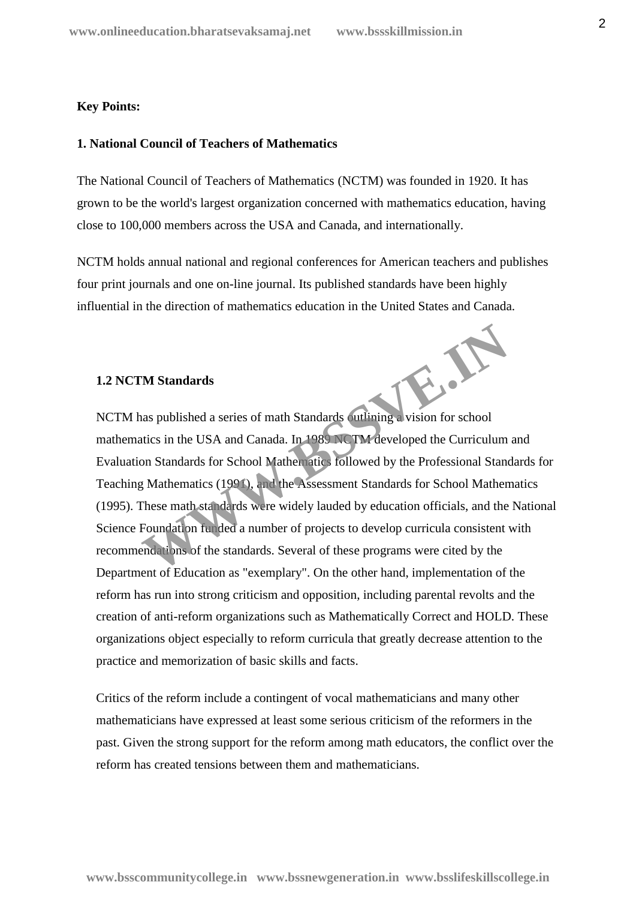**Key Points:**

**1. National Council of Teachers of Mathematics**

The National Council of Teachers of Mathematics (NCTM) was founded in 1920. It has grown to be the world's largest organization concerned with mathematics education, having close to 100,000 members across the USA and Canada, and internationally.

NCTM holds annual national and regional conferences for American teachers and publishes four print journals and one on-line journal. Its published standards have been highly influential in the direction of mathematics education in the United States and Canada.

**1.2 NCTM Standards**

NCTM has published a series of math Standards outlining a vision for school mathematics in the USA and Canada. In 1989 NCTM developed the Curriculum and Evaluation Standards for School Mathematics followed by the Professional Standards for Teaching Mathematics (1991), and the Assessment Standards for School Mathematics (1995). These math standards were widely lauded by education officials, and the National Science Foundation funded a number of projects to develop curricula consistent with recommendations of the standards. Several of these programs were cited by the Department of Education as "exemplary". On the other hand, implementation of the reform has run into strong criticism and opposition, including parental revolts and the creation of anti-reform organizations such as Mathematically Correct and HOLD. These organizations object especially to reform curricula that greatly decrease attention to the practice and memorization of basic skills and facts.

Critics of the reform include a contingent of vocal mathematicians and many other mathematicians have expressed at least some serious criticism of the reformers in the past. Given the strong support for the reform among math educators, the conflict over the reform has created tensions between them and mathematicians.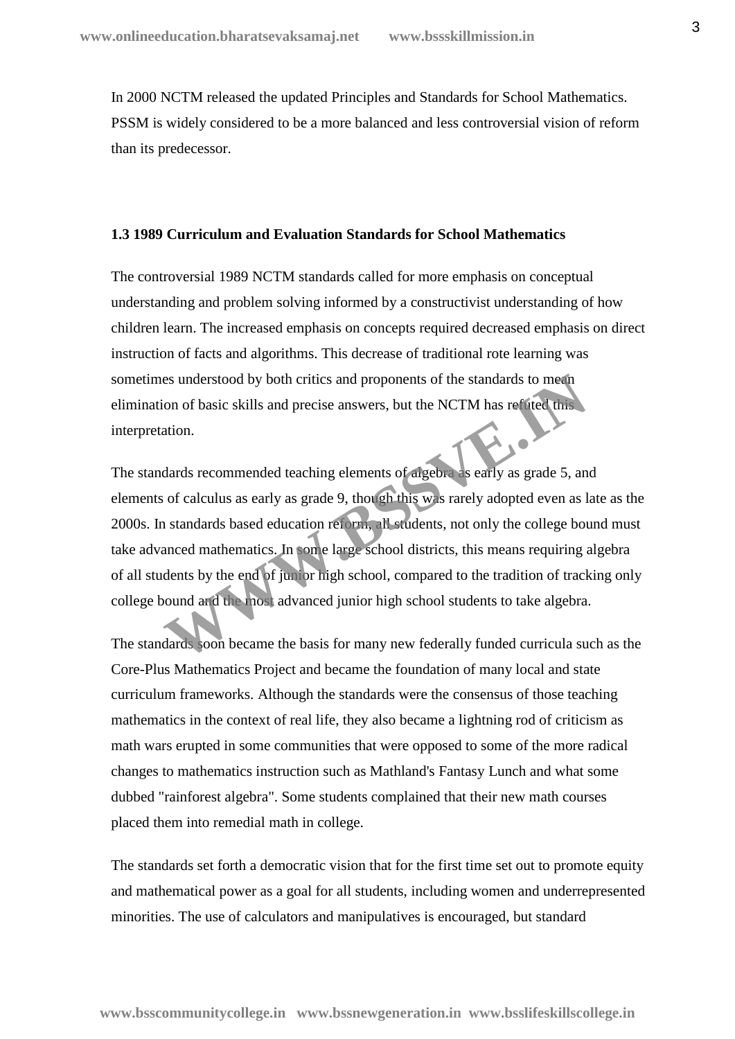In 2000 NCTM released the updated Principles and Standards for School Mathematics. PSSM is widely considered to be a more balanced and less controversial vision of reform than its predecessor.

### 1.3 1989 Curriculum and Evaluation Standards for School Mathematics

The controversial 1989 NCTM standards called for more emphasis on conceptual understanding and problem solving informed by a constructivist understanding of how children learn. The increased emphasis on concepts required decreased emphasis on direct instruction of facts and algorithms. This decrease of traditional rote learning was sometimes understood by both critics and proponents of the standards to mean elimination of basic skills and precise answers, but the NCTM has refuted this interpretation.

The standards recommended teaching elements of algebra as early as grade 5, and elements of calculus as early as grade 9, though this was rarely adopted even as late as the 2000s. In standards based education reform, all students, not only the college bound must take advanced mathematics. In some large school districts, this means requiring algebra of all students by the end of junior high school, compared to the tradition of tracking only college bound and the most advanced junior high school students to take algebra.

The standards soon became the basis for many new federally funded curricula such as the Core-Plus Mathematics Project and became the foundation of many local and state curriculum frameworks. Although the standards were the consensus of those teaching mathematics in the context of real life, they also became a lightning rod of criticism as math wars erupted in some communities that were opposed to some of the more radical changes to mathematics instruction such as Mathland's Fantasy Lunch and what some dubbed "rainforest algebra". Some students complained that their new math courses placed them into remedial math in college.

The standards set forth a democratic vision that for the first time set out to promote equity and mathematical power as a goal for all students, including women and underrepresented minorities. The use of calculators and manipulatives is encouraged, but standard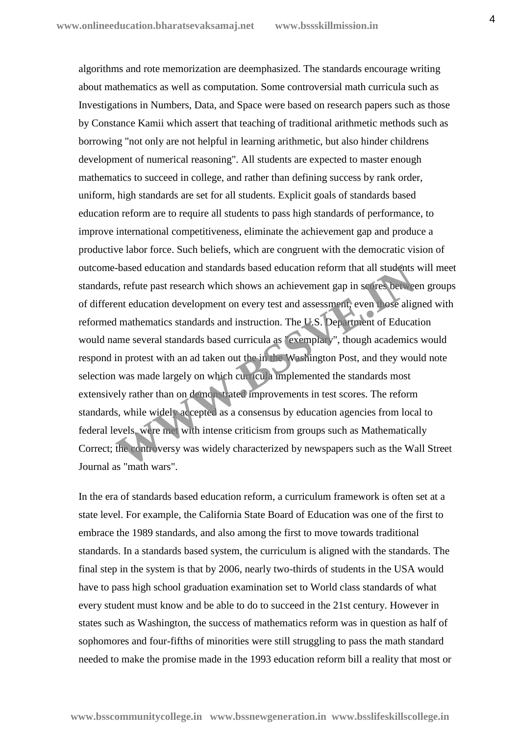algorithms and rote memorization are deemphasized. The standards encourage writing about mathematics as well as computation. Some controversial math curricula such as Investigations in Numbers, Data, and Space were based on research papers such as those by Constance Kamii which assert that teaching of traditional arithmetic methods such as borrowing "not only are not helpful in learning arithmetic, but also hinder childrens development of numerical reasoning". All students are expected to master enough mathematics to succeed in college, and rather than defining success by rank order, uniform, high standards are set for all students. Explicit goals of standards based education reform are to require all students to pass high standards of performance, to improve international competitiveness, eliminate the achievement gap and produce a productive labor force. Such beliefs, which are congruent with the democratic vision of outcome-based education and standards based education reform that all students will meet standards, refute past research which shows an achievement gap in scores between groups of different education development on every test and assessment, even those aligned with reformed mathematics standards and instruction. The U.S. Department of Education would name several standards based curricula as "exemplary", though academics would respond in protest with an ad taken out the in the Washington Post, and they would note selection was made largely on which curricula implemented the standards most extensively rather than on demonstrated improvements in test scores. The reform standards, while widely accepted as a consensus by education agencies from local to federal levels, were met with intense criticism from groups such as Mathematically Correct; the controversy was widely characterized by newspapers such as the Wall Street Journal as "math wars".

In the era of standards based education reform, a curriculum framework is often set at a state level. For example, the California State Board of Education was one of the first to embrace the 1989 standards, and also among the first to move towards traditional standards. In a standards based system, the curriculum is aligned with the standards. The final step in the system is that by 2006, nearly two-thirds of students in the USA would have to pass high school graduation examination set to World class standards of what every student must know and be able to do to succeed in the 21st century. However in states such as Washington, the success of mathematics reform was in question as half of sophomores and four-fifths of minorities were still struggling to pass the math standard needed to make the promise made in the 1993 education reform bill a reality that most or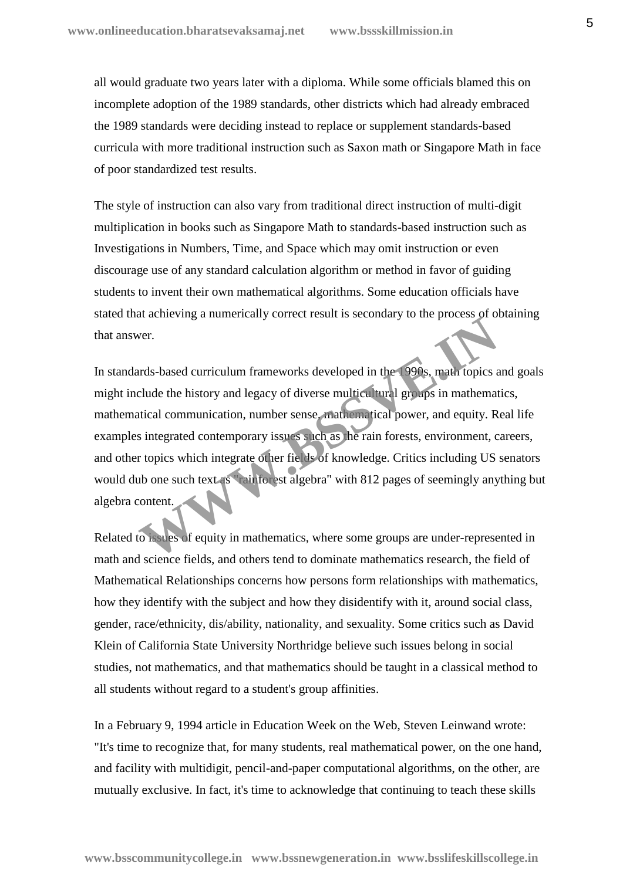all would graduate two years later with a diploma. While some officials blamed this on incomplete adoption of the 1989 standards, other districts which had already embraced the 1989 standards were deciding instead to replace or supplement standards-based curricula with more traditional instruction such as Saxon math or Singapore Math in face of poor standardized test results.

The style of instruction can also vary from traditional direct instruction of multi-digit multiplication in books such as Singapore Math to standards-based instruction such as Investigations in Numbers, Time, and Space which may omit instruction or even discourage use of any standard calculation algorithm or method in favor of guiding students to invent their own mathematical algorithms. Some education officials have stated that achieving a numerically correct result is secondary to the process of obtaining that answer.

In standards-based curriculum frameworks developed in the 1990s, math topics and goals might include the history and legacy of diverse multicultural groups in mathematics, mathematical communication, number sense, mathematical power, and equity. Real life examples integrated contemporary issues such as the rain forests, environment, careers, and other topics which integrate other fields of knowledge. Critics including US senators would dub one such text as "rainforest algebra" with 812 pages of seemingly anything but algebra content.

Related to issues of equity in mathematics, where some groups are under-represented in math and science fields, and others tend to dominate mathematics research, the field of Mathematical Relationships concerns how persons form relationships with mathematics, how they identify with the subject and how they disidentify with it, around social class, gender, race/ethnicity, dis/ability, nationality, and sexuality. Some critics such as David Klein of California State University Northridge believe such issues belong in social studies, not mathematics, and that mathematics should be taught in a classical method to all students without regard to a student's group affinities.

In a February 9, 1994 article in Education Week on the Web, Steven Leinwand wrote: "It's time to recognize that, for many students, real mathematical power, on the one hand, and facility with multidigit, pencil-and-paper computational algorithms, on the other, are mutually exclusive. In fact, it's time to acknowledge that continuing to teach these skills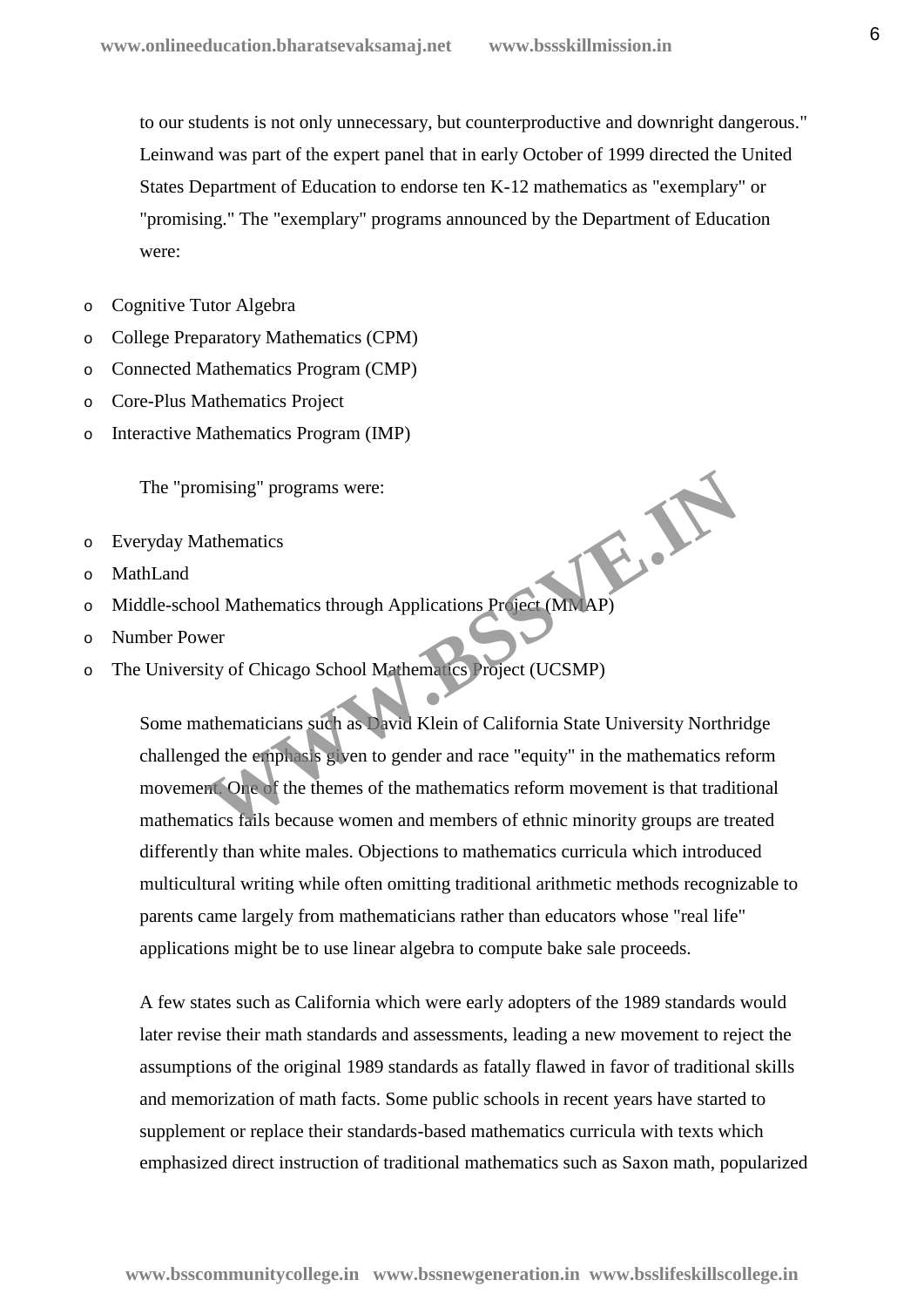to our students is not only unnecessary, but counterproductive and downright dangerous." Leinwand was part of the expert panel that in early October of 1999 directed the United States Department of Education to endorse ten K-12 mathematics as "exemplary" or "promising." The "exemplary" programs announced by the Department of Education were:

- Cognitive Tutor Algebra
- College Preparatory Mathematics (CPM)
- Connected Mathematics Program (CMP)
- Core-Plus Mathematics Project
- Interactive Mathematics Program (IMP)

The "promising" programs were:

- Everyday Mathematics
- MathLand
- Middle-school Mathematics through Applications Project (MMAP)
- Number Power
- The University of Chicago School Mathematics Project (UCSMP)

Some mathematicians such as David Klein of California State University Northridge challenged the emphasis given to gender and race "equity" in the mathematics reform movement. One of the themes of the mathematics reform movement is that traditional mathematics fails because women and members of ethnic minority groups are treated differently than white males. Objections to mathematics curricula which introduced multicultural writing while often omitting traditional arithmetic methods recognizable to parents came largely from mathematicians rather than educators whose "real life" applications might be to use linear algebra to compute bake sale proceeds.

A few states such as California which were early adopters of the 1989 standards would later revise their math standards and assessments, leading a new movement to reject the assumptions of the original 1989 standards as fatally flawed in favor of traditional skills and memorization of math facts. Some public schools in recent years have started to supplement or replace their standards-based mathematics curricula with texts which emphasized direct instruction of traditional mathematics such as Saxon math, popularized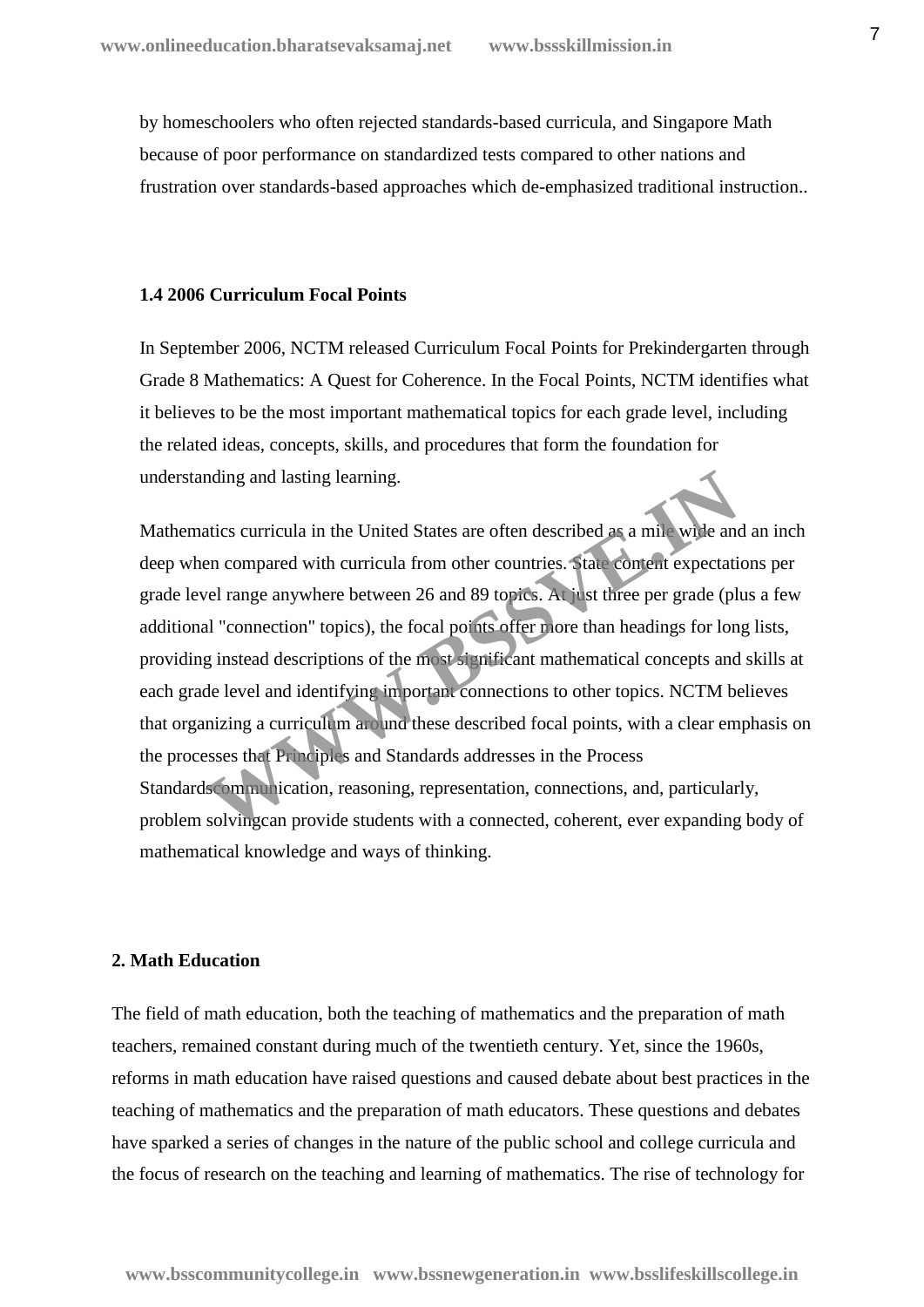by homeschoolers who often rejected standards-based curricula, and Singapore Math because of poor performance on standardized tests compared to other nations and frustration over standards-based approaches which de-emphasized traditional instruction..

### 1.4 2006 Curriculum Focal Points

In September 2006, NCTM released Curriculum Focal Points for Prekindergarten through Grade 8 Mathematics: A Quest for Coherence. In the Focal Points, NCTM identifies what it believes to be the most important mathematical topics for each grade level, including the related ideas, concepts, skills, and procedures that form the foundation for understanding and lasting learning.

Mathematics curricula in the United States are often described as a mile wide and an inch deep when compared with curricula from other countries. State content expectations per grade level range anywhere between 26 and 89 topics. At just three per grade (plus a few additional "connection" topics), the focal points offer more than headings for long lists, providing instead descriptions of the most significant mathematical concepts and skills at each grade level and identifying important connections to other topics. NCTM believes that organizing a curriculum around these described focal points, with a clear emphasis on the processes that Principles and Standards addresses in the Process Standardscommunication, reasoning, representation, connections, and, particularly, problem solvingcan provide students with a connected, coherent, ever expanding body of mathematical knowledge and ways of thinking.

## 2. Math Education

The field of math education, both the teaching of mathematics and the preparation of math teachers, remained constant during much of the twentieth century. Yet, since the 1960s, reforms in math education have raised questions and caused debate about best practices in the teaching of mathematics and the preparation of math educators. These questions and debates have sparked a series of changes in the nature of the public school and college curricula and the focus of research on the teaching and learning of mathematics. The rise of technology for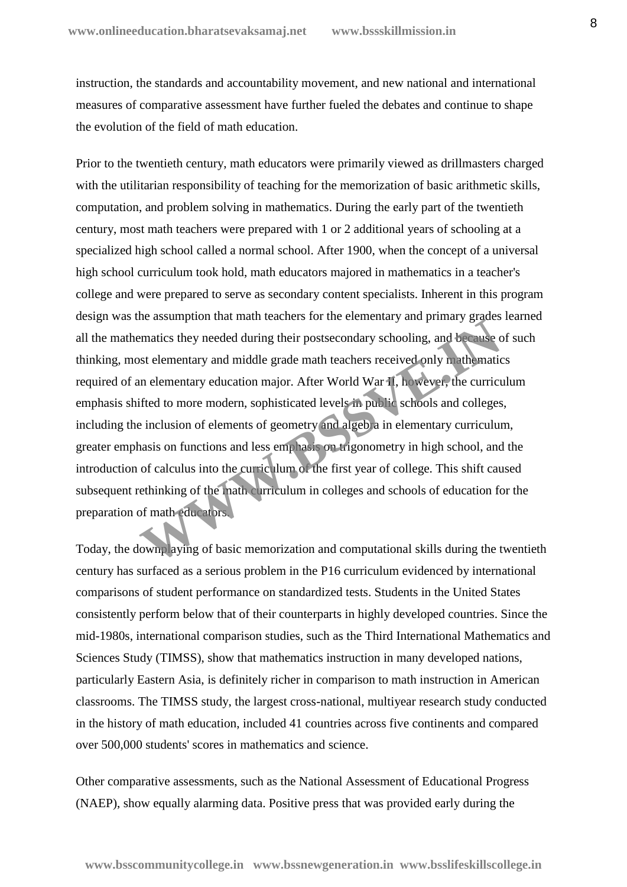instruction, the standards and accountability movement, and new national and international measures of comparative assessment have further fueled the debates and continue to shape the evolution of the field of math education.

Prior to the twentieth century, math educators were primarily viewed as drillmasters charged with the utilitarian responsibility of teaching for the memorization of basic arithmetic skills, computation, and problem solving in mathematics. During the early part of the twentieth century, most math teachers were prepared with 1 or 2 additional years of schooling at a specialized high school called a normal school. After 1900, when the concept of a universal high school curriculum took hold, math educators majored in mathematics in a teacher's college and were prepared to serve as secondary content specialists. Inherent in this program design was the assumption that math teachers for the elementary and primary grades learned all the mathematics they needed during their postsecondary schooling, and because of such thinking, most elementary and middle grade math teachers received only mathematics required of an elementary education major. After World War II, however, the curriculum emphasis shifted to more modern, sophisticated levels in public schools and colleges, including the inclusion of elements of geometry and algebra in elementary curriculum, greater emphasis on functions and less emphasis on trigonometry in high school, and the introduction of calculus into the curriculum of the first year of college. This shift caused subsequent rethinking of the math curriculum in colleges and schools of education for the preparation of math educators.

Today, the downplaying of basic memorization and computational skills during the twentieth century has surfaced as a serious problem in the P16 curriculum evidenced by international comparisons of student performance on standardized tests. Students in the United States consistently perform below that of their counterparts in highly developed countries. Since the mid-1980s, international comparison studies, such as the Third International Mathematics and Sciences Study (TIMSS), show that mathematics instruction in many developed nations, particularly Eastern Asia, is definitely richer in comparison to math instruction in American classrooms. The TIMSS study, the largest cross-national, multiyear research study conducted in the history of math education, included 41 countries across five continents and compared over 500,000 students' scores in mathematics and science.

Other comparative assessments, such as the National Assessment of Educational Progress (NAEP), show equally alarming data. Positive press that was provided early during the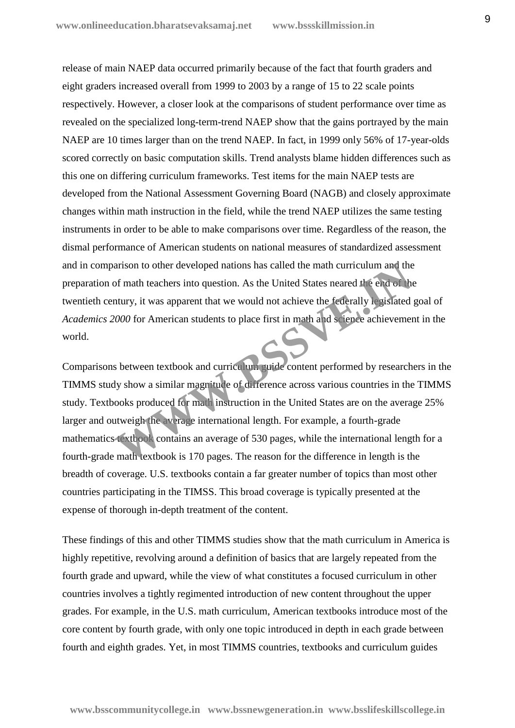release of main NAEP data occurred primarily because of the fact that fourth graders and eight graders increased overall from 1999 to 2003 by a range of 15 to 22 scale points respectively. However, a closer look at the comparisons of student performance over time as revealed on the specialized long-term-trend NAEP show that the gains portrayed by the main NAEP are 10 times larger than on the trend NAEP. In fact, in 1999 only 56% of 17-year-olds scored correctly on basic computation skills. Trend analysts blame hidden differences such as this one on differing curriculum frameworks. Test items for the main NAEP tests are developed from the National Assessment Governing Board (NAGB) and closely approximate changes within math instruction in the field, while the trend NAEP utilizes the same testing instruments in order to be able to make comparisons over time. Regardless of the reason, the dismal performance of American students on national measures of standardized assessment and in comparison to other developed nations has called the math curriculum and the preparation of math teachers into question. As the United States neared the end of the twentieth century, it was apparent that we would not achieve the federally legislated goal of *Academics 2000* for American students to place first in math and science achievement in the world.

Comparisons between textbook and curriculum guide content performed by researchers in the TIMMS study show a similar magnitude of difference across various countries in the TIMMS study. Textbooks produced for math instruction in the United States are on the average 25% larger and outweigh the average international length. For example, a fourth-grade mathematics textbook contains an average of 530 pages, while the international length for a fourth-grade math textbook is 170 pages. The reason for the difference in length is the breadth of coverage. U.S. textbooks contain a far greater number of topics than most other countries participating in the TIMSS. This broad coverage is typically presented at the expense of thorough in-depth treatment of the content.

These findings of this and other TIMMS studies show that the math curriculum in America is highly repetitive, revolving around a definition of basics that are largely repeated from the fourth grade and upward, while the view of what constitutes a focused curriculum in other countries involves a tightly regimented introduction of new content throughout the upper grades. For example, in the U.S. math curriculum, American textbooks introduce most of the core content by fourth grade, with only one topic introduced in depth in each grade between fourth and eighth grades. Yet, in most TIMMS countries, textbooks and curriculum guides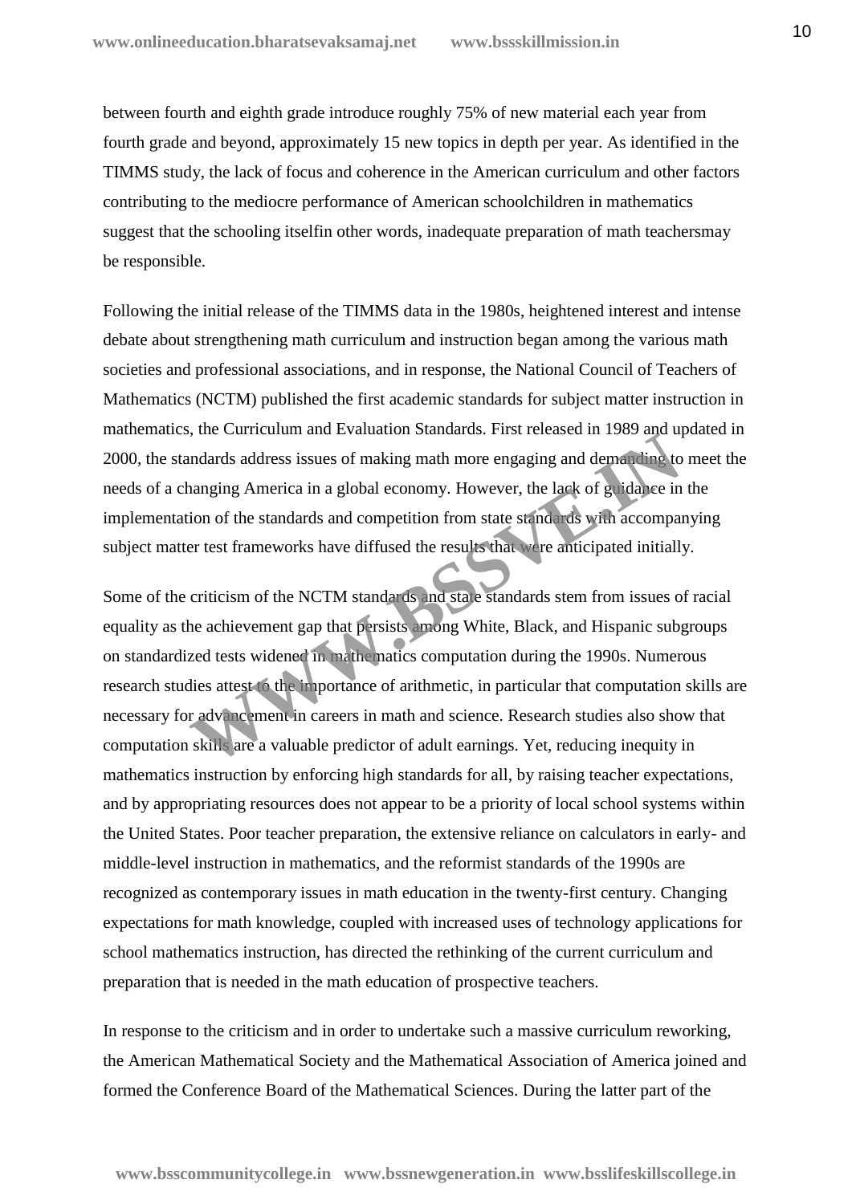between fourth and eighth grade introduce roughly 75% of new material each year from fourth grade and beyond, approximately 15 new topics in depth per year. As identified in the TIMMS study, the lack of focus and coherence in the American curriculum and other factors contributing to the mediocre performance of American schoolchildren in mathematics suggest that the schooling itselfin other words, inadequate preparation of math teachersmay be responsible.

Following the initial release of the TIMMS data in the 1980s, heightened interest and intense debate about strengthening math curriculum and instruction began among the various math societies and professional associations, and in response, the National Council of Teachers of Mathematics (NCTM) published the first academic standards for subject matter instruction in mathematics, the Curriculum and Evaluation Standards. First released in 1989 and updated in 2000, the standards address issues of making math more engaging and demanding to meet the needs of a changing America in a global economy. However, the lack of guidance in the implementation of the standards and competition from state standards with accompanying subject matter test frameworks have diffused the results that were anticipated initially.

Some of the criticism of the NCTM standards and state standards stem from issues of racial equality as the achievement gap that persists among White, Black, and Hispanic subgroups on standardized tests widened in mathematics computation during the 1990s. Numerous research studies attest to the importance of arithmetic, in particular that computation skills are necessary for advancement in careers in math and science. Research studies also show that computation skills are a valuable predictor of adult earnings. Yet, reducing inequity in mathematics instruction by enforcing high standards for all, by raising teacher expectations, and by appropriating resources does not appear to be a priority of local school systems within the United States. Poor teacher preparation, the extensive reliance on calculators in early- and middle-level instruction in mathematics, and the reformist standards of the 1990s are recognized as contemporary issues in math education in the twenty-first century. Changing expectations for math knowledge, coupled with increased uses of technology applications for school mathematics instruction, has directed the rethinking of the current curriculum and preparation that is needed in the math education of prospective teachers.

In response to the criticism and in order to undertake such a massive curriculum reworking, the American Mathematical Society and the Mathematical Association of America joined and formed the Conference Board of the Mathematical Sciences. During the latter part of the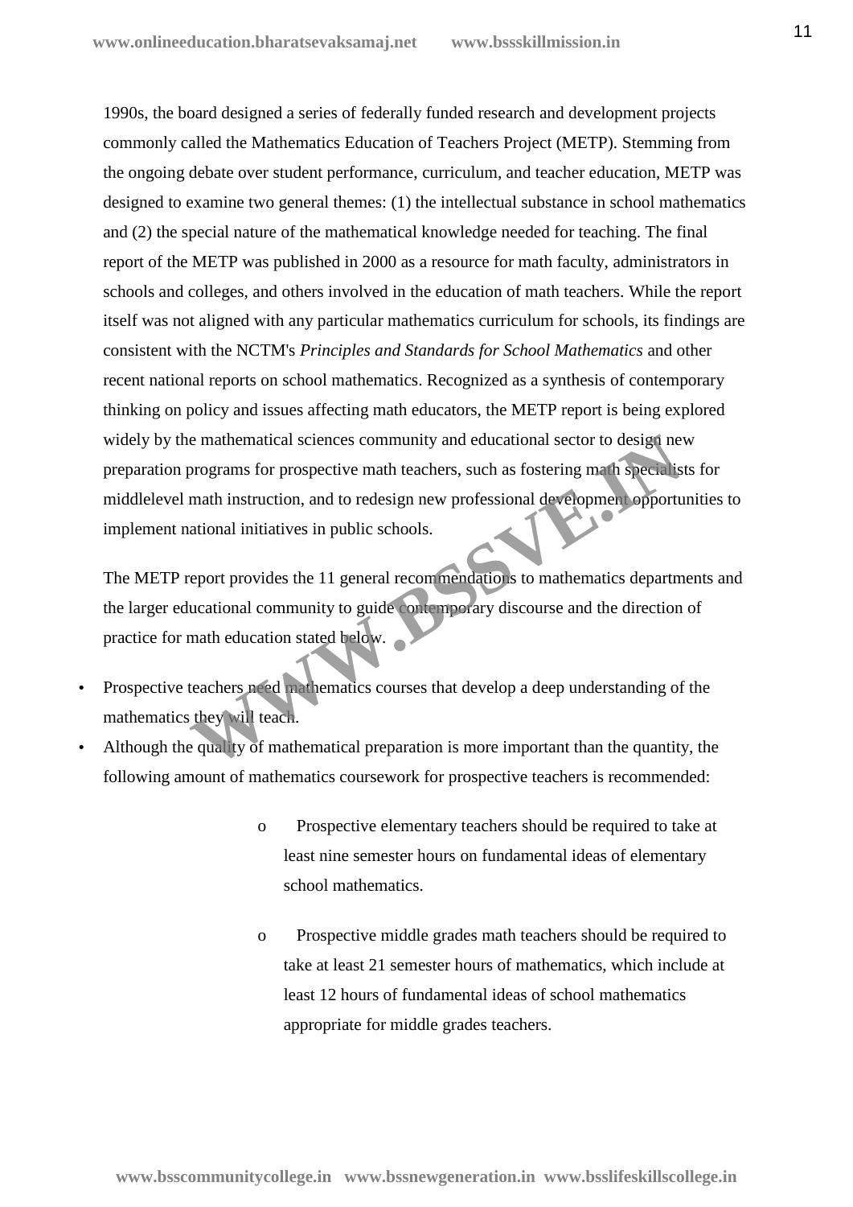1990s, the board designed a series of federally funded research and development projects commonly called the Mathematics Education of Teachers Project (METP). Stemming from the ongoing debate over student performance, curriculum, and teacher education, METP was designed to examine two general themes: (1) the intellectual substance in school mathematics and (2) the special nature of the mathematical knowledge needed for teaching. The final report of the METP was published in 2000 as a resource for math faculty, administrators in schools and colleges, and others involved in the education of math teachers. While the report itself was not aligned with any particular mathematics curriculum for schools, its findings are consistent with the NCTM's *Principles and Standards for School Mathematics* and other recent national reports on school mathematics. Recognized as a synthesis of contemporary thinking on policy and issues affecting math educators, the METP report is being explored widely by the mathematical sciences community and educational sector to design new preparation programs for prospective math teachers, such as fostering math specialists for middlelevel math instruction, and to redesign new professional development opportunities to implement national initiatives in public schools.

The METP report provides the 11 general recommendations to mathematics departments and the larger educational community to guide contemporary discourse and the direction of practice for math education stated below.

- Prospective teachers need mathematics courses that develop a deep understanding of the mathematics they will teach.
- Although the quality of mathematical preparation is more important than the quantity, the following amount of mathematics coursework for prospective teachers is recommended:
    - Prospective elementary teachers should be required to take at least nine semester hours on fundamental ideas of elementary school mathematics.
    - Prospective middle grades math teachers should be required to take at least 21 semester hours of mathematics, which include at least 12 hours of fundamental ideas of school mathematics appropriate for middle grades teachers.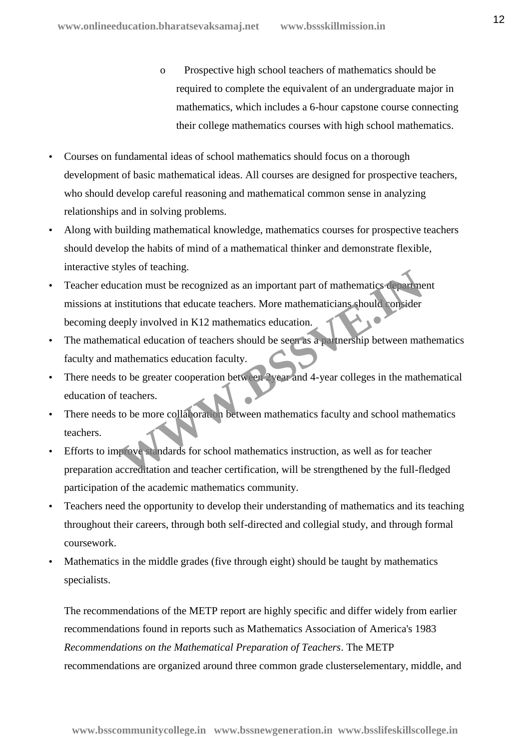- Prospective high school teachers of mathematics should be required to complete the equivalent of an undergraduate major in mathematics, which includes a 6-hour capstone course connecting their college mathematics courses with high school mathematics.

- Courses on fundamental ideas of school mathematics should focus on a thorough development of basic mathematical ideas. All courses are designed for prospective teachers, who should develop careful reasoning and mathematical common sense in analyzing relationships and in solving problems.
- Along with building mathematical knowledge, mathematics courses for prospective teachers should develop the habits of mind of a mathematical thinker and demonstrate flexible, interactive styles of teaching.
- Teacher education must be recognized as an important part of mathematics department missions at institutions that educate teachers. More mathematicians should consider becoming deeply involved in K12 mathematics education.
- The mathematical education of teachers should be seen as a partnership between mathematics faculty and mathematics education faculty.
- There needs to be greater cooperation between 2year and 4-year colleges in the mathematical education of teachers.
- There needs to be more collaboration between mathematics faculty and school mathematics teachers.
- Efforts to improve standards for school mathematics instruction, as well as for teacher preparation accreditation and teacher certification, will be strengthened by the full-fledged participation of the academic mathematics community.
- Teachers need the opportunity to develop their understanding of mathematics and its teaching throughout their careers, through both self-directed and collegial study, and through formal coursework.
- Mathematics in the middle grades (five through eight) should be taught by mathematics specialists.

The recommendations of the METP report are highly specific and differ widely from earlier recommendations found in reports such as Mathematics Association of America's 1983 *Recommendations on the Mathematical Preparation of Teachers*. The METP recommendations are organized around three common grade clusterselementary, middle, and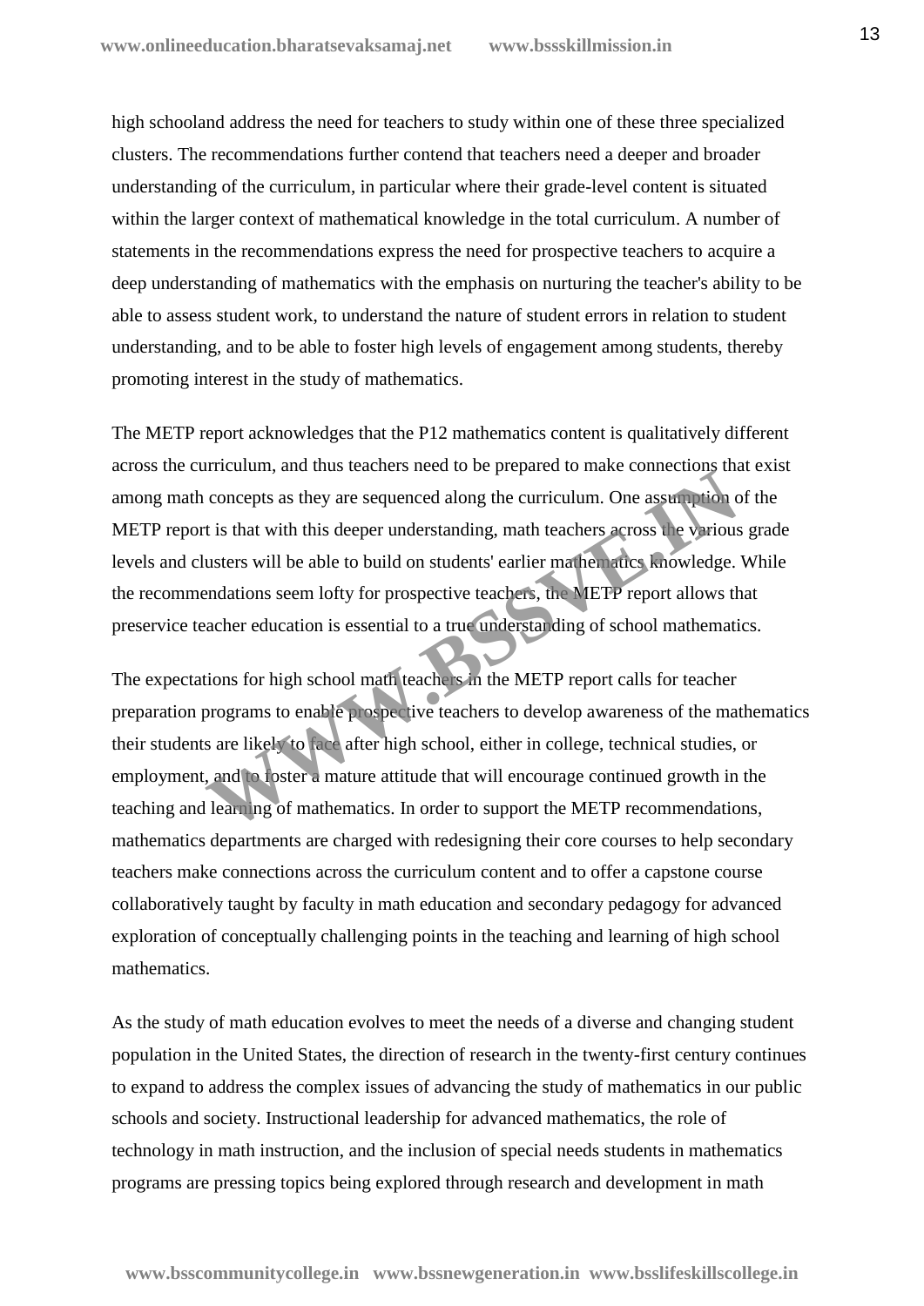high schooland address the need for teachers to study within one of these three specialized clusters. The recommendations further contend that teachers need a deeper and broader understanding of the curriculum, in particular where their grade-level content is situated within the larger context of mathematical knowledge in the total curriculum. A number of statements in the recommendations express the need for prospective teachers to acquire a deep understanding of mathematics with the emphasis on nurturing the teacher's ability to be able to assess student work, to understand the nature of student errors in relation to student understanding, and to be able to foster high levels of engagement among students, thereby promoting interest in the study of mathematics.

The METP report acknowledges that the P12 mathematics content is qualitatively different across the curriculum, and thus teachers need to be prepared to make connections that exist among math concepts as they are sequenced along the curriculum. One assumption of the METP report is that with this deeper understanding, math teachers across the various grade levels and clusters will be able to build on students' earlier mathematics knowledge. While the recommendations seem lofty for prospective teachers, the METP report allows that preservice teacher education is essential to a true understanding of school mathematics.

The expectations for high school math teachers in the METP report calls for teacher preparation programs to enable prospective teachers to develop awareness of the mathematics their students are likely to face after high school, either in college, technical studies, or employment, and to foster a mature attitude that will encourage continued growth in the teaching and learning of mathematics. In order to support the METP recommendations, mathematics departments are charged with redesigning their core courses to help secondary teachers make connections across the curriculum content and to offer a capstone course collaboratively taught by faculty in math education and secondary pedagogy for advanced exploration of conceptually challenging points in the teaching and learning of high school mathematics.

As the study of math education evolves to meet the needs of a diverse and changing student population in the United States, the direction of research in the twenty-first century continues to expand to address the complex issues of advancing the study of mathematics in our public schools and society. Instructional leadership for advanced mathematics, the role of technology in math instruction, and the inclusion of special needs students in mathematics programs are pressing topics being explored through research and development in math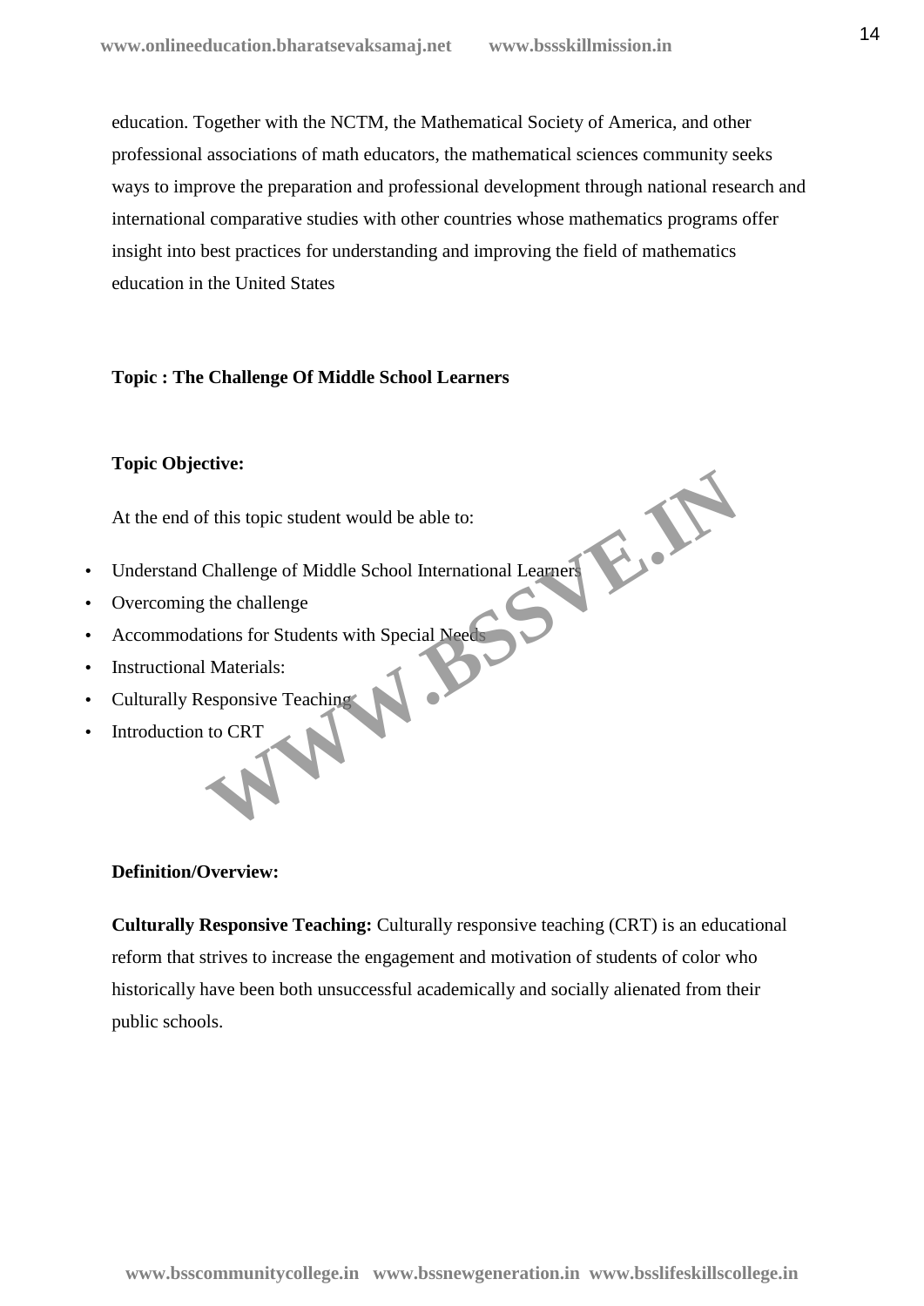education. Together with the NCTM, the Mathematical Society of America, and other professional associations of math educators, the mathematical sciences community seeks ways to improve the preparation and professional development through national research and international comparative studies with other countries whose mathematics programs offer insight into best practices for understanding and improving the field of mathematics education in the United States

**Topic : The Challenge Of Middle School Learners**

**Topic Objective:**

At the end of this topic student would be able to:

- Understand Challenge of Middle School International Learners
- Overcoming the challenge
- Accommodations for Students with Special Needs
- Instructional Materials:
- Culturally Responsive Teaching
- Introduction to CRT

**Definition/Overview:**

**Culturally Responsive Teaching:** Culturally responsive teaching (CRT) is an educational reform that strives to increase the engagement and motivation of students of color who historically have been both unsuccessful academically and socially alienated from their public schools.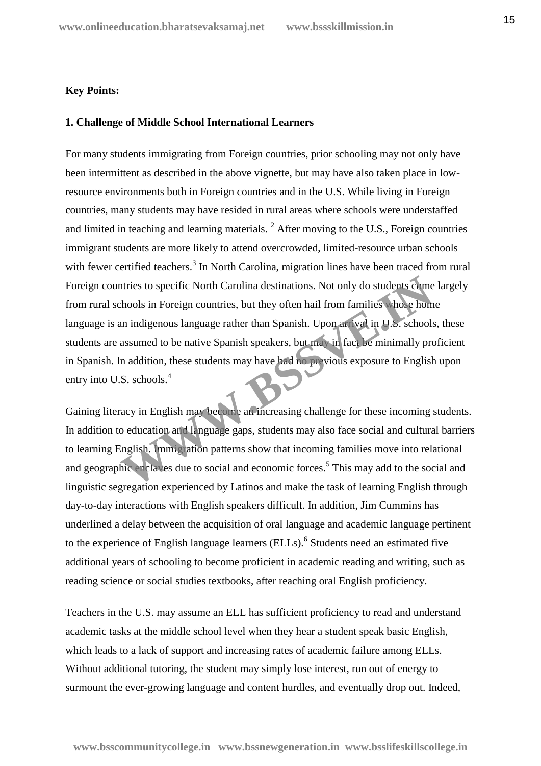**Key Points:**

**1. Challenge of Middle School International Learners**

For many students immigrating from Foreign countries, prior schooling may not only have been intermittent as described in the above vignette, but may have also taken place in low-resource environments both in Foreign countries and in the U.S. While living in Foreign countries, many students may have resided in rural areas where schools were understaffed and limited in teaching and learning materials. [2] After moving to the U.S., Foreign countries immigrant students are more likely to attend overcrowded, limited-resource urban schools with fewer certified teachers.[3] In North Carolina, migration lines have been traced from rural Foreign countries to specific North Carolina destinations. Not only do students come largely from rural schools in Foreign countries, but they often hail from families whose home language is an indigenous language rather than Spanish. Upon arrival in U.S. schools, these students are assumed to be native Spanish speakers, but may in fact be minimally proficient in Spanish. In addition, these students may have had no previous exposure to English upon entry into U.S. schools.[4]

Gaining literacy in English may become an increasing challenge for these incoming students. In addition to education and language gaps, students may also face social and cultural barriers to learning English. Immigration patterns show that incoming families move into relational and geographic enclaves due to social and economic forces.[5] This may add to the social and linguistic segregation experienced by Latinos and make the task of learning English through day-to-day interactions with English speakers difficult. In addition, Jim Cummins has underlined a delay between the acquisition of oral language and academic language pertinent to the experience of English language learners (ELLs).[6] Students need an estimated five additional years of schooling to become proficient in academic reading and writing, such as reading science or social studies textbooks, after reaching oral English proficiency.

Teachers in the U.S. may assume an ELL has sufficient proficiency to read and understand academic tasks at the middle school level when they hear a student speak basic English, which leads to a lack of support and increasing rates of academic failure among ELLs. Without additional tutoring, the student may simply lose interest, run out of energy to surmount the ever-growing language and content hurdles, and eventually drop out. Indeed,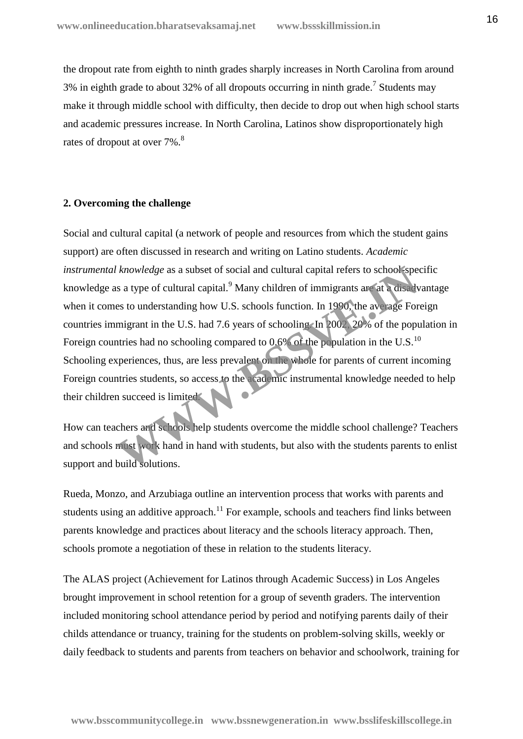the dropout rate from eighth to ninth grades sharply increases in North Carolina from around 3% in eighth grade to about 32% of all dropouts occurring in ninth grade.[7] Students may make it through middle school with difficulty, then decide to drop out when high school starts and academic pressures increase. In North Carolina, Latinos show disproportionately high rates of dropout at over 7%.[8]

**2. Overcoming the challenge**

Social and cultural capital (a network of people and resources from which the student gains support) are often discussed in research and writing on Latino students. *Academic instrumental knowledge* as a subset of social and cultural capital refers to school-specific knowledge as a type of cultural capital.[9] Many children of immigrants are at a disadvantage when it comes to understanding how U.S. schools function. In 1990, the average Foreign countries immigrant in the U.S. had 7.6 years of schooling. In 2002, 20% of the population in Foreign countries had no schooling compared to 0.6% of the population in the U.S.[10] Schooling experiences, thus, are less prevalent on the whole for parents of current incoming Foreign countries students, so access to the academic instrumental knowledge needed to help their children succeed is limited.

How can teachers and schools help students overcome the middle school challenge? Teachers and schools must work hand in hand with students, but also with the students parents to enlist support and build solutions.

Rueda, Monzo, and Arzubiaga outline an intervention process that works with parents and students using an additive approach.[11] For example, schools and teachers find links between parents knowledge and practices about literacy and the schools literacy approach. Then, schools promote a negotiation of these in relation to the students literacy.

The ALAS project (Achievement for Latinos through Academic Success) in Los Angeles brought improvement in school retention for a group of seventh graders. The intervention included monitoring school attendance period by period and notifying parents daily of their childs attendance or truancy, training for the students on problem-solving skills, weekly or daily feedback to students and parents from teachers on behavior and schoolwork, training for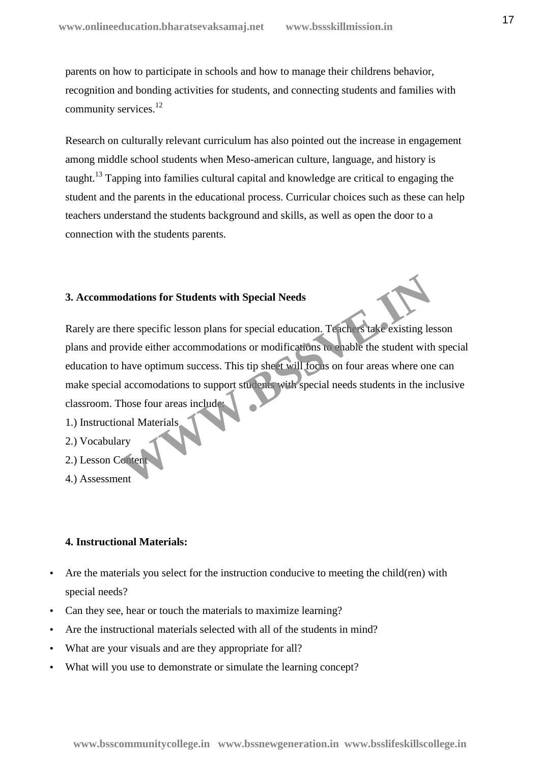parents on how to participate in schools and how to manage their childrens behavior, recognition and bonding activities for students, and connecting students and families with community services.[12]

Research on culturally relevant curriculum has also pointed out the increase in engagement among middle school students when Meso-american culture, language, and history is taught.[13] Tapping into families cultural capital and knowledge are critical to engaging the student and the parents in the educational process. Curricular choices such as these can help teachers understand the students background and skills, as well as open the door to a connection with the students parents.

**3. Accommodations for Students with Special Needs**

Rarely are there specific lesson plans for special education. Teachers take existing lesson plans and provide either accommodations or modifications to enable the student with special education to have optimum success. This tip sheet will focus on four areas where one can make special accomodations to support students with special needs students in the inclusive classroom. Those four areas include:

1.) Instructional Materials
2.) Vocabulary
2.) Lesson Content
4.) Assessment

**4. Instructional Materials:**

- Are the materials you select for the instruction conducive to meeting the child(ren) with special needs?
- Can they see, hear or touch the materials to maximize learning?
- Are the instructional materials selected with all of the students in mind?
- What are your visuals and are they appropriate for all?
- What will you use to demonstrate or simulate the learning concept?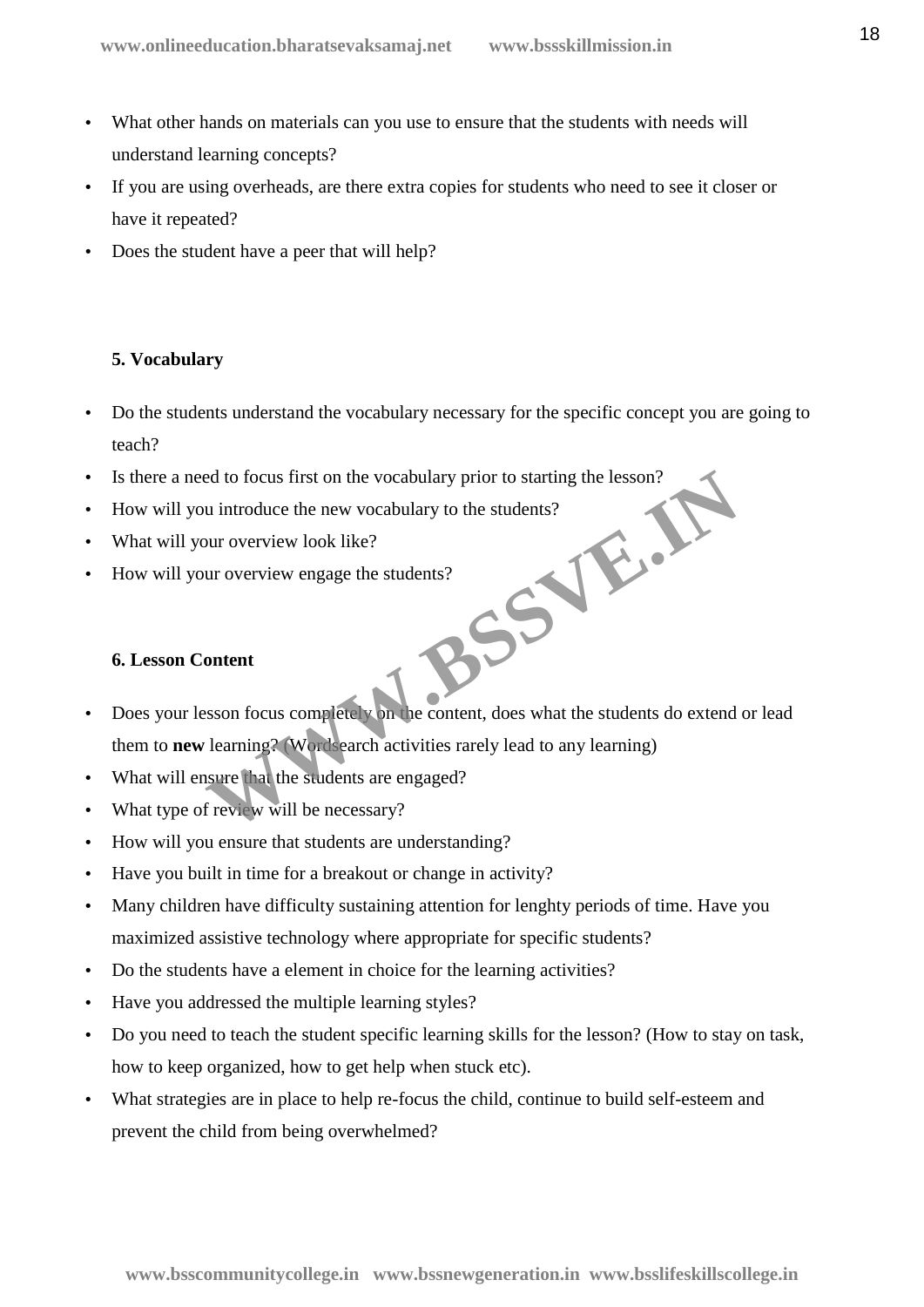- What other hands on materials can you use to ensure that the students with needs will understand learning concepts?
- If you are using overheads, are there extra copies for students who need to see it closer or have it repeated?
- Does the student have a peer that will help?

**5. Vocabulary**

- Do the students understand the vocabulary necessary for the specific concept you are going to teach?
- Is there a need to focus first on the vocabulary prior to starting the lesson?
- How will you introduce the new vocabulary to the students?
- What will your overview look like?
- How will your overview engage the students?

**6. Lesson Content**

- Does your lesson focus completely on the content, does what the students do extend or lead them to **new** learning? (Wordsearch activities rarely lead to any learning)
- What will ensure that the students are engaged?
- What type of review will be necessary?
- How will you ensure that students are understanding?
- Have you built in time for a breakout or change in activity?
- Many children have difficulty sustaining attention for lenghty periods of time. Have you maximized assistive technology where appropriate for specific students?
- Do the students have a element in choice for the learning activities?
- Have you addressed the multiple learning styles?
- Do you need to teach the student specific learning skills for the lesson? (How to stay on task, how to keep organized, how to get help when stuck etc).
- What strategies are in place to help re-focus the child, continue to build self-esteem and prevent the child from being overwhelmed?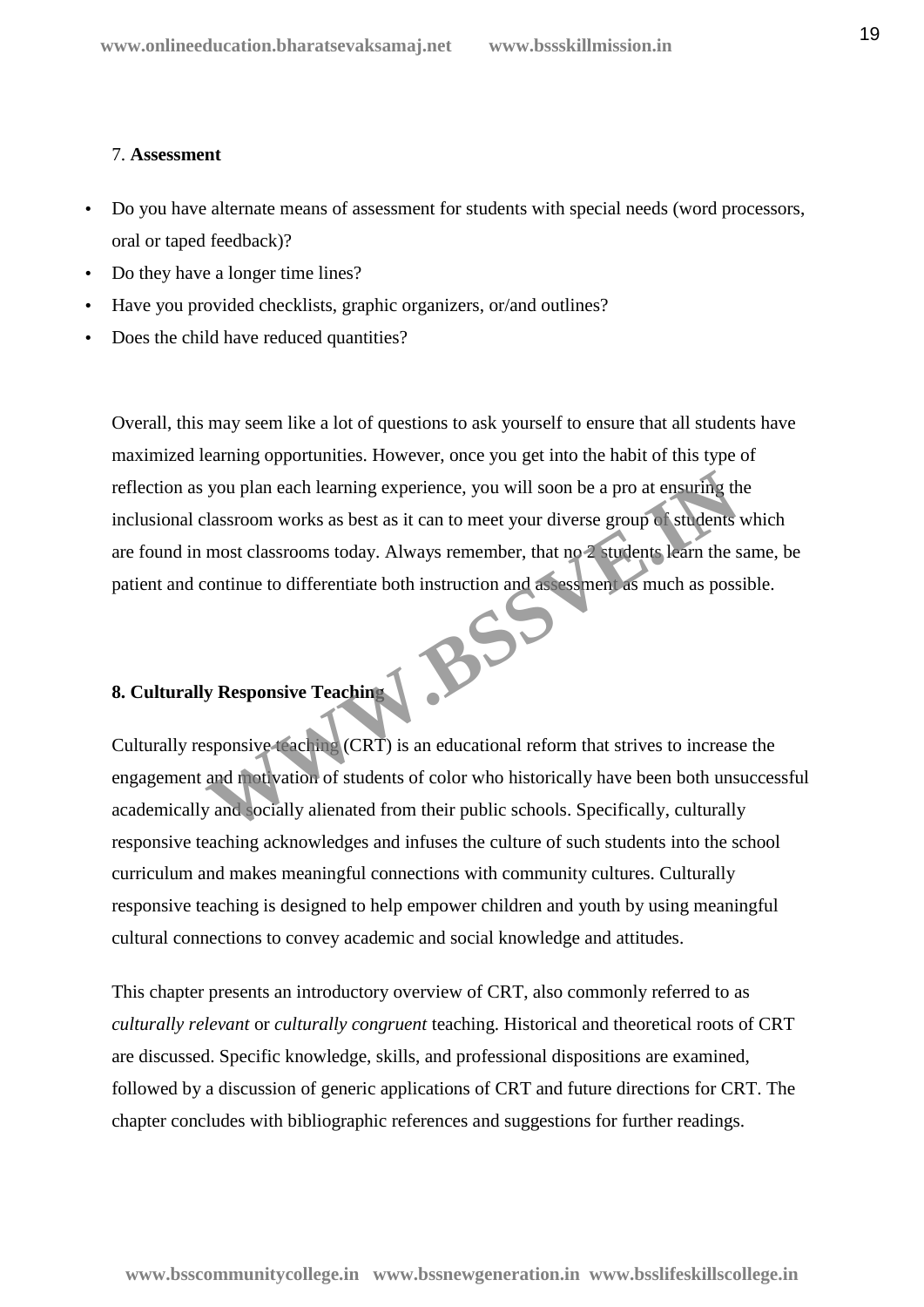7. **Assessment**

- Do you have alternate means of assessment for students with special needs (word processors, oral or taped feedback)?
- Do they have a longer time lines?
- Have you provided checklists, graphic organizers, or/and outlines?
- Does the child have reduced quantities?

Overall, this may seem like a lot of questions to ask yourself to ensure that all students have maximized learning opportunities. However, once you get into the habit of this type of reflection as you plan each learning experience, you will soon be a pro at ensuring the inclusional classroom works as best as it can to meet your diverse group of students which are found in most classrooms today. Always remember, that no 2 students learn the same, be patient and continue to differentiate both instruction and assessment as much as possible.

**8. Culturally Responsive Teaching**

Culturally responsive teaching (CRT) is an educational reform that strives to increase the engagement and motivation of students of color who historically have been both unsuccessful academically and socially alienated from their public schools. Specifically, culturally responsive teaching acknowledges and infuses the culture of such students into the school curriculum and makes meaningful connections with community cultures. Culturally responsive teaching is designed to help empower children and youth by using meaningful cultural connections to convey academic and social knowledge and attitudes.

This chapter presents an introductory overview of CRT, also commonly referred to as *culturally relevant* or *culturally congruent* teaching. Historical and theoretical roots of CRT are discussed. Specific knowledge, skills, and professional dispositions are examined, followed by a discussion of generic applications of CRT and future directions for CRT. The chapter concludes with bibliographic references and suggestions for further readings.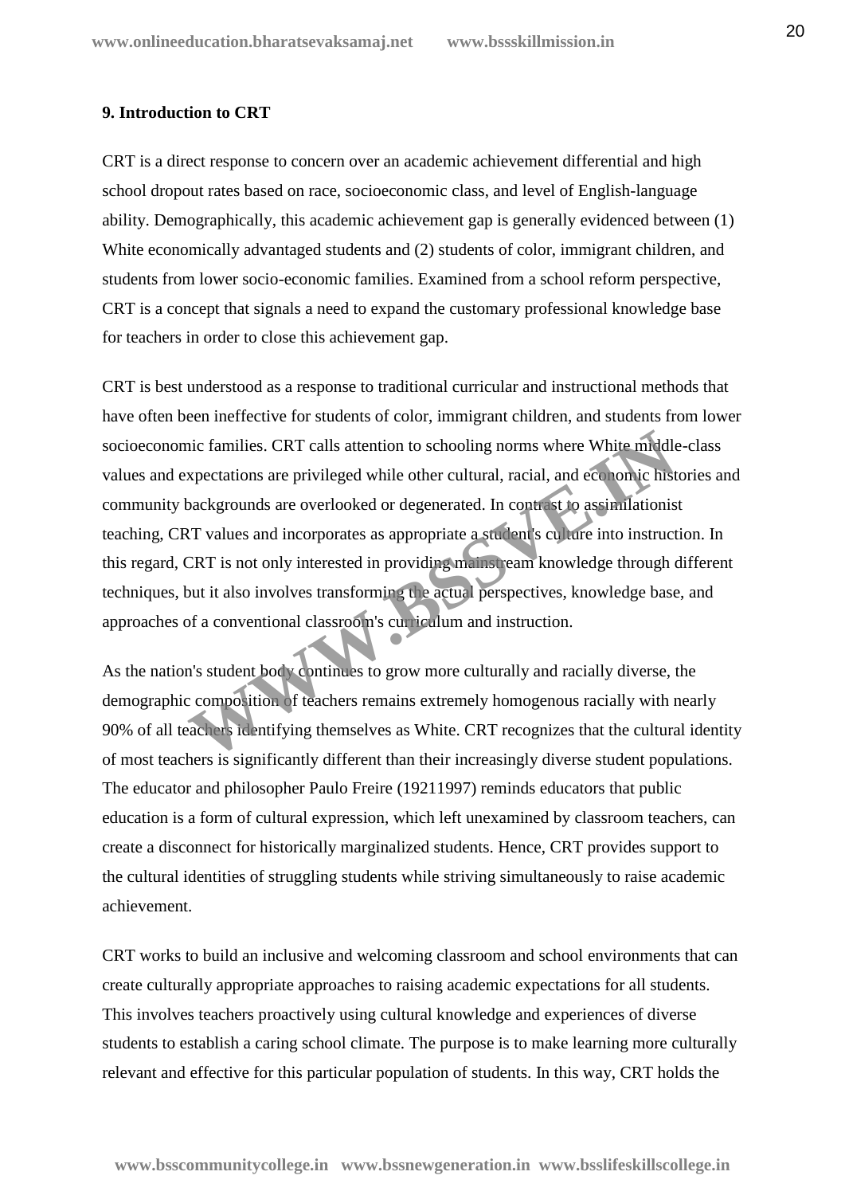**9. Introduction to CRT**

CRT is a direct response to concern over an academic achievement differential and high school dropout rates based on race, socioeconomic class, and level of English-language ability. Demographically, this academic achievement gap is generally evidenced between (1) White economically advantaged students and (2) students of color, immigrant children, and students from lower socio-economic families. Examined from a school reform perspective, CRT is a concept that signals a need to expand the customary professional knowledge base for teachers in order to close this achievement gap.

CRT is best understood as a response to traditional curricular and instructional methods that have often been ineffective for students of color, immigrant children, and students from lower socioeconomic families. CRT calls attention to schooling norms where White middle-class values and expectations are privileged while other cultural, racial, and economic histories and community backgrounds are overlooked or degenerated. In contrast to assimilationist teaching, CRT values and incorporates as appropriate a student's culture into instruction. In this regard, CRT is not only interested in providing mainstream knowledge through different techniques, but it also involves transforming the actual perspectives, knowledge base, and approaches of a conventional classroom's curriculum and instruction.

As the nation's student body continues to grow more culturally and racially diverse, the demographic composition of teachers remains extremely homogenous racially with nearly 90% of all teachers identifying themselves as White. CRT recognizes that the cultural identity of most teachers is significantly different than their increasingly diverse student populations. The educator and philosopher Paulo Freire (19211997) reminds educators that public education is a form of cultural expression, which left unexamined by classroom teachers, can create a disconnect for historically marginalized students. Hence, CRT provides support to the cultural identities of struggling students while striving simultaneously to raise academic achievement.

CRT works to build an inclusive and welcoming classroom and school environments that can create culturally appropriate approaches to raising academic expectations for all students. This involves teachers proactively using cultural knowledge and experiences of diverse students to establish a caring school climate. The purpose is to make learning more culturally relevant and effective for this particular population of students. In this way, CRT holds the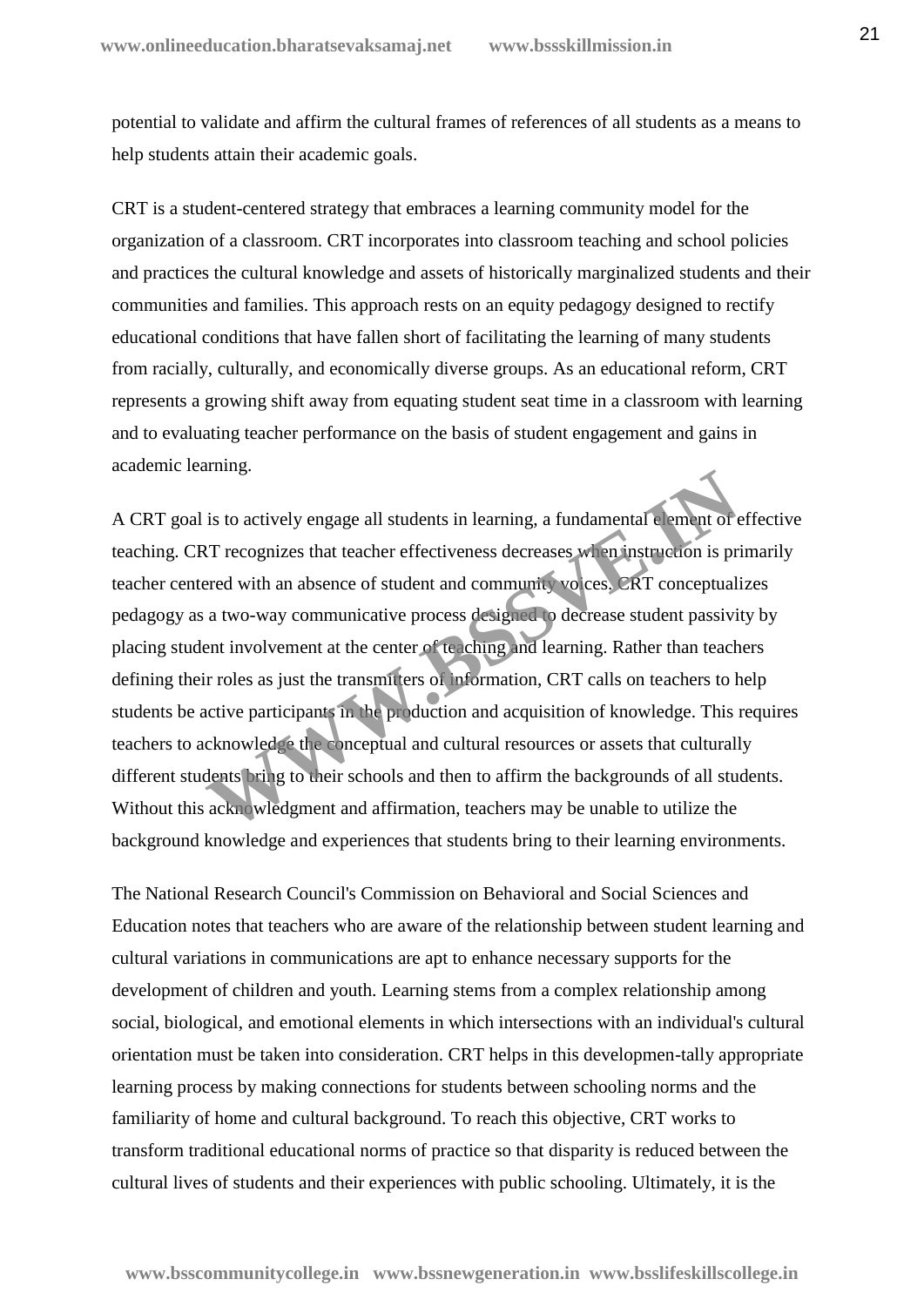potential to validate and affirm the cultural frames of references of all students as a means to help students attain their academic goals.

CRT is a student-centered strategy that embraces a learning community model for the organization of a classroom. CRT incorporates into classroom teaching and school policies and practices the cultural knowledge and assets of historically marginalized students and their communities and families. This approach rests on an equity pedagogy designed to rectify educational conditions that have fallen short of facilitating the learning of many students from racially, culturally, and economically diverse groups. As an educational reform, CRT represents a growing shift away from equating student seat time in a classroom with learning and to evaluating teacher performance on the basis of student engagement and gains in academic learning.

A CRT goal is to actively engage all students in learning, a fundamental element of effective teaching. CRT recognizes that teacher effectiveness decreases when instruction is primarily teacher centered with an absence of student and community voices. CRT conceptualizes pedagogy as a two-way communicative process designed to decrease student passivity by placing student involvement at the center of teaching and learning. Rather than teachers defining their roles as just the transmitters of information, CRT calls on teachers to help students be active participants in the production and acquisition of knowledge. This requires teachers to acknowledge the conceptual and cultural resources or assets that culturally different students bring to their schools and then to affirm the backgrounds of all students. Without this acknowledgment and affirmation, teachers may be unable to utilize the background knowledge and experiences that students bring to their learning environments.

The National Research Council's Commission on Behavioral and Social Sciences and Education notes that teachers who are aware of the relationship between student learning and cultural variations in communications are apt to enhance necessary supports for the development of children and youth. Learning stems from a complex relationship among social, biological, and emotional elements in which intersections with an individual's cultural orientation must be taken into consideration. CRT helps in this developmen-tally appropriate learning process by making connections for students between schooling norms and the familiarity of home and cultural background. To reach this objective, CRT works to transform traditional educational norms of practice so that disparity is reduced between the cultural lives of students and their experiences with public schooling. Ultimately, it is the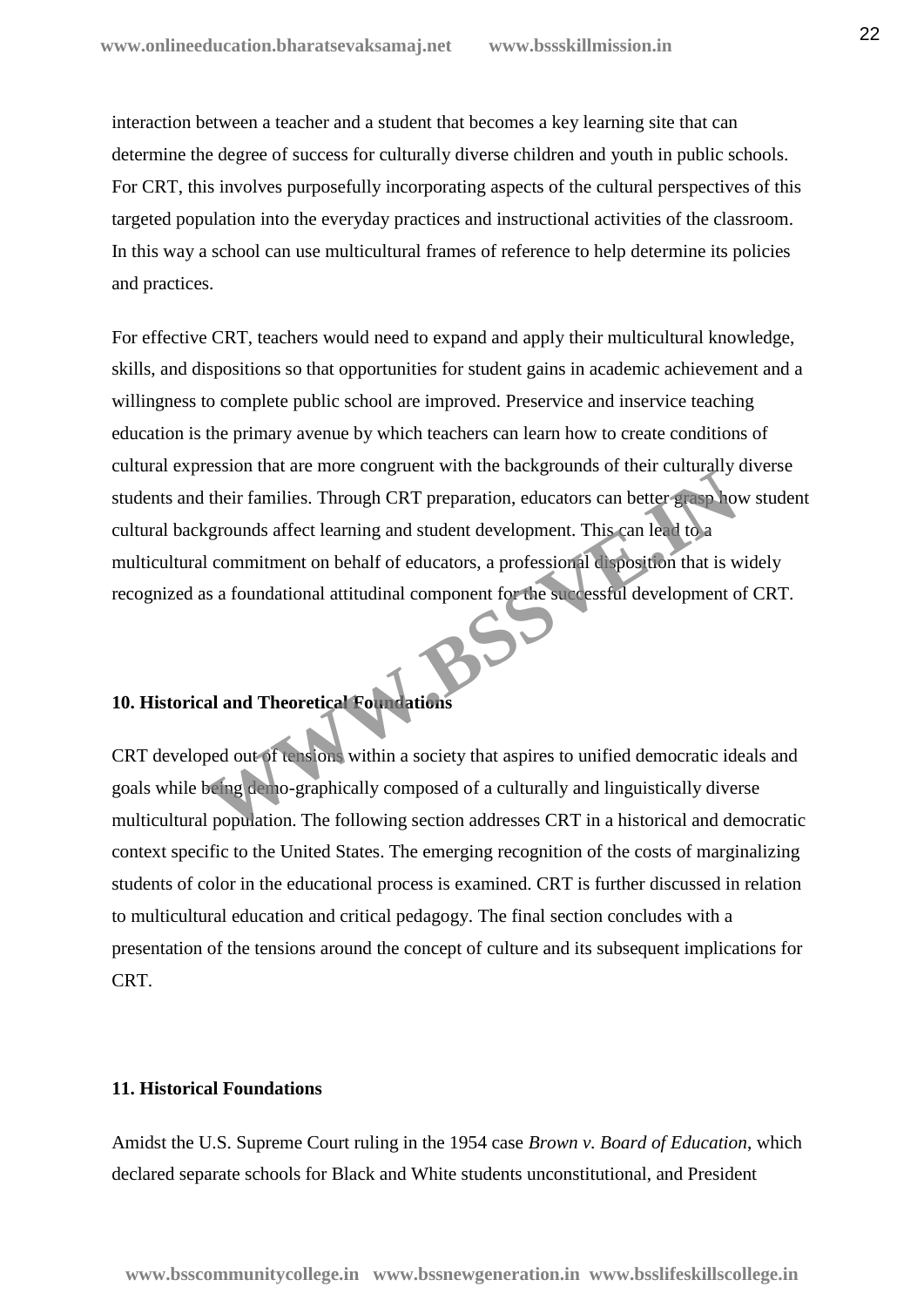interaction between a teacher and a student that becomes a key learning site that can determine the degree of success for culturally diverse children and youth in public schools. For CRT, this involves purposefully incorporating aspects of the cultural perspectives of this targeted population into the everyday practices and instructional activities of the classroom. In this way a school can use multicultural frames of reference to help determine its policies and practices.

For effective CRT, teachers would need to expand and apply their multicultural knowledge, skills, and dispositions so that opportunities for student gains in academic achievement and a willingness to complete public school are improved. Preservice and inservice teaching education is the primary avenue by which teachers can learn how to create conditions of cultural expression that are more congruent with the backgrounds of their culturally diverse students and their families. Through CRT preparation, educators can better grasp how student cultural backgrounds affect learning and student development. This can lead to a multicultural commitment on behalf of educators, a professional disposition that is widely recognized as a foundational attitudinal component for the successful development of CRT.

**10. Historical and Theoretical Foundations**

CRT developed out of tensions within a society that aspires to unified democratic ideals and goals while being demo-graphically composed of a culturally and linguistically diverse multicultural population. The following section addresses CRT in a historical and democratic context specific to the United States. The emerging recognition of the costs of marginalizing students of color in the educational process is examined. CRT is further discussed in relation to multicultural education and critical pedagogy. The final section concludes with a presentation of the tensions around the concept of culture and its subsequent implications for CRT.

**11. Historical Foundations**

Amidst the U.S. Supreme Court ruling in the 1954 case *Brown v. Board of Education*, which declared separate schools for Black and White students unconstitutional, and President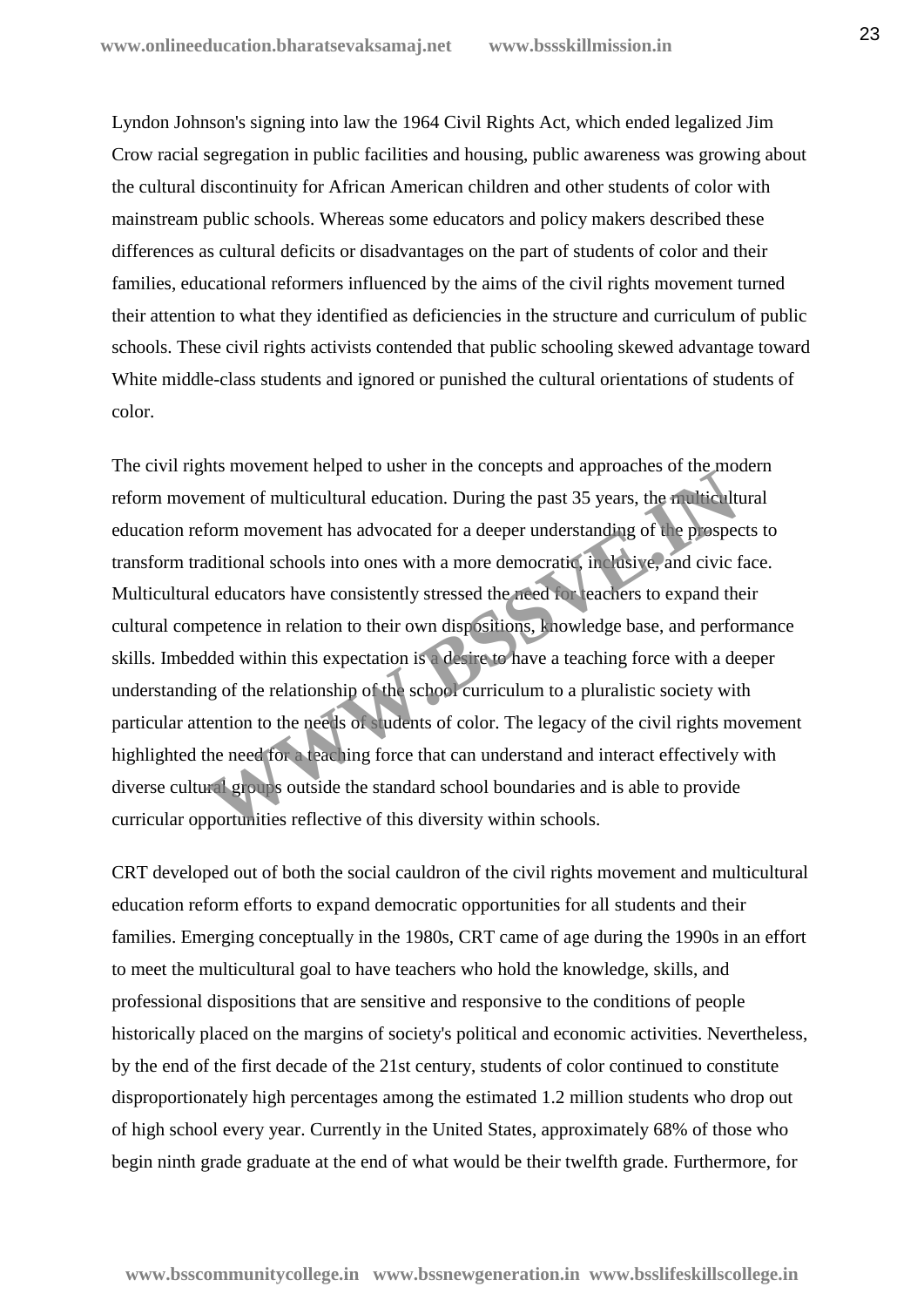Lyndon Johnson's signing into law the 1964 Civil Rights Act, which ended legalized Jim Crow racial segregation in public facilities and housing, public awareness was growing about the cultural discontinuity for African American children and other students of color with mainstream public schools. Whereas some educators and policy makers described these differences as cultural deficits or disadvantages on the part of students of color and their families, educational reformers influenced by the aims of the civil rights movement turned their attention to what they identified as deficiencies in the structure and curriculum of public schools. These civil rights activists contended that public schooling skewed advantage toward White middle-class students and ignored or punished the cultural orientations of students of color.

The civil rights movement helped to usher in the concepts and approaches of the modern reform movement of multicultural education. During the past 35 years, the multicultural education reform movement has advocated for a deeper understanding of the prospects to transform traditional schools into ones with a more democratic, inclusive, and civic face. Multicultural educators have consistently stressed the need for teachers to expand their cultural competence in relation to their own dispositions, knowledge base, and performance skills. Imbedded within this expectation is a desire to have a teaching force with a deeper understanding of the relationship of the school curriculum to a pluralistic society with particular attention to the needs of students of color. The legacy of the civil rights movement highlighted the need for a teaching force that can understand and interact effectively with diverse cultural groups outside the standard school boundaries and is able to provide curricular opportunities reflective of this diversity within schools.

CRT developed out of both the social cauldron of the civil rights movement and multicultural education reform efforts to expand democratic opportunities for all students and their families. Emerging conceptually in the 1980s, CRT came of age during the 1990s in an effort to meet the multicultural goal to have teachers who hold the knowledge, skills, and professional dispositions that are sensitive and responsive to the conditions of people historically placed on the margins of society's political and economic activities. Nevertheless, by the end of the first decade of the 21st century, students of color continued to constitute disproportionately high percentages among the estimated 1.2 million students who drop out of high school every year. Currently in the United States, approximately 68% of those who begin ninth grade graduate at the end of what would be their twelfth grade. Furthermore, for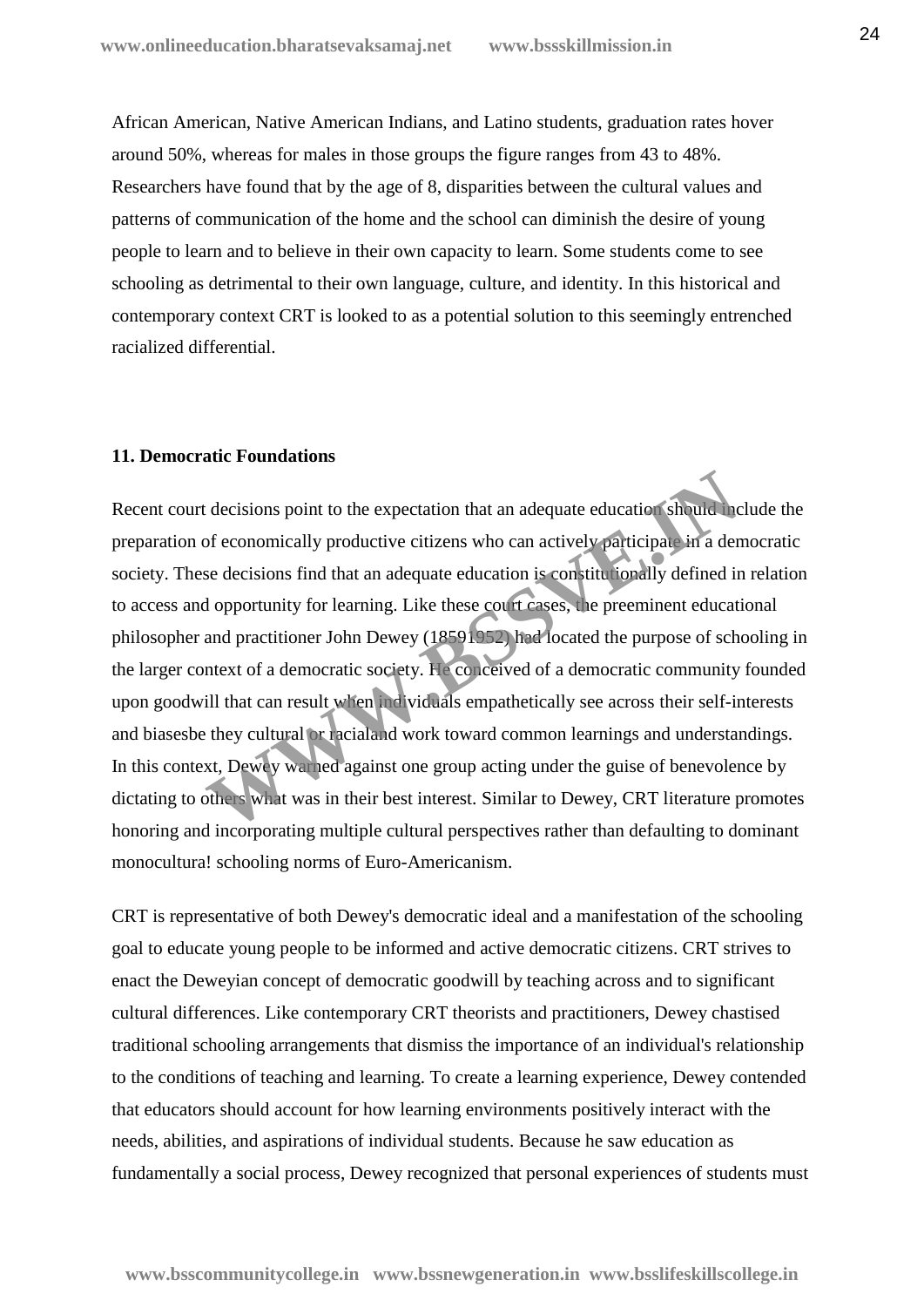African American, Native American Indians, and Latino students, graduation rates hover around 50%, whereas for males in those groups the figure ranges from 43 to 48%. Researchers have found that by the age of 8, disparities between the cultural values and patterns of communication of the home and the school can diminish the desire of young people to learn and to believe in their own capacity to learn. Some students come to see schooling as detrimental to their own language, culture, and identity. In this historical and contemporary context CRT is looked to as a potential solution to this seemingly entrenched racialized differential.

**11. Democratic Foundations**

Recent court decisions point to the expectation that an adequate education should include the preparation of economically productive citizens who can actively participate in a democratic society. These decisions find that an adequate education is constitutionally defined in relation to access and opportunity for learning. Like these court cases, the preeminent educational philosopher and practitioner John Dewey (18591952) had located the purpose of schooling in the larger context of a democratic society. He conceived of a democratic community founded upon goodwill that can result when individuals empathetically see across their self-interests and biasesbe they cultural or racialand work toward common learnings and understandings. In this context, Dewey warned against one group acting under the guise of benevolence by dictating to others what was in their best interest. Similar to Dewey, CRT literature promotes honoring and incorporating multiple cultural perspectives rather than defaulting to dominant monocultura! schooling norms of Euro-Americanism.

CRT is representative of both Dewey's democratic ideal and a manifestation of the schooling goal to educate young people to be informed and active democratic citizens. CRT strives to enact the Deweyian concept of democratic goodwill by teaching across and to significant cultural differences. Like contemporary CRT theorists and practitioners, Dewey chastised traditional schooling arrangements that dismiss the importance of an individual's relationship to the conditions of teaching and learning. To create a learning experience, Dewey contended that educators should account for how learning environments positively interact with the needs, abilities, and aspirations of individual students. Because he saw education as fundamentally a social process, Dewey recognized that personal experiences of students must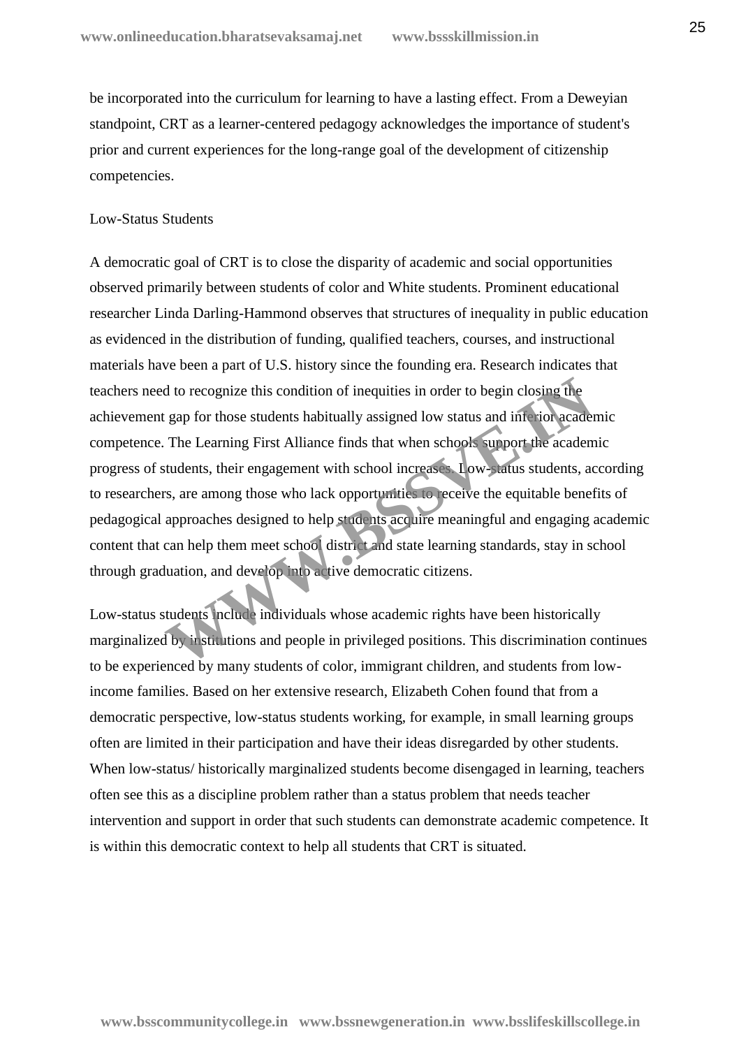be incorporated into the curriculum for learning to have a lasting effect. From a Deweyian standpoint, CRT as a learner-centered pedagogy acknowledges the importance of student's prior and current experiences for the long-range goal of the development of citizenship competencies.

## Low-Status Students

A democratic goal of CRT is to close the disparity of academic and social opportunities observed primarily between students of color and White students. Prominent educational researcher Linda Darling-Hammond observes that structures of inequality in public education as evidenced in the distribution of funding, qualified teachers, courses, and instructional materials have been a part of U.S. history since the founding era. Research indicates that teachers need to recognize this condition of inequities in order to begin closing the achievement gap for those students habitually assigned low status and inferior academic competence. The Learning First Alliance finds that when schools support the academic progress of students, their engagement with school increases. Low-status students, according to researchers, are among those who lack opportunities to receive the equitable benefits of pedagogical approaches designed to help students acquire meaningful and engaging academic content that can help them meet school district and state learning standards, stay in school through graduation, and develop into active democratic citizens.

Low-status students include individuals whose academic rights have been historically marginalized by institutions and people in privileged positions. This discrimination continues to be experienced by many students of color, immigrant children, and students from low-income families. Based on her extensive research, Elizabeth Cohen found that from a democratic perspective, low-status students working, for example, in small learning groups often are limited in their participation and have their ideas disregarded by other students. When low-status/ historically marginalized students become disengaged in learning, teachers often see this as a discipline problem rather than a status problem that needs teacher intervention and support in order that such students can demonstrate academic competence. It is within this democratic context to help all students that CRT is situated.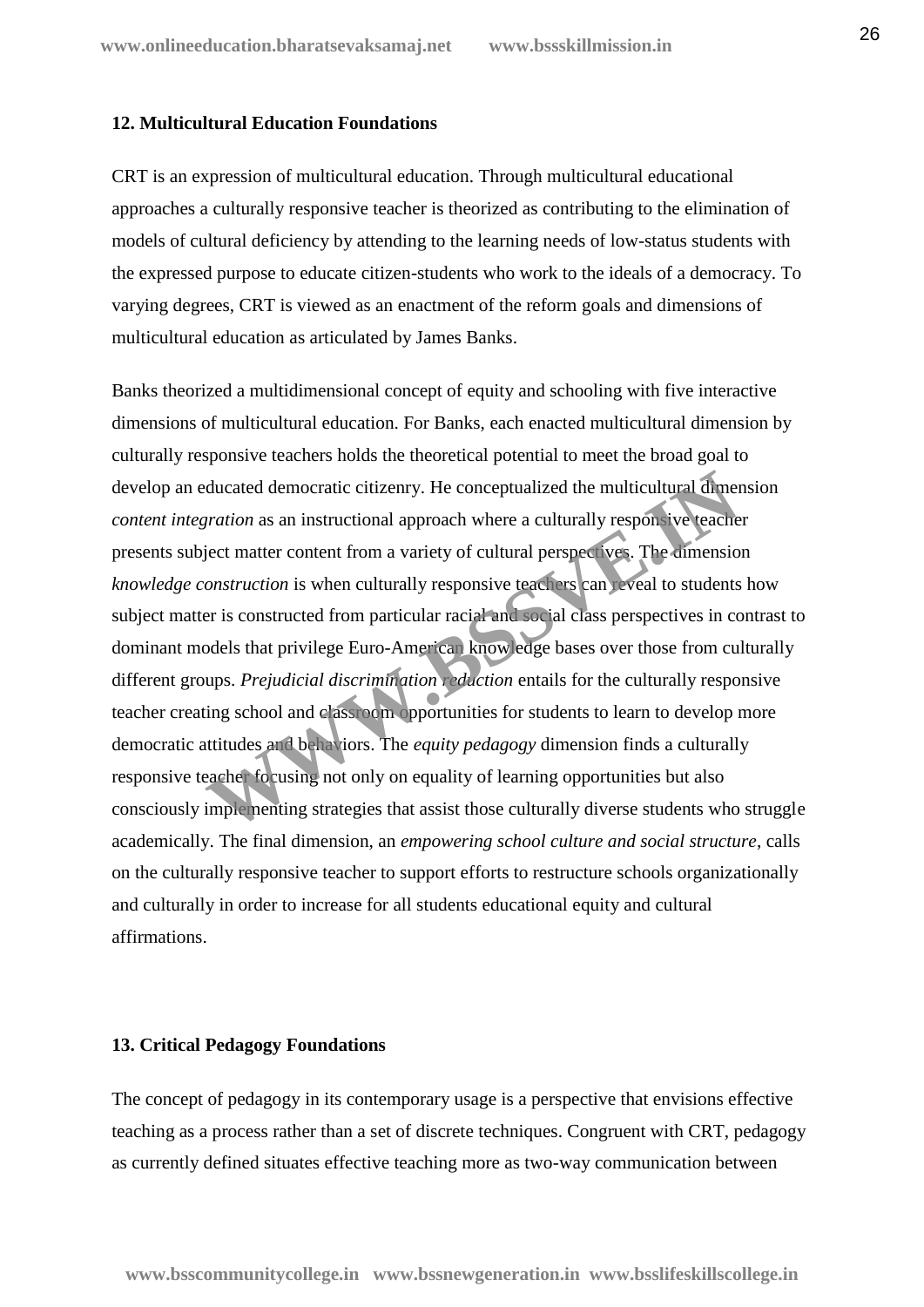## 12. Multicultural Education Foundations

CRT is an expression of multicultural education. Through multicultural educational approaches a culturally responsive teacher is theorized as contributing to the elimination of models of cultural deficiency by attending to the learning needs of low-status students with the expressed purpose to educate citizen-students who work to the ideals of a democracy. To varying degrees, CRT is viewed as an enactment of the reform goals and dimensions of multicultural education as articulated by James Banks.

Banks theorized a multidimensional concept of equity and schooling with five interactive dimensions of multicultural education. For Banks, each enacted multicultural dimension by culturally responsive teachers holds the theoretical potential to meet the broad goal to develop an educated democratic citizenry. He conceptualized the multicultural dimension *content integration* as an instructional approach where a culturally responsive teacher presents subject matter content from a variety of cultural perspectives. The dimension *knowledge construction* is when culturally responsive teachers can reveal to students how subject matter is constructed from particular racial and social class perspectives in contrast to dominant models that privilege Euro-American knowledge bases over those from culturally different groups. *Prejudicial discrimination reduction* entails for the culturally responsive teacher creating school and classroom opportunities for students to learn to develop more democratic attitudes and behaviors. The *equity pedagogy* dimension finds a culturally responsive teacher focusing not only on equality of learning opportunities but also consciously implementing strategies that assist those culturally diverse students who struggle academically. The final dimension, an *empowering school culture and social structure*, calls on the culturally responsive teacher to support efforts to restructure schools organizationally and culturally in order to increase for all students educational equity and cultural affirmations.

## 13. Critical Pedagogy Foundations

The concept of pedagogy in its contemporary usage is a perspective that envisions effective teaching as a process rather than a set of discrete techniques. Congruent with CRT, pedagogy as currently defined situates effective teaching more as two-way communication between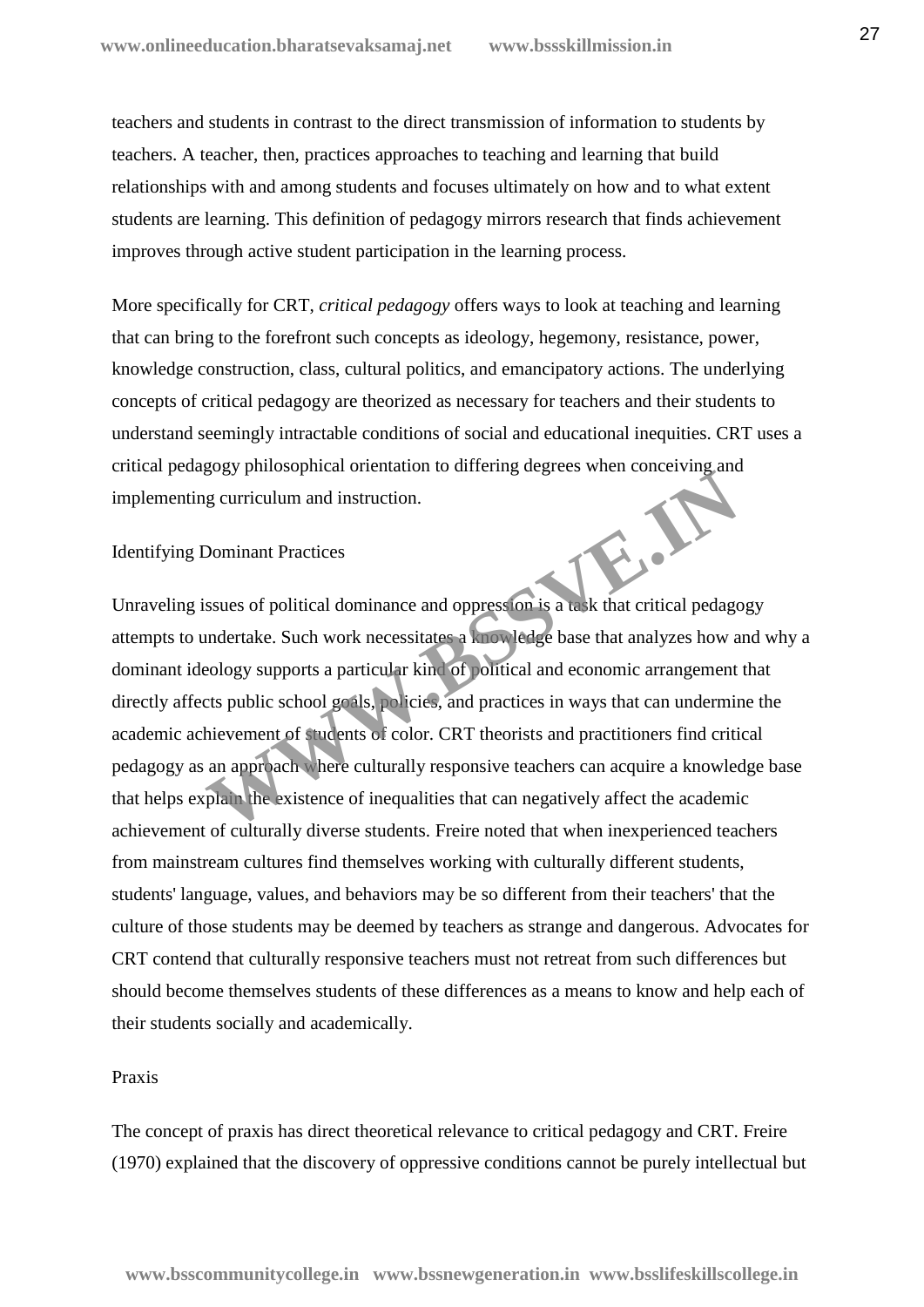teachers and students in contrast to the direct transmission of information to students by teachers. A teacher, then, practices approaches to teaching and learning that build relationships with and among students and focuses ultimately on how and to what extent students are learning. This definition of pedagogy mirrors research that finds achievement improves through active student participation in the learning process.

More specifically for CRT, *critical pedagogy* offers ways to look at teaching and learning that can bring to the forefront such concepts as ideology, hegemony, resistance, power, knowledge construction, class, cultural politics, and emancipatory actions. The underlying concepts of critical pedagogy are theorized as necessary for teachers and their students to understand seemingly intractable conditions of social and educational inequities. CRT uses a critical pedagogy philosophical orientation to differing degrees when conceiving and implementing curriculum and instruction.

## Identifying Dominant Practices

Unraveling issues of political dominance and oppression is a task that critical pedagogy attempts to undertake. Such work necessitates a knowledge base that analyzes how and why a dominant ideology supports a particular kind of political and economic arrangement that directly affects public school goals, policies, and practices in ways that can undermine the academic achievement of students of color. CRT theorists and practitioners find critical pedagogy as an approach where culturally responsive teachers can acquire a knowledge base that helps explain the existence of inequalities that can negatively affect the academic achievement of culturally diverse students. Freire noted that when inexperienced teachers from mainstream cultures find themselves working with culturally different students, students' language, values, and behaviors may be so different from their teachers' that the culture of those students may be deemed by teachers as strange and dangerous. Advocates for CRT contend that culturally responsive teachers must not retreat from such differences but should become themselves students of these differences as a means to know and help each of their students socially and academically.

## Praxis

The concept of praxis has direct theoretical relevance to critical pedagogy and CRT. Freire (1970) explained that the discovery of oppressive conditions cannot be purely intellectual but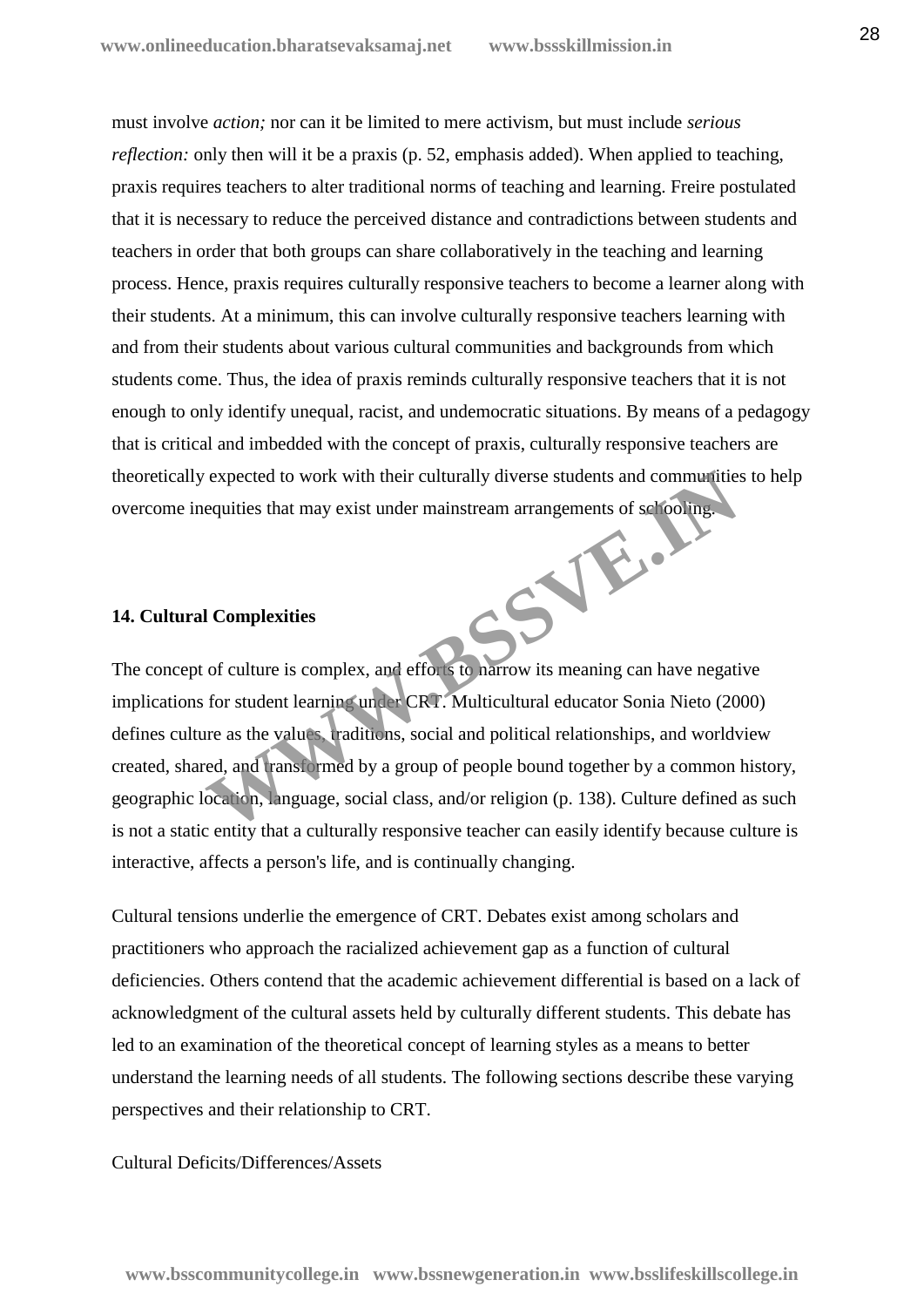must involve *action;* nor can it be limited to mere activism, but must include *serious reflection:* only then will it be a praxis (p. 52, emphasis added). When applied to teaching, praxis requires teachers to alter traditional norms of teaching and learning. Freire postulated that it is necessary to reduce the perceived distance and contradictions between students and teachers in order that both groups can share collaboratively in the teaching and learning process. Hence, praxis requires culturally responsive teachers to become a learner along with their students. At a minimum, this can involve culturally responsive teachers learning with and from their students about various cultural communities and backgrounds from which students come. Thus, the idea of praxis reminds culturally responsive teachers that it is not enough to only identify unequal, racist, and undemocratic situations. By means of a pedagogy that is critical and imbedded with the concept of praxis, culturally responsive teachers are theoretically expected to work with their culturally diverse students and communities to help overcome inequities that may exist under mainstream arrangements of schooling.

**14. Cultural Complexities**

The concept of culture is complex, and efforts to narrow its meaning can have negative implications for student learning under CRT. Multicultural educator Sonia Nieto (2000) defines culture as the values, traditions, social and political relationships, and worldview created, shared, and transformed by a group of people bound together by a common history, geographic location, language, social class, and/or religion (p. 138). Culture defined as such is not a static entity that a culturally responsive teacher can easily identify because culture is interactive, affects a person's life, and is continually changing.

Cultural tensions underlie the emergence of CRT. Debates exist among scholars and practitioners who approach the racialized achievement gap as a function of cultural deficiencies. Others contend that the academic achievement differential is based on a lack of acknowledgment of the cultural assets held by culturally different students. This debate has led to an examination of the theoretical concept of learning styles as a means to better understand the learning needs of all students. The following sections describe these varying perspectives and their relationship to CRT.

Cultural Deficits/Differences/Assets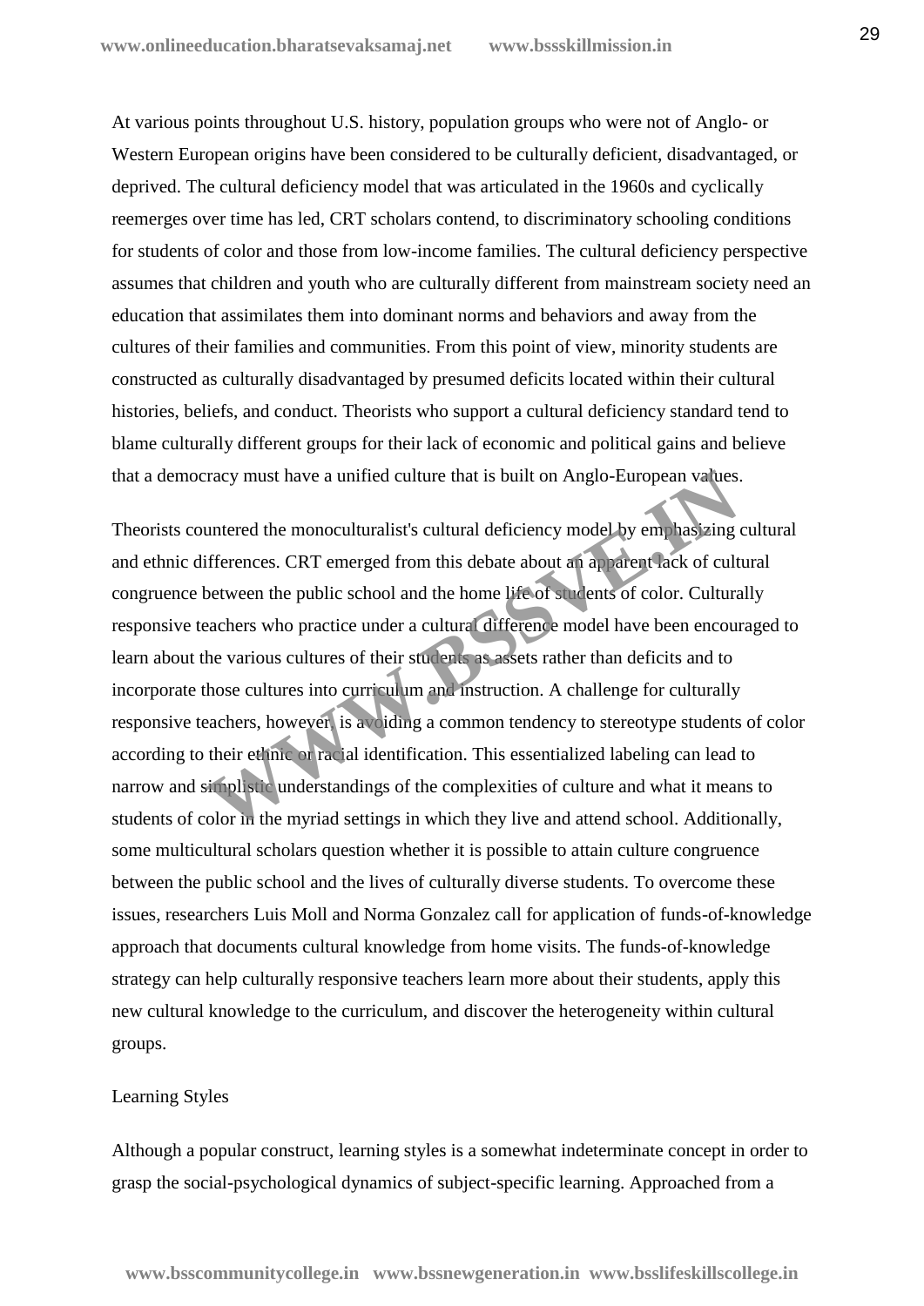At various points throughout U.S. history, population groups who were not of Anglo- or Western European origins have been considered to be culturally deficient, disadvantaged, or deprived. The cultural deficiency model that was articulated in the 1960s and cyclically reemerges over time has led, CRT scholars contend, to discriminatory schooling conditions for students of color and those from low-income families. The cultural deficiency perspective assumes that children and youth who are culturally different from mainstream society need an education that assimilates them into dominant norms and behaviors and away from the cultures of their families and communities. From this point of view, minority students are constructed as culturally disadvantaged by presumed deficits located within their cultural histories, beliefs, and conduct. Theorists who support a cultural deficiency standard tend to blame culturally different groups for their lack of economic and political gains and believe that a democracy must have a unified culture that is built on Anglo-European values.

Theorists countered the monoculturalist's cultural deficiency model by emphasizing cultural and ethnic differences. CRT emerged from this debate about an apparent lack of cultural congruence between the public school and the home life of students of color. Culturally responsive teachers who practice under a cultural difference model have been encouraged to learn about the various cultures of their students as assets rather than deficits and to incorporate those cultures into curriculum and instruction. A challenge for culturally responsive teachers, however, is avoiding a common tendency to stereotype students of color according to their ethnic or racial identification. This essentialized labeling can lead to narrow and simplistic understandings of the complexities of culture and what it means to students of color in the myriad settings in which they live and attend school. Additionally, some multicultural scholars question whether it is possible to attain culture congruence between the public school and the lives of culturally diverse students. To overcome these issues, researchers Luis Moll and Norma Gonzalez call for application of funds-of-knowledge approach that documents cultural knowledge from home visits. The funds-of-knowledge strategy can help culturally responsive teachers learn more about their students, apply this new cultural knowledge to the curriculum, and discover the heterogeneity within cultural groups.

Learning Styles

Although a popular construct, learning styles is a somewhat indeterminate concept in order to grasp the social-psychological dynamics of subject-specific learning. Approached from a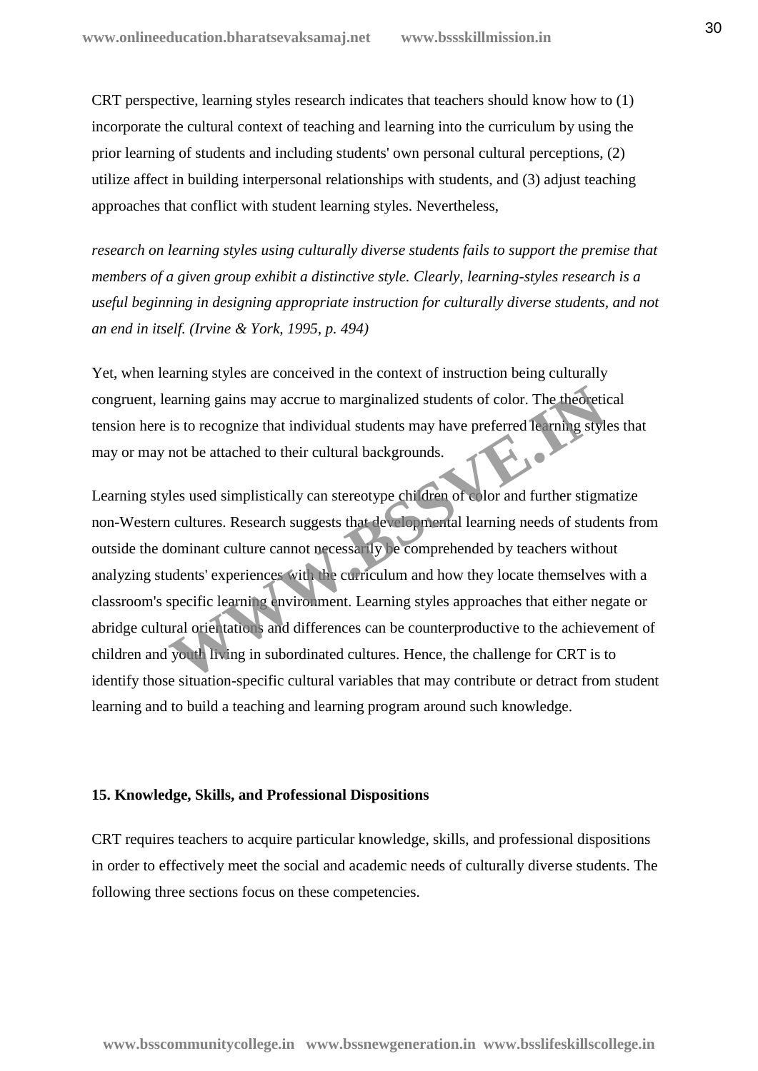CRT perspective, learning styles research indicates that teachers should know how to (1) incorporate the cultural context of teaching and learning into the curriculum by using the prior learning of students and including students' own personal cultural perceptions, (2) utilize affect in building interpersonal relationships with students, and (3) adjust teaching approaches that conflict with student learning styles. Nevertheless,

*research on learning styles using culturally diverse students fails to support the premise that members of a given group exhibit a distinctive style. Clearly, learning-styles research is a useful beginning in designing appropriate instruction for culturally diverse students, and not an end in itself. (Irvine & York, 1995, p. 494)*

Yet, when learning styles are conceived in the context of instruction being culturally congruent, learning gains may accrue to marginalized students of color. The theoretical tension here is to recognize that individual students may have preferred learning styles that may or may not be attached to their cultural backgrounds.

Learning styles used simplistically can stereotype children of color and further stigmatize non-Western cultures. Research suggests that developmental learning needs of students from outside the dominant culture cannot necessarily be comprehended by teachers without analyzing students' experiences with the curriculum and how they locate themselves with a classroom's specific learning environment. Learning styles approaches that either negate or abridge cultural orientations and differences can be counterproductive to the achievement of children and youth living in subordinated cultures. Hence, the challenge for CRT is to identify those situation-specific cultural variables that may contribute or detract from student learning and to build a teaching and learning program around such knowledge.

## 15. Knowledge, Skills, and Professional Dispositions

CRT requires teachers to acquire particular knowledge, skills, and professional dispositions in order to effectively meet the social and academic needs of culturally diverse students. The following three sections focus on these competencies.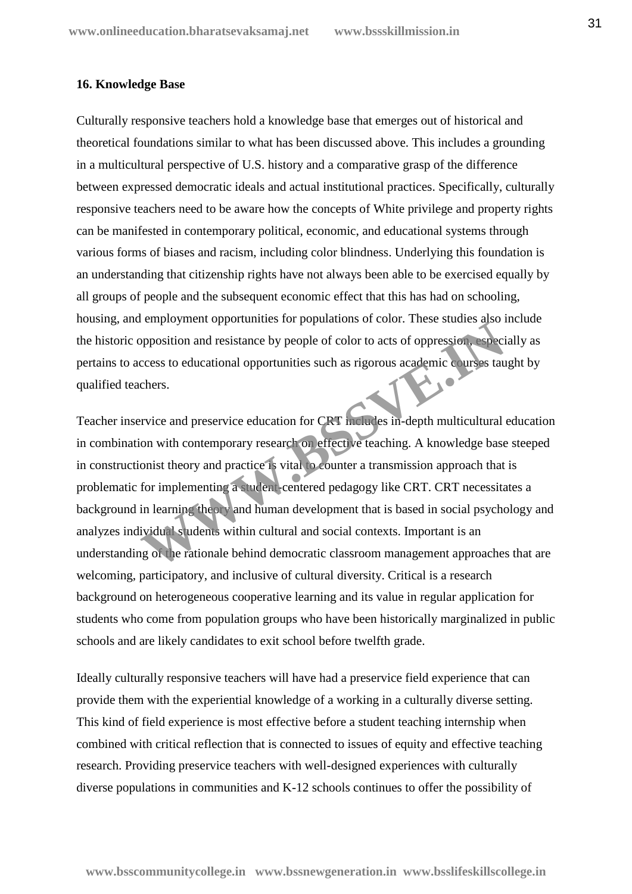**16. Knowledge Base**

Culturally responsive teachers hold a knowledge base that emerges out of historical and theoretical foundations similar to what has been discussed above. This includes a grounding in a multicultural perspective of U.S. history and a comparative grasp of the difference between expressed democratic ideals and actual institutional practices. Specifically, culturally responsive teachers need to be aware how the concepts of White privilege and property rights can be manifested in contemporary political, economic, and educational systems through various forms of biases and racism, including color blindness. Underlying this foundation is an understanding that citizenship rights have not always been able to be exercised equally by all groups of people and the subsequent economic effect that this has had on schooling, housing, and employment opportunities for populations of color. These studies also include the historic opposition and resistance by people of color to acts of oppression, especially as pertains to access to educational opportunities such as rigorous academic courses taught by qualified teachers.

Teacher inservice and preservice education for CRT includes in-depth multicultural education in combination with contemporary research on effective teaching. A knowledge base steeped in constructionist theory and practice is vital to counter a transmission approach that is problematic for implementing a student-centered pedagogy like CRT. CRT necessitates a background in learning theory and human development that is based in social psychology and analyzes individual students within cultural and social contexts. Important is an understanding of the rationale behind democratic classroom management approaches that are welcoming, participatory, and inclusive of cultural diversity. Critical is a research background on heterogeneous cooperative learning and its value in regular application for students who come from population groups who have been historically marginalized in public schools and are likely candidates to exit school before twelfth grade.

Ideally culturally responsive teachers will have had a preservice field experience that can provide them with the experiential knowledge of a working in a culturally diverse setting. This kind of field experience is most effective before a student teaching internship when combined with critical reflection that is connected to issues of equity and effective teaching research. Providing preservice teachers with well-designed experiences with culturally diverse populations in communities and K-12 schools continues to offer the possibility of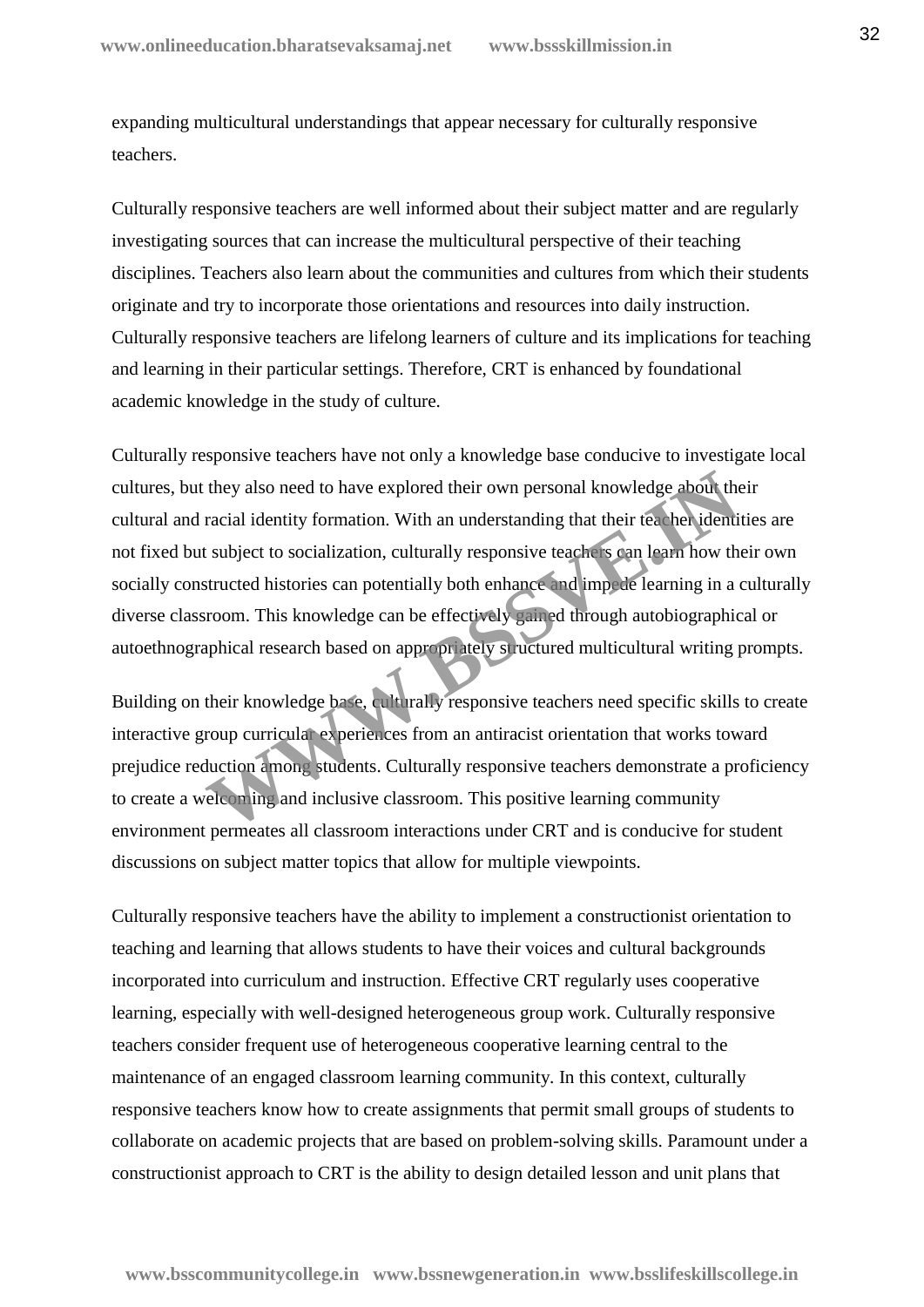expanding multicultural understandings that appear necessary for culturally responsive teachers.

Culturally responsive teachers are well informed about their subject matter and are regularly investigating sources that can increase the multicultural perspective of their teaching disciplines. Teachers also learn about the communities and cultures from which their students originate and try to incorporate those orientations and resources into daily instruction. Culturally responsive teachers are lifelong learners of culture and its implications for teaching and learning in their particular settings. Therefore, CRT is enhanced by foundational academic knowledge in the study of culture.

Culturally responsive teachers have not only a knowledge base conducive to investigate local cultures, but they also need to have explored their own personal knowledge about their cultural and racial identity formation. With an understanding that their teacher identities are not fixed but subject to socialization, culturally responsive teachers can learn how their own socially constructed histories can potentially both enhance and impede learning in a culturally diverse classroom. This knowledge can be effectively gained through autobiographical or autoethnographical research based on appropriately structured multicultural writing prompts.

Building on their knowledge base, culturally responsive teachers need specific skills to create interactive group curricular experiences from an antiracist orientation that works toward prejudice reduction among students. Culturally responsive teachers demonstrate a proficiency to create a welcoming and inclusive classroom. This positive learning community environment permeates all classroom interactions under CRT and is conducive for student discussions on subject matter topics that allow for multiple viewpoints.

Culturally responsive teachers have the ability to implement a constructionist orientation to teaching and learning that allows students to have their voices and cultural backgrounds incorporated into curriculum and instruction. Effective CRT regularly uses cooperative learning, especially with well-designed heterogeneous group work. Culturally responsive teachers consider frequent use of heterogeneous cooperative learning central to the maintenance of an engaged classroom learning community. In this context, culturally responsive teachers know how to create assignments that permit small groups of students to collaborate on academic projects that are based on problem-solving skills. Paramount under a constructionist approach to CRT is the ability to design detailed lesson and unit plans that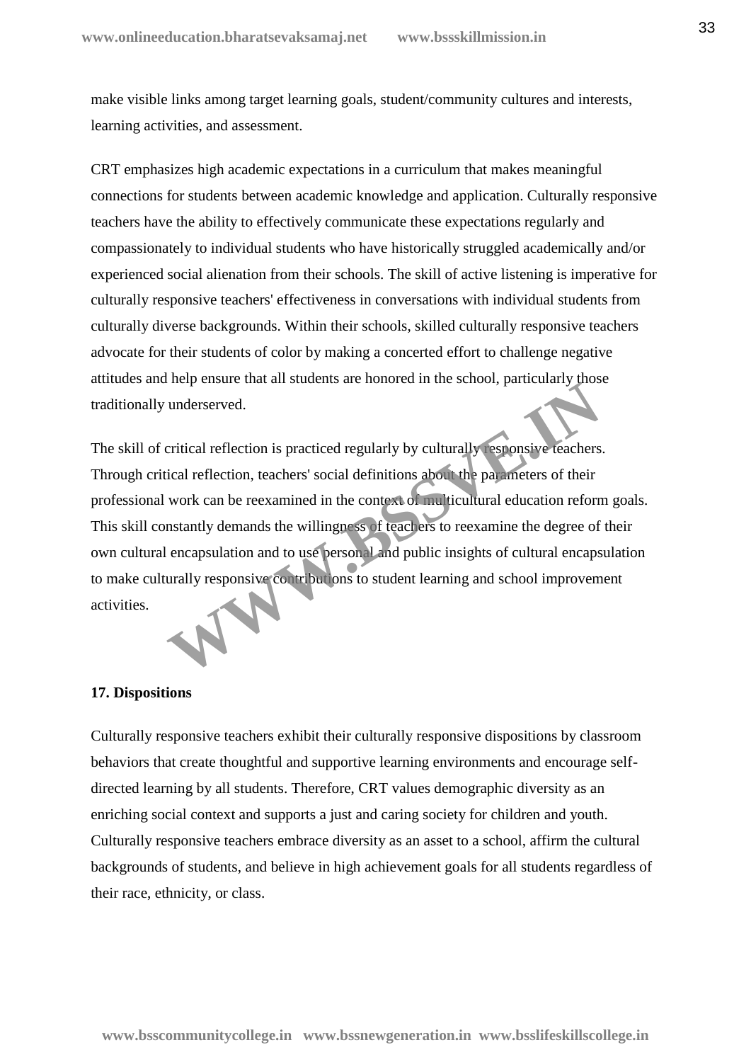make visible links among target learning goals, student/community cultures and interests, learning activities, and assessment.

CRT emphasizes high academic expectations in a curriculum that makes meaningful connections for students between academic knowledge and application. Culturally responsive teachers have the ability to effectively communicate these expectations regularly and compassionately to individual students who have historically struggled academically and/or experienced social alienation from their schools. The skill of active listening is imperative for culturally responsive teachers' effectiveness in conversations with individual students from culturally diverse backgrounds. Within their schools, skilled culturally responsive teachers advocate for their students of color by making a concerted effort to challenge negative attitudes and help ensure that all students are honored in the school, particularly those traditionally underserved.

The skill of critical reflection is practiced regularly by culturally responsive teachers. Through critical reflection, teachers' social definitions about the parameters of their professional work can be reexamined in the context of multicultural education reform goals. This skill constantly demands the willingness of teachers to reexamine the degree of their own cultural encapsulation and to use personal and public insights of cultural encapsulation to make culturally responsive contributions to student learning and school improvement activities.

**17. Dispositions**

Culturally responsive teachers exhibit their culturally responsive dispositions by classroom behaviors that create thoughtful and supportive learning environments and encourage self-directed learning by all students. Therefore, CRT values demographic diversity as an enriching social context and supports a just and caring society for children and youth. Culturally responsive teachers embrace diversity as an asset to a school, affirm the cultural backgrounds of students, and believe in high achievement goals for all students regardless of their race, ethnicity, or class.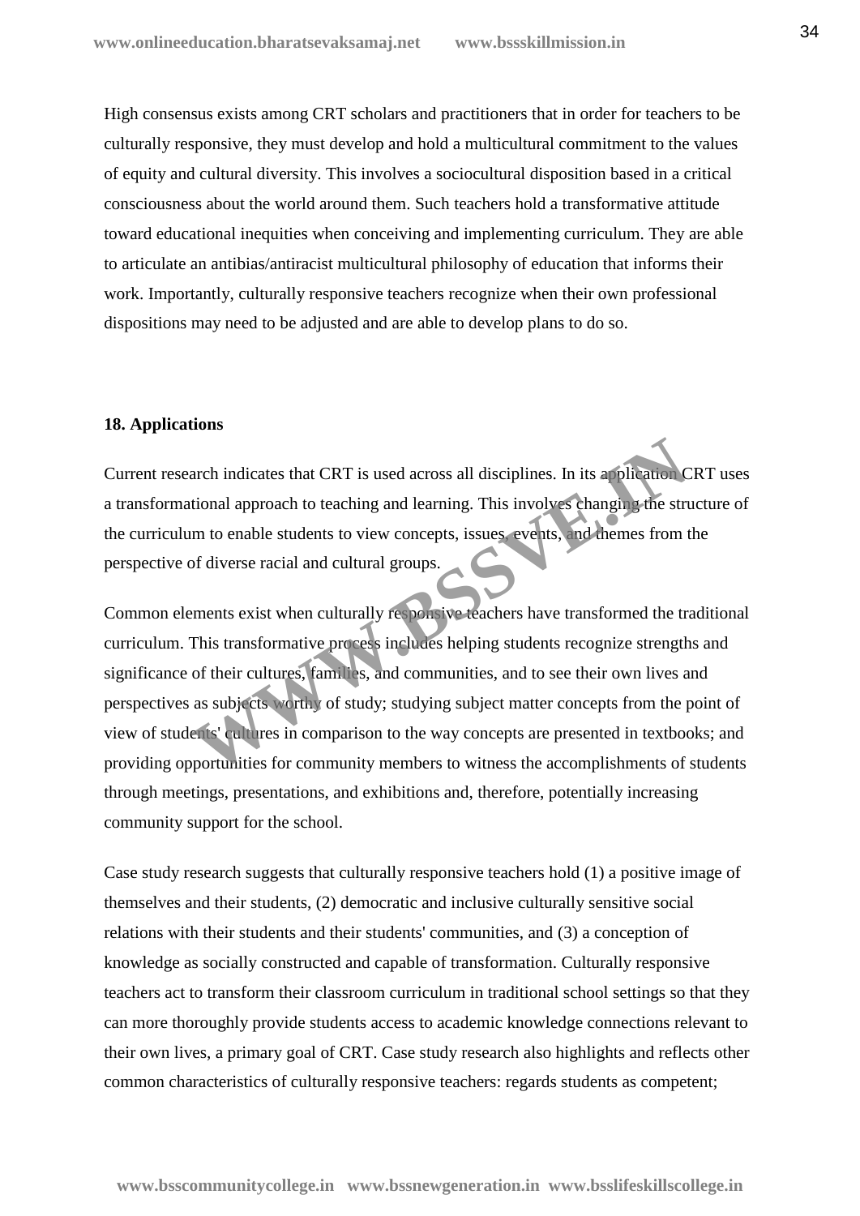High consensus exists among CRT scholars and practitioners that in order for teachers to be culturally responsive, they must develop and hold a multicultural commitment to the values of equity and cultural diversity. This involves a sociocultural disposition based in a critical consciousness about the world around them. Such teachers hold a transformative attitude toward educational inequities when conceiving and implementing curriculum. They are able to articulate an antibias/antiracist multicultural philosophy of education that informs their work. Importantly, culturally responsive teachers recognize when their own professional dispositions may need to be adjusted and are able to develop plans to do so.

### 18. Applications

Current research indicates that CRT is used across all disciplines. In its application CRT uses a transformational approach to teaching and learning. This involves changing the structure of the curriculum to enable students to view concepts, issues, events, and themes from the perspective of diverse racial and cultural groups.

Common elements exist when culturally responsive teachers have transformed the traditional curriculum. This transformative process includes helping students recognize strengths and significance of their cultures, families, and communities, and to see their own lives and perspectives as subjects worthy of study; studying subject matter concepts from the point of view of students' cultures in comparison to the way concepts are presented in textbooks; and providing opportunities for community members to witness the accomplishments of students through meetings, presentations, and exhibitions and, therefore, potentially increasing community support for the school.

Case study research suggests that culturally responsive teachers hold (1) a positive image of themselves and their students, (2) democratic and inclusive culturally sensitive social relations with their students and their students' communities, and (3) a conception of knowledge as socially constructed and capable of transformation. Culturally responsive teachers act to transform their classroom curriculum in traditional school settings so that they can more thoroughly provide students access to academic knowledge connections relevant to their own lives, a primary goal of CRT. Case study research also highlights and reflects other common characteristics of culturally responsive teachers: regards students as competent;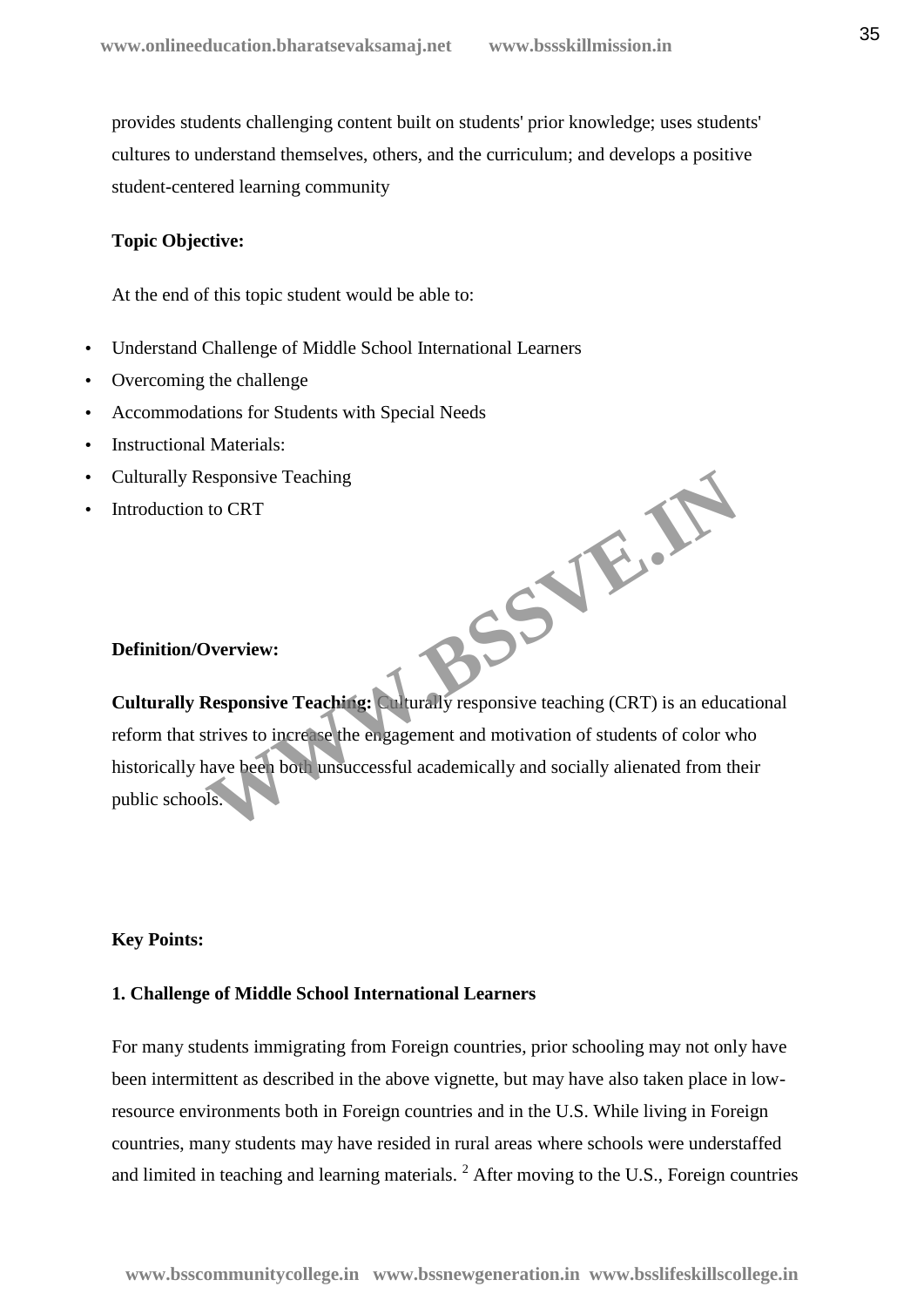provides students challenging content built on students' prior knowledge; uses students' cultures to understand themselves, others, and the curriculum; and develops a positive student-centered learning community

**Topic Objective:**

At the end of this topic student would be able to:

- Understand Challenge of Middle School International Learners
- Overcoming the challenge
- Accommodations for Students with Special Needs
- Instructional Materials:
- Culturally Responsive Teaching
- Introduction to CRT

**Definition/Overview:**

**Culturally Responsive Teaching:** Culturally responsive teaching (CRT) is an educational reform that strives to increase the engagement and motivation of students of color who historically have been both unsuccessful academically and socially alienated from their public schools.

**Key Points:**

**1. Challenge of Middle School International Learners**

For many students immigrating from Foreign countries, prior schooling may not only have been intermittent as described in the above vignette, but may have also taken place in low-resource environments both in Foreign countries and in the U.S. While living in Foreign countries, many students may have resided in rural areas where schools were understaffed and limited in teaching and learning materials. [2] After moving to the U.S., Foreign countries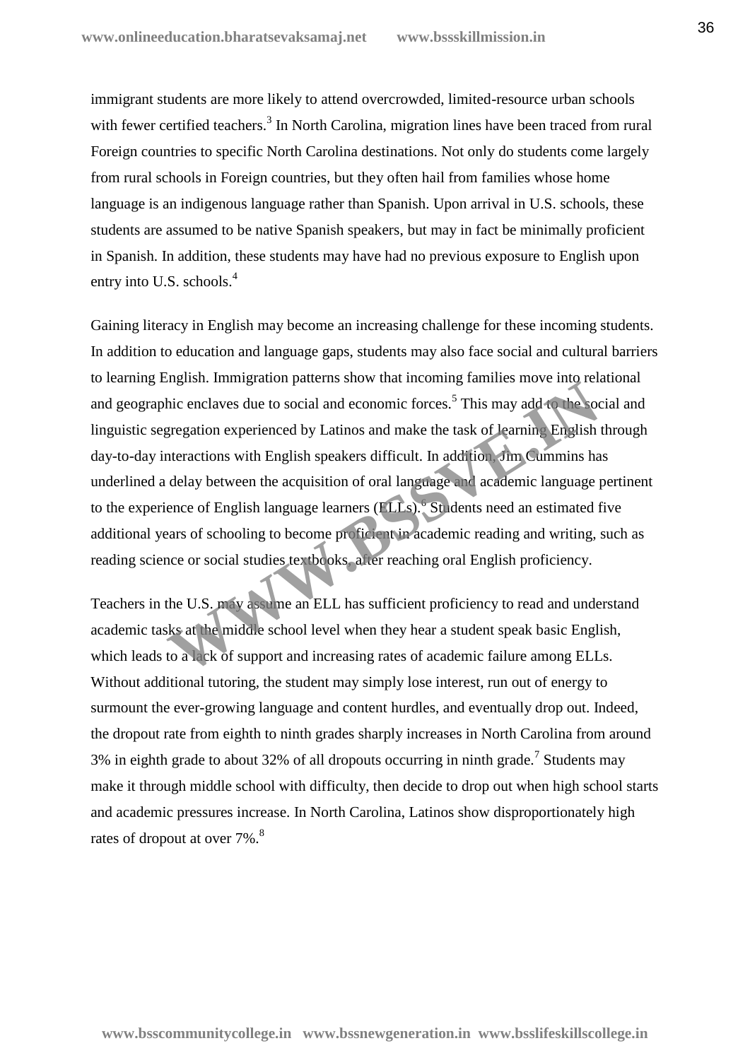immigrant students are more likely to attend overcrowded, limited-resource urban schools with fewer certified teachers.[3] In North Carolina, migration lines have been traced from rural Foreign countries to specific North Carolina destinations. Not only do students come largely from rural schools in Foreign countries, but they often hail from families whose home language is an indigenous language rather than Spanish. Upon arrival in U.S. schools, these students are assumed to be native Spanish speakers, but may in fact be minimally proficient in Spanish. In addition, these students may have had no previous exposure to English upon entry into U.S. schools.[4]

Gaining literacy in English may become an increasing challenge for these incoming students. In addition to education and language gaps, students may also face social and cultural barriers to learning English. Immigration patterns show that incoming families move into relational and geographic enclaves due to social and economic forces.[5] This may add to the social and linguistic segregation experienced by Latinos and make the task of learning English through day-to-day interactions with English speakers difficult. In addition, Jim Cummins has underlined a delay between the acquisition of oral language and academic language pertinent to the experience of English language learners (ELLs).[6] Students need an estimated five additional years of schooling to become proficient in academic reading and writing, such as reading science or social studies textbooks, after reaching oral English proficiency.

Teachers in the U.S. may assume an ELL has sufficient proficiency to read and understand academic tasks at the middle school level when they hear a student speak basic English, which leads to a lack of support and increasing rates of academic failure among ELLs. Without additional tutoring, the student may simply lose interest, run out of energy to surmount the ever-growing language and content hurdles, and eventually drop out. Indeed, the dropout rate from eighth to ninth grades sharply increases in North Carolina from around 3% in eighth grade to about 32% of all dropouts occurring in ninth grade.[7] Students may make it through middle school with difficulty, then decide to drop out when high school starts and academic pressures increase. In North Carolina, Latinos show disproportionately high rates of dropout at over 7%.[8]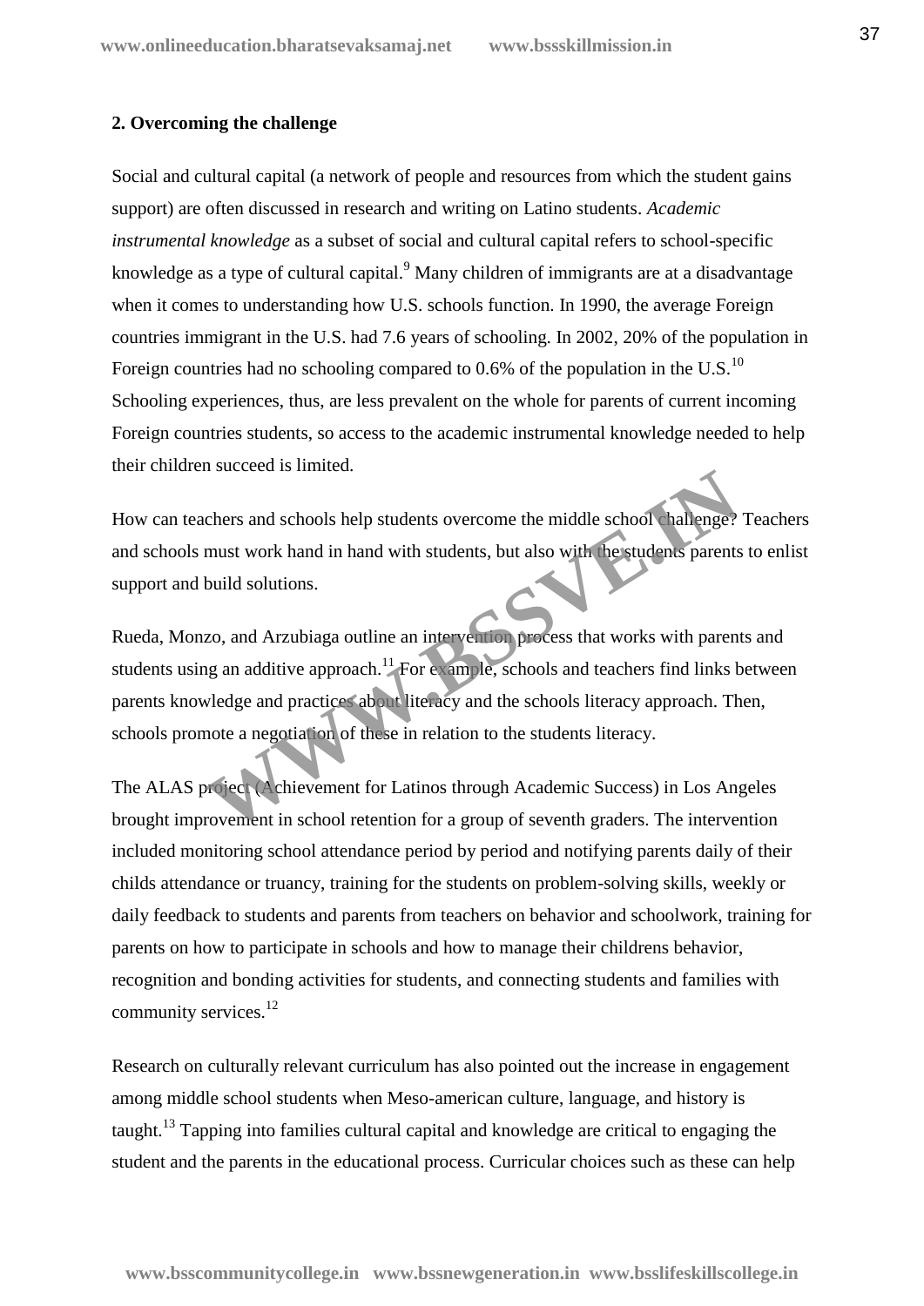**2. Overcoming the challenge**

Social and cultural capital (a network of people and resources from which the student gains support) are often discussed in research and writing on Latino students. *Academic instrumental knowledge* as a subset of social and cultural capital refers to school-specific knowledge as a type of cultural capital.[9] Many children of immigrants are at a disadvantage when it comes to understanding how U.S. schools function. In 1990, the average Foreign countries immigrant in the U.S. had 7.6 years of schooling. In 2002, 20% of the population in Foreign countries had no schooling compared to 0.6% of the population in the U.S.[10] Schooling experiences, thus, are less prevalent on the whole for parents of current incoming Foreign countries students, so access to the academic instrumental knowledge needed to help their children succeed is limited.

How can teachers and schools help students overcome the middle school challenge? Teachers and schools must work hand in hand with students, but also with the students parents to enlist support and build solutions.

Rueda, Monzo, and Arzubiaga outline an intervention process that works with parents and students using an additive approach.[11] For example, schools and teachers find links between parents knowledge and practices about literacy and the schools literacy approach. Then, schools promote a negotiation of these in relation to the students literacy.

The ALAS project (Achievement for Latinos through Academic Success) in Los Angeles brought improvement in school retention for a group of seventh graders. The intervention included monitoring school attendance period by period and notifying parents daily of their childs attendance or truancy, training for the students on problem-solving skills, weekly or daily feedback to students and parents from teachers on behavior and schoolwork, training for parents on how to participate in schools and how to manage their childrens behavior, recognition and bonding activities for students, and connecting students and families with community services.[12]

Research on culturally relevant curriculum has also pointed out the increase in engagement among middle school students when Meso-american culture, language, and history is taught.[13] Tapping into families cultural capital and knowledge are critical to engaging the student and the parents in the educational process. Curricular choices such as these can help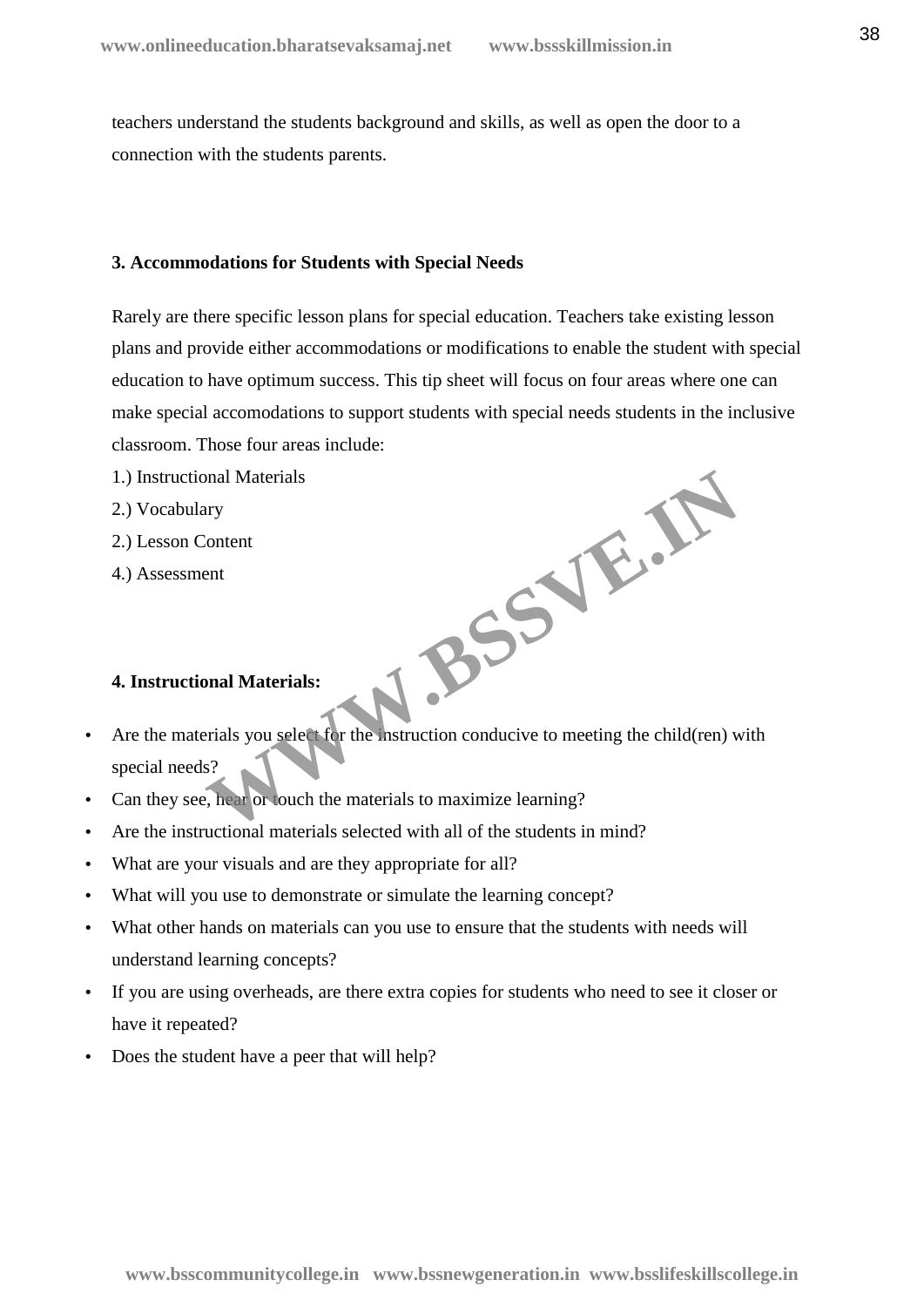teachers understand the students background and skills, as well as open the door to a connection with the students parents.

**3. Accommodations for Students with Special Needs**

Rarely are there specific lesson plans for special education. Teachers take existing lesson plans and provide either accommodations or modifications to enable the student with special education to have optimum success. This tip sheet will focus on four areas where one can make special accomodations to support students with special needs students in the inclusive classroom. Those four areas include:

1.) Instructional Materials
2.) Vocabulary
2.) Lesson Content
4.) Assessment

**4. Instructional Materials:**

- Are the materials you select for the instruction conducive to meeting the child(ren) with special needs?
- Can they see, hear or touch the materials to maximize learning?
- Are the instructional materials selected with all of the students in mind?
- What are your visuals and are they appropriate for all?
- What will you use to demonstrate or simulate the learning concept?
- What other hands on materials can you use to ensure that the students with needs will understand learning concepts?
- If you are using overheads, are there extra copies for students who need to see it closer or have it repeated?
- Does the student have a peer that will help?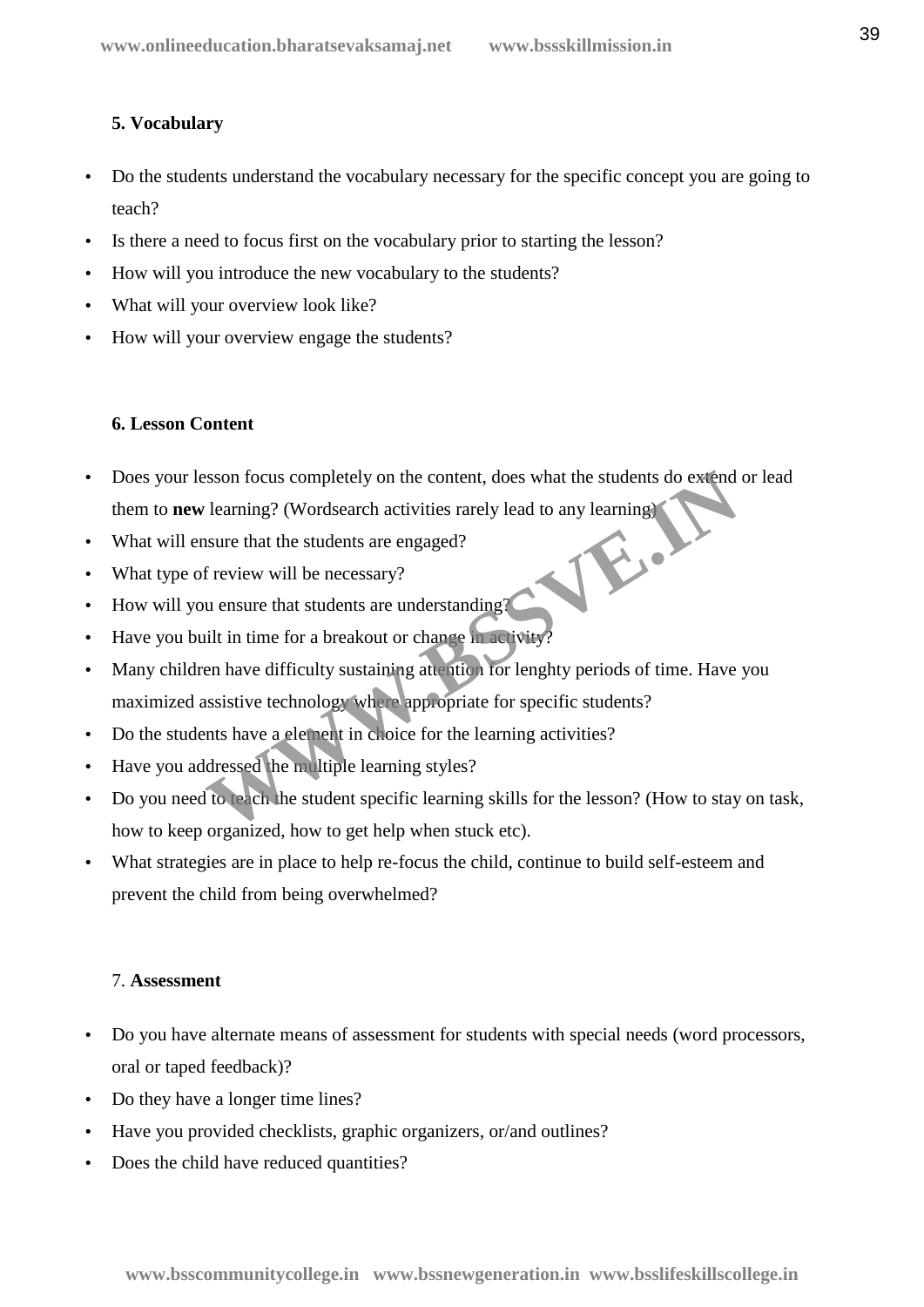**5. Vocabulary**

- Do the students understand the vocabulary necessary for the specific concept you are going to teach?
- Is there a need to focus first on the vocabulary prior to starting the lesson?
- How will you introduce the new vocabulary to the students?
- What will your overview look like?
- How will your overview engage the students?

**6. Lesson Content**

- Does your lesson focus completely on the content, does what the students do extend or lead them to **new** learning? (Wordsearch activities rarely lead to any learning)
- What will ensure that the students are engaged?
- What type of review will be necessary?
- How will you ensure that students are understanding?
- Have you built in time for a breakout or change in activity?
- Many children have difficulty sustaining attention for lenghty periods of time. Have you maximized assistive technology where appropriate for specific students?
- Do the students have a element in choice for the learning activities?
- Have you addressed the multiple learning styles?
- Do you need to teach the student specific learning skills for the lesson? (How to stay on task, how to keep organized, how to get help when stuck etc).
- What strategies are in place to help re-focus the child, continue to build self-esteem and prevent the child from being overwhelmed?

7. **Assessment**

- Do you have alternate means of assessment for students with special needs (word processors, oral or taped feedback)?
- Do they have a longer time lines?
- Have you provided checklists, graphic organizers, or/and outlines?
- Does the child have reduced quantities?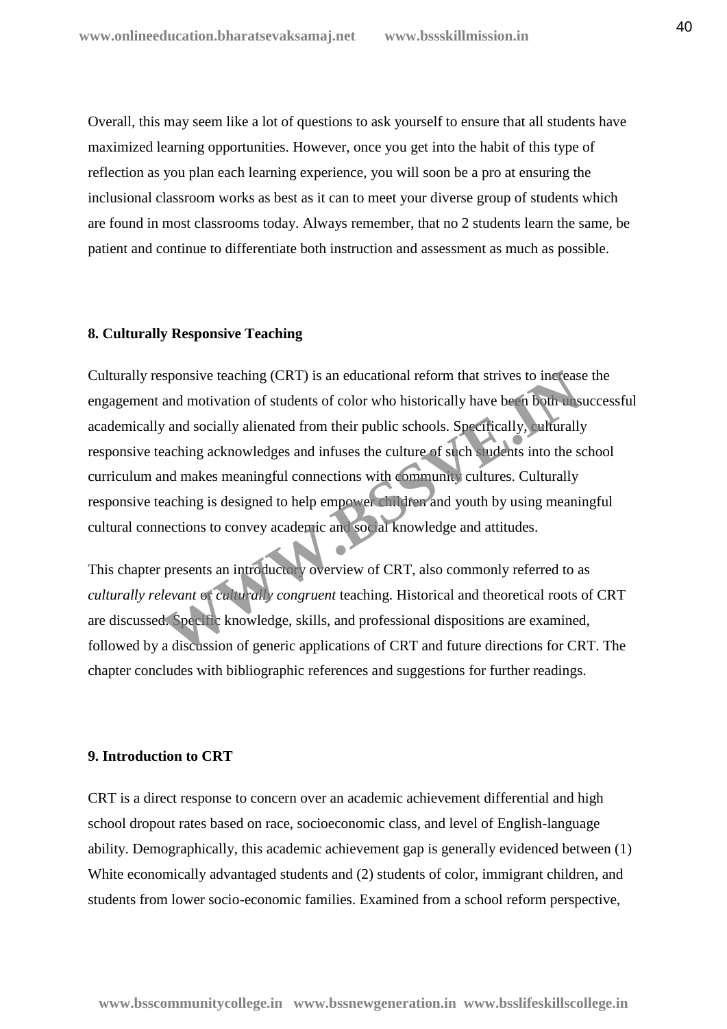Overall, this may seem like a lot of questions to ask yourself to ensure that all students have maximized learning opportunities. However, once you get into the habit of this type of reflection as you plan each learning experience, you will soon be a pro at ensuring the inclusional classroom works as best as it can to meet your diverse group of students which are found in most classrooms today. Always remember, that no 2 students learn the same, be patient and continue to differentiate both instruction and assessment as much as possible.

**8. Culturally Responsive Teaching**

Culturally responsive teaching (CRT) is an educational reform that strives to increase the engagement and motivation of students of color who historically have been both unsuccessful academically and socially alienated from their public schools. Specifically, culturally responsive teaching acknowledges and infuses the culture of such students into the school curriculum and makes meaningful connections with community cultures. Culturally responsive teaching is designed to help empower children and youth by using meaningful cultural connections to convey academic and social knowledge and attitudes.

This chapter presents an introductory overview of CRT, also commonly referred to as *culturally relevant or culturally congruent* teaching. Historical and theoretical roots of CRT are discussed. Specific knowledge, skills, and professional dispositions are examined, followed by a discussion of generic applications of CRT and future directions for CRT. The chapter concludes with bibliographic references and suggestions for further readings.

**9. Introduction to CRT**

CRT is a direct response to concern over an academic achievement differential and high school dropout rates based on race, socioeconomic class, and level of English-language ability. Demographically, this academic achievement gap is generally evidenced between (1) White economically advantaged students and (2) students of color, immigrant children, and students from lower socio-economic families. Examined from a school reform perspective,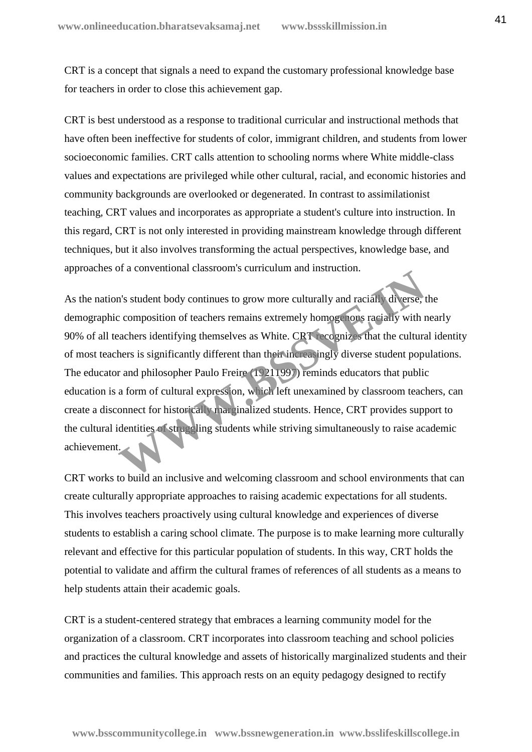CRT is a concept that signals a need to expand the customary professional knowledge base for teachers in order to close this achievement gap.

CRT is best understood as a response to traditional curricular and instructional methods that have often been ineffective for students of color, immigrant children, and students from lower socioeconomic families. CRT calls attention to schooling norms where White middle-class values and expectations are privileged while other cultural, racial, and economic histories and community backgrounds are overlooked or degenerated. In contrast to assimilationist teaching, CRT values and incorporates as appropriate a student's culture into instruction. In this regard, CRT is not only interested in providing mainstream knowledge through different techniques, but it also involves transforming the actual perspectives, knowledge base, and approaches of a conventional classroom's curriculum and instruction.

As the nation's student body continues to grow more culturally and racially diverse, the demographic composition of teachers remains extremely homogenous racially with nearly 90% of all teachers identifying themselves as White. CRT recognizes that the cultural identity of most teachers is significantly different than their increasingly diverse student populations. The educator and philosopher Paulo Freire (19211997) reminds educators that public education is a form of cultural expression, which left unexamined by classroom teachers, can create a disconnect for historically marginalized students. Hence, CRT provides support to the cultural identities of struggling students while striving simultaneously to raise academic achievement.

CRT works to build an inclusive and welcoming classroom and school environments that can create culturally appropriate approaches to raising academic expectations for all students. This involves teachers proactively using cultural knowledge and experiences of diverse students to establish a caring school climate. The purpose is to make learning more culturally relevant and effective for this particular population of students. In this way, CRT holds the potential to validate and affirm the cultural frames of references of all students as a means to help students attain their academic goals.

CRT is a student-centered strategy that embraces a learning community model for the organization of a classroom. CRT incorporates into classroom teaching and school policies and practices the cultural knowledge and assets of historically marginalized students and their communities and families. This approach rests on an equity pedagogy designed to rectify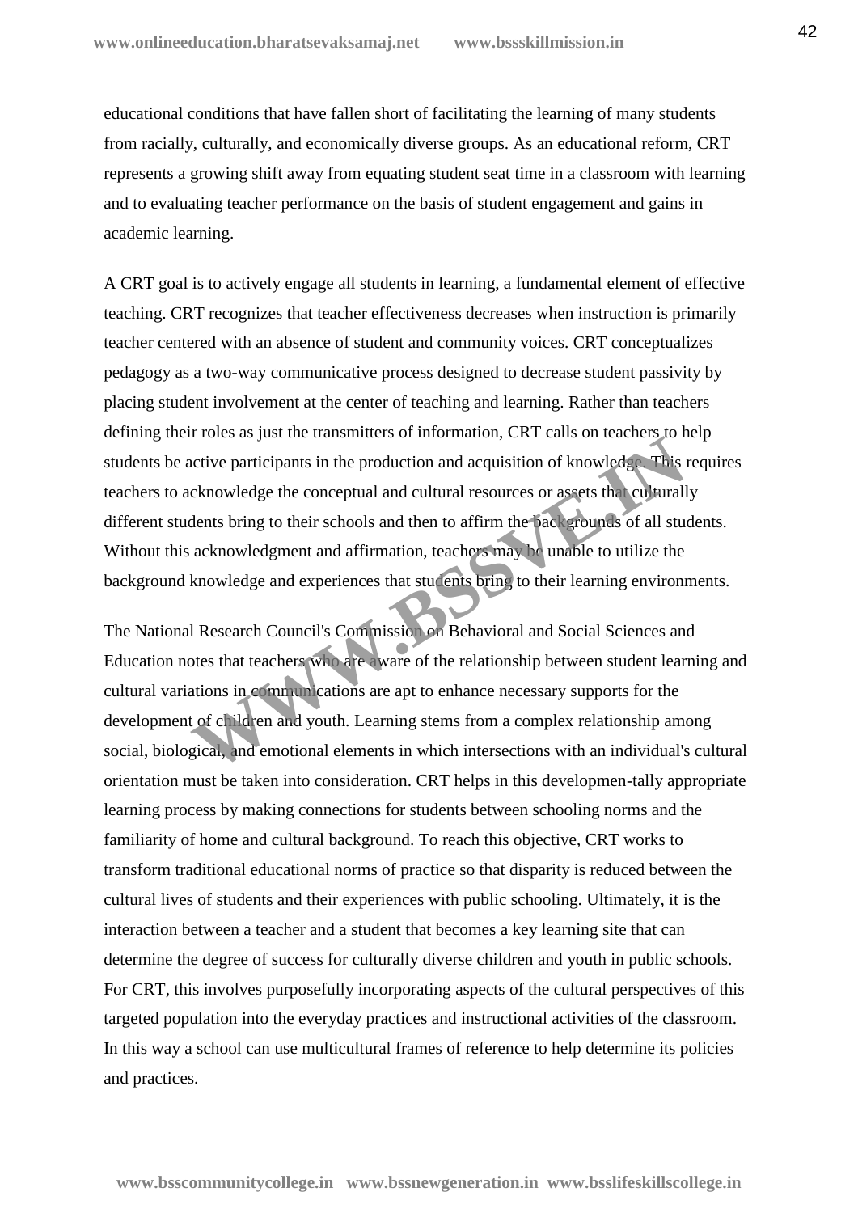educational conditions that have fallen short of facilitating the learning of many students from racially, culturally, and economically diverse groups. As an educational reform, CRT represents a growing shift away from equating student seat time in a classroom with learning and to evaluating teacher performance on the basis of student engagement and gains in academic learning.

A CRT goal is to actively engage all students in learning, a fundamental element of effective teaching. CRT recognizes that teacher effectiveness decreases when instruction is primarily teacher centered with an absence of student and community voices. CRT conceptualizes pedagogy as a two-way communicative process designed to decrease student passivity by placing student involvement at the center of teaching and learning. Rather than teachers defining their roles as just the transmitters of information, CRT calls on teachers to help students be active participants in the production and acquisition of knowledge. This requires teachers to acknowledge the conceptual and cultural resources or assets that culturally different students bring to their schools and then to affirm the backgrounds of all students. Without this acknowledgment and affirmation, teachers may be unable to utilize the background knowledge and experiences that students bring to their learning environments.

The National Research Council's Commission on Behavioral and Social Sciences and Education notes that teachers who are aware of the relationship between student learning and cultural variations in communications are apt to enhance necessary supports for the development of children and youth. Learning stems from a complex relationship among social, biological, and emotional elements in which intersections with an individual's cultural orientation must be taken into consideration. CRT helps in this developmen-tally appropriate learning process by making connections for students between schooling norms and the familiarity of home and cultural background. To reach this objective, CRT works to transform traditional educational norms of practice so that disparity is reduced between the cultural lives of students and their experiences with public schooling. Ultimately, it is the interaction between a teacher and a student that becomes a key learning site that can determine the degree of success for culturally diverse children and youth in public schools. For CRT, this involves purposefully incorporating aspects of the cultural perspectives of this targeted population into the everyday practices and instructional activities of the classroom. In this way a school can use multicultural frames of reference to help determine its policies and practices.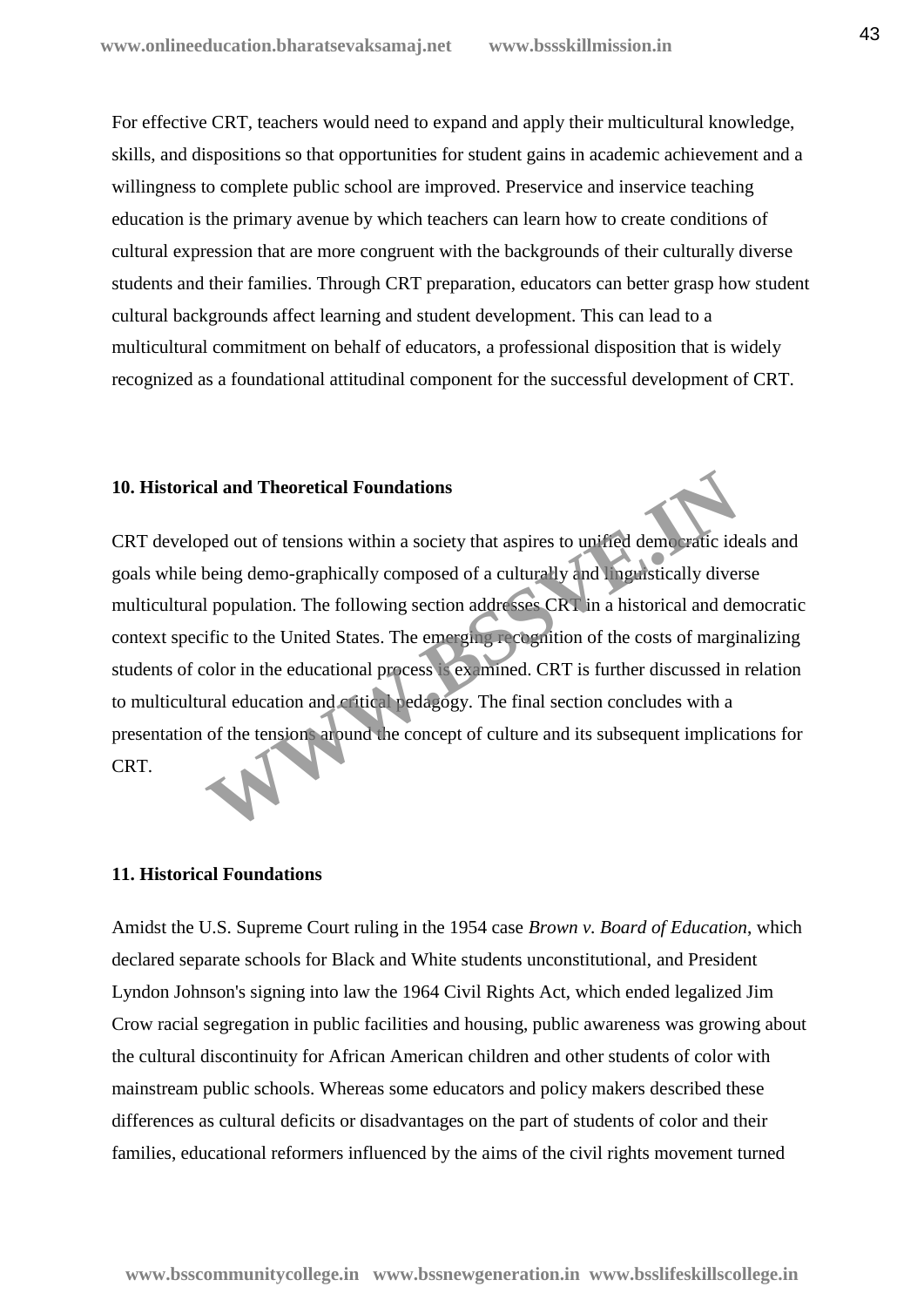For effective CRT, teachers would need to expand and apply their multicultural knowledge, skills, and dispositions so that opportunities for student gains in academic achievement and a willingness to complete public school are improved. Preservice and inservice teaching education is the primary avenue by which teachers can learn how to create conditions of cultural expression that are more congruent with the backgrounds of their culturally diverse students and their families. Through CRT preparation, educators can better grasp how student cultural backgrounds affect learning and student development. This can lead to a multicultural commitment on behalf of educators, a professional disposition that is widely recognized as a foundational attitudinal component for the successful development of CRT.

**10. Historical and Theoretical Foundations**

CRT developed out of tensions within a society that aspires to unified democratic ideals and goals while being demo-graphically composed of a culturally and linguistically diverse multicultural population. The following section addresses CRT in a historical and democratic context specific to the United States. The emerging recognition of the costs of marginalizing students of color in the educational process is examined. CRT is further discussed in relation to multicultural education and critical pedagogy. The final section concludes with a presentation of the tensions around the concept of culture and its subsequent implications for CRT.

**11. Historical Foundations**

Amidst the U.S. Supreme Court ruling in the 1954 case *Brown v. Board of Education*, which declared separate schools for Black and White students unconstitutional, and President Lyndon Johnson's signing into law the 1964 Civil Rights Act, which ended legalized Jim Crow racial segregation in public facilities and housing, public awareness was growing about the cultural discontinuity for African American children and other students of color with mainstream public schools. Whereas some educators and policy makers described these differences as cultural deficits or disadvantages on the part of students of color and their families, educational reformers influenced by the aims of the civil rights movement turned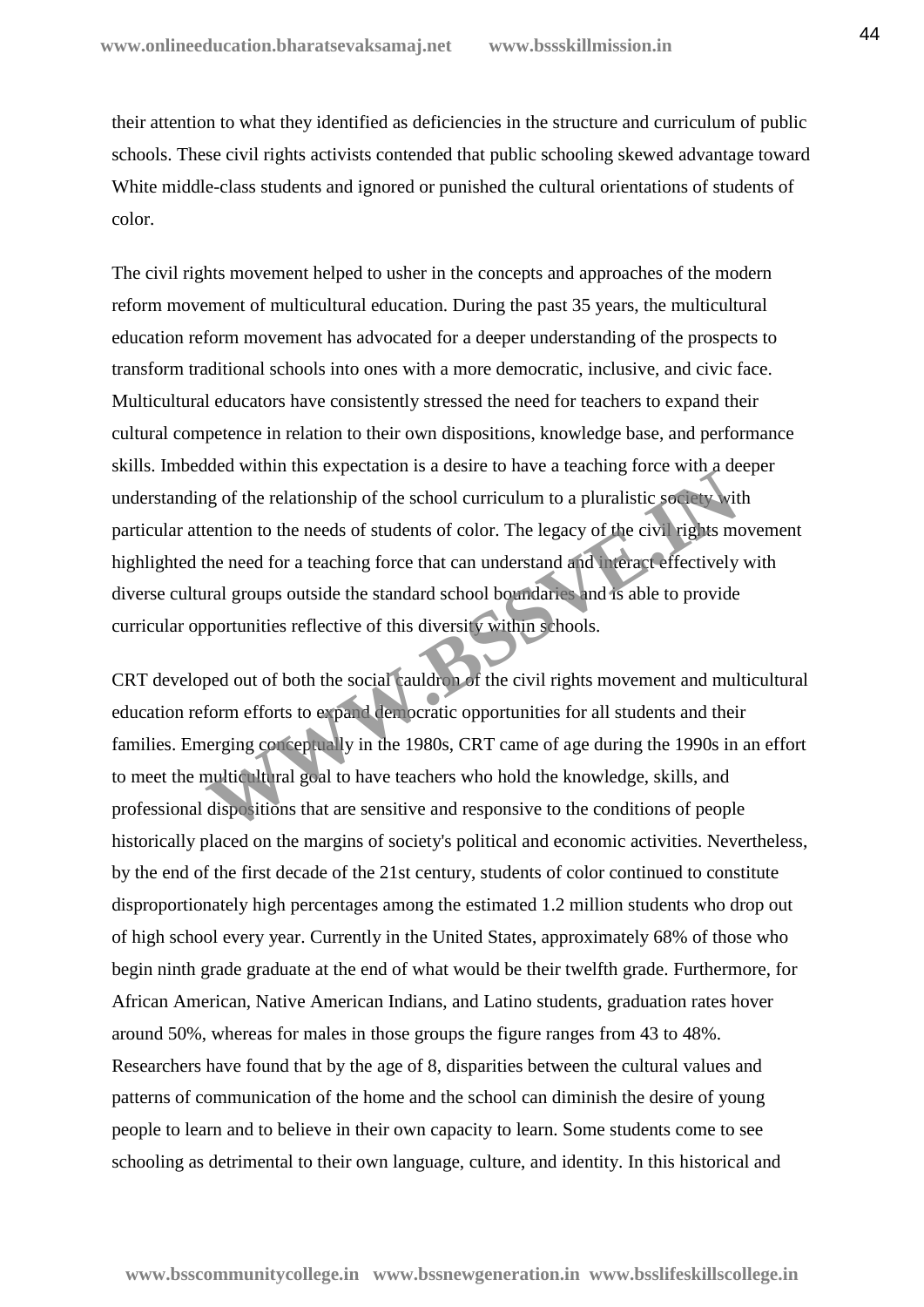their attention to what they identified as deficiencies in the structure and curriculum of public schools. These civil rights activists contended that public schooling skewed advantage toward White middle-class students and ignored or punished the cultural orientations of students of color.

The civil rights movement helped to usher in the concepts and approaches of the modern reform movement of multicultural education. During the past 35 years, the multicultural education reform movement has advocated for a deeper understanding of the prospects to transform traditional schools into ones with a more democratic, inclusive, and civic face. Multicultural educators have consistently stressed the need for teachers to expand their cultural competence in relation to their own dispositions, knowledge base, and performance skills. Imbedded within this expectation is a desire to have a teaching force with a deeper understanding of the relationship of the school curriculum to a pluralistic society with particular attention to the needs of students of color. The legacy of the civil rights movement highlighted the need for a teaching force that can understand and interact effectively with diverse cultural groups outside the standard school boundaries and is able to provide curricular opportunities reflective of this diversity within schools.

CRT developed out of both the social cauldron of the civil rights movement and multicultural education reform efforts to expand democratic opportunities for all students and their families. Emerging conceptually in the 1980s, CRT came of age during the 1990s in an effort to meet the multicultural goal to have teachers who hold the knowledge, skills, and professional dispositions that are sensitive and responsive to the conditions of people historically placed on the margins of society's political and economic activities. Nevertheless, by the end of the first decade of the 21st century, students of color continued to constitute disproportionately high percentages among the estimated 1.2 million students who drop out of high school every year. Currently in the United States, approximately 68% of those who begin ninth grade graduate at the end of what would be their twelfth grade. Furthermore, for African American, Native American Indians, and Latino students, graduation rates hover around 50%, whereas for males in those groups the figure ranges from 43 to 48%. Researchers have found that by the age of 8, disparities between the cultural values and patterns of communication of the home and the school can diminish the desire of young people to learn and to believe in their own capacity to learn. Some students come to see schooling as detrimental to their own language, culture, and identity. In this historical and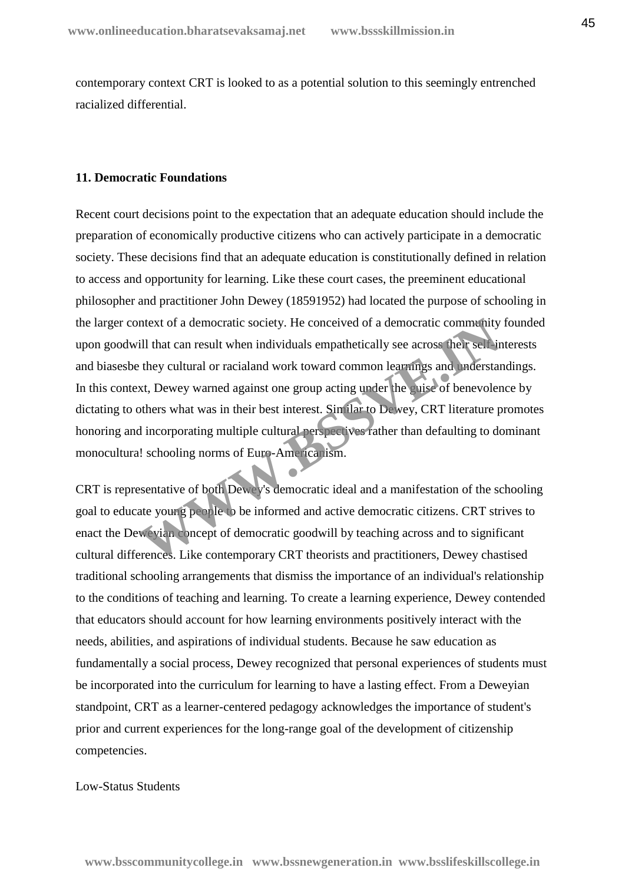contemporary context CRT is looked to as a potential solution to this seemingly entrenched racialized differential.

**11. Democratic Foundations**

Recent court decisions point to the expectation that an adequate education should include the preparation of economically productive citizens who can actively participate in a democratic society. These decisions find that an adequate education is constitutionally defined in relation to access and opportunity for learning. Like these court cases, the preeminent educational philosopher and practitioner John Dewey (18591952) had located the purpose of schooling in the larger context of a democratic society. He conceived of a democratic community founded upon goodwill that can result when individuals empathetically see across their self-interests and biasesbe they cultural or racialand work toward common learnings and understandings. In this context, Dewey warned against one group acting under the guise of benevolence by dictating to others what was in their best interest. Similar to Dewey, CRT literature promotes honoring and incorporating multiple cultural perspectives rather than defaulting to dominant monocultura! schooling norms of Euro-Americanism.

CRT is representative of both Dewey's democratic ideal and a manifestation of the schooling goal to educate young people to be informed and active democratic citizens. CRT strives to enact the Deweyian concept of democratic goodwill by teaching across and to significant cultural differences. Like contemporary CRT theorists and practitioners, Dewey chastised traditional schooling arrangements that dismiss the importance of an individual's relationship to the conditions of teaching and learning. To create a learning experience, Dewey contended that educators should account for how learning environments positively interact with the needs, abilities, and aspirations of individual students. Because he saw education as fundamentally a social process, Dewey recognized that personal experiences of students must be incorporated into the curriculum for learning to have a lasting effect. From a Deweyian standpoint, CRT as a learner-centered pedagogy acknowledges the importance of student's prior and current experiences for the long-range goal of the development of citizenship competencies.

Low-Status Students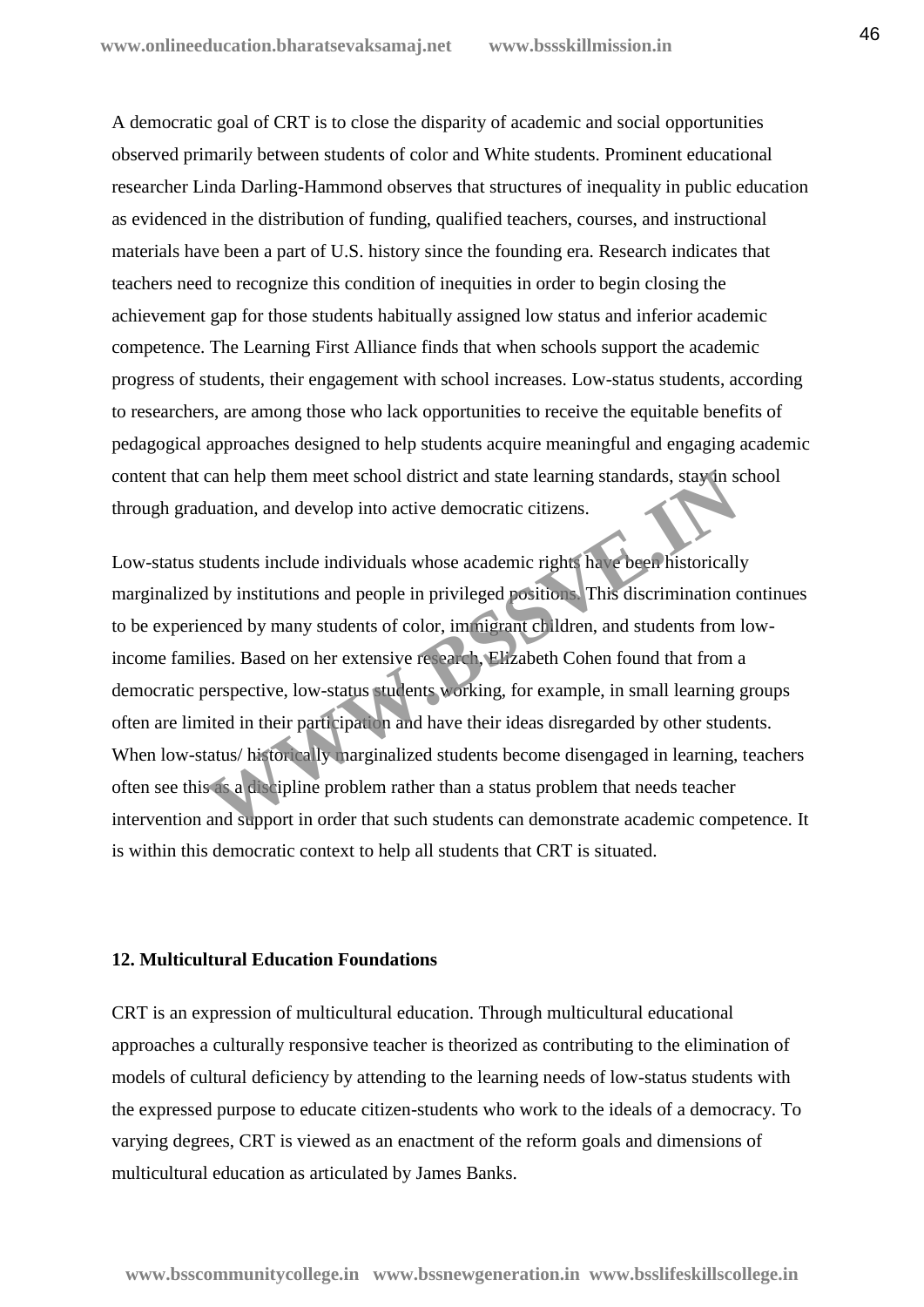A democratic goal of CRT is to close the disparity of academic and social opportunities observed primarily between students of color and White students. Prominent educational researcher Linda Darling-Hammond observes that structures of inequality in public education as evidenced in the distribution of funding, qualified teachers, courses, and instructional materials have been a part of U.S. history since the founding era. Research indicates that teachers need to recognize this condition of inequities in order to begin closing the achievement gap for those students habitually assigned low status and inferior academic competence. The Learning First Alliance finds that when schools support the academic progress of students, their engagement with school increases. Low-status students, according to researchers, are among those who lack opportunities to receive the equitable benefits of pedagogical approaches designed to help students acquire meaningful and engaging academic content that can help them meet school district and state learning standards, stay in school through graduation, and develop into active democratic citizens.

Low-status students include individuals whose academic rights have been historically marginalized by institutions and people in privileged positions. This discrimination continues to be experienced by many students of color, immigrant children, and students from low-income families. Based on her extensive research, Elizabeth Cohen found that from a democratic perspective, low-status students working, for example, in small learning groups often are limited in their participation and have their ideas disregarded by other students. When low-status/ historically marginalized students become disengaged in learning, teachers often see this as a discipline problem rather than a status problem that needs teacher intervention and support in order that such students can demonstrate academic competence. It is within this democratic context to help all students that CRT is situated.

**12. Multicultural Education Foundations**

CRT is an expression of multicultural education. Through multicultural educational approaches a culturally responsive teacher is theorized as contributing to the elimination of models of cultural deficiency by attending to the learning needs of low-status students with the expressed purpose to educate citizen-students who work to the ideals of a democracy. To varying degrees, CRT is viewed as an enactment of the reform goals and dimensions of multicultural education as articulated by James Banks.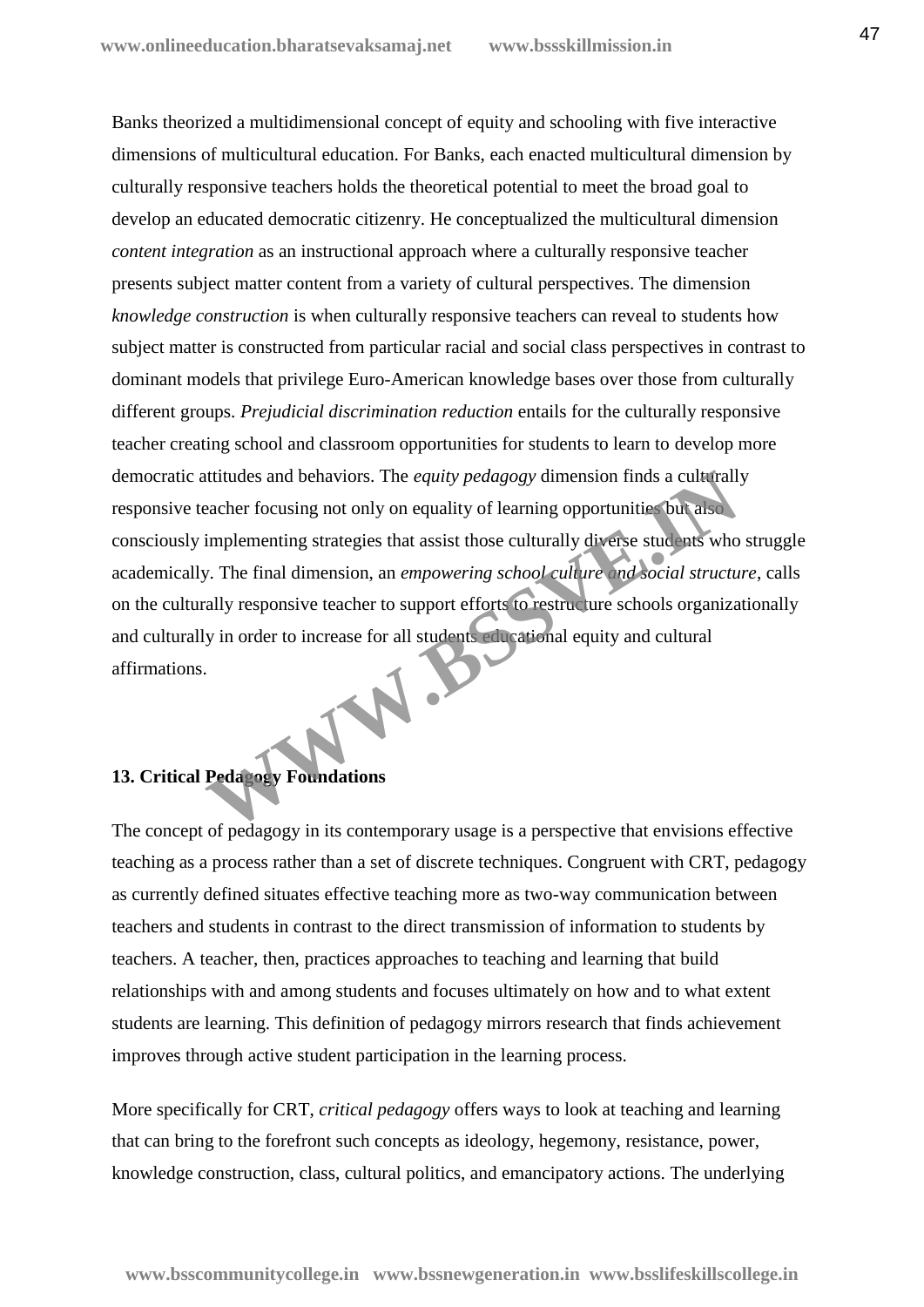Banks theorized a multidimensional concept of equity and schooling with five interactive dimensions of multicultural education. For Banks, each enacted multicultural dimension by culturally responsive teachers holds the theoretical potential to meet the broad goal to develop an educated democratic citizenry. He conceptualized the multicultural dimension *content integration* as an instructional approach where a culturally responsive teacher presents subject matter content from a variety of cultural perspectives. The dimension *knowledge construction* is when culturally responsive teachers can reveal to students how subject matter is constructed from particular racial and social class perspectives in contrast to dominant models that privilege Euro-American knowledge bases over those from culturally different groups. *Prejudicial discrimination reduction* entails for the culturally responsive teacher creating school and classroom opportunities for students to learn to develop more democratic attitudes and behaviors. The *equity pedagogy* dimension finds a culturally responsive teacher focusing not only on equality of learning opportunities but also consciously implementing strategies that assist those culturally diverse students who struggle academically. The final dimension, an *empowering school culture and social structure*, calls on the culturally responsive teacher to support efforts to restructure schools organizationally and culturally in order to increase for all students educational equity and cultural affirmations.

**13. Critical Pedagogy Foundations**

The concept of pedagogy in its contemporary usage is a perspective that envisions effective teaching as a process rather than a set of discrete techniques. Congruent with CRT, pedagogy as currently defined situates effective teaching more as two-way communication between teachers and students in contrast to the direct transmission of information to students by teachers. A teacher, then, practices approaches to teaching and learning that build relationships with and among students and focuses ultimately on how and to what extent students are learning. This definition of pedagogy mirrors research that finds achievement improves through active student participation in the learning process.

More specifically for CRT, *critical pedagogy* offers ways to look at teaching and learning that can bring to the forefront such concepts as ideology, hegemony, resistance, power, knowledge construction, class, cultural politics, and emancipatory actions. The underlying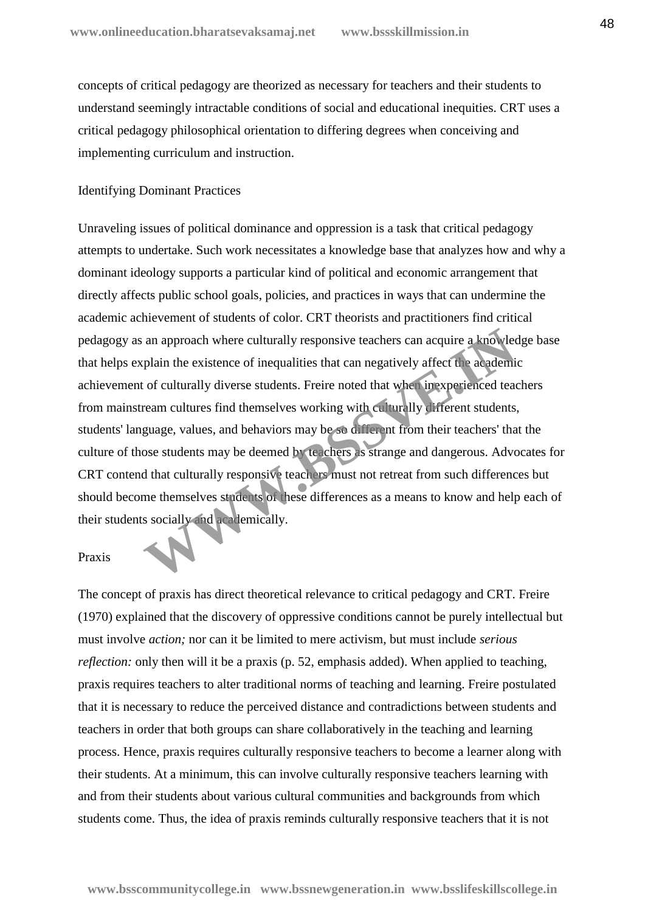concepts of critical pedagogy are theorized as necessary for teachers and their students to understand seemingly intractable conditions of social and educational inequities. CRT uses a critical pedagogy philosophical orientation to differing degrees when conceiving and implementing curriculum and instruction.

## Identifying Dominant Practices

Unraveling issues of political dominance and oppression is a task that critical pedagogy attempts to undertake. Such work necessitates a knowledge base that analyzes how and why a dominant ideology supports a particular kind of political and economic arrangement that directly affects public school goals, policies, and practices in ways that can undermine the academic achievement of students of color. CRT theorists and practitioners find critical pedagogy as an approach where culturally responsive teachers can acquire a knowledge base that helps explain the existence of inequalities that can negatively affect the academic achievement of culturally diverse students. Freire noted that when inexperienced teachers from mainstream cultures find themselves working with culturally different students, students' language, values, and behaviors may be so different from their teachers' that the culture of those students may be deemed by teachers as strange and dangerous. Advocates for CRT contend that culturally responsive teachers must not retreat from such differences but should become themselves students of these differences as a means to know and help each of their students socially and academically.

## Praxis

The concept of praxis has direct theoretical relevance to critical pedagogy and CRT. Freire (1970) explained that the discovery of oppressive conditions cannot be purely intellectual but must involve *action;* nor can it be limited to mere activism, but must include *serious reflection:* only then will it be a praxis (p. 52, emphasis added). When applied to teaching, praxis requires teachers to alter traditional norms of teaching and learning. Freire postulated that it is necessary to reduce the perceived distance and contradictions between students and teachers in order that both groups can share collaboratively in the teaching and learning process. Hence, praxis requires culturally responsive teachers to become a learner along with their students. At a minimum, this can involve culturally responsive teachers learning with and from their students about various cultural communities and backgrounds from which students come. Thus, the idea of praxis reminds culturally responsive teachers that it is not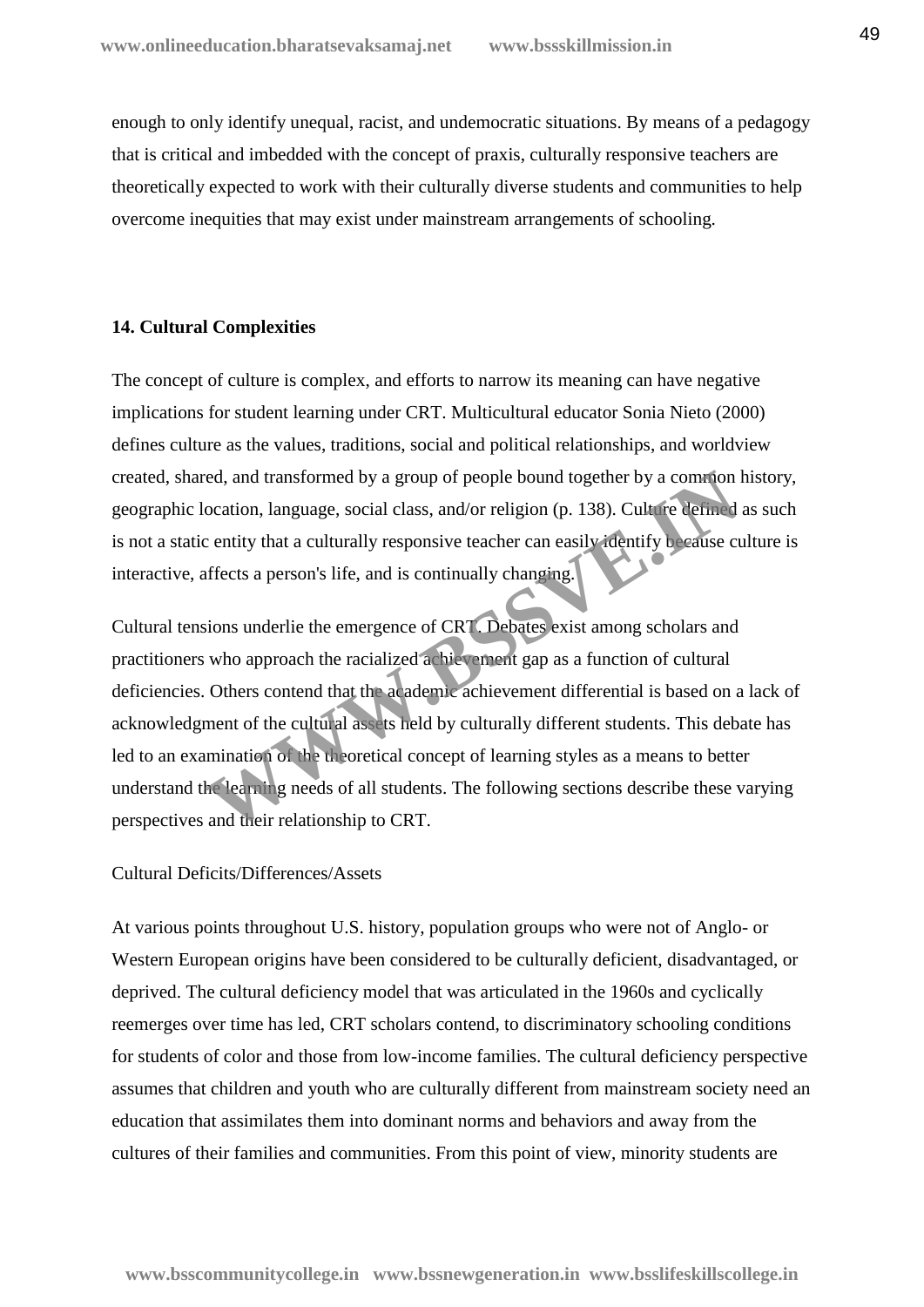enough to only identify unequal, racist, and undemocratic situations. By means of a pedagogy that is critical and imbedded with the concept of praxis, culturally responsive teachers are theoretically expected to work with their culturally diverse students and communities to help overcome inequities that may exist under mainstream arrangements of schooling.

## 14. Cultural Complexities

The concept of culture is complex, and efforts to narrow its meaning can have negative implications for student learning under CRT. Multicultural educator Sonia Nieto (2000) defines culture as the values, traditions, social and political relationships, and worldview created, shared, and transformed by a group of people bound together by a common history, geographic location, language, social class, and/or religion (p. 138). Culture defined as such is not a static entity that a culturally responsive teacher can easily identify because culture is interactive, affects a person's life, and is continually changing.

Cultural tensions underlie the emergence of CRT. Debates exist among scholars and practitioners who approach the racialized achievement gap as a function of cultural deficiencies. Others contend that the academic achievement differential is based on a lack of acknowledgment of the cultural assets held by culturally different students. This debate has led to an examination of the theoretical concept of learning styles as a means to better understand the learning needs of all students. The following sections describe these varying perspectives and their relationship to CRT.

### Cultural Deficits/Differences/Assets

At various points throughout U.S. history, population groups who were not of Anglo- or Western European origins have been considered to be culturally deficient, disadvantaged, or deprived. The cultural deficiency model that was articulated in the 1960s and cyclically reemerges over time has led, CRT scholars contend, to discriminatory schooling conditions for students of color and those from low-income families. The cultural deficiency perspective assumes that children and youth who are culturally different from mainstream society need an education that assimilates them into dominant norms and behaviors and away from the cultures of their families and communities. From this point of view, minority students are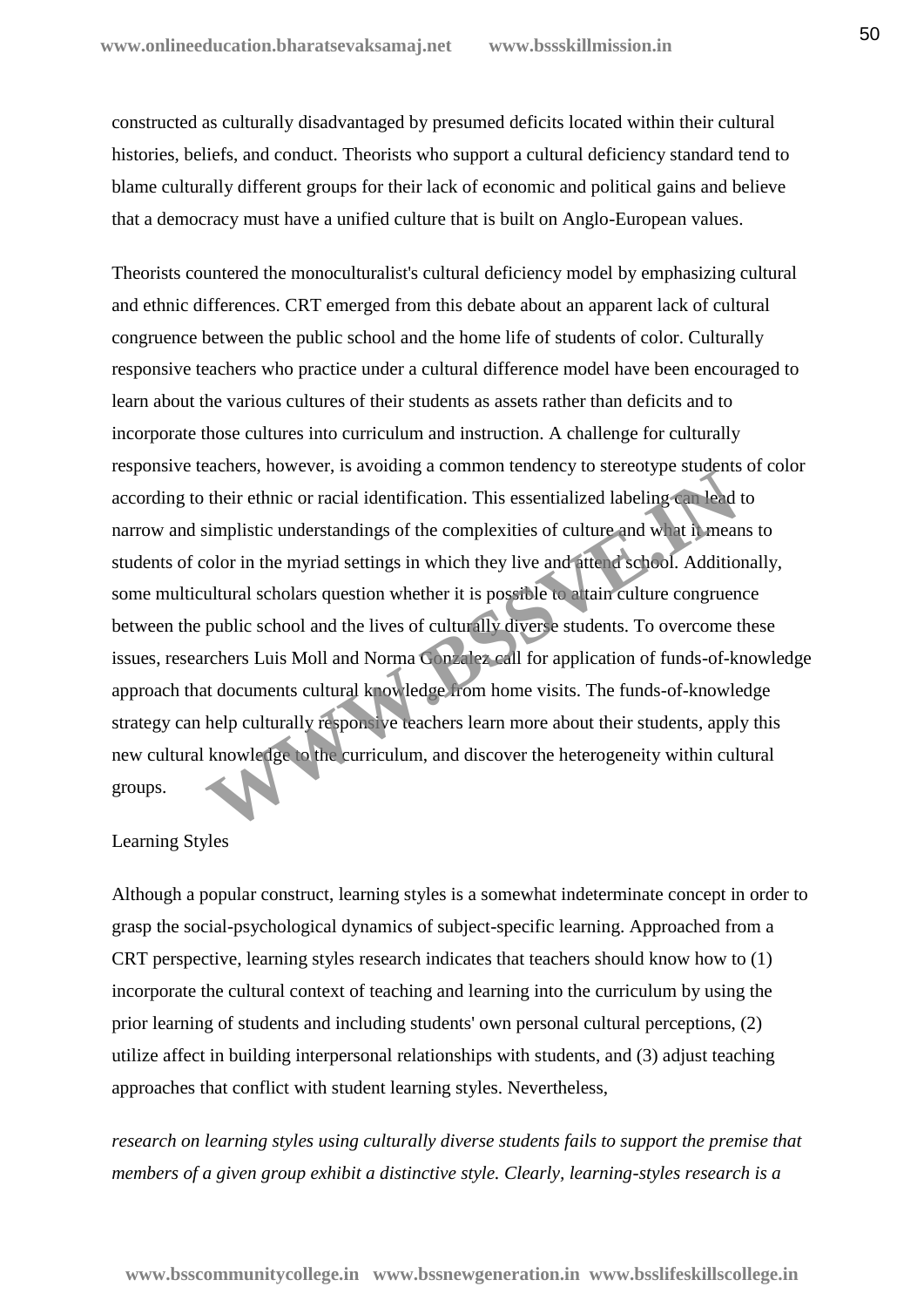constructed as culturally disadvantaged by presumed deficits located within their cultural histories, beliefs, and conduct. Theorists who support a cultural deficiency standard tend to blame culturally different groups for their lack of economic and political gains and believe that a democracy must have a unified culture that is built on Anglo-European values.

Theorists countered the monoculturalist's cultural deficiency model by emphasizing cultural and ethnic differences. CRT emerged from this debate about an apparent lack of cultural congruence between the public school and the home life of students of color. Culturally responsive teachers who practice under a cultural difference model have been encouraged to learn about the various cultures of their students as assets rather than deficits and to incorporate those cultures into curriculum and instruction. A challenge for culturally responsive teachers, however, is avoiding a common tendency to stereotype students of color according to their ethnic or racial identification. This essentialized labeling can lead to narrow and simplistic understandings of the complexities of culture and what it means to students of color in the myriad settings in which they live and attend school. Additionally, some multicultural scholars question whether it is possible to attain culture congruence between the public school and the lives of culturally diverse students. To overcome these issues, researchers Luis Moll and Norma Gonzalez call for application of funds-of-knowledge approach that documents cultural knowledge from home visits. The funds-of-knowledge strategy can help culturally responsive teachers learn more about their students, apply this new cultural knowledge to the curriculum, and discover the heterogeneity within cultural groups.

Learning Styles

Although a popular construct, learning styles is a somewhat indeterminate concept in order to grasp the social-psychological dynamics of subject-specific learning. Approached from a CRT perspective, learning styles research indicates that teachers should know how to (1) incorporate the cultural context of teaching and learning into the curriculum by using the prior learning of students and including students' own personal cultural perceptions, (2) utilize affect in building interpersonal relationships with students, and (3) adjust teaching approaches that conflict with student learning styles. Nevertheless,

*research on learning styles using culturally diverse students fails to support the premise that members of a given group exhibit a distinctive style. Clearly, learning-styles research is a*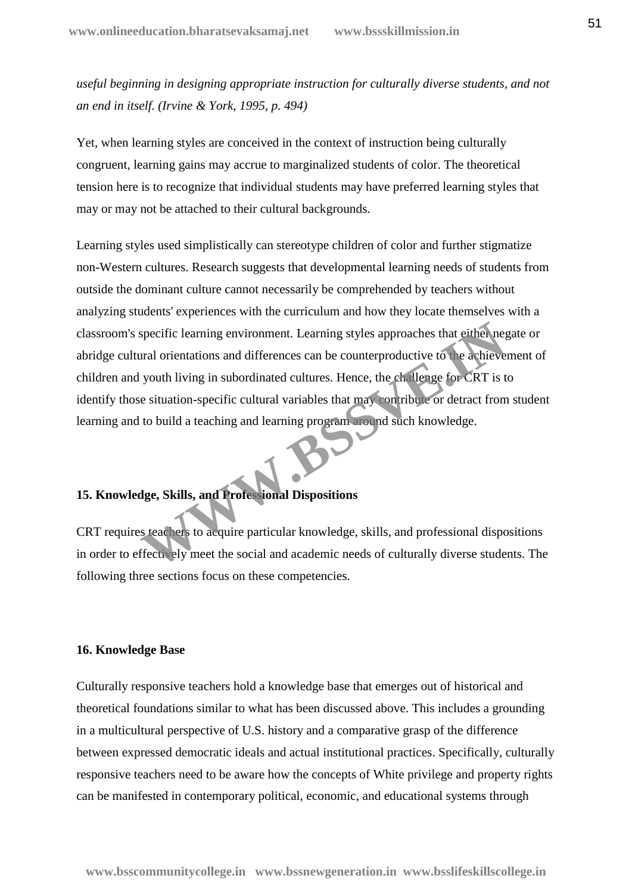*useful beginning in designing appropriate instruction for culturally diverse students, and not an end in itself. (Irvine & York, 1995, p. 494)*

Yet, when learning styles are conceived in the context of instruction being culturally congruent, learning gains may accrue to marginalized students of color. The theoretical tension here is to recognize that individual students may have preferred learning styles that may or may not be attached to their cultural backgrounds.

Learning styles used simplistically can stereotype children of color and further stigmatize non-Western cultures. Research suggests that developmental learning needs of students from outside the dominant culture cannot necessarily be comprehended by teachers without analyzing students' experiences with the curriculum and how they locate themselves with a classroom's specific learning environment. Learning styles approaches that either negate or abridge cultural orientations and differences can be counterproductive to the achievement of children and youth living in subordinated cultures. Hence, the challenge for CRT is to identify those situation-specific cultural variables that may contribute or detract from student learning and to build a teaching and learning program around such knowledge.

## 15. Knowledge, Skills, and Professional Dispositions

CRT requires teachers to acquire particular knowledge, skills, and professional dispositions in order to effectively meet the social and academic needs of culturally diverse students. The following three sections focus on these competencies.

## 16. Knowledge Base

Culturally responsive teachers hold a knowledge base that emerges out of historical and theoretical foundations similar to what has been discussed above. This includes a grounding in a multicultural perspective of U.S. history and a comparative grasp of the difference between expressed democratic ideals and actual institutional practices. Specifically, culturally responsive teachers need to be aware how the concepts of White privilege and property rights can be manifested in contemporary political, economic, and educational systems through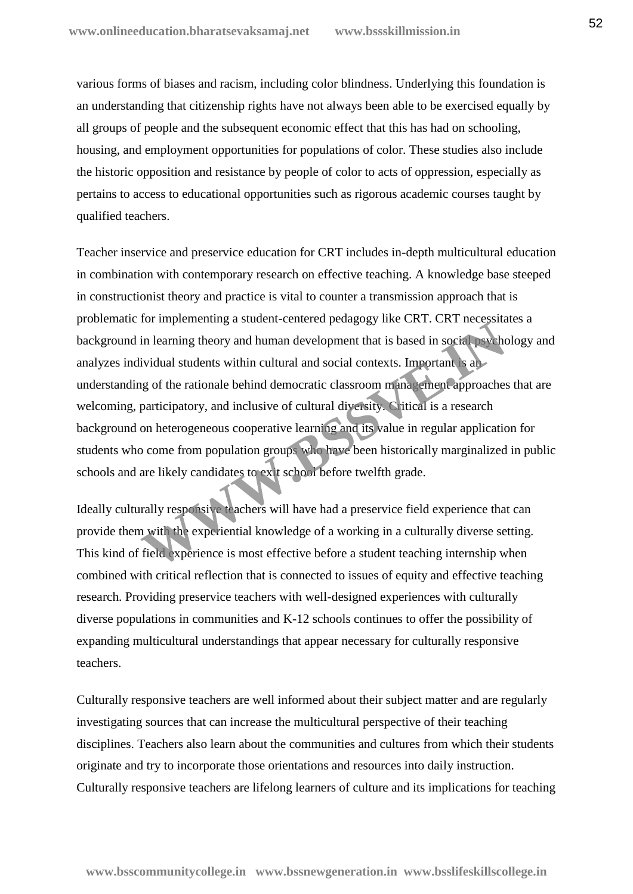various forms of biases and racism, including color blindness. Underlying this foundation is an understanding that citizenship rights have not always been able to be exercised equally by all groups of people and the subsequent economic effect that this has had on schooling, housing, and employment opportunities for populations of color. These studies also include the historic opposition and resistance by people of color to acts of oppression, especially as pertains to access to educational opportunities such as rigorous academic courses taught by qualified teachers.

Teacher inservice and preservice education for CRT includes in-depth multicultural education in combination with contemporary research on effective teaching. A knowledge base steeped in constructionist theory and practice is vital to counter a transmission approach that is problematic for implementing a student-centered pedagogy like CRT. CRT necessitates a background in learning theory and human development that is based in social psychology and analyzes individual students within cultural and social contexts. Important is an understanding of the rationale behind democratic classroom management approaches that are welcoming, participatory, and inclusive of cultural diversity. Critical is a research background on heterogeneous cooperative learning and its value in regular application for students who come from population groups who have been historically marginalized in public schools and are likely candidates to exit school before twelfth grade.

Ideally culturally responsive teachers will have had a preservice field experience that can provide them with the experiential knowledge of a working in a culturally diverse setting. This kind of field experience is most effective before a student teaching internship when combined with critical reflection that is connected to issues of equity and effective teaching research. Providing preservice teachers with well-designed experiences with culturally diverse populations in communities and K-12 schools continues to offer the possibility of expanding multicultural understandings that appear necessary for culturally responsive teachers.

Culturally responsive teachers are well informed about their subject matter and are regularly investigating sources that can increase the multicultural perspective of their teaching disciplines. Teachers also learn about the communities and cultures from which their students originate and try to incorporate those orientations and resources into daily instruction. Culturally responsive teachers are lifelong learners of culture and its implications for teaching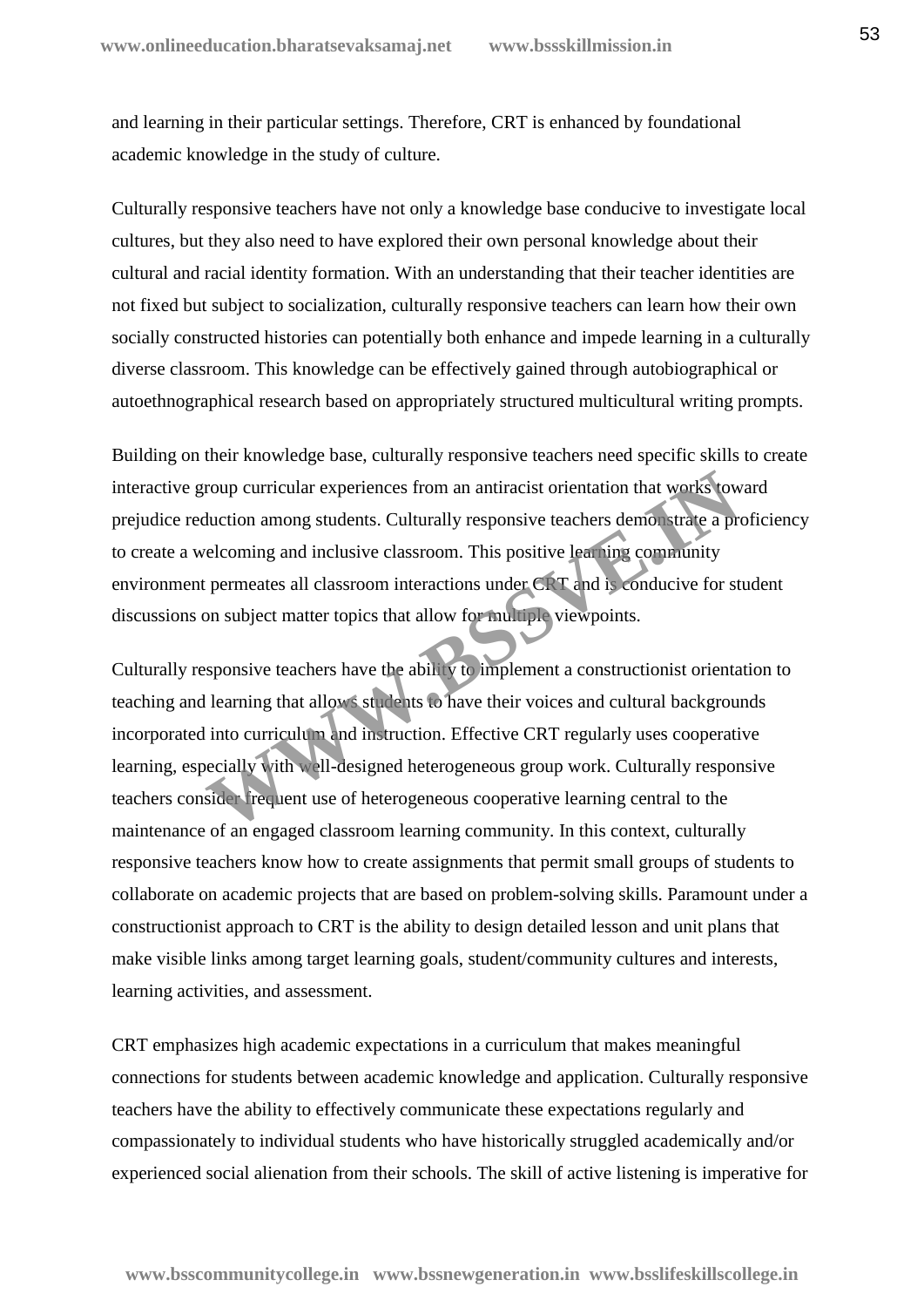and learning in their particular settings. Therefore, CRT is enhanced by foundational academic knowledge in the study of culture.

Culturally responsive teachers have not only a knowledge base conducive to investigate local cultures, but they also need to have explored their own personal knowledge about their cultural and racial identity formation. With an understanding that their teacher identities are not fixed but subject to socialization, culturally responsive teachers can learn how their own socially constructed histories can potentially both enhance and impede learning in a culturally diverse classroom. This knowledge can be effectively gained through autobiographical or autoethnographical research based on appropriately structured multicultural writing prompts.

Building on their knowledge base, culturally responsive teachers need specific skills to create interactive group curricular experiences from an antiracist orientation that works toward prejudice reduction among students. Culturally responsive teachers demonstrate a proficiency to create a welcoming and inclusive classroom. This positive learning community environment permeates all classroom interactions under CRT and is conducive for student discussions on subject matter topics that allow for multiple viewpoints.

Culturally responsive teachers have the ability to implement a constructionist orientation to teaching and learning that allows students to have their voices and cultural backgrounds incorporated into curriculum and instruction. Effective CRT regularly uses cooperative learning, especially with well-designed heterogeneous group work. Culturally responsive teachers consider frequent use of heterogeneous cooperative learning central to the maintenance of an engaged classroom learning community. In this context, culturally responsive teachers know how to create assignments that permit small groups of students to collaborate on academic projects that are based on problem-solving skills. Paramount under a constructionist approach to CRT is the ability to design detailed lesson and unit plans that make visible links among target learning goals, student/community cultures and interests, learning activities, and assessment.

CRT emphasizes high academic expectations in a curriculum that makes meaningful connections for students between academic knowledge and application. Culturally responsive teachers have the ability to effectively communicate these expectations regularly and compassionately to individual students who have historically struggled academically and/or experienced social alienation from their schools. The skill of active listening is imperative for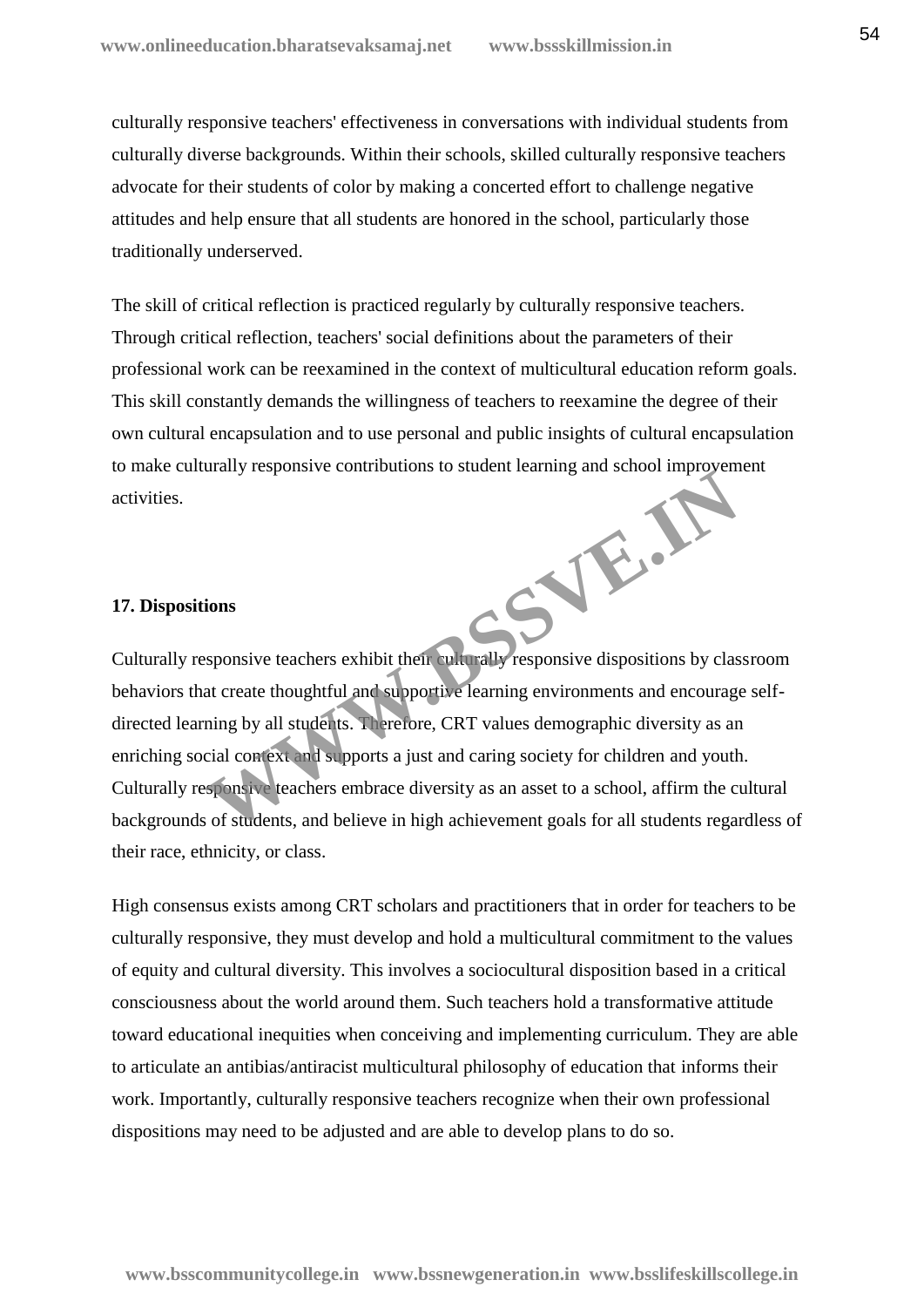culturally responsive teachers' effectiveness in conversations with individual students from culturally diverse backgrounds. Within their schools, skilled culturally responsive teachers advocate for their students of color by making a concerted effort to challenge negative attitudes and help ensure that all students are honored in the school, particularly those traditionally underserved.

The skill of critical reflection is practiced regularly by culturally responsive teachers. Through critical reflection, teachers' social definitions about the parameters of their professional work can be reexamined in the context of multicultural education reform goals. This skill constantly demands the willingness of teachers to reexamine the degree of their own cultural encapsulation and to use personal and public insights of cultural encapsulation to make culturally responsive contributions to student learning and school improvement activities.

**17. Dispositions**

Culturally responsive teachers exhibit their culturally responsive dispositions by classroom behaviors that create thoughtful and supportive learning environments and encourage self-directed learning by all students. Therefore, CRT values demographic diversity as an enriching social context and supports a just and caring society for children and youth. Culturally responsive teachers embrace diversity as an asset to a school, affirm the cultural backgrounds of students, and believe in high achievement goals for all students regardless of their race, ethnicity, or class.

High consensus exists among CRT scholars and practitioners that in order for teachers to be culturally responsive, they must develop and hold a multicultural commitment to the values of equity and cultural diversity. This involves a sociocultural disposition based in a critical consciousness about the world around them. Such teachers hold a transformative attitude toward educational inequities when conceiving and implementing curriculum. They are able to articulate an antibias/antiracist multicultural philosophy of education that informs their work. Importantly, culturally responsive teachers recognize when their own professional dispositions may need to be adjusted and are able to develop plans to do so.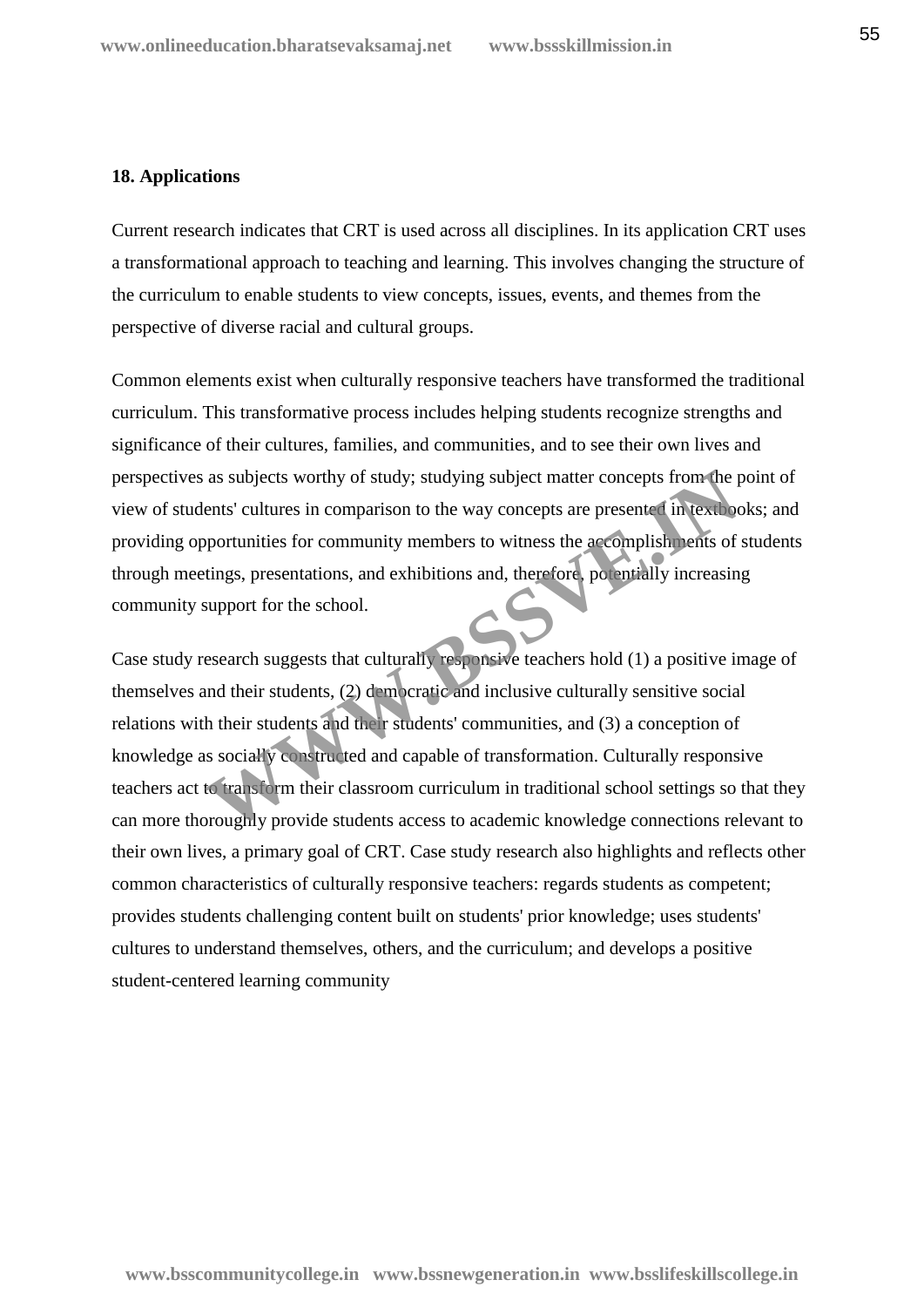## 18. Applications

Current research indicates that CRT is used across all disciplines. In its application CRT uses a transformational approach to teaching and learning. This involves changing the structure of the curriculum to enable students to view concepts, issues, events, and themes from the perspective of diverse racial and cultural groups.

Common elements exist when culturally responsive teachers have transformed the traditional curriculum. This transformative process includes helping students recognize strengths and significance of their cultures, families, and communities, and to see their own lives and perspectives as subjects worthy of study; studying subject matter concepts from the point of view of students' cultures in comparison to the way concepts are presented in textbooks; and providing opportunities for community members to witness the accomplishments of students through meetings, presentations, and exhibitions and, therefore, potentially increasing community support for the school.

Case study research suggests that culturally responsive teachers hold (1) a positive image of themselves and their students, (2) democratic and inclusive culturally sensitive social relations with their students and their students' communities, and (3) a conception of knowledge as socially constructed and capable of transformation. Culturally responsive teachers act to transform their classroom curriculum in traditional school settings so that they can more thoroughly provide students access to academic knowledge connections relevant to their own lives, a primary goal of CRT. Case study research also highlights and reflects other common characteristics of culturally responsive teachers: regards students as competent; provides students challenging content built on students' prior knowledge; uses students' cultures to understand themselves, others, and the curriculum; and develops a positive student-centered learning community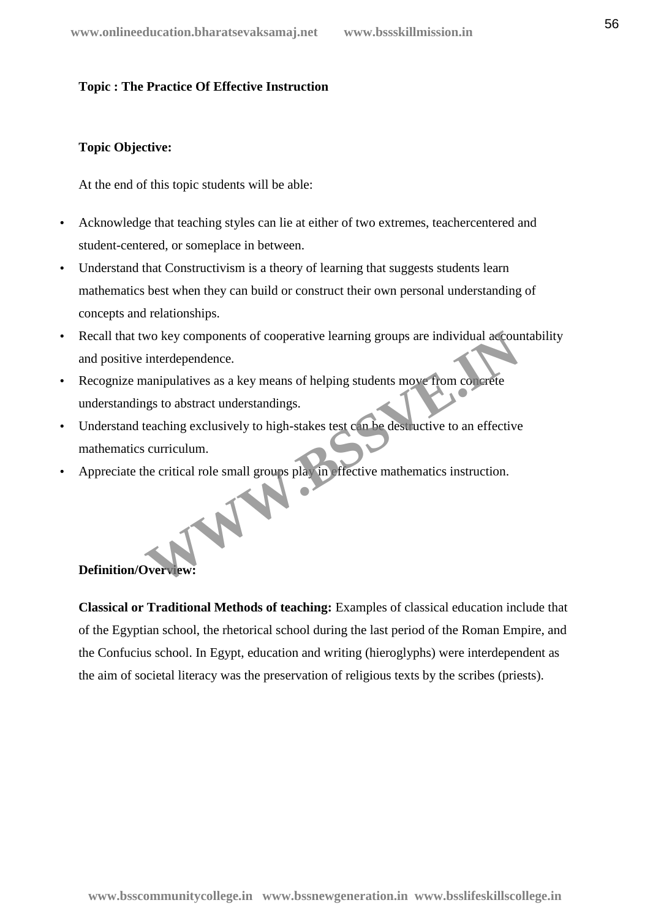**Topic : The Practice Of Effective Instruction**

**Topic Objective:**

At the end of this topic students will be able:

- Acknowledge that teaching styles can lie at either of two extremes, teachercentered and student-centered, or someplace in between.
- Understand that Constructivism is a theory of learning that suggests students learn mathematics best when they can build or construct their own personal understanding of concepts and relationships.
- Recall that two key components of cooperative learning groups are individual accountability and positive interdependence.
- Recognize manipulatives as a key means of helping students move from concrete understandings to abstract understandings.
- Understand teaching exclusively to high-stakes test can be destructive to an effective mathematics curriculum.
- Appreciate the critical role small groups play in effective mathematics instruction.

**Definition/Overview:**

**Classical or Traditional Methods of teaching:** Examples of classical education include that of the Egyptian school, the rhetorical school during the last period of the Roman Empire, and the Confucius school. In Egypt, education and writing (hieroglyphs) were interdependent as the aim of societal literacy was the preservation of religious texts by the scribes (priests).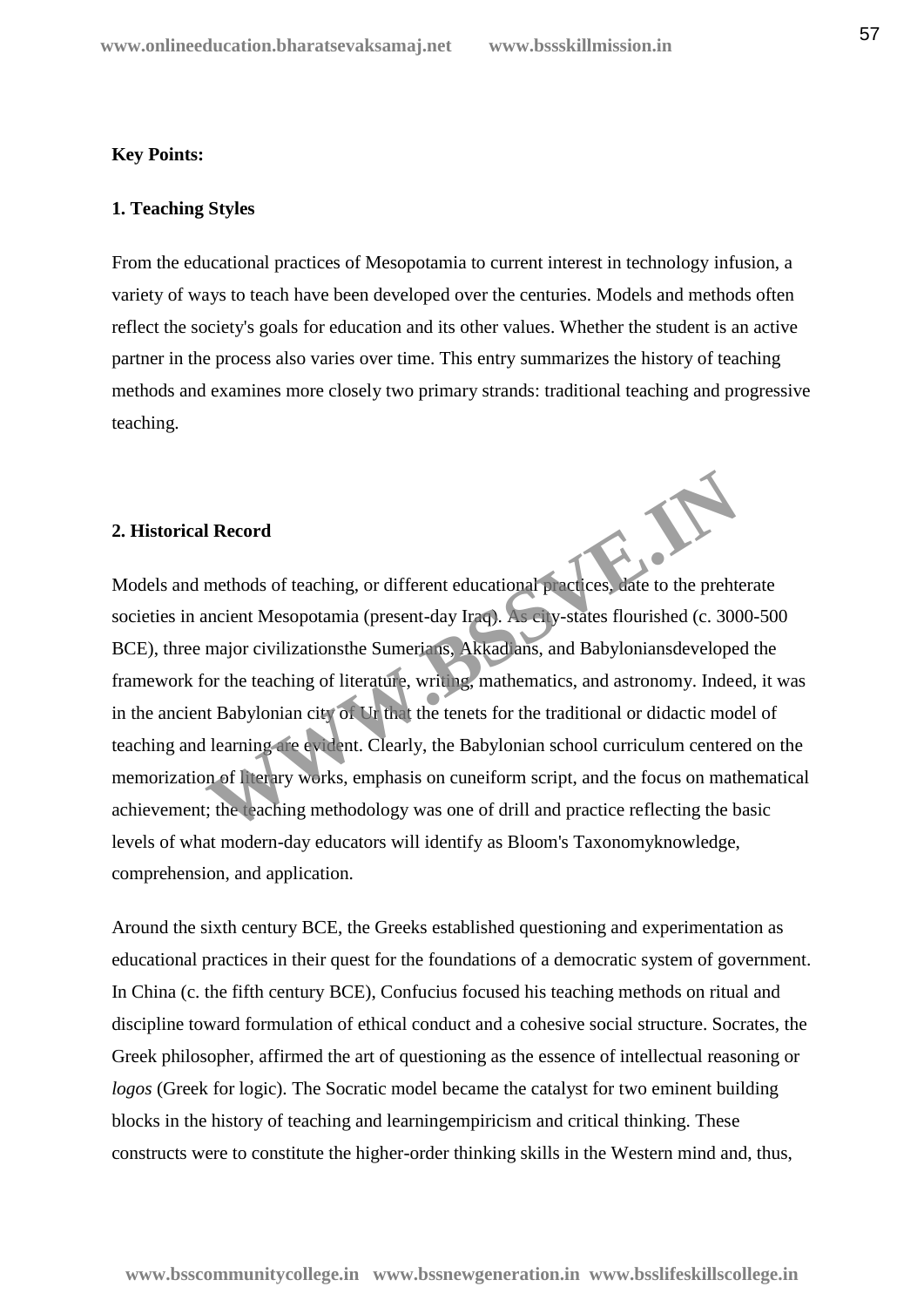**Key Points:**

**1. Teaching Styles**

From the educational practices of Mesopotamia to current interest in technology infusion, a variety of ways to teach have been developed over the centuries. Models and methods often reflect the society's goals for education and its other values. Whether the student is an active partner in the process also varies over time. This entry summarizes the history of teaching methods and examines more closely two primary strands: traditional teaching and progressive teaching.

**2. Historical Record**

Models and methods of teaching, or different educational practices, date to the prehterate societies in ancient Mesopotamia (present-day Iraq). As city-states flourished (c. 3000-500 BCE), three major civilizationsthe Sumerians, Akkadians, and Babyloniansdeveloped the framework for the teaching of literature, writing, mathematics, and astronomy. Indeed, it was in the ancient Babylonian city of Ur that the tenets for the traditional or didactic model of teaching and learning are evident. Clearly, the Babylonian school curriculum centered on the memorization of literary works, emphasis on cuneiform script, and the focus on mathematical achievement; the teaching methodology was one of drill and practice reflecting the basic levels of what modern-day educators will identify as Bloom's Taxonomyknowledge, comprehension, and application.

Around the sixth century BCE, the Greeks established questioning and experimentation as educational practices in their quest for the foundations of a democratic system of government. In China (c. the fifth century BCE), Confucius focused his teaching methods on ritual and discipline toward formulation of ethical conduct and a cohesive social structure. Socrates, the Greek philosopher, affirmed the art of questioning as the essence of intellectual reasoning or *logos* (Greek for logic). The Socratic model became the catalyst for two eminent building blocks in the history of teaching and learningempiricism and critical thinking. These constructs were to constitute the higher-order thinking skills in the Western mind and, thus,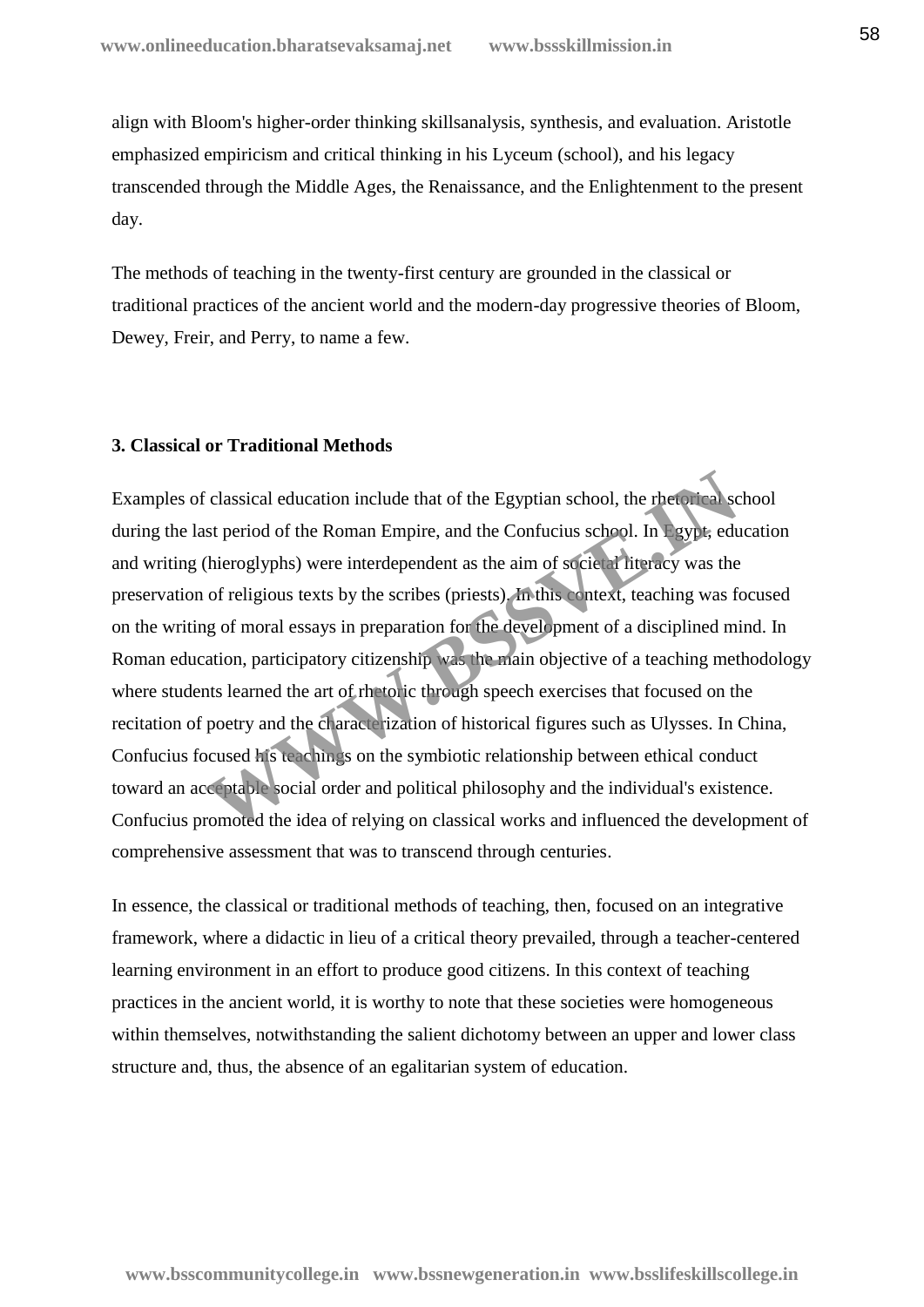align with Bloom's higher-order thinking skillsanalysis, synthesis, and evaluation. Aristotle emphasized empiricism and critical thinking in his Lyceum (school), and his legacy transcended through the Middle Ages, the Renaissance, and the Enlightenment to the present day.

The methods of teaching in the twenty-first century are grounded in the classical or traditional practices of the ancient world and the modern-day progressive theories of Bloom, Dewey, Freir, and Perry, to name a few.

### 3. Classical or Traditional Methods

Examples of classical education include that of the Egyptian school, the rhetorical school during the last period of the Roman Empire, and the Confucius school. In Egypt, education and writing (hieroglyphs) were interdependent as the aim of societal literacy was the preservation of religious texts by the scribes (priests). In this context, teaching was focused on the writing of moral essays in preparation for the development of a disciplined mind. In Roman education, participatory citizenship was the main objective of a teaching methodology where students learned the art of rhetoric through speech exercises that focused on the recitation of poetry and the characterization of historical figures such as Ulysses. In China, Confucius focused his teachings on the symbiotic relationship between ethical conduct toward an acceptable social order and political philosophy and the individual's existence. Confucius promoted the idea of relying on classical works and influenced the development of comprehensive assessment that was to transcend through centuries.

In essence, the classical or traditional methods of teaching, then, focused on an integrative framework, where a didactic in lieu of a critical theory prevailed, through a teacher-centered learning environment in an effort to produce good citizens. In this context of teaching practices in the ancient world, it is worthy to note that these societies were homogeneous within themselves, notwithstanding the salient dichotomy between an upper and lower class structure and, thus, the absence of an egalitarian system of education.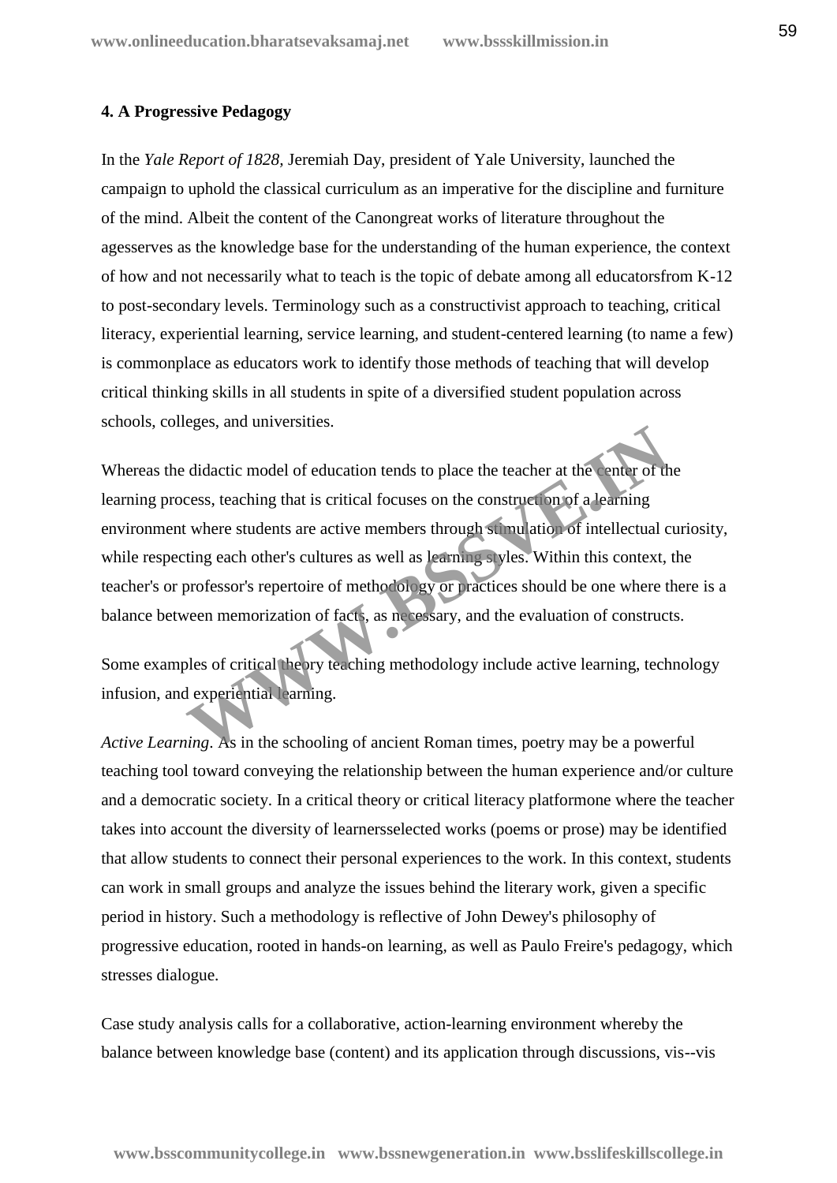### 4. A Progressive Pedagogy

In the *Yale Report of 1828*, Jeremiah Day, president of Yale University, launched the campaign to uphold the classical curriculum as an imperative for the discipline and furniture of the mind. Albeit the content of the Canongreat works of literature throughout the agesserves as the knowledge base for the understanding of the human experience, the context of how and not necessarily what to teach is the topic of debate among all educatorsfrom K-12 to post-secondary levels. Terminology such as a constructivist approach to teaching, critical literacy, experiential learning, service learning, and student-centered learning (to name a few) is commonplace as educators work to identify those methods of teaching that will develop critical thinking skills in all students in spite of a diversified student population across schools, colleges, and universities.

Whereas the didactic model of education tends to place the teacher at the center of the learning process, teaching that is critical focuses on the construction of a learning environment where students are active members through stimulation of intellectual curiosity, while respecting each other's cultures as well as learning styles. Within this context, the teacher's or professor's repertoire of methodology or practices should be one where there is a balance between memorization of facts, as necessary, and the evaluation of constructs.

Some examples of critical theory teaching methodology include active learning, technology infusion, and experiential learning.

*Active Learning*. As in the schooling of ancient Roman times, poetry may be a powerful teaching tool toward conveying the relationship between the human experience and/or culture and a democratic society. In a critical theory or critical literacy platformone where the teacher takes into account the diversity of learnersselected works (poems or prose) may be identified that allow students to connect their personal experiences to the work. In this context, students can work in small groups and analyze the issues behind the literary work, given a specific period in history. Such a methodology is reflective of John Dewey's philosophy of progressive education, rooted in hands-on learning, as well as Paulo Freire's pedagogy, which stresses dialogue.

Case study analysis calls for a collaborative, action-learning environment whereby the balance between knowledge base (content) and its application through discussions, vis--vis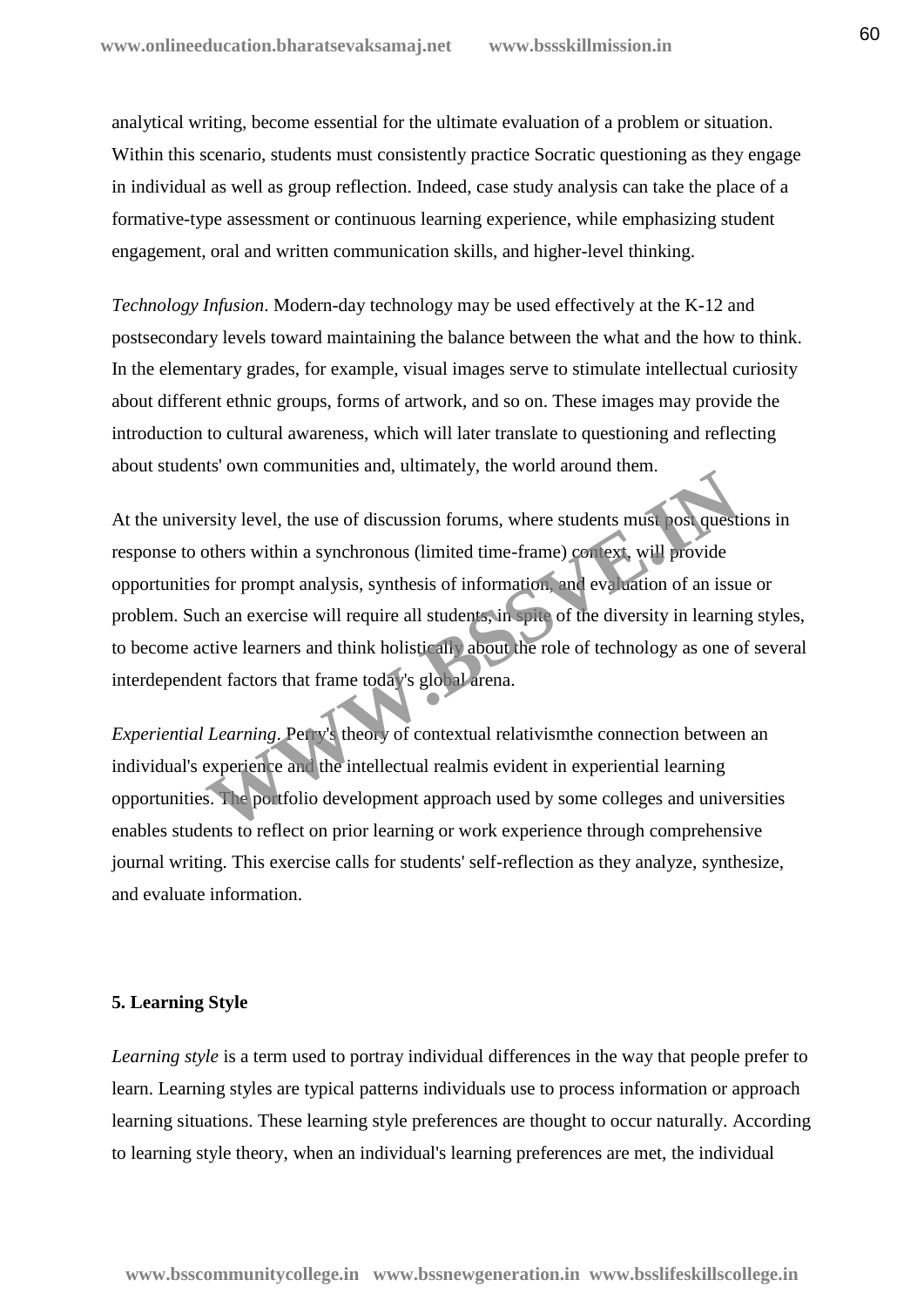analytical writing, become essential for the ultimate evaluation of a problem or situation. Within this scenario, students must consistently practice Socratic questioning as they engage in individual as well as group reflection. Indeed, case study analysis can take the place of a formative-type assessment or continuous learning experience, while emphasizing student engagement, oral and written communication skills, and higher-level thinking.

*Technology Infusion*. Modern-day technology may be used effectively at the K-12 and postsecondary levels toward maintaining the balance between the what and the how to think. In the elementary grades, for example, visual images serve to stimulate intellectual curiosity about different ethnic groups, forms of artwork, and so on. These images may provide the introduction to cultural awareness, which will later translate to questioning and reflecting about students' own communities and, ultimately, the world around them.

At the university level, the use of discussion forums, where students must post questions in response to others within a synchronous (limited time-frame) context, will provide opportunities for prompt analysis, synthesis of information, and evaluation of an issue or problem. Such an exercise will require all students, in spite of the diversity in learning styles, to become active learners and think holistically about the role of technology as one of several interdependent factors that frame today's global arena.

*Experiential Learning*. Perry's theory of contextual relativismthe connection between an individual's experience and the intellectual realmis evident in experiential learning opportunities. The portfolio development approach used by some colleges and universities enables students to reflect on prior learning or work experience through comprehensive journal writing. This exercise calls for students' self-reflection as they analyze, synthesize, and evaluate information.

**5. Learning Style**

*Learning style* is a term used to portray individual differences in the way that people prefer to learn. Learning styles are typical patterns individuals use to process information or approach learning situations. These learning style preferences are thought to occur naturally. According to learning style theory, when an individual's learning preferences are met, the individual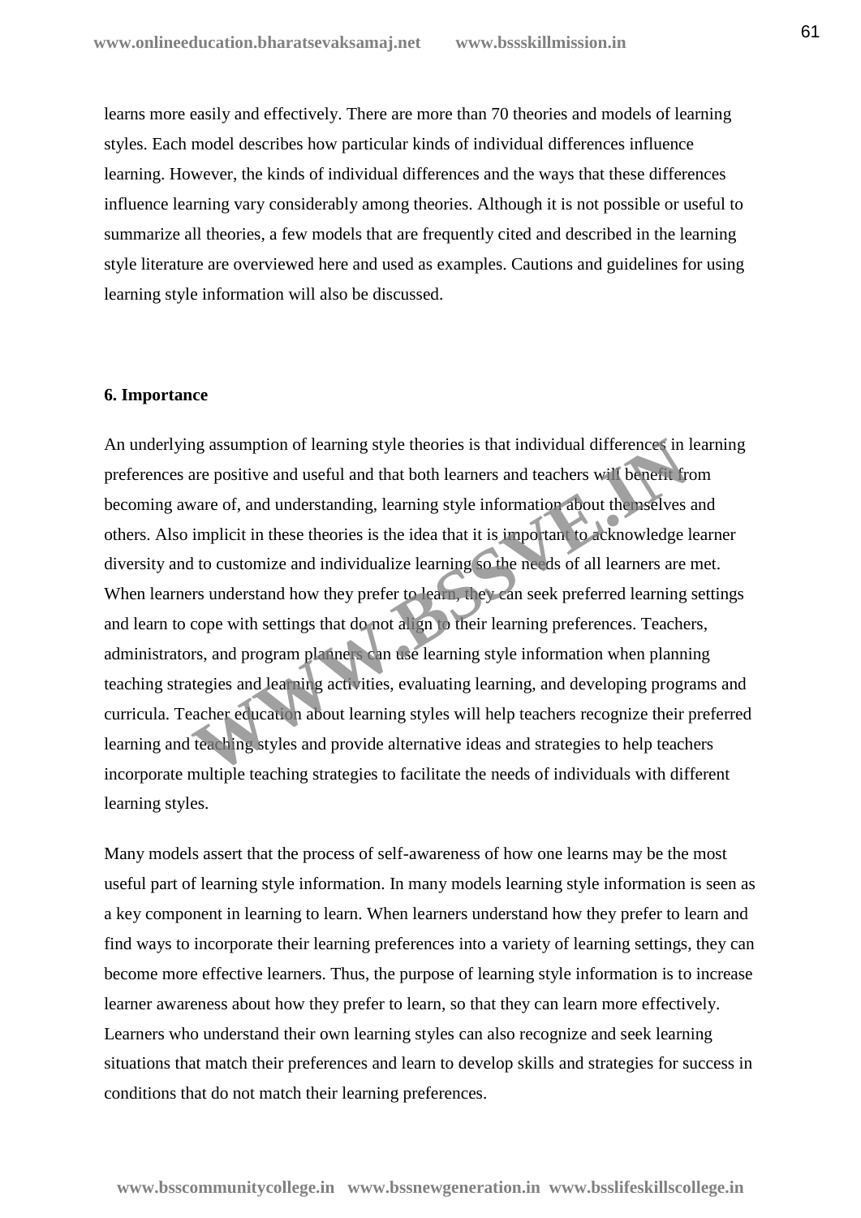learns more easily and effectively. There are more than 70 theories and models of learning styles. Each model describes how particular kinds of individual differences influence learning. However, the kinds of individual differences and the ways that these differences influence learning vary considerably among theories. Although it is not possible or useful to summarize all theories, a few models that are frequently cited and described in the learning style literature are overviewed here and used as examples. Cautions and guidelines for using learning style information will also be discussed.

## 6. Importance

An underlying assumption of learning style theories is that individual differences in learning preferences are positive and useful and that both learners and teachers will benefit from becoming aware of, and understanding, learning style information about themselves and others. Also implicit in these theories is the idea that it is important to acknowledge learner diversity and to customize and individualize learning so the needs of all learners are met. When learners understand how they prefer to learn, they can seek preferred learning settings and learn to cope with settings that do not align to their learning preferences. Teachers, administrators, and program planners can use learning style information when planning teaching strategies and learning activities, evaluating learning, and developing programs and curricula. Teacher education about learning styles will help teachers recognize their preferred learning and teaching styles and provide alternative ideas and strategies to help teachers incorporate multiple teaching strategies to facilitate the needs of individuals with different learning styles.

Many models assert that the process of self-awareness of how one learns may be the most useful part of learning style information. In many models learning style information is seen as a key component in learning to learn. When learners understand how they prefer to learn and find ways to incorporate their learning preferences into a variety of learning settings, they can become more effective learners. Thus, the purpose of learning style information is to increase learner awareness about how they prefer to learn, so that they can learn more effectively. Learners who understand their own learning styles can also recognize and seek learning situations that match their preferences and learn to develop skills and strategies for success in conditions that do not match their learning preferences.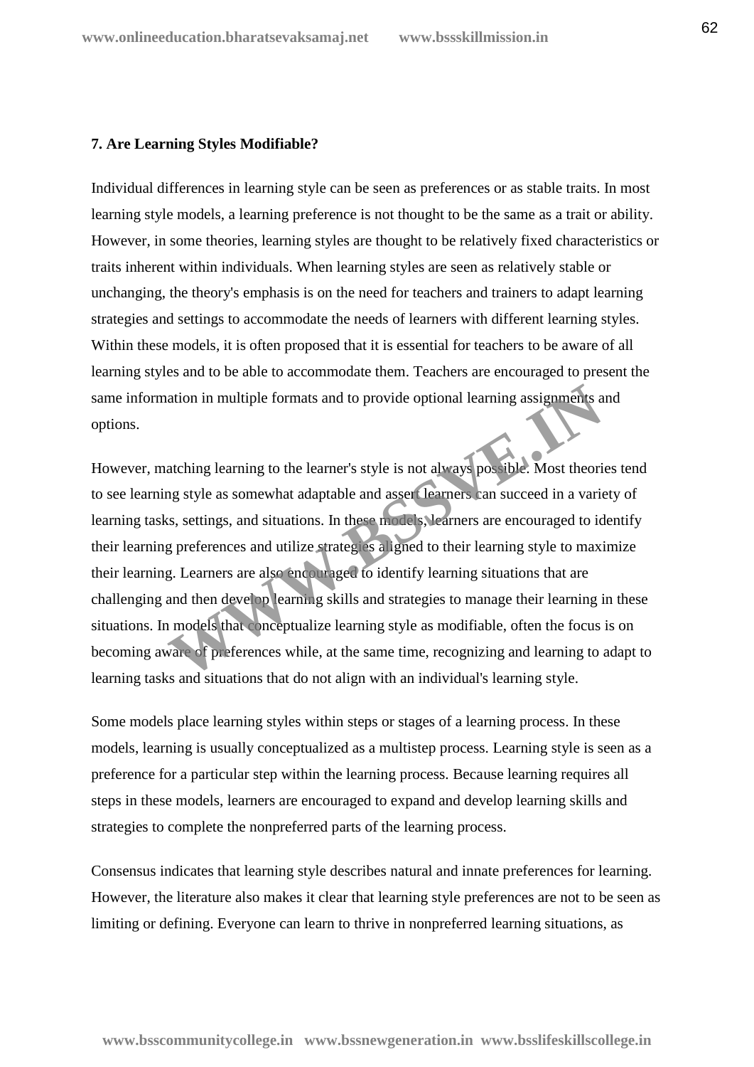**7. Are Learning Styles Modifiable?**

Individual differences in learning style can be seen as preferences or as stable traits. In most learning style models, a learning preference is not thought to be the same as a trait or ability. However, in some theories, learning styles are thought to be relatively fixed characteristics or traits inherent within individuals. When learning styles are seen as relatively stable or unchanging, the theory's emphasis is on the need for teachers and trainers to adapt learning strategies and settings to accommodate the needs of learners with different learning styles. Within these models, it is often proposed that it is essential for teachers to be aware of all learning styles and to be able to accommodate them. Teachers are encouraged to present the same information in multiple formats and to provide optional learning assignments and options.

However, matching learning to the learner's style is not always possible. Most theories tend to see learning style as somewhat adaptable and assert learners can succeed in a variety of learning tasks, settings, and situations. In these models, learners are encouraged to identify their learning preferences and utilize strategies aligned to their learning style to maximize their learning. Learners are also encouraged to identify learning situations that are challenging and then develop learning skills and strategies to manage their learning in these situations. In models that conceptualize learning style as modifiable, often the focus is on becoming aware of preferences while, at the same time, recognizing and learning to adapt to learning tasks and situations that do not align with an individual's learning style.

Some models place learning styles within steps or stages of a learning process. In these models, learning is usually conceptualized as a multistep process. Learning style is seen as a preference for a particular step within the learning process. Because learning requires all steps in these models, learners are encouraged to expand and develop learning skills and strategies to complete the nonpreferred parts of the learning process.

Consensus indicates that learning style describes natural and innate preferences for learning. However, the literature also makes it clear that learning style preferences are not to be seen as limiting or defining. Everyone can learn to thrive in nonpreferred learning situations, as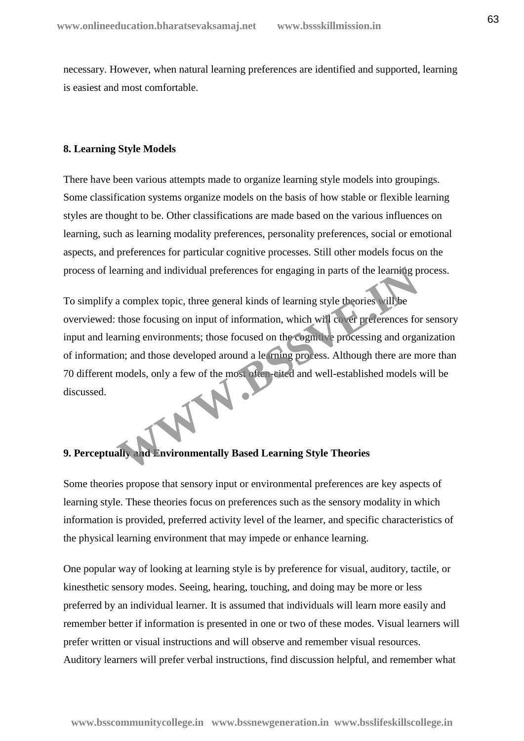necessary. However, when natural learning preferences are identified and supported, learning is easiest and most comfortable.

**8. Learning Style Models**

There have been various attempts made to organize learning style models into groupings. Some classification systems organize models on the basis of how stable or flexible learning styles are thought to be. Other classifications are made based on the various influences on learning, such as learning modality preferences, personality preferences, social or emotional aspects, and preferences for particular cognitive processes. Still other models focus on the process of learning and individual preferences for engaging in parts of the learning process.

To simplify a complex topic, three general kinds of learning style theories will be overviewed: those focusing on input of information, which will cover preferences for sensory input and learning environments; those focused on the cognitive processing and organization of information; and those developed around a learning process. Although there are more than 70 different models, only a few of the most often-cited and well-established models will be discussed.

**9. Perceptually and Environmentally Based Learning Style Theories**

Some theories propose that sensory input or environmental preferences are key aspects of learning style. These theories focus on preferences such as the sensory modality in which information is provided, preferred activity level of the learner, and specific characteristics of the physical learning environment that may impede or enhance learning.

One popular way of looking at learning style is by preference for visual, auditory, tactile, or kinesthetic sensory modes. Seeing, hearing, touching, and doing may be more or less preferred by an individual learner. It is assumed that individuals will learn more easily and remember better if information is presented in one or two of these modes. Visual learners will prefer written or visual instructions and will observe and remember visual resources. Auditory learners will prefer verbal instructions, find discussion helpful, and remember what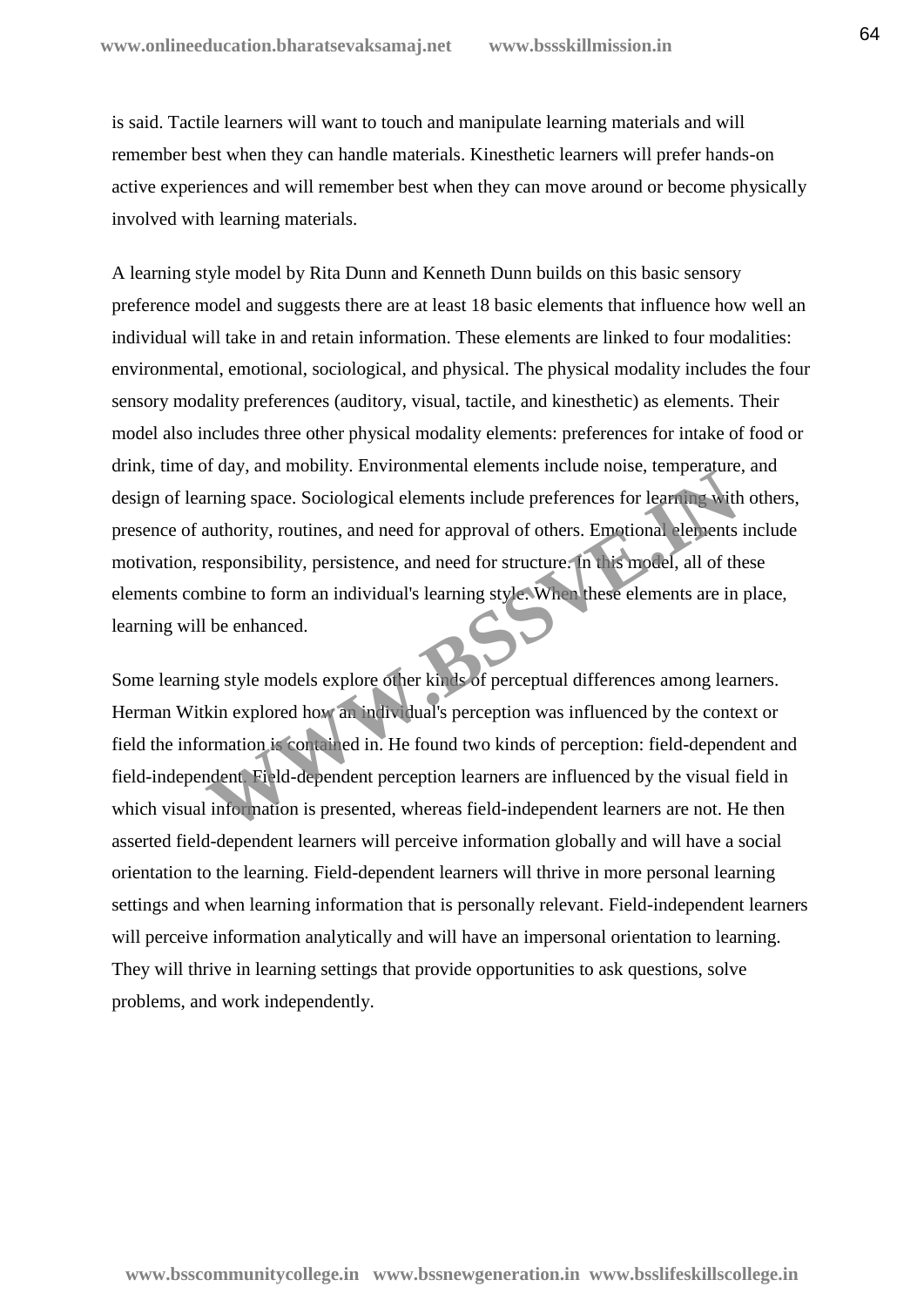is said. Tactile learners will want to touch and manipulate learning materials and will remember best when they can handle materials. Kinesthetic learners will prefer hands-on active experiences and will remember best when they can move around or become physically involved with learning materials.

A learning style model by Rita Dunn and Kenneth Dunn builds on this basic sensory preference model and suggests there are at least 18 basic elements that influence how well an individual will take in and retain information. These elements are linked to four modalities: environmental, emotional, sociological, and physical. The physical modality includes the four sensory modality preferences (auditory, visual, tactile, and kinesthetic) as elements. Their model also includes three other physical modality elements: preferences for intake of food or drink, time of day, and mobility. Environmental elements include noise, temperature, and design of learning space. Sociological elements include preferences for learning with others, presence of authority, routines, and need for approval of others. Emotional elements include motivation, responsibility, persistence, and need for structure. In this model, all of these elements combine to form an individual's learning style. When these elements are in place, learning will be enhanced.

Some learning style models explore other kinds of perceptual differences among learners. Herman Witkin explored how an individual's perception was influenced by the context or field the information is contained in. He found two kinds of perception: field-dependent and field-independent. Field-dependent perception learners are influenced by the visual field in which visual information is presented, whereas field-independent learners are not. He then asserted field-dependent learners will perceive information globally and will have a social orientation to the learning. Field-dependent learners will thrive in more personal learning settings and when learning information that is personally relevant. Field-independent learners will perceive information analytically and will have an impersonal orientation to learning. They will thrive in learning settings that provide opportunities to ask questions, solve problems, and work independently.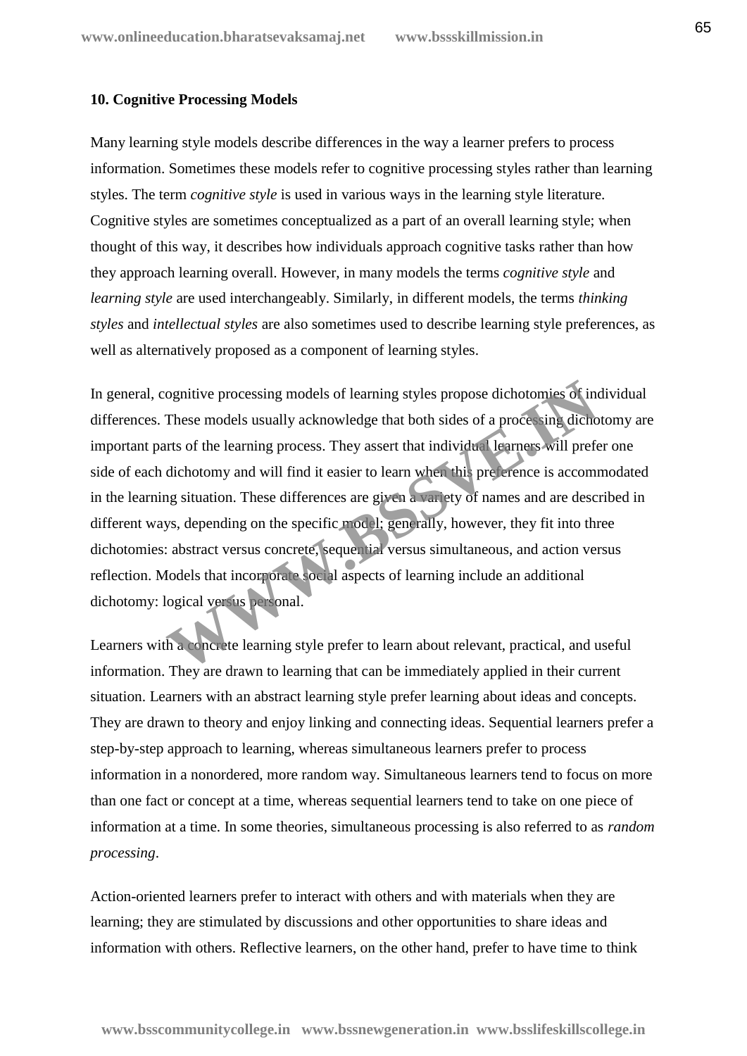**10. Cognitive Processing Models**

Many learning style models describe differences in the way a learner prefers to process information. Sometimes these models refer to cognitive processing styles rather than learning styles. The term *cognitive style* is used in various ways in the learning style literature. Cognitive styles are sometimes conceptualized as a part of an overall learning style; when thought of this way, it describes how individuals approach cognitive tasks rather than how they approach learning overall. However, in many models the terms *cognitive style* and *learning style* are used interchangeably. Similarly, in different models, the terms *thinking styles* and *intellectual styles* are also sometimes used to describe learning style preferences, as well as alternatively proposed as a component of learning styles.

In general, cognitive processing models of learning styles propose dichotomies of individual differences. These models usually acknowledge that both sides of a processing dichotomy are important parts of the learning process. They assert that individual learners will prefer one side of each dichotomy and will find it easier to learn when this preference is accommodated in the learning situation. These differences are given a variety of names and are described in different ways, depending on the specific model; generally, however, they fit into three dichotomies: abstract versus concrete, sequential versus simultaneous, and action versus reflection. Models that incorporate social aspects of learning include an additional dichotomy: logical versus personal.

Learners with a concrete learning style prefer to learn about relevant, practical, and useful information. They are drawn to learning that can be immediately applied in their current situation. Learners with an abstract learning style prefer learning about ideas and concepts. They are drawn to theory and enjoy linking and connecting ideas. Sequential learners prefer a step-by-step approach to learning, whereas simultaneous learners prefer to process information in a nonordered, more random way. Simultaneous learners tend to focus on more than one fact or concept at a time, whereas sequential learners tend to take on one piece of information at a time. In some theories, simultaneous processing is also referred to as *random processing*.

Action-oriented learners prefer to interact with others and with materials when they are learning; they are stimulated by discussions and other opportunities to share ideas and information with others. Reflective learners, on the other hand, prefer to have time to think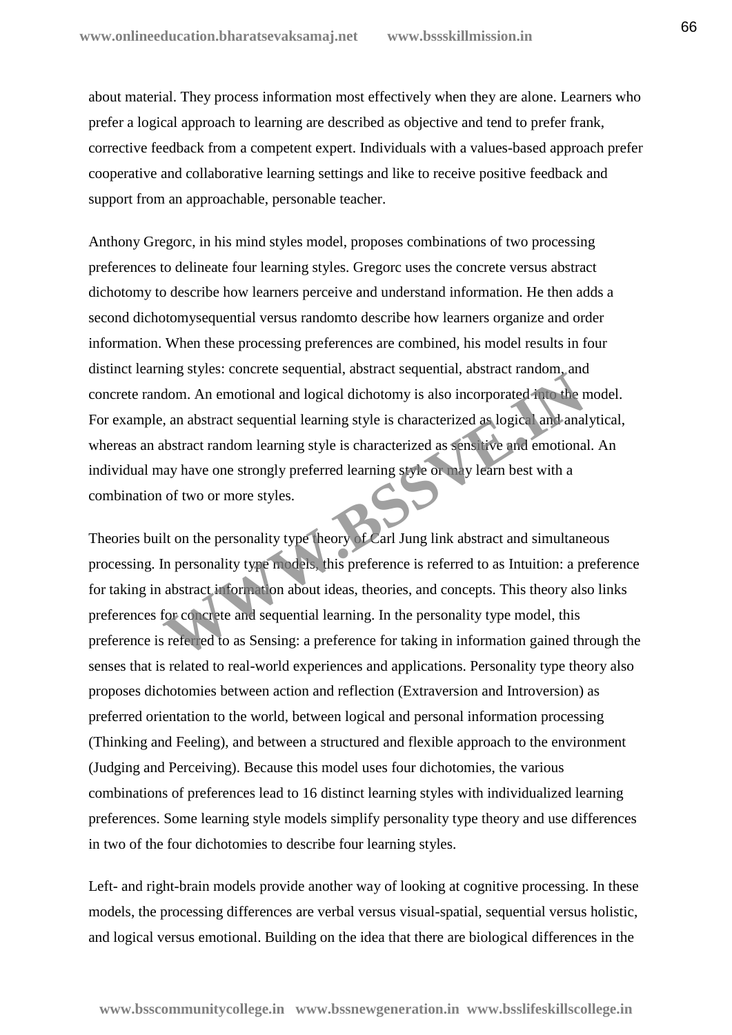about material. They process information most effectively when they are alone. Learners who prefer a logical approach to learning are described as objective and tend to prefer frank, corrective feedback from a competent expert. Individuals with a values-based approach prefer cooperative and collaborative learning settings and like to receive positive feedback and support from an approachable, personable teacher.

Anthony Gregorc, in his mind styles model, proposes combinations of two processing preferences to delineate four learning styles. Gregorc uses the concrete versus abstract dichotomy to describe how learners perceive and understand information. He then adds a second dichotomysequential versus randomto describe how learners organize and order information. When these processing preferences are combined, his model results in four distinct learning styles: concrete sequential, abstract sequential, abstract random, and concrete random. An emotional and logical dichotomy is also incorporated into the model. For example, an abstract sequential learning style is characterized as logical and analytical, whereas an abstract random learning style is characterized as sensitive and emotional. An individual may have one strongly preferred learning style or may learn best with a combination of two or more styles.

Theories built on the personality type theory of Carl Jung link abstract and simultaneous processing. In personality type models, this preference is referred to as Intuition: a preference for taking in abstract information about ideas, theories, and concepts. This theory also links preferences for concrete and sequential learning. In the personality type model, this preference is referred to as Sensing: a preference for taking in information gained through the senses that is related to real-world experiences and applications. Personality type theory also proposes dichotomies between action and reflection (Extraversion and Introversion) as preferred orientation to the world, between logical and personal information processing (Thinking and Feeling), and between a structured and flexible approach to the environment (Judging and Perceiving). Because this model uses four dichotomies, the various combinations of preferences lead to 16 distinct learning styles with individualized learning preferences. Some learning style models simplify personality type theory and use differences in two of the four dichotomies to describe four learning styles.

Left- and right-brain models provide another way of looking at cognitive processing. In these models, the processing differences are verbal versus visual-spatial, sequential versus holistic, and logical versus emotional. Building on the idea that there are biological differences in the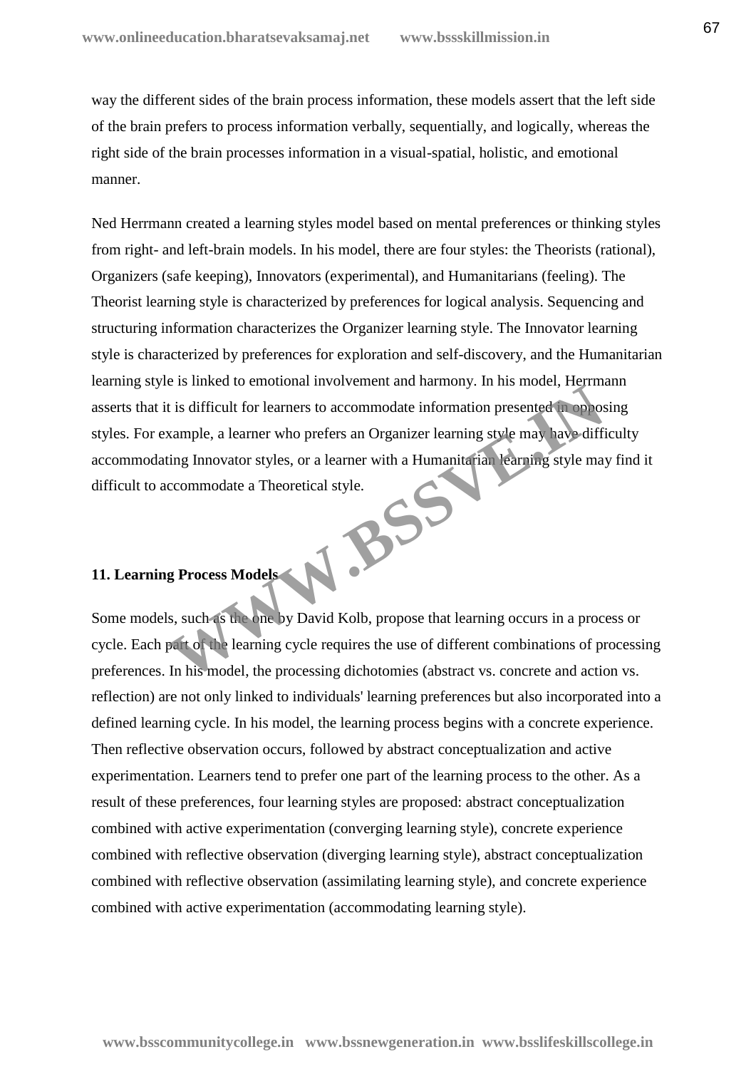way the different sides of the brain process information, these models assert that the left side of the brain prefers to process information verbally, sequentially, and logically, whereas the right side of the brain processes information in a visual-spatial, holistic, and emotional manner.

Ned Herrmann created a learning styles model based on mental preferences or thinking styles from right- and left-brain models. In his model, there are four styles: the Theorists (rational), Organizers (safe keeping), Innovators (experimental), and Humanitarians (feeling). The Theorist learning style is characterized by preferences for logical analysis. Sequencing and structuring information characterizes the Organizer learning style. The Innovator learning style is characterized by preferences for exploration and self-discovery, and the Humanitarian learning style is linked to emotional involvement and harmony. In his model, Herrmann asserts that it is difficult for learners to accommodate information presented in opposing styles. For example, a learner who prefers an Organizer learning style may have difficulty accommodating Innovator styles, or a learner with a Humanitarian learning style may find it difficult to accommodate a Theoretical style.

**11. Learning Process Models**

Some models, such as the one by David Kolb, propose that learning occurs in a process or cycle. Each part of the learning cycle requires the use of different combinations of processing preferences. In his model, the processing dichotomies (abstract vs. concrete and action vs. reflection) are not only linked to individuals' learning preferences but also incorporated into a defined learning cycle. In his model, the learning process begins with a concrete experience. Then reflective observation occurs, followed by abstract conceptualization and active experimentation. Learners tend to prefer one part of the learning process to the other. As a result of these preferences, four learning styles are proposed: abstract conceptualization combined with active experimentation (converging learning style), concrete experience combined with reflective observation (diverging learning style), abstract conceptualization combined with reflective observation (assimilating learning style), and concrete experience combined with active experimentation (accommodating learning style).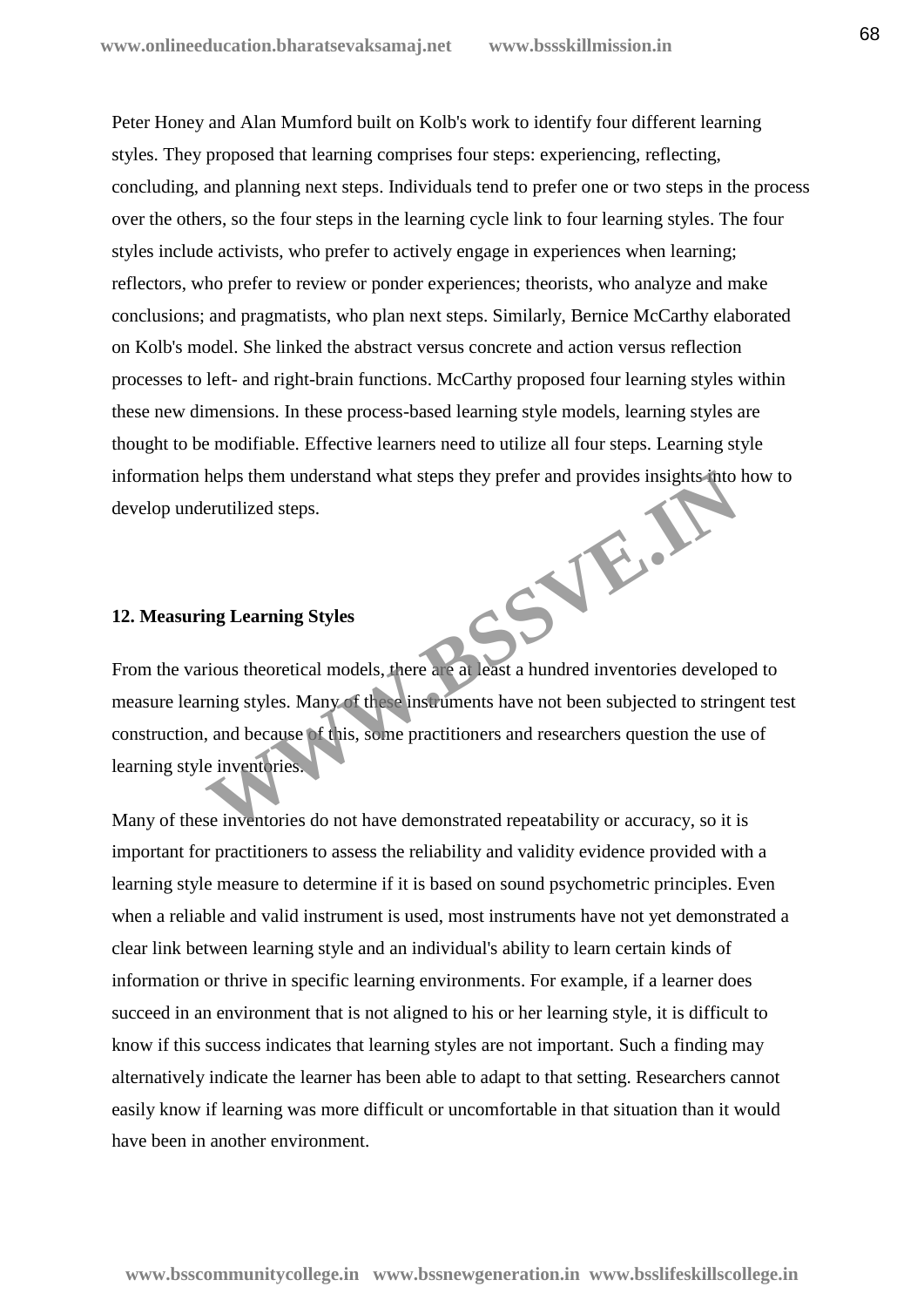Peter Honey and Alan Mumford built on Kolb's work to identify four different learning styles. They proposed that learning comprises four steps: experiencing, reflecting, concluding, and planning next steps. Individuals tend to prefer one or two steps in the process over the others, so the four steps in the learning cycle link to four learning styles. The four styles include activists, who prefer to actively engage in experiences when learning; reflectors, who prefer to review or ponder experiences; theorists, who analyze and make conclusions; and pragmatists, who plan next steps. Similarly, Bernice McCarthy elaborated on Kolb's model. She linked the abstract versus concrete and action versus reflection processes to left- and right-brain functions. McCarthy proposed four learning styles within these new dimensions. In these process-based learning style models, learning styles are thought to be modifiable. Effective learners need to utilize all four steps. Learning style information helps them understand what steps they prefer and provides insights into how to develop underutilized steps.

## 12. Measuring Learning Styles

From the various theoretical models, there are at least a hundred inventories developed to measure learning styles. Many of these instruments have not been subjected to stringent test construction, and because of this, some practitioners and researchers question the use of learning style inventories.

Many of these inventories do not have demonstrated repeatability or accuracy, so it is important for practitioners to assess the reliability and validity evidence provided with a learning style measure to determine if it is based on sound psychometric principles. Even when a reliable and valid instrument is used, most instruments have not yet demonstrated a clear link between learning style and an individual's ability to learn certain kinds of information or thrive in specific learning environments. For example, if a learner does succeed in an environment that is not aligned to his or her learning style, it is difficult to know if this success indicates that learning styles are not important. Such a finding may alternatively indicate the learner has been able to adapt to that setting. Researchers cannot easily know if learning was more difficult or uncomfortable in that situation than it would have been in another environment.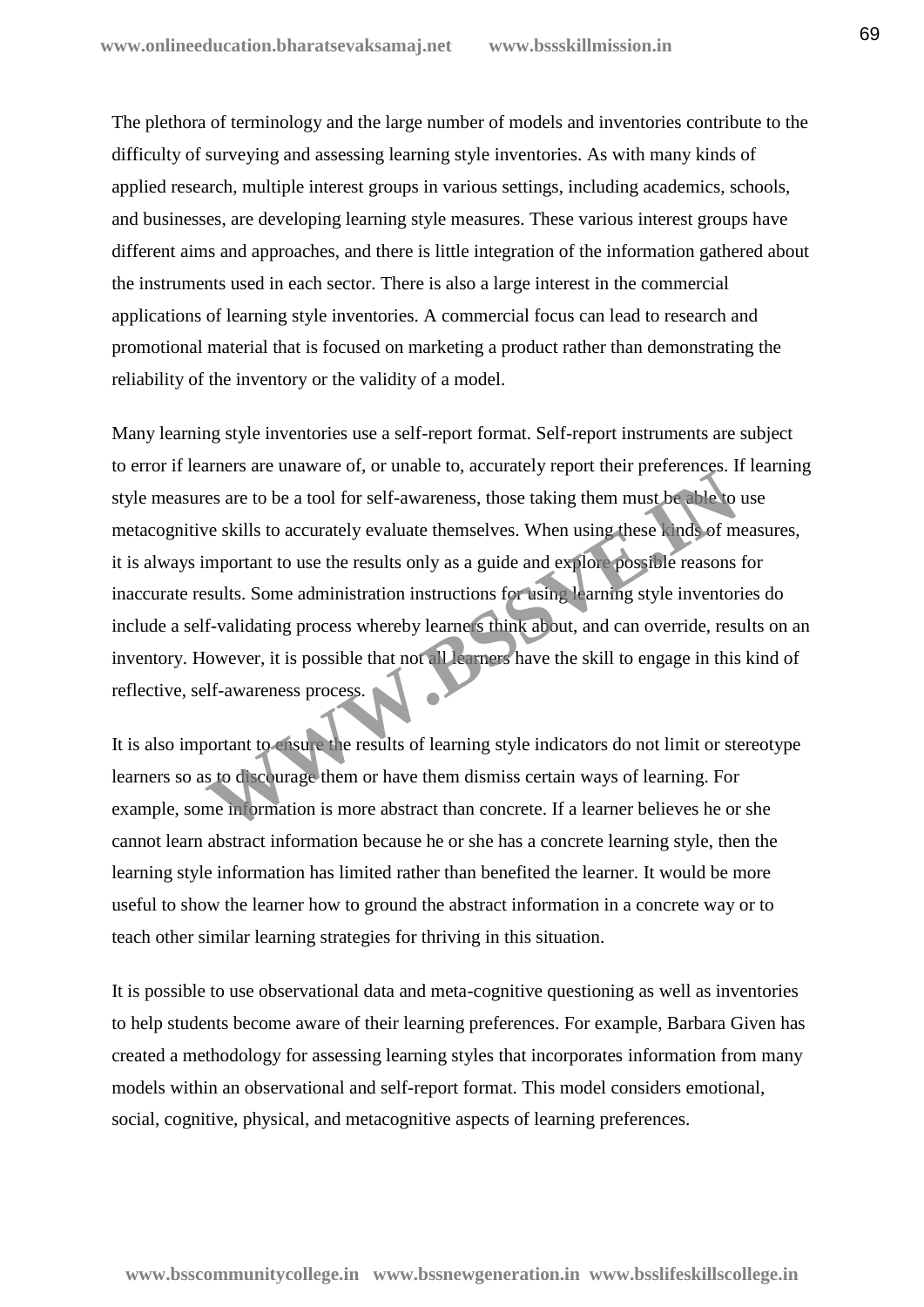The plethora of terminology and the large number of models and inventories contribute to the difficulty of surveying and assessing learning style inventories. As with many kinds of applied research, multiple interest groups in various settings, including academics, schools, and businesses, are developing learning style measures. These various interest groups have different aims and approaches, and there is little integration of the information gathered about the instruments used in each sector. There is also a large interest in the commercial applications of learning style inventories. A commercial focus can lead to research and promotional material that is focused on marketing a product rather than demonstrating the reliability of the inventory or the validity of a model.

Many learning style inventories use a self-report format. Self-report instruments are subject to error if learners are unaware of, or unable to, accurately report their preferences. If learning style measures are to be a tool for self-awareness, those taking them must be able to use metacognitive skills to accurately evaluate themselves. When using these kinds of measures, it is always important to use the results only as a guide and explore possible reasons for inaccurate results. Some administration instructions for using learning style inventories do include a self-validating process whereby learners think about, and can override, results on an inventory. However, it is possible that not all learners have the skill to engage in this kind of reflective, self-awareness process.

It is also important to ensure the results of learning style indicators do not limit or stereotype learners so as to discourage them or have them dismiss certain ways of learning. For example, some information is more abstract than concrete. If a learner believes he or she cannot learn abstract information because he or she has a concrete learning style, then the learning style information has limited rather than benefited the learner. It would be more useful to show the learner how to ground the abstract information in a concrete way or to teach other similar learning strategies for thriving in this situation.

It is possible to use observational data and meta-cognitive questioning as well as inventories to help students become aware of their learning preferences. For example, Barbara Given has created a methodology for assessing learning styles that incorporates information from many models within an observational and self-report format. This model considers emotional, social, cognitive, physical, and metacognitive aspects of learning preferences.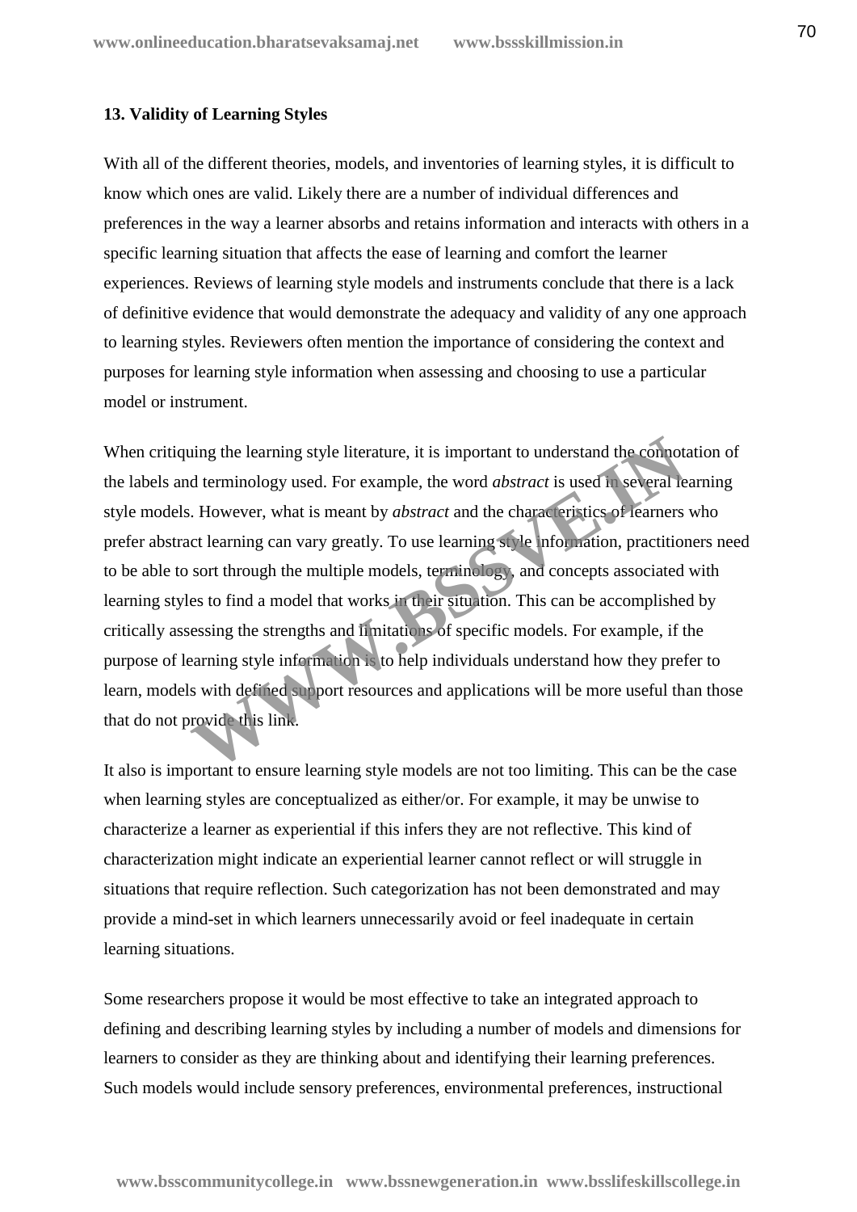**13. Validity of Learning Styles**

With all of the different theories, models, and inventories of learning styles, it is difficult to know which ones are valid. Likely there are a number of individual differences and preferences in the way a learner absorbs and retains information and interacts with others in a specific learning situation that affects the ease of learning and comfort the learner experiences. Reviews of learning style models and instruments conclude that there is a lack of definitive evidence that would demonstrate the adequacy and validity of any one approach to learning styles. Reviewers often mention the importance of considering the context and purposes for learning style information when assessing and choosing to use a particular model or instrument.

When critiquing the learning style literature, it is important to understand the connotation of the labels and terminology used. For example, the word *abstract* is used in several learning style models. However, what is meant by *abstract* and the characteristics of learners who prefer abstract learning can vary greatly. To use learning style information, practitioners need to be able to sort through the multiple models, terminology, and concepts associated with learning styles to find a model that works in their situation. This can be accomplished by critically assessing the strengths and limitations of specific models. For example, if the purpose of learning style information is to help individuals understand how they prefer to learn, models with defined support resources and applications will be more useful than those that do not provide this link.

It also is important to ensure learning style models are not too limiting. This can be the case when learning styles are conceptualized as either/or. For example, it may be unwise to characterize a learner as experiential if this infers they are not reflective. This kind of characterization might indicate an experiential learner cannot reflect or will struggle in situations that require reflection. Such categorization has not been demonstrated and may provide a mind-set in which learners unnecessarily avoid or feel inadequate in certain learning situations.

Some researchers propose it would be most effective to take an integrated approach to defining and describing learning styles by including a number of models and dimensions for learners to consider as they are thinking about and identifying their learning preferences. Such models would include sensory preferences, environmental preferences, instructional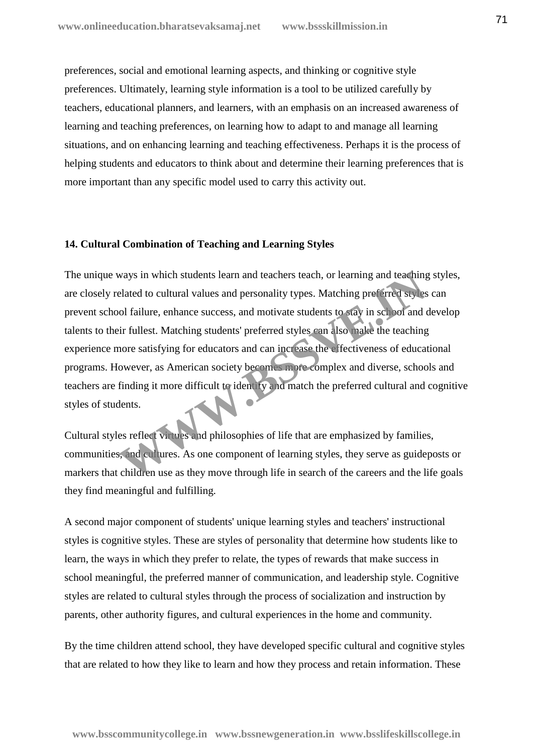preferences, social and emotional learning aspects, and thinking or cognitive style preferences. Ultimately, learning style information is a tool to be utilized carefully by teachers, educational planners, and learners, with an emphasis on an increased awareness of learning and teaching preferences, on learning how to adapt to and manage all learning situations, and on enhancing learning and teaching effectiveness. Perhaps it is the process of helping students and educators to think about and determine their learning preferences that is more important than any specific model used to carry this activity out.

### 14. Cultural Combination of Teaching and Learning Styles

The unique ways in which students learn and teachers teach, or learning and teaching styles, are closely related to cultural values and personality types. Matching preferred styles can prevent school failure, enhance success, and motivate students to stay in school and develop talents to their fullest. Matching students' preferred styles can also make the teaching experience more satisfying for educators and can increase the effectiveness of educational programs. However, as American society becomes more complex and diverse, schools and teachers are finding it more difficult to identify and match the preferred cultural and cognitive styles of students.

Cultural styles reflect virtues and philosophies of life that are emphasized by families, communities, and cultures. As one component of learning styles, they serve as guideposts or markers that children use as they move through life in search of the careers and the life goals they find meaningful and fulfilling.

A second major component of students' unique learning styles and teachers' instructional styles is cognitive styles. These are styles of personality that determine how students like to learn, the ways in which they prefer to relate, the types of rewards that make success in school meaningful, the preferred manner of communication, and leadership style. Cognitive styles are related to cultural styles through the process of socialization and instruction by parents, other authority figures, and cultural experiences in the home and community.

By the time children attend school, they have developed specific cultural and cognitive styles that are related to how they like to learn and how they process and retain information. These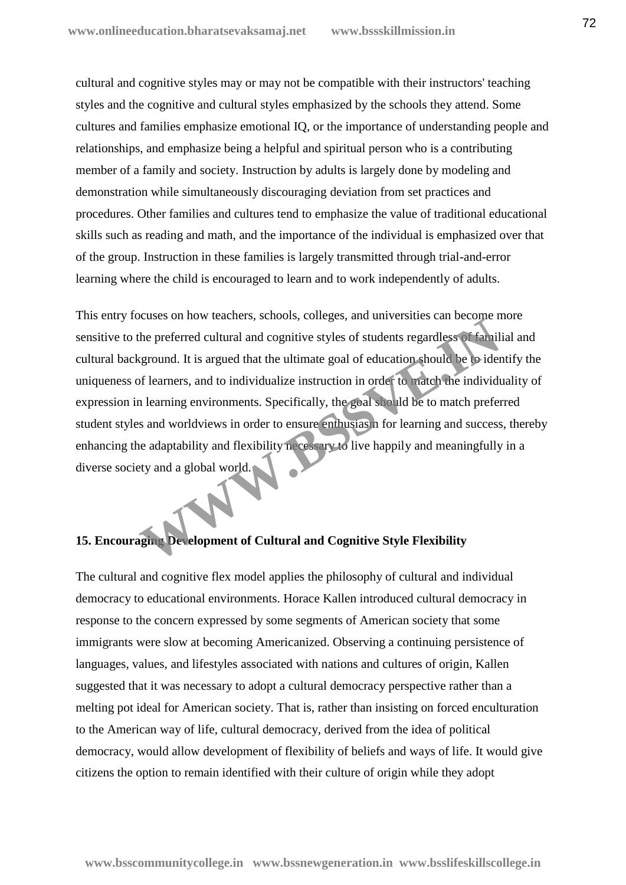cultural and cognitive styles may or may not be compatible with their instructors' teaching styles and the cognitive and cultural styles emphasized by the schools they attend. Some cultures and families emphasize emotional IQ, or the importance of understanding people and relationships, and emphasize being a helpful and spiritual person who is a contributing member of a family and society. Instruction by adults is largely done by modeling and demonstration while simultaneously discouraging deviation from set practices and procedures. Other families and cultures tend to emphasize the value of traditional educational skills such as reading and math, and the importance of the individual is emphasized over that of the group. Instruction in these families is largely transmitted through trial-and-error learning where the child is encouraged to learn and to work independently of adults.

This entry focuses on how teachers, schools, colleges, and universities can become more sensitive to the preferred cultural and cognitive styles of students regardless of familial and cultural background. It is argued that the ultimate goal of education should be to identify the uniqueness of learners, and to individualize instruction in order to match the individuality of expression in learning environments. Specifically, the goal should be to match preferred student styles and worldviews in order to ensure enthusiasm for learning and success, thereby enhancing the adaptability and flexibility necessary to live happily and meaningfully in a diverse society and a global world.

## 15. Encouraging Development of Cultural and Cognitive Style Flexibility

The cultural and cognitive flex model applies the philosophy of cultural and individual democracy to educational environments. Horace Kallen introduced cultural democracy in response to the concern expressed by some segments of American society that some immigrants were slow at becoming Americanized. Observing a continuing persistence of languages, values, and lifestyles associated with nations and cultures of origin, Kallen suggested that it was necessary to adopt a cultural democracy perspective rather than a melting pot ideal for American society. That is, rather than insisting on forced enculturation to the American way of life, cultural democracy, derived from the idea of political democracy, would allow development of flexibility of beliefs and ways of life. It would give citizens the option to remain identified with their culture of origin while they adopt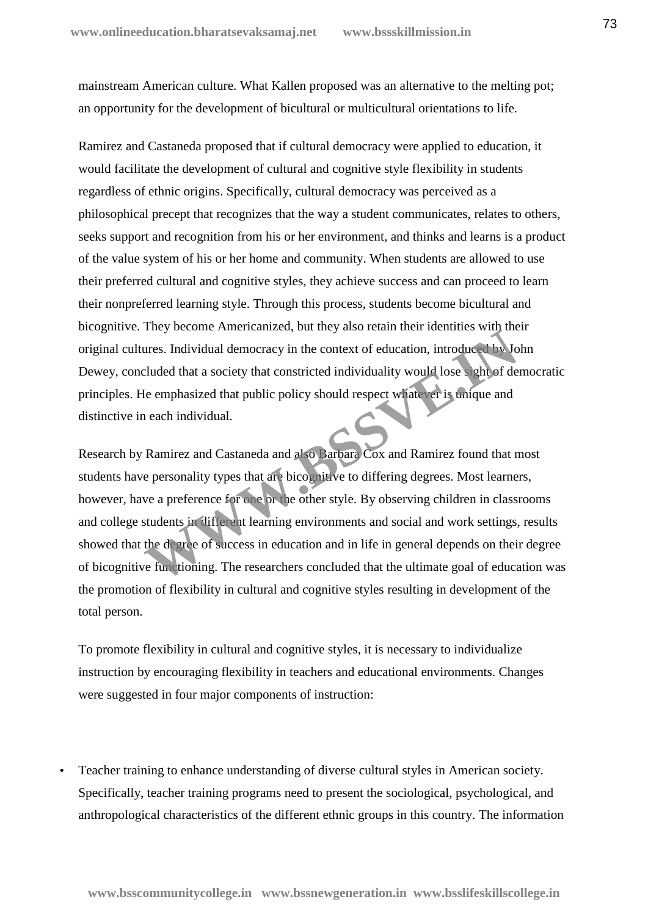mainstream American culture. What Kallen proposed was an alternative to the melting pot; an opportunity for the development of bicultural or multicultural orientations to life.

Ramirez and Castaneda proposed that if cultural democracy were applied to education, it would facilitate the development of cultural and cognitive style flexibility in students regardless of ethnic origins. Specifically, cultural democracy was perceived as a philosophical precept that recognizes that the way a student communicates, relates to others, seeks support and recognition from his or her environment, and thinks and learns is a product of the value system of his or her home and community. When students are allowed to use their preferred cultural and cognitive styles, they achieve success and can proceed to learn their nonpreferred learning style. Through this process, students become bicultural and bicognitive. They become Americanized, but they also retain their identities with their original cultures. Individual democracy in the context of education, introduced by John Dewey, concluded that a society that constricted individuality would lose sight of democratic principles. He emphasized that public policy should respect whatever is unique and distinctive in each individual.

Research by Ramirez and Castaneda and also Barbara Cox and Ramirez found that most students have personality types that are bicognitive to differing degrees. Most learners, however, have a preference for one or the other style. By observing children in classrooms and college students in different learning environments and social and work settings, results showed that the degree of success in education and in life in general depends on their degree of bicognitive functioning. The researchers concluded that the ultimate goal of education was the promotion of flexibility in cultural and cognitive styles resulting in development of the total person.

To promote flexibility in cultural and cognitive styles, it is necessary to individualize instruction by encouraging flexibility in teachers and educational environments. Changes were suggested in four major components of instruction:

- Teacher training to enhance understanding of diverse cultural styles in American society. Specifically, teacher training programs need to present the sociological, psychological, and anthropological characteristics of the different ethnic groups in this country. The information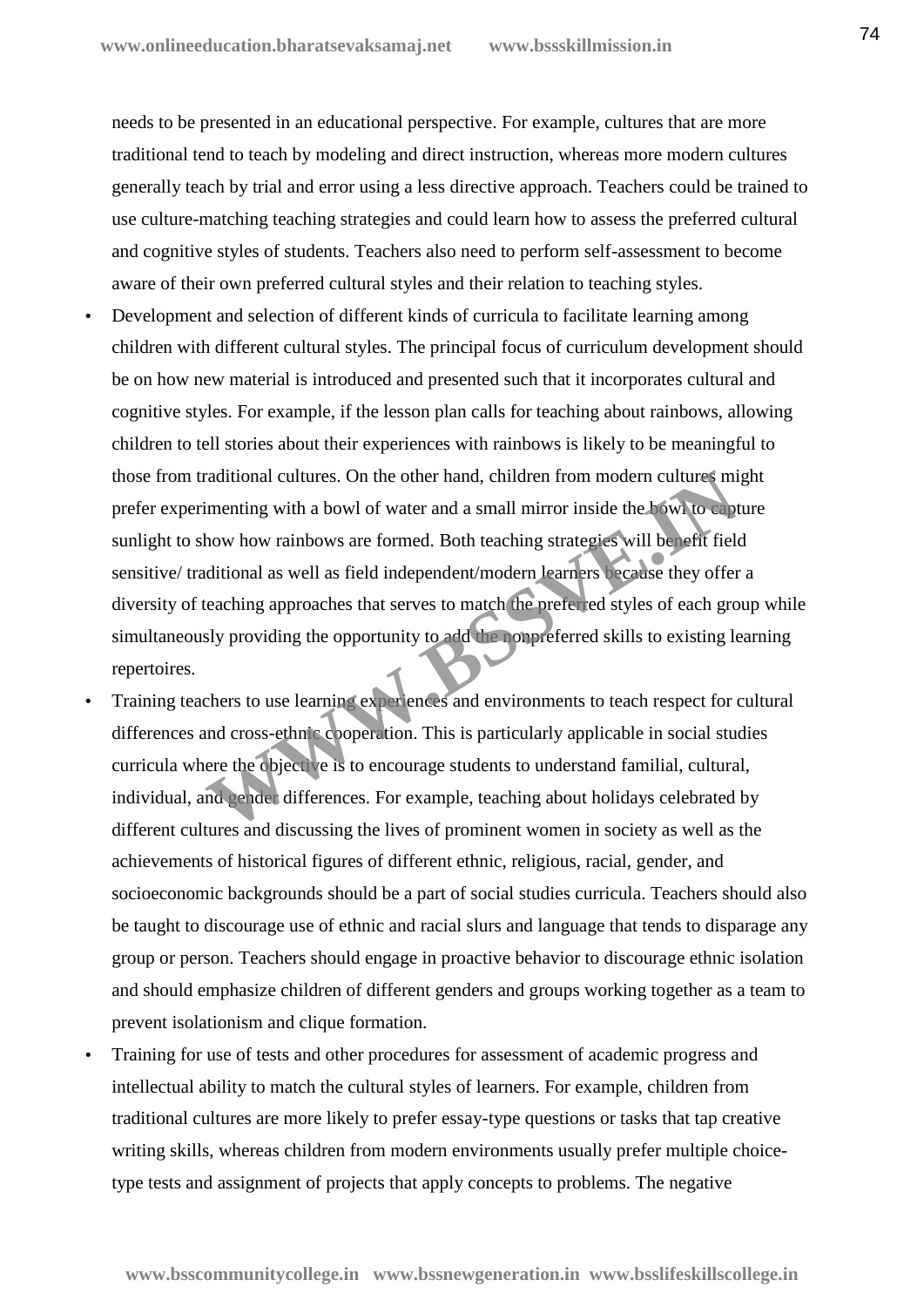needs to be presented in an educational perspective. For example, cultures that are more traditional tend to teach by modeling and direct instruction, whereas more modern cultures generally teach by trial and error using a less directive approach. Teachers could be trained to use culture-matching teaching strategies and could learn how to assess the preferred cultural and cognitive styles of students. Teachers also need to perform self-assessment to become aware of their own preferred cultural styles and their relation to teaching styles.

- Development and selection of different kinds of curricula to facilitate learning among children with different cultural styles. The principal focus of curriculum development should be on how new material is introduced and presented such that it incorporates cultural and cognitive styles. For example, if the lesson plan calls for teaching about rainbows, allowing children to tell stories about their experiences with rainbows is likely to be meaningful to those from traditional cultures. On the other hand, children from modern cultures might prefer experimenting with a bowl of water and a small mirror inside the bowl to capture sunlight to show how rainbows are formed. Both teaching strategies will benefit field sensitive/ traditional as well as field independent/modern learners because they offer a diversity of teaching approaches that serves to match the preferred styles of each group while simultaneously providing the opportunity to add the nonpreferred skills to existing learning repertoires.
- Training teachers to use learning experiences and environments to teach respect for cultural differences and cross-ethnic cooperation. This is particularly applicable in social studies curricula where the objective is to encourage students to understand familial, cultural, individual, and gender differences. For example, teaching about holidays celebrated by different cultures and discussing the lives of prominent women in society as well as the achievements of historical figures of different ethnic, religious, racial, gender, and socioeconomic backgrounds should be a part of social studies curricula. Teachers should also be taught to discourage use of ethnic and racial slurs and language that tends to disparage any group or person. Teachers should engage in proactive behavior to discourage ethnic isolation and should emphasize children of different genders and groups working together as a team to prevent isolationism and clique formation.
- Training for use of tests and other procedures for assessment of academic progress and intellectual ability to match the cultural styles of learners. For example, children from traditional cultures are more likely to prefer essay-type questions or tasks that tap creative writing skills, whereas children from modern environments usually prefer multiple choice-type tests and assignment of projects that apply concepts to problems. The negative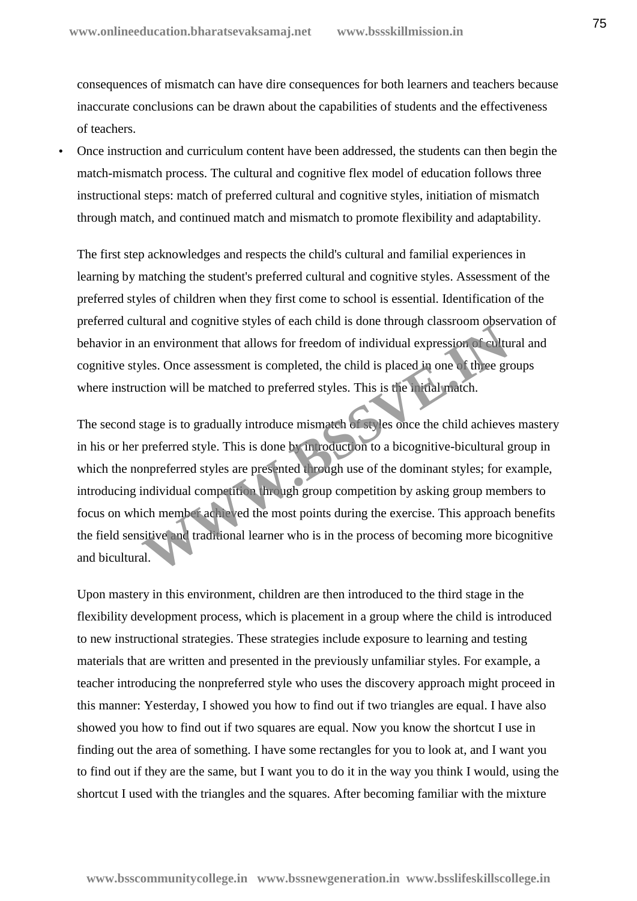consequences of mismatch can have dire consequences for both learners and teachers because inaccurate conclusions can be drawn about the capabilities of students and the effectiveness of teachers.

- Once instruction and curriculum content have been addressed, the students can then begin the match-mismatch process. The cultural and cognitive flex model of education follows three instructional steps: match of preferred cultural and cognitive styles, initiation of mismatch through match, and continued match and mismatch to promote flexibility and adaptability.

  The first step acknowledges and respects the child's cultural and familial experiences in learning by matching the student's preferred cultural and cognitive styles. Assessment of the preferred styles of children when they first come to school is essential. Identification of the preferred cultural and cognitive styles of each child is done through classroom observation of behavior in an environment that allows for freedom of individual expression of cultural and cognitive styles. Once assessment is completed, the child is placed in one of three groups where instruction will be matched to preferred styles. This is the initial match.

  The second stage is to gradually introduce mismatch of styles once the child achieves mastery in his or her preferred style. This is done by introduction to a bicognitive-bicultural group in which the nonpreferred styles are presented through use of the dominant styles; for example, introducing individual competition through group competition by asking group members to focus on which member achieved the most points during the exercise. This approach benefits the field sensitive and traditional learner who is in the process of becoming more bicognitive and bicultural.

  Upon mastery in this environment, children are then introduced to the third stage in the flexibility development process, which is placement in a group where the child is introduced to new instructional strategies. These strategies include exposure to learning and testing materials that are written and presented in the previously unfamiliar styles. For example, a teacher introducing the nonpreferred style who uses the discovery approach might proceed in this manner: Yesterday, I showed you how to find out if two triangles are equal. I have also showed you how to find out if two squares are equal. Now you know the shortcut I use in finding out the area of something. I have some rectangles for you to look at, and I want you to find out if they are the same, but I want you to do it in the way you think I would, using the shortcut I used with the triangles and the squares. After becoming familiar with the mixture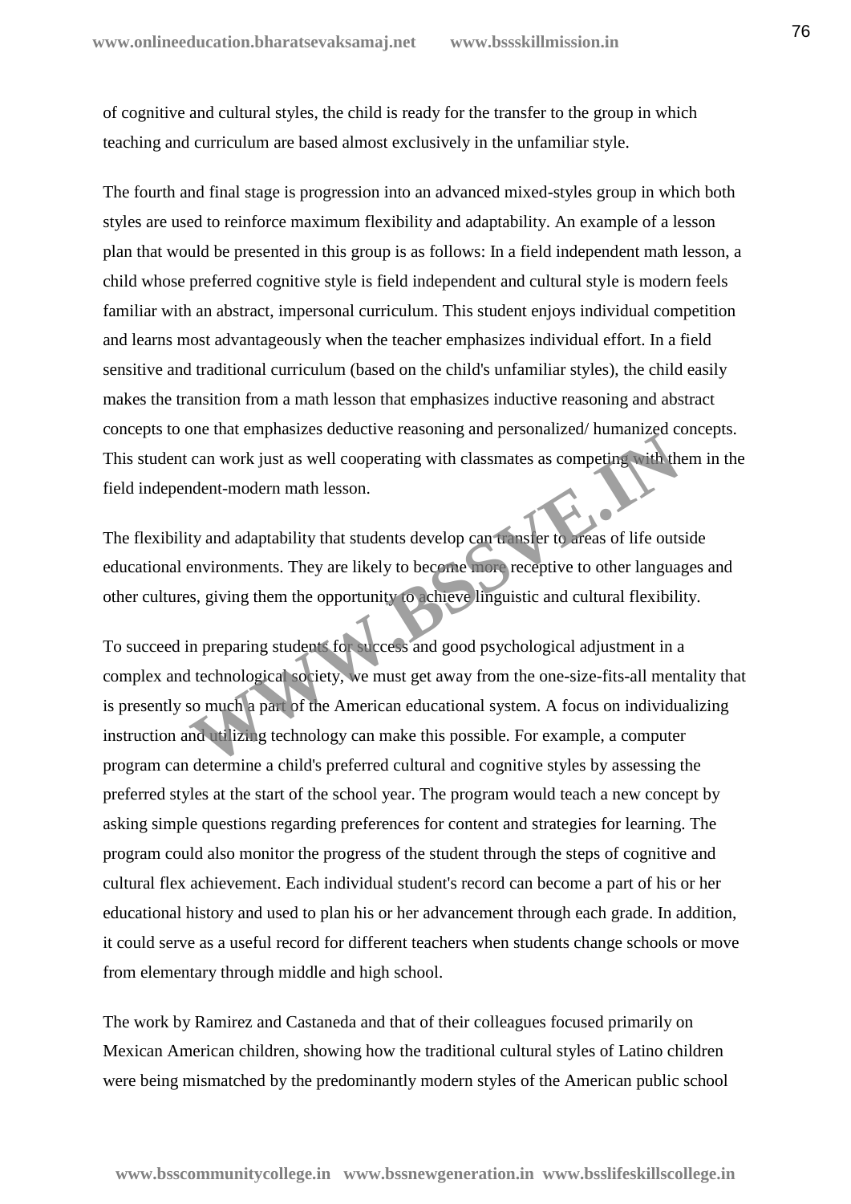of cognitive and cultural styles, the child is ready for the transfer to the group in which teaching and curriculum are based almost exclusively in the unfamiliar style.

The fourth and final stage is progression into an advanced mixed-styles group in which both styles are used to reinforce maximum flexibility and adaptability. An example of a lesson plan that would be presented in this group is as follows: In a field independent math lesson, a child whose preferred cognitive style is field independent and cultural style is modern feels familiar with an abstract, impersonal curriculum. This student enjoys individual competition and learns most advantageously when the teacher emphasizes individual effort. In a field sensitive and traditional curriculum (based on the child's unfamiliar styles), the child easily makes the transition from a math lesson that emphasizes inductive reasoning and abstract concepts to one that emphasizes deductive reasoning and personalized/ humanized concepts. This student can work just as well cooperating with classmates as competing with them in the field independent-modern math lesson.

The flexibility and adaptability that students develop can transfer to areas of life outside educational environments. They are likely to become more receptive to other languages and other cultures, giving them the opportunity to achieve linguistic and cultural flexibility.

To succeed in preparing students for success and good psychological adjustment in a complex and technological society, we must get away from the one-size-fits-all mentality that is presently so much a part of the American educational system. A focus on individualizing instruction and utilizing technology can make this possible. For example, a computer program can determine a child's preferred cultural and cognitive styles by assessing the preferred styles at the start of the school year. The program would teach a new concept by asking simple questions regarding preferences for content and strategies for learning. The program could also monitor the progress of the student through the steps of cognitive and cultural flex achievement. Each individual student's record can become a part of his or her educational history and used to plan his or her advancement through each grade. In addition, it could serve as a useful record for different teachers when students change schools or move from elementary through middle and high school.

The work by Ramirez and Castaneda and that of their colleagues focused primarily on Mexican American children, showing how the traditional cultural styles of Latino children were being mismatched by the predominantly modern styles of the American public school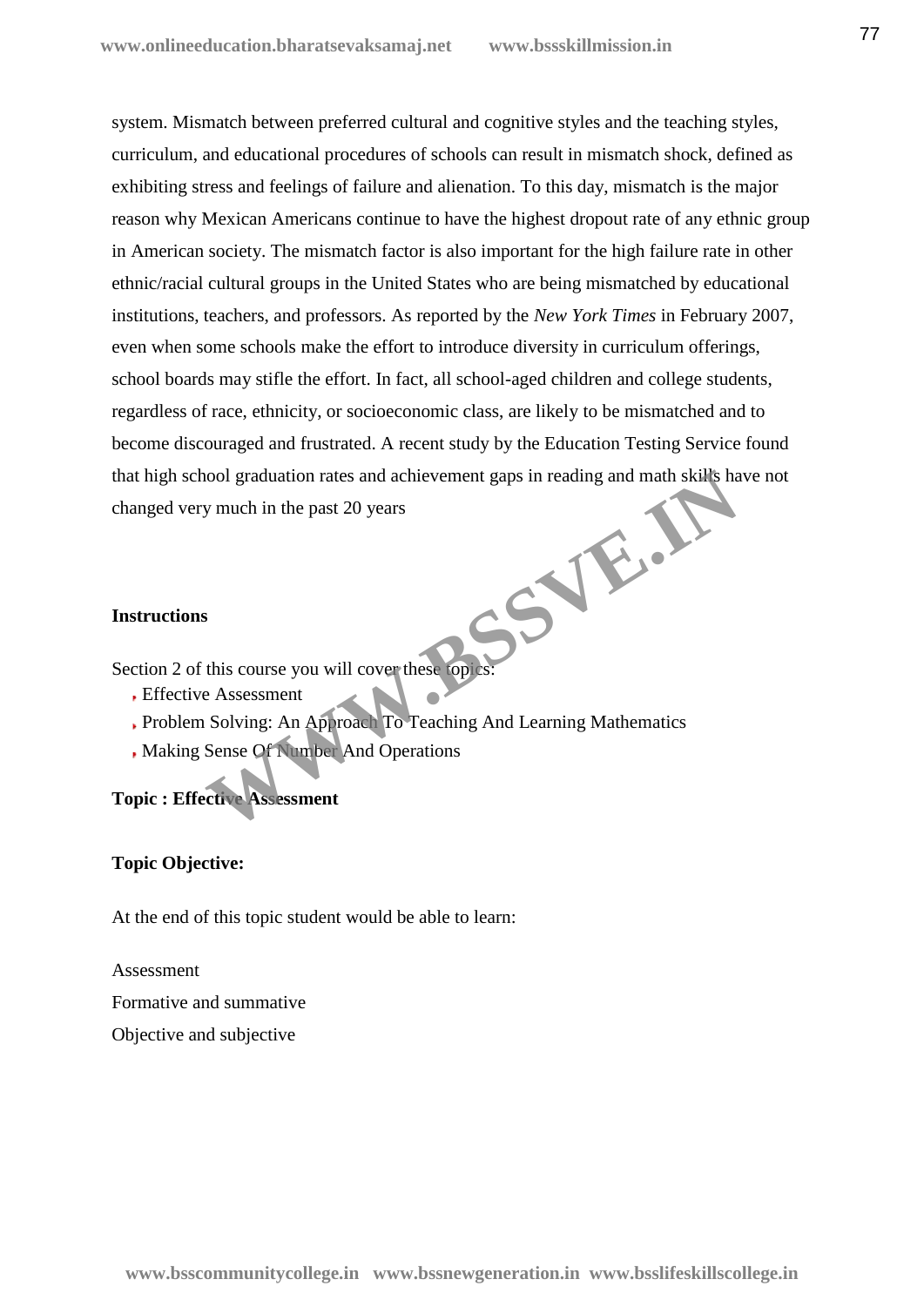system. Mismatch between preferred cultural and cognitive styles and the teaching styles, curriculum, and educational procedures of schools can result in mismatch shock, defined as exhibiting stress and feelings of failure and alienation. To this day, mismatch is the major reason why Mexican Americans continue to have the highest dropout rate of any ethnic group in American society. The mismatch factor is also important for the high failure rate in other ethnic/racial cultural groups in the United States who are being mismatched by educational institutions, teachers, and professors. As reported by the *New York Times* in February 2007, even when some schools make the effort to introduce diversity in curriculum offerings, school boards may stifle the effort. In fact, all school-aged children and college students, regardless of race, ethnicity, or socioeconomic class, are likely to be mismatched and to become discouraged and frustrated. A recent study by the Education Testing Service found that high school graduation rates and achievement gaps in reading and math skills have not changed very much in the past 20 years

**Instructions**

Section 2 of this course you will cover these topics:

- Effective Assessment
- Problem Solving: An Approach To Teaching And Learning Mathematics
- Making Sense Of Number And Operations

**Topic : Effective Assessment**

**Topic Objective:**

At the end of this topic student would be able to learn:

Assessment

Formative and summative

Objective and subjective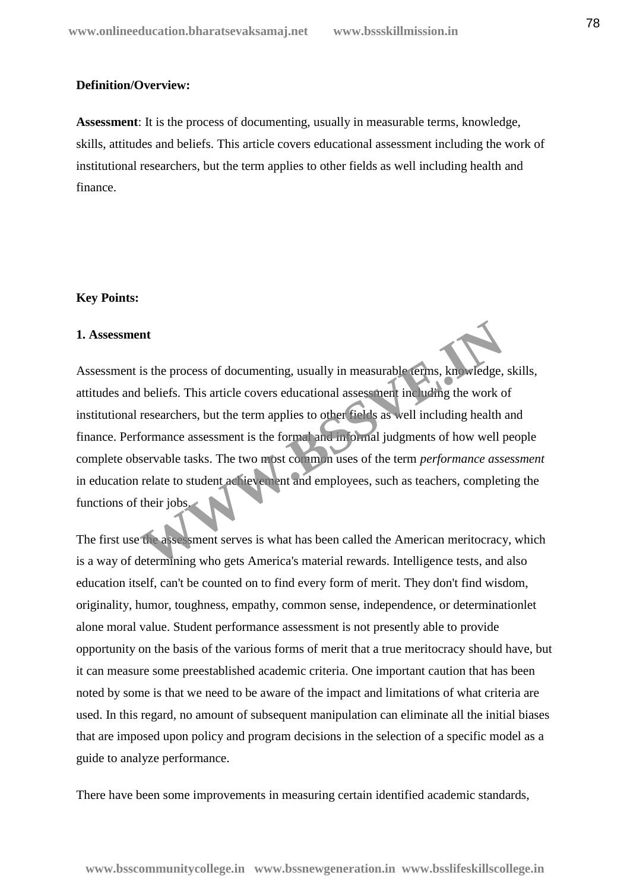**Definition/Overview:**

**Assessment**: It is the process of documenting, usually in measurable terms, knowledge, skills, attitudes and beliefs. This article covers educational assessment including the work of institutional researchers, but the term applies to other fields as well including health and finance.

**Key Points:**

**1. Assessment**

Assessment is the process of documenting, usually in measurable terms, knowledge, skills, attitudes and beliefs. This article covers educational assessment including the work of institutional researchers, but the term applies to other fields as well including health and finance. Performance assessment is the formal and informal judgments of how well people complete observable tasks. The two most common uses of the term *performance assessment* in education relate to student achievement and employees, such as teachers, completing the functions of their jobs.

The first use the assessment serves is what has been called the American meritocracy, which is a way of determining who gets America's material rewards. Intelligence tests, and also education itself, can't be counted on to find every form of merit. They don't find wisdom, originality, humor, toughness, empathy, common sense, independence, or determinationlet alone moral value. Student performance assessment is not presently able to provide opportunity on the basis of the various forms of merit that a true meritocracy should have, but it can measure some preestablished academic criteria. One important caution that has been noted by some is that we need to be aware of the impact and limitations of what criteria are used. In this regard, no amount of subsequent manipulation can eliminate all the initial biases that are imposed upon policy and program decisions in the selection of a specific model as a guide to analyze performance.

There have been some improvements in measuring certain identified academic standards,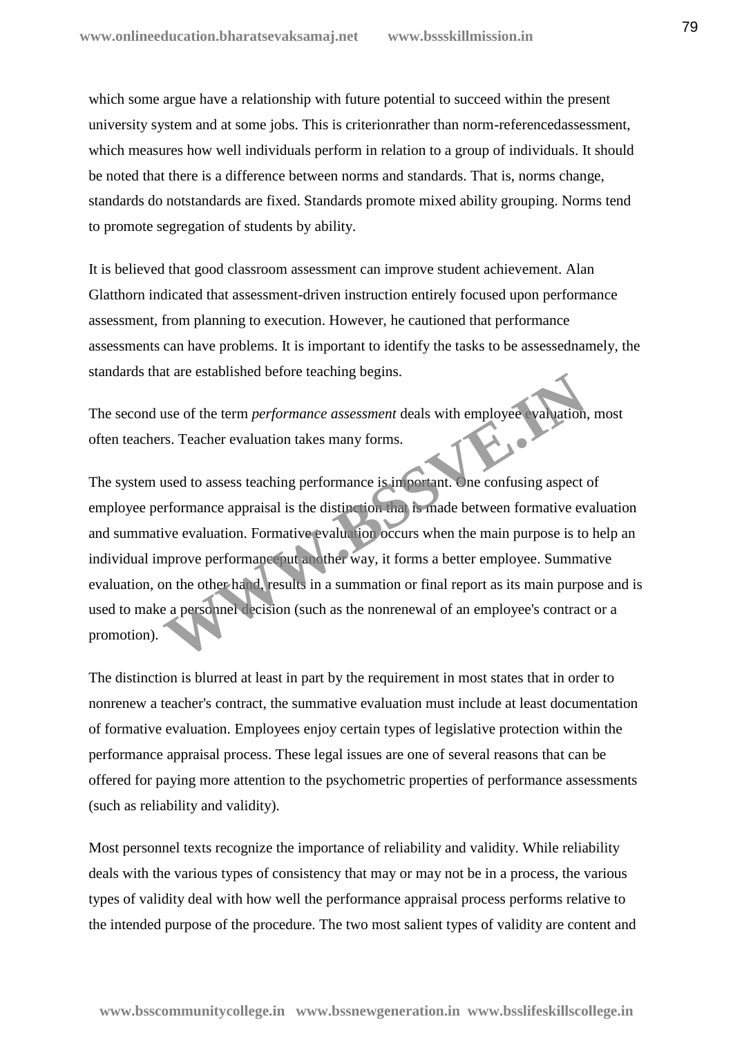which some argue have a relationship with future potential to succeed within the present university system and at some jobs. This is criterionrather than norm-referencedassessment, which measures how well individuals perform in relation to a group of individuals. It should be noted that there is a difference between norms and standards. That is, norms change, standards do notstandards are fixed. Standards promote mixed ability grouping. Norms tend to promote segregation of students by ability.

It is believed that good classroom assessment can improve student achievement. Alan Glatthorn indicated that assessment-driven instruction entirely focused upon performance assessment, from planning to execution. However, he cautioned that performance assessments can have problems. It is important to identify the tasks to be assessednamely, the standards that are established before teaching begins.

The second use of the term *performance assessment* deals with employee evaluation, most often teachers. Teacher evaluation takes many forms.

The system used to assess teaching performance is important. One confusing aspect of employee performance appraisal is the distinction that is made between formative evaluation and summative evaluation. Formative evaluation occurs when the main purpose is to help an individual improve performanceput another way, it forms a better employee. Summative evaluation, on the other hand, results in a summation or final report as its main purpose and is used to make a personnel decision (such as the nonrenewal of an employee's contract or a promotion).

The distinction is blurred at least in part by the requirement in most states that in order to nonrenew a teacher's contract, the summative evaluation must include at least documentation of formative evaluation. Employees enjoy certain types of legislative protection within the performance appraisal process. These legal issues are one of several reasons that can be offered for paying more attention to the psychometric properties of performance assessments (such as reliability and validity).

Most personnel texts recognize the importance of reliability and validity. While reliability deals with the various types of consistency that may or may not be in a process, the various types of validity deal with how well the performance appraisal process performs relative to the intended purpose of the procedure. The two most salient types of validity are content and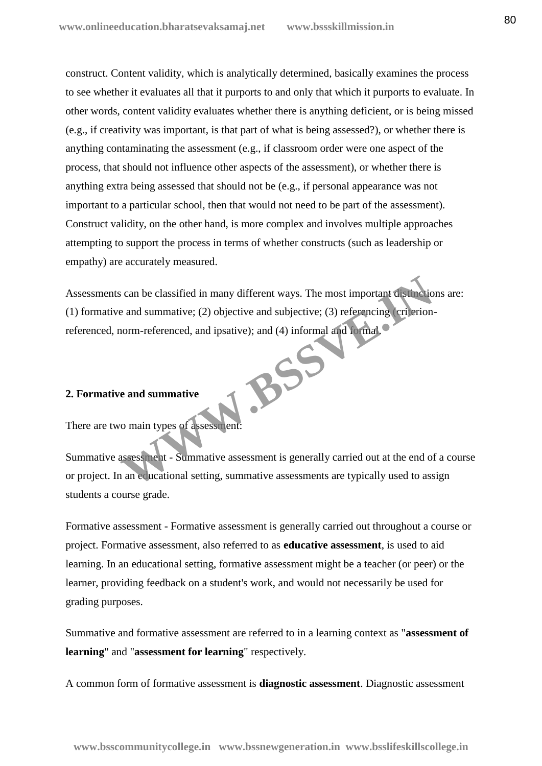construct. Content validity, which is analytically determined, basically examines the process to see whether it evaluates all that it purports to and only that which it purports to evaluate. In other words, content validity evaluates whether there is anything deficient, or is being missed (e.g., if creativity was important, is that part of what is being assessed?), or whether there is anything contaminating the assessment (e.g., if classroom order were one aspect of the process, that should not influence other aspects of the assessment), or whether there is anything extra being assessed that should not be (e.g., if personal appearance was not important to a particular school, then that would not need to be part of the assessment). Construct validity, on the other hand, is more complex and involves multiple approaches attempting to support the process in terms of whether constructs (such as leadership or empathy) are accurately measured.

Assessments can be classified in many different ways. The most important distinctions are: (1) formative and summative; (2) objective and subjective; (3) referencing (criterion-referenced, norm-referenced, and ipsative); and (4) informal and formal.

**2. Formative and summative**

There are two main types of assessment:

Summative assessment - Summative assessment is generally carried out at the end of a course or project. In an educational setting, summative assessments are typically used to assign students a course grade.

Formative assessment - Formative assessment is generally carried out throughout a course or project. Formative assessment, also referred to as **educative assessment**, is used to aid learning. In an educational setting, formative assessment might be a teacher (or peer) or the learner, providing feedback on a student's work, and would not necessarily be used for grading purposes.

Summative and formative assessment are referred to in a learning context as "**assessment of learning**" and "**assessment for learning**" respectively.

A common form of formative assessment is **diagnostic assessment**. Diagnostic assessment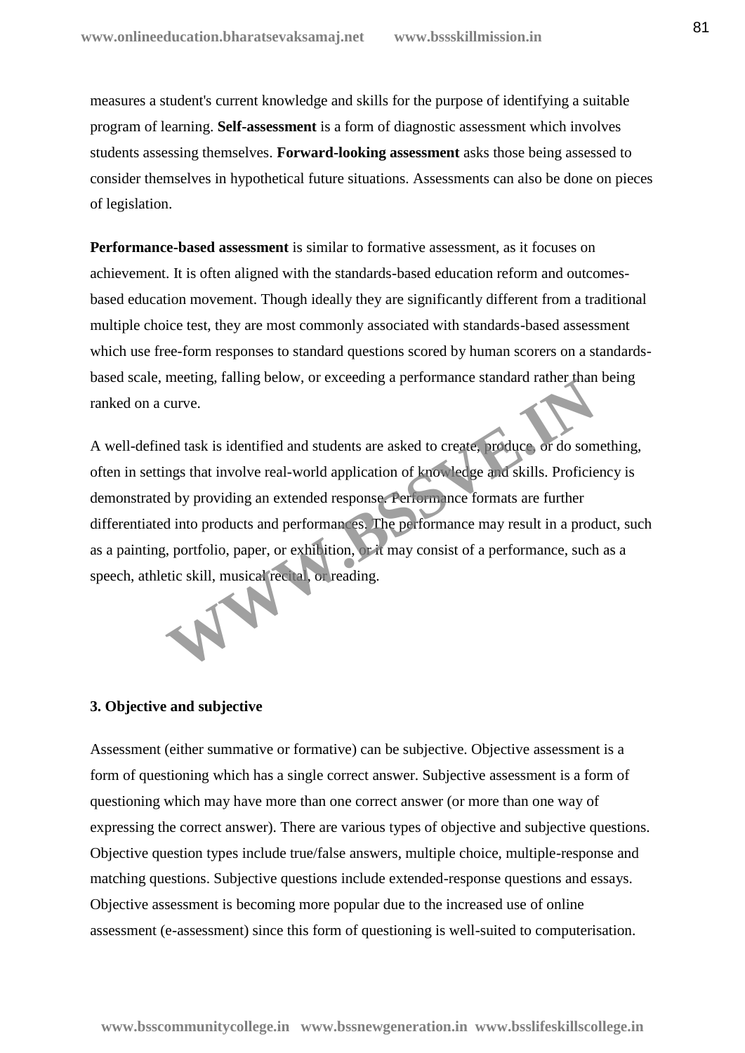measures a student's current knowledge and skills for the purpose of identifying a suitable program of learning. **Self-assessment** is a form of diagnostic assessment which involves students assessing themselves. **Forward-looking assessment** asks those being assessed to consider themselves in hypothetical future situations. Assessments can also be done on pieces of legislation.

**Performance-based assessment** is similar to formative assessment, as it focuses on achievement. It is often aligned with the standards-based education reform and outcomes-based education movement. Though ideally they are significantly different from a traditional multiple choice test, they are most commonly associated with standards-based assessment which use free-form responses to standard questions scored by human scorers on a standards-based scale, meeting, falling below, or exceeding a performance standard rather than being ranked on a curve.

A well-defined task is identified and students are asked to create, produce, or do something, often in settings that involve real-world application of knowledge and skills. Proficiency is demonstrated by providing an extended response. Performance formats are further differentiated into products and performances. The performance may result in a product, such as a painting, portfolio, paper, or exhibition, or it may consist of a performance, such as a speech, athletic skill, musical recital, or reading.

**3. Objective and subjective**

Assessment (either summative or formative) can be subjective. Objective assessment is a form of questioning which has a single correct answer. Subjective assessment is a form of questioning which may have more than one correct answer (or more than one way of expressing the correct answer). There are various types of objective and subjective questions. Objective question types include true/false answers, multiple choice, multiple-response and matching questions. Subjective questions include extended-response questions and essays. Objective assessment is becoming more popular due to the increased use of online assessment (e-assessment) since this form of questioning is well-suited to computerisation.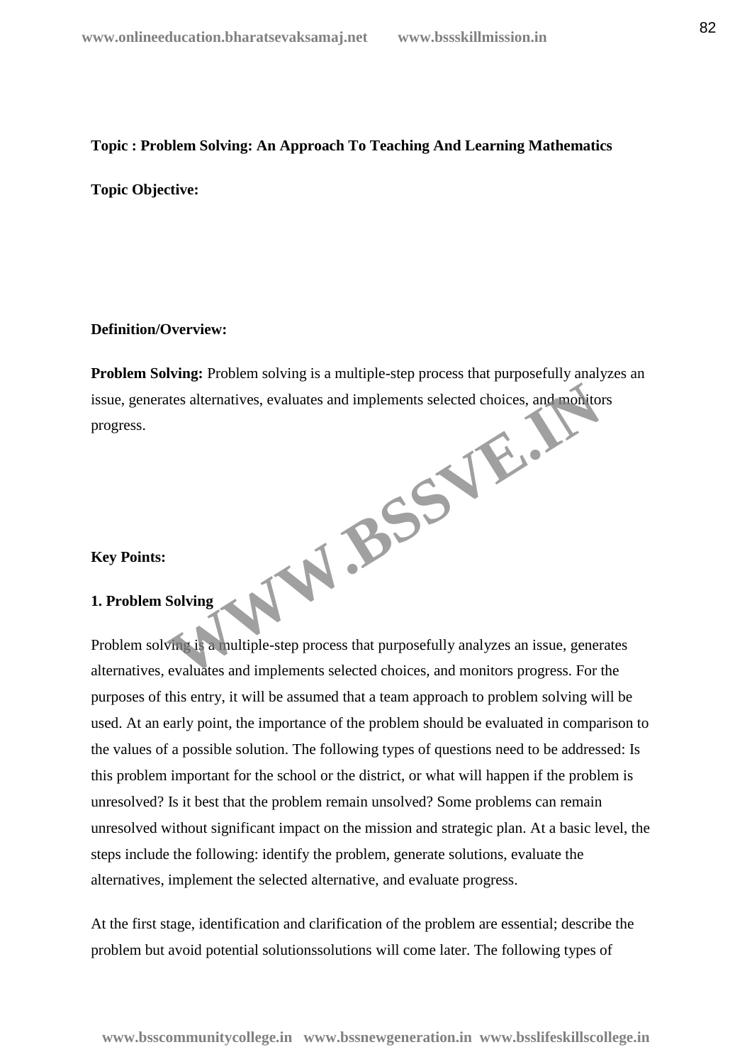**Topic : Problem Solving: An Approach To Teaching And Learning Mathematics**

**Topic Objective:**

**Definition/Overview:**

**Problem Solving:** Problem solving is a multiple-step process that purposefully analyzes an issue, generates alternatives, evaluates and implements selected choices, and monitors progress.

**Key Points:**

**1. Problem Solving**

Problem solving is a multiple-step process that purposefully analyzes an issue, generates alternatives, evaluates and implements selected choices, and monitors progress. For the purposes of this entry, it will be assumed that a team approach to problem solving will be used. At an early point, the importance of the problem should be evaluated in comparison to the values of a possible solution. The following types of questions need to be addressed: Is this problem important for the school or the district, or what will happen if the problem is unresolved? Is it best that the problem remain unsolved? Some problems can remain unresolved without significant impact on the mission and strategic plan. At a basic level, the steps include the following: identify the problem, generate solutions, evaluate the alternatives, implement the selected alternative, and evaluate progress.

At the first stage, identification and clarification of the problem are essential; describe the problem but avoid potential solutionssolutions will come later. The following types of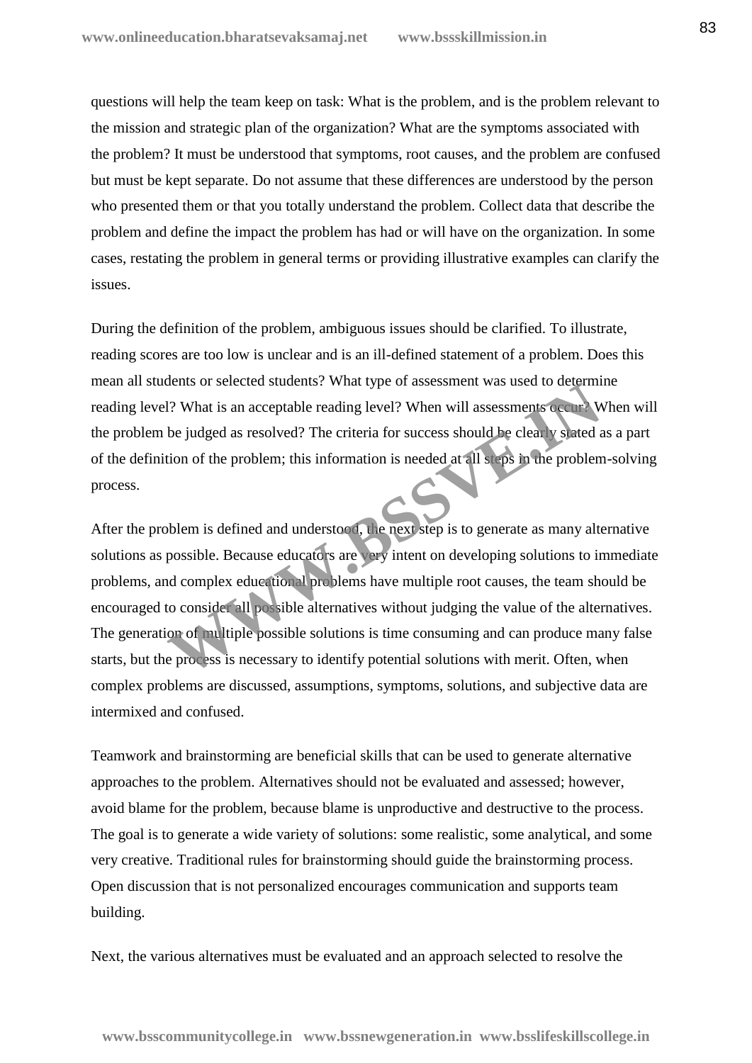questions will help the team keep on task: What is the problem, and is the problem relevant to the mission and strategic plan of the organization? What are the symptoms associated with the problem? It must be understood that symptoms, root causes, and the problem are confused but must be kept separate. Do not assume that these differences are understood by the person who presented them or that you totally understand the problem. Collect data that describe the problem and define the impact the problem has had or will have on the organization. In some cases, restating the problem in general terms or providing illustrative examples can clarify the issues.

During the definition of the problem, ambiguous issues should be clarified. To illustrate, reading scores are too low is unclear and is an ill-defined statement of a problem. Does this mean all students or selected students? What type of assessment was used to determine reading level? What is an acceptable reading level? When will assessments occur? When will the problem be judged as resolved? The criteria for success should be clearly stated as a part of the definition of the problem; this information is needed at all steps in the problem-solving process.

After the problem is defined and understood, the next step is to generate as many alternative solutions as possible. Because educators are very intent on developing solutions to immediate problems, and complex educational problems have multiple root causes, the team should be encouraged to consider all possible alternatives without judging the value of the alternatives. The generation of multiple possible solutions is time consuming and can produce many false starts, but the process is necessary to identify potential solutions with merit. Often, when complex problems are discussed, assumptions, symptoms, solutions, and subjective data are intermixed and confused.

Teamwork and brainstorming are beneficial skills that can be used to generate alternative approaches to the problem. Alternatives should not be evaluated and assessed; however, avoid blame for the problem, because blame is unproductive and destructive to the process. The goal is to generate a wide variety of solutions: some realistic, some analytical, and some very creative. Traditional rules for brainstorming should guide the brainstorming process. Open discussion that is not personalized encourages communication and supports team building.

Next, the various alternatives must be evaluated and an approach selected to resolve the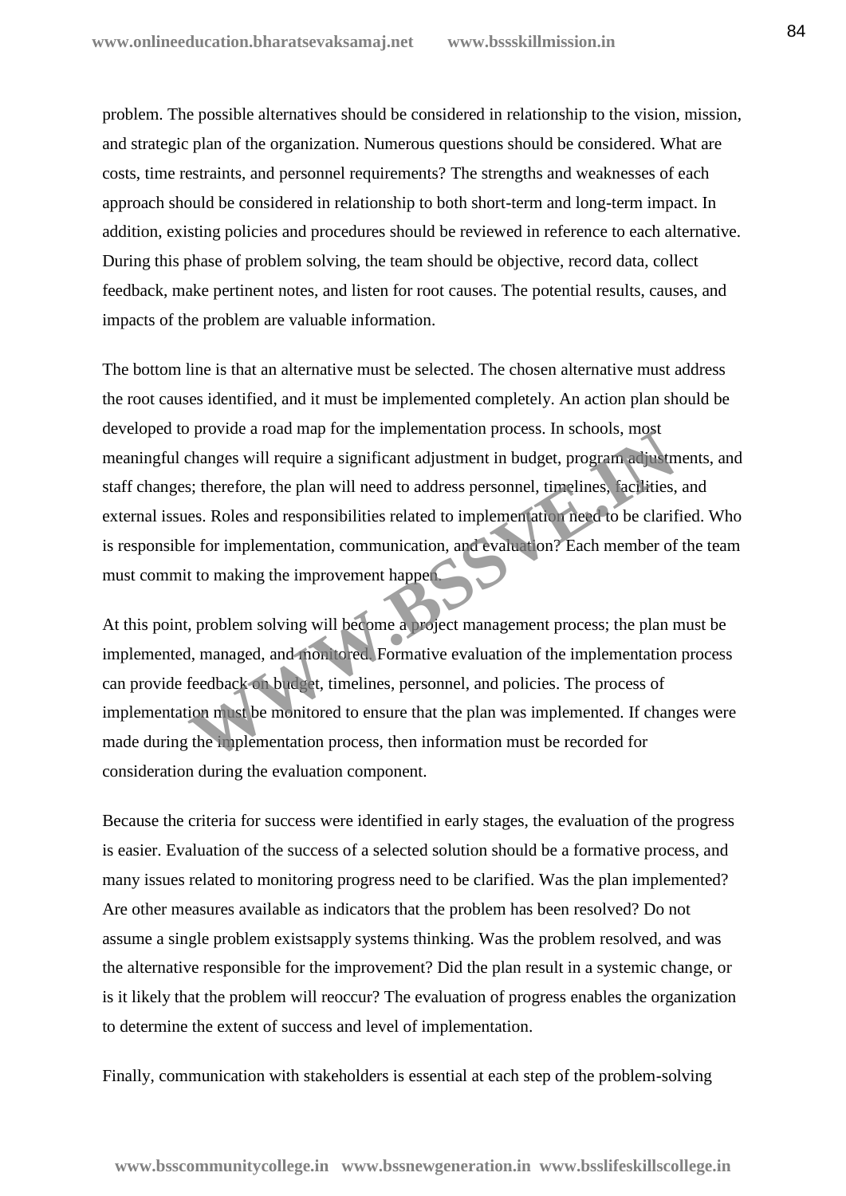problem. The possible alternatives should be considered in relationship to the vision, mission, and strategic plan of the organization. Numerous questions should be considered. What are costs, time restraints, and personnel requirements? The strengths and weaknesses of each approach should be considered in relationship to both short-term and long-term impact. In addition, existing policies and procedures should be reviewed in reference to each alternative. During this phase of problem solving, the team should be objective, record data, collect feedback, make pertinent notes, and listen for root causes. The potential results, causes, and impacts of the problem are valuable information.

The bottom line is that an alternative must be selected. The chosen alternative must address the root causes identified, and it must be implemented completely. An action plan should be developed to provide a road map for the implementation process. In schools, most meaningful changes will require a significant adjustment in budget, program adjustments, and staff changes; therefore, the plan will need to address personnel, timelines, facilities, and external issues. Roles and responsibilities related to implementation need to be clarified. Who is responsible for implementation, communication, and evaluation? Each member of the team must commit to making the improvement happen.

At this point, problem solving will become a project management process; the plan must be implemented, managed, and monitored. Formative evaluation of the implementation process can provide feedback on budget, timelines, personnel, and policies. The process of implementation must be monitored to ensure that the plan was implemented. If changes were made during the implementation process, then information must be recorded for consideration during the evaluation component.

Because the criteria for success were identified in early stages, the evaluation of the progress is easier. Evaluation of the success of a selected solution should be a formative process, and many issues related to monitoring progress need to be clarified. Was the plan implemented? Are other measures available as indicators that the problem has been resolved? Do not assume a single problem existsapply systems thinking. Was the problem resolved, and was the alternative responsible for the improvement? Did the plan result in a systemic change, or is it likely that the problem will reoccur? The evaluation of progress enables the organization to determine the extent of success and level of implementation.

Finally, communication with stakeholders is essential at each step of the problem-solving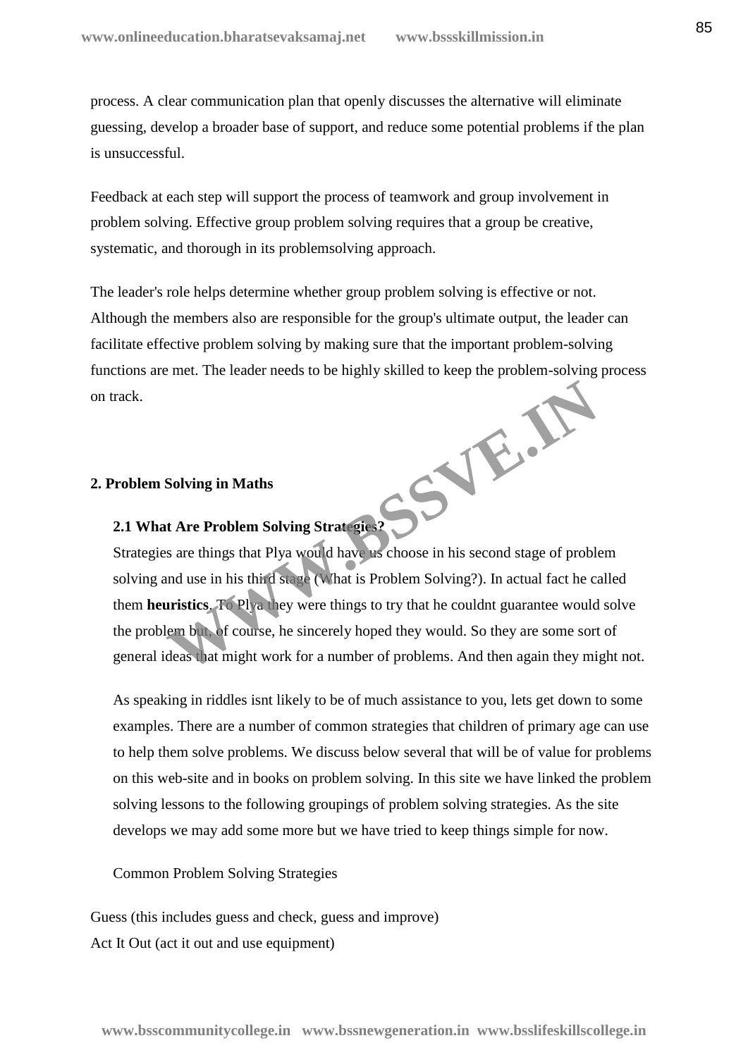process. A clear communication plan that openly discusses the alternative will eliminate guessing, develop a broader base of support, and reduce some potential problems if the plan is unsuccessful.

Feedback at each step will support the process of teamwork and group involvement in problem solving. Effective group problem solving requires that a group be creative, systematic, and thorough in its problemsolving approach.

The leader's role helps determine whether group problem solving is effective or not. Although the members also are responsible for the group's ultimate output, the leader can facilitate effective problem solving by making sure that the important problem-solving functions are met. The leader needs to be highly skilled to keep the problem-solving process on track.

## 2. Problem Solving in Maths

### 2.1 What Are Problem Solving Strategies?

Strategies are things that Plya would have us choose in his second stage of problem solving and use in his third stage (What is Problem Solving?). In actual fact he called them **heuristics**. To Plya they were things to try that he couldnt guarantee would solve the problem but, of course, he sincerely hoped they would. So they are some sort of general ideas that might work for a number of problems. And then again they might not.

As speaking in riddles isnt likely to be of much assistance to you, lets get down to some examples. There are a number of common strategies that children of primary age can use to help them solve problems. We discuss below several that will be of value for problems on this web-site and in books on problem solving. In this site we have linked the problem solving lessons to the following groupings of problem solving strategies. As the site develops we may add some more but we have tried to keep things simple for now.

Common Problem Solving Strategies

Guess (this includes guess and check, guess and improve)
Act It Out (act it out and use equipment)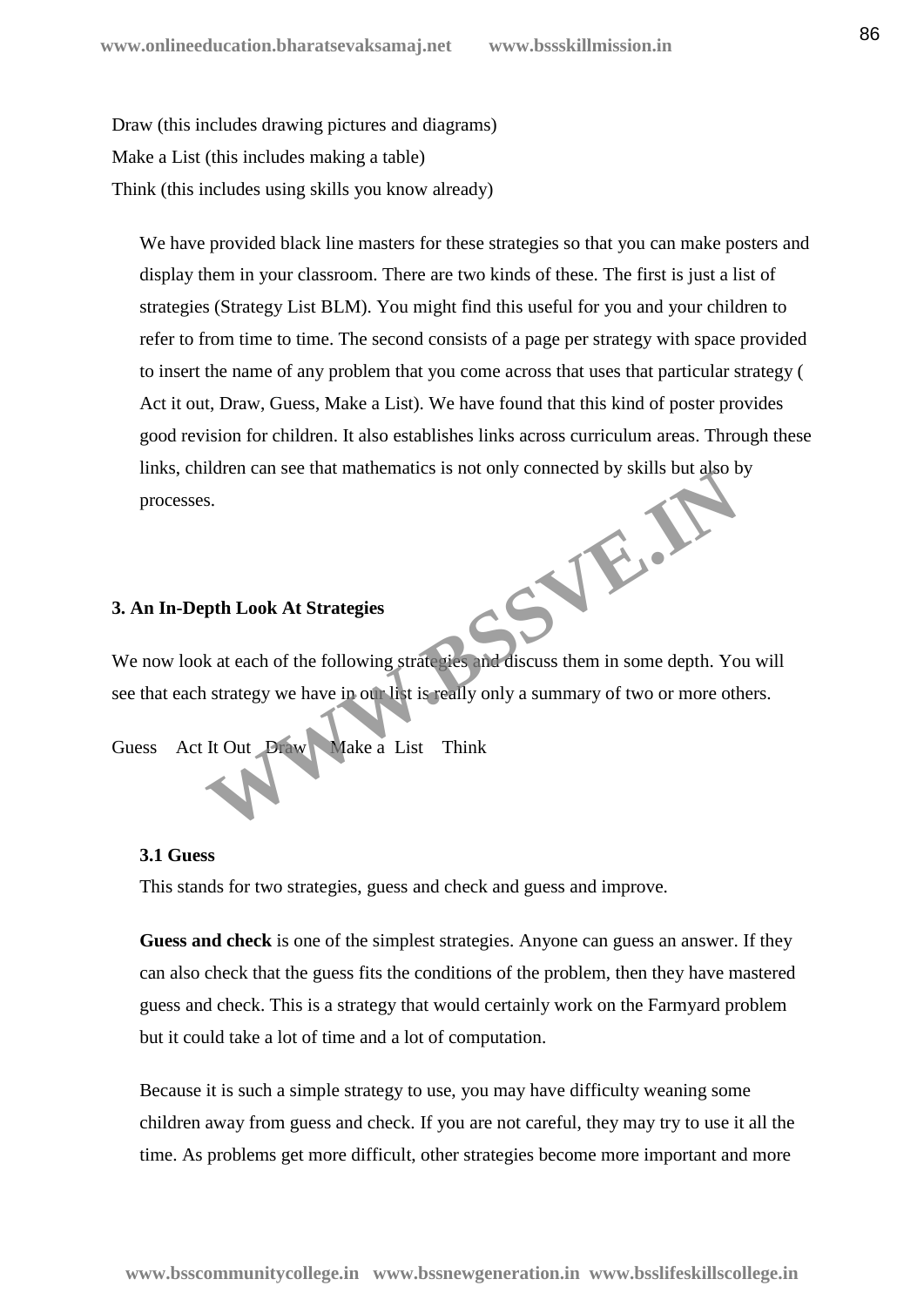Draw (this includes drawing pictures and diagrams)

Make a List (this includes making a table)

Think (this includes using skills you know already)

We have provided black line masters for these strategies so that you can make posters and display them in your classroom. There are two kinds of these. The first is just a list of strategies (Strategy List BLM). You might find this useful for you and your children to refer to from time to time. The second consists of a page per strategy with space provided to insert the name of any problem that you come across that uses that particular strategy ( Act it out, Draw, Guess, Make a List). We have found that this kind of poster provides good revision for children. It also establishes links across curriculum areas. Through these links, children can see that mathematics is not only connected by skills but also by processes.

**3. An In-Depth Look At Strategies**

We now look at each of the following strategies and discuss them in some depth. You will see that each strategy we have in our list is really only a summary of two or more others.

Guess Act It Out Draw Make a List Think

**3.1 Guess**

This stands for two strategies, guess and check and guess and improve.

**Guess and check** is one of the simplest strategies. Anyone can guess an answer. If they can also check that the guess fits the conditions of the problem, then they have mastered guess and check. This is a strategy that would certainly work on the Farmyard problem but it could take a lot of time and a lot of computation.

Because it is such a simple strategy to use, you may have difficulty weaning some children away from guess and check. If you are not careful, they may try to use it all the time. As problems get more difficult, other strategies become more important and more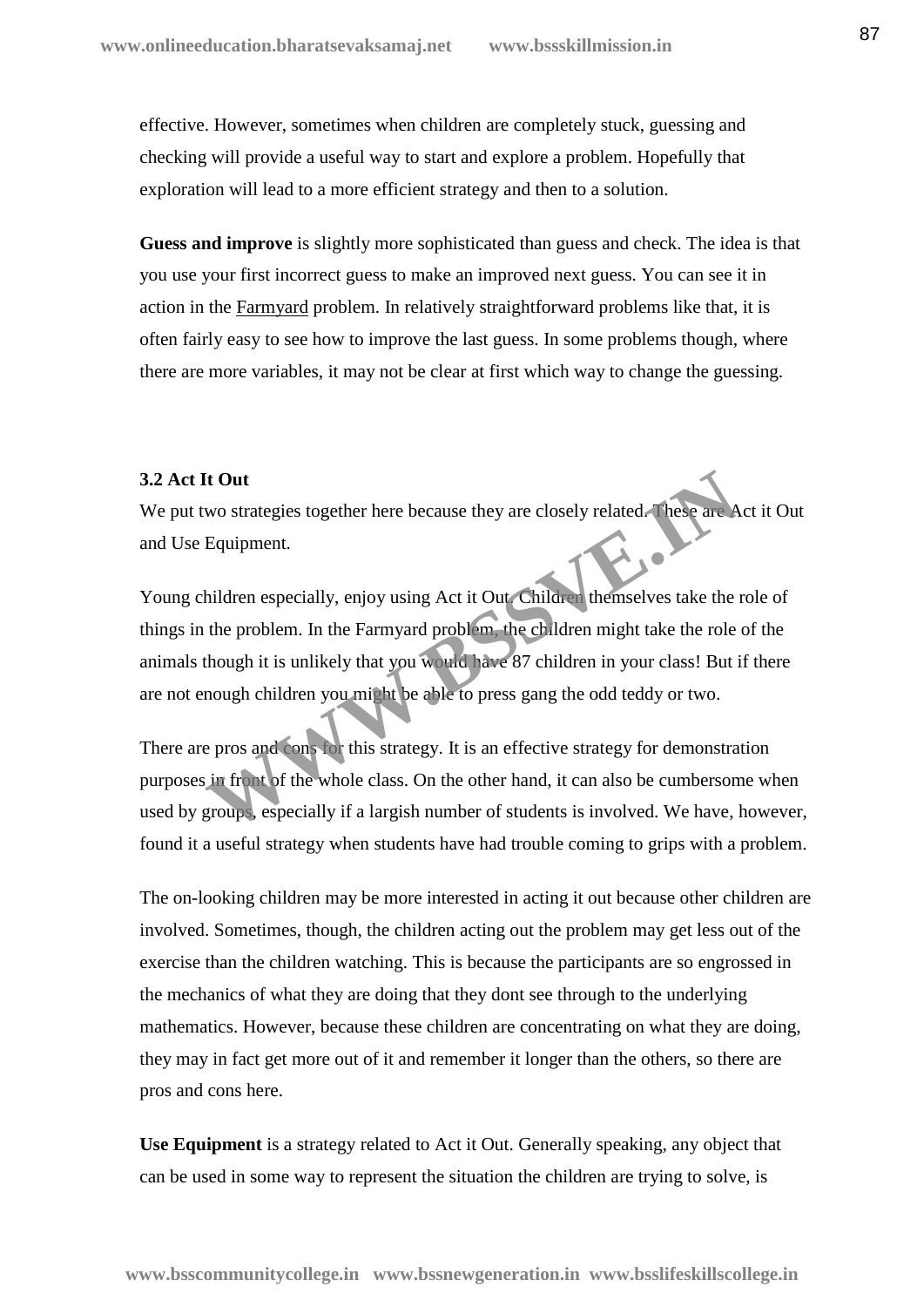effective. However, sometimes when children are completely stuck, guessing and checking will provide a useful way to start and explore a problem. Hopefully that exploration will lead to a more efficient strategy and then to a solution.

**Guess and improve** is slightly more sophisticated than guess and check. The idea is that you use your first incorrect guess to make an improved next guess. You can see it in action in the Farmyard problem. In relatively straightforward problems like that, it is often fairly easy to see how to improve the last guess. In some problems though, where there are more variables, it may not be clear at first which way to change the guessing.

### 3.2 Act It Out

We put two strategies together here because they are closely related. These are Act it Out and Use Equipment.

Young children especially, enjoy using Act it Out. Children themselves take the role of things in the problem. In the Farmyard problem, the children might take the role of the animals though it is unlikely that you would have 87 children in your class! But if there are not enough children you might be able to press gang the odd teddy or two.

There are pros and cons for this strategy. It is an effective strategy for demonstration purposes in front of the whole class. On the other hand, it can also be cumbersome when used by groups, especially if a largish number of students is involved. We have, however, found it a useful strategy when students have had trouble coming to grips with a problem.

The on-looking children may be more interested in acting it out because other children are involved. Sometimes, though, the children acting out the problem may get less out of the exercise than the children watching. This is because the participants are so engrossed in the mechanics of what they are doing that they dont see through to the underlying mathematics. However, because these children are concentrating on what they are doing, they may in fact get more out of it and remember it longer than the others, so there are pros and cons here.

**Use Equipment** is a strategy related to Act it Out. Generally speaking, any object that can be used in some way to represent the situation the children are trying to solve, is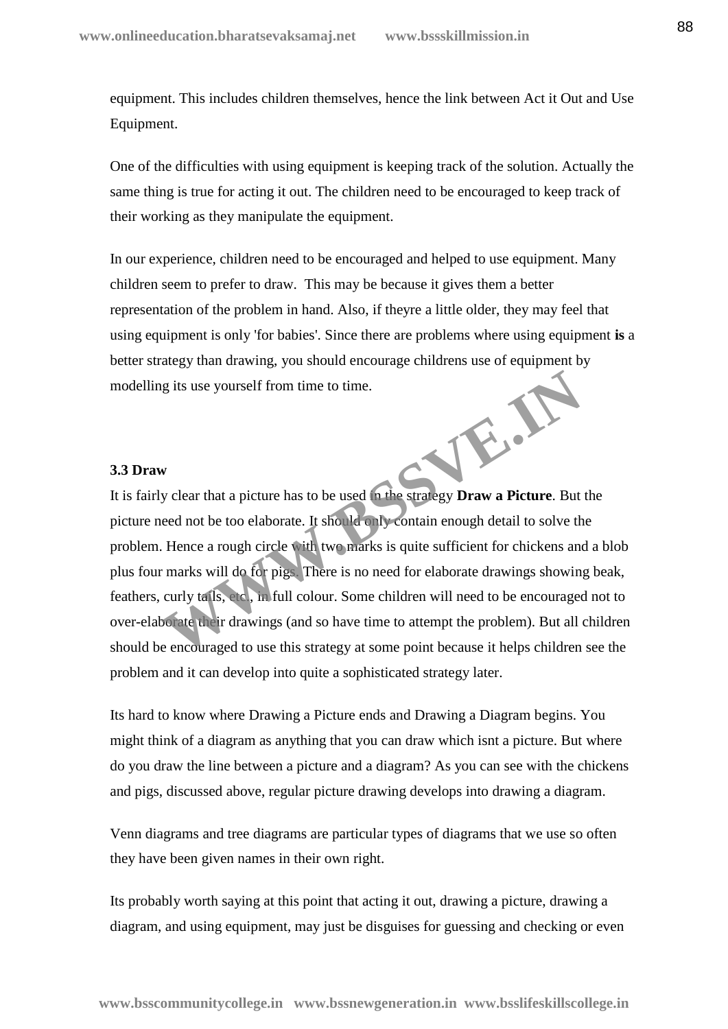equipment. This includes children themselves, hence the link between Act it Out and Use Equipment.

One of the difficulties with using equipment is keeping track of the solution. Actually the same thing is true for acting it out. The children need to be encouraged to keep track of their working as they manipulate the equipment.

In our experience, children need to be encouraged and helped to use equipment. Many children seem to prefer to draw. This may be because it gives them a better representation of the problem in hand. Also, if theyre a little older, they may feel that using equipment is only 'for babies'. Since there are problems where using equipment **is** a better strategy than drawing, you should encourage childrens use of equipment by modelling its use yourself from time to time.

### 3.3 Draw

It is fairly clear that a picture has to be used in the strategy **Draw a Picture**. But the picture need not be too elaborate. It should only contain enough detail to solve the problem. Hence a rough circle with two marks is quite sufficient for chickens and a blob plus four marks will do for pigs. There is no need for elaborate drawings showing beak, feathers, curly tails, etc., in full colour. Some children will need to be encouraged not to over-elaborate their drawings (and so have time to attempt the problem). But all children should be encouraged to use this strategy at some point because it helps children see the problem and it can develop into quite a sophisticated strategy later.

Its hard to know where Drawing a Picture ends and Drawing a Diagram begins. You might think of a diagram as anything that you can draw which isnt a picture. But where do you draw the line between a picture and a diagram? As you can see with the chickens and pigs, discussed above, regular picture drawing develops into drawing a diagram.

Venn diagrams and tree diagrams are particular types of diagrams that we use so often they have been given names in their own right.

Its probably worth saying at this point that acting it out, drawing a picture, drawing a diagram, and using equipment, may just be disguises for guessing and checking or even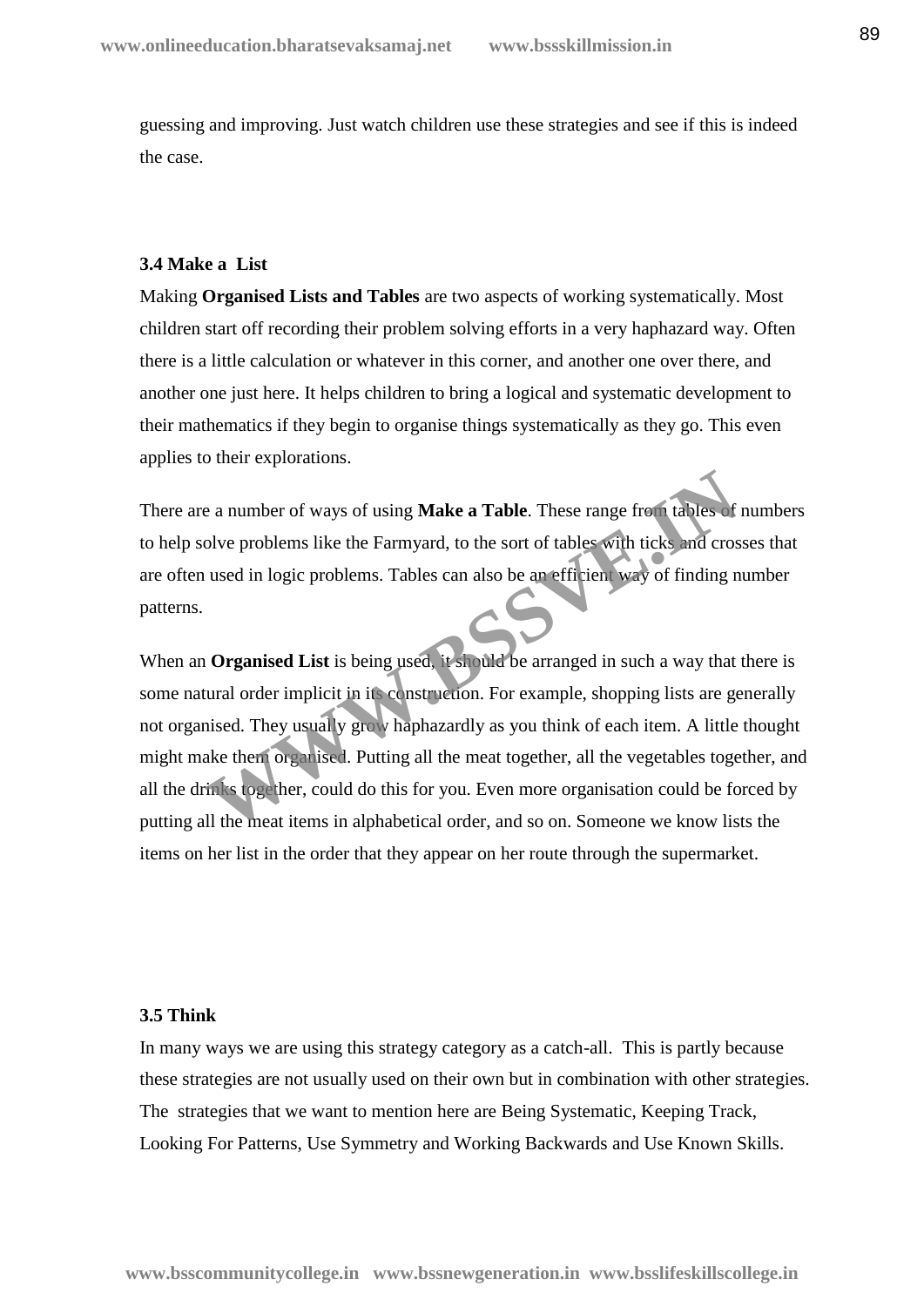guessing and improving. Just watch children use these strategies and see if this is indeed the case.

### 3.4 Make a List

Making **Organised Lists and Tables** are two aspects of working systematically. Most children start off recording their problem solving efforts in a very haphazard way. Often there is a little calculation or whatever in this corner, and another one over there, and another one just here. It helps children to bring a logical and systematic development to their mathematics if they begin to organise things systematically as they go. This even applies to their explorations.

There are a number of ways of using **Make a Table**. These range from tables of numbers to help solve problems like the Farmyard, to the sort of tables with ticks and crosses that are often used in logic problems. Tables can also be an efficient way of finding number patterns.

When an **Organised List** is being used, it should be arranged in such a way that there is some natural order implicit in its construction. For example, shopping lists are generally not organised. They usually grow haphazardly as you think of each item. A little thought might make them organised. Putting all the meat together, all the vegetables together, and all the drinks together, could do this for you. Even more organisation could be forced by putting all the meat items in alphabetical order, and so on. Someone we know lists the items on her list in the order that they appear on her route through the supermarket.

### 3.5 Think

In many ways we are using this strategy category as a catch-all. This is partly because these strategies are not usually used on their own but in combination with other strategies. The strategies that we want to mention here are Being Systematic, Keeping Track, Looking For Patterns, Use Symmetry and Working Backwards and Use Known Skills.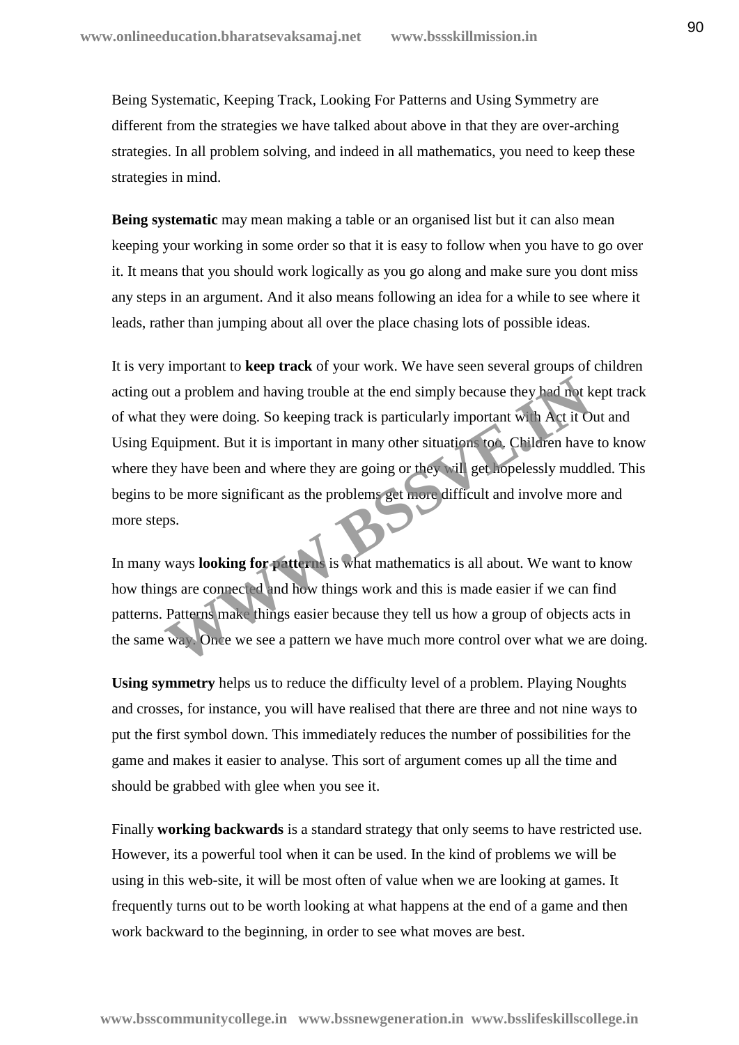Being Systematic, Keeping Track, Looking For Patterns and Using Symmetry are different from the strategies we have talked about above in that they are over-arching strategies. In all problem solving, and indeed in all mathematics, you need to keep these strategies in mind.

**Being systematic** may mean making a table or an organised list but it can also mean keeping your working in some order so that it is easy to follow when you have to go over it. It means that you should work logically as you go along and make sure you dont miss any steps in an argument. And it also means following an idea for a while to see where it leads, rather than jumping about all over the place chasing lots of possible ideas.

It is very important to **keep track** of your work. We have seen several groups of children acting out a problem and having trouble at the end simply because they had not kept track of what they were doing. So keeping track is particularly important with Act it Out and Using Equipment. But it is important in many other situations too. Children have to know where they have been and where they are going or they will get hopelessly muddled. This begins to be more significant as the problems get more difficult and involve more and more steps.

In many ways **looking for patterns** is what mathematics is all about. We want to know how things are connected and how things work and this is made easier if we can find patterns. Patterns make things easier because they tell us how a group of objects acts in the same way. Once we see a pattern we have much more control over what we are doing.

**Using symmetry** helps us to reduce the difficulty level of a problem. Playing Noughts and crosses, for instance, you will have realised that there are three and not nine ways to put the first symbol down. This immediately reduces the number of possibilities for the game and makes it easier to analyse. This sort of argument comes up all the time and should be grabbed with glee when you see it.

Finally **working backwards** is a standard strategy that only seems to have restricted use. However, its a powerful tool when it can be used. In the kind of problems we will be using in this web-site, it will be most often of value when we are looking at games. It frequently turns out to be worth looking at what happens at the end of a game and then work backward to the beginning, in order to see what moves are best.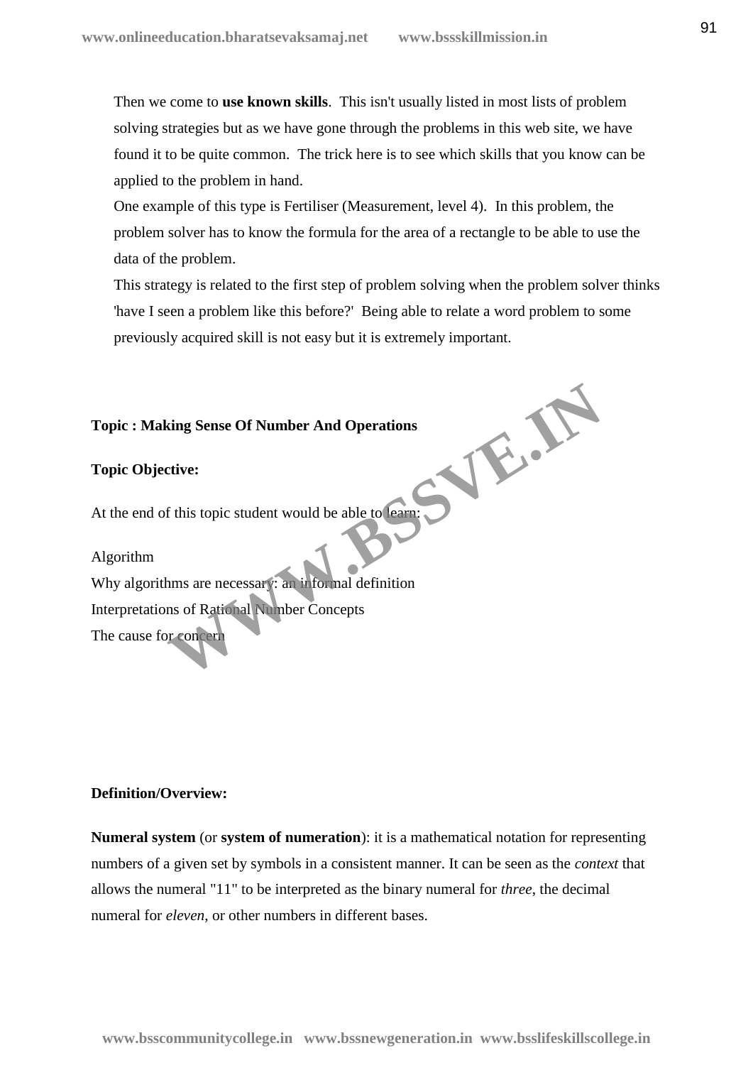Then we come to **use known skills**. This isn't usually listed in most lists of problem solving strategies but as we have gone through the problems in this web site, we have found it to be quite common. The trick here is to see which skills that you know can be applied to the problem in hand.

One example of this type is Fertiliser (Measurement, level 4). In this problem, the problem solver has to know the formula for the area of a rectangle to be able to use the data of the problem.

This strategy is related to the first step of problem solving when the problem solver thinks 'have I seen a problem like this before?' Being able to relate a word problem to some previously acquired skill is not easy but it is extremely important.

**Topic : Making Sense Of Number And Operations**

**Topic Objective:**

At the end of this topic student would be able to learn:

Algorithm
Why algorithms are necessary: an informal definition
Interpretations of Rational Number Concepts
The cause for concern

**Definition/Overview:**

**Numeral system** (or **system of numeration**): it is a mathematical notation for representing numbers of a given set by symbols in a consistent manner. It can be seen as the *context* that allows the numeral "11" to be interpreted as the binary numeral for *three*, the decimal numeral for *eleven*, or other numbers in different bases.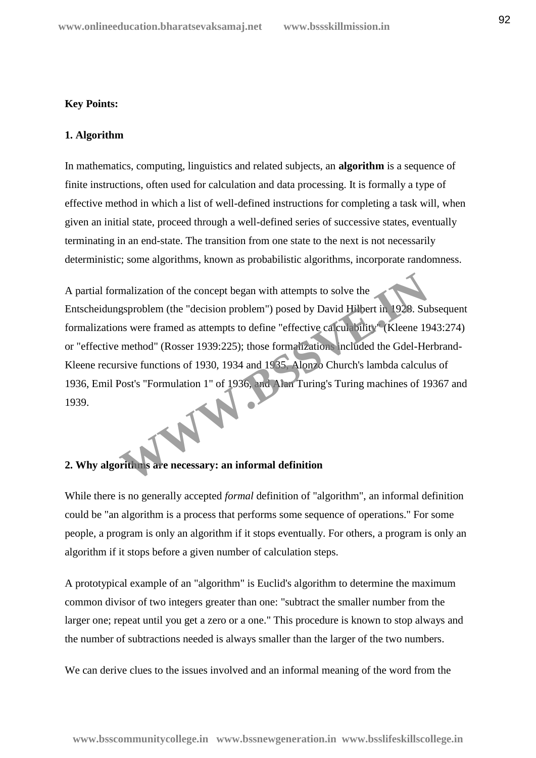**Key Points:**

**1. Algorithm**

In mathematics, computing, linguistics and related subjects, an **algorithm** is a sequence of finite instructions, often used for calculation and data processing. It is formally a type of effective method in which a list of well-defined instructions for completing a task will, when given an initial state, proceed through a well-defined series of successive states, eventually terminating in an end-state. The transition from one state to the next is not necessarily deterministic; some algorithms, known as probabilistic algorithms, incorporate randomness.

A partial formalization of the concept began with attempts to solve the Entscheidungsproblem (the "decision problem") posed by David Hilbert in 1928. Subsequent formalizations were framed as attempts to define "effective calculability" (Kleene 1943:274) or "effective method" (Rosser 1939:225); those formalizations included the Gdel-Herbrand-Kleene recursive functions of 1930, 1934 and 1935, Alonzo Church's lambda calculus of 1936, Emil Post's "Formulation 1" of 1936, and Alan Turing's Turing machines of 19367 and 1939.

**2. Why algorithms are necessary: an informal definition**

While there is no generally accepted *formal* definition of "algorithm", an informal definition could be "an algorithm is a process that performs some sequence of operations." For some people, a program is only an algorithm if it stops eventually. For others, a program is only an algorithm if it stops before a given number of calculation steps.

A prototypical example of an "algorithm" is Euclid's algorithm to determine the maximum common divisor of two integers greater than one: "subtract the smaller number from the larger one; repeat until you get a zero or a one." This procedure is known to stop always and the number of subtractions needed is always smaller than the larger of the two numbers.

We can derive clues to the issues involved and an informal meaning of the word from the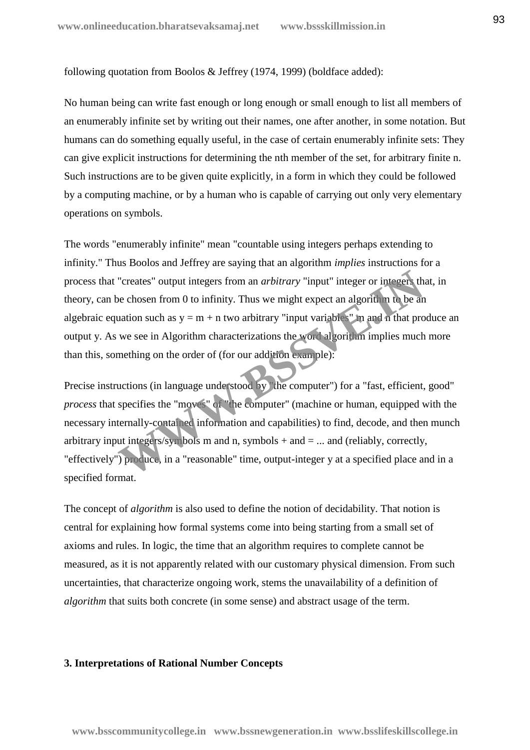following quotation from Boolos & Jeffrey (1974, 1999) (boldface added):

No human being can write fast enough or long enough or small enough to list all members of an enumerably infinite set by writing out their names, one after another, in some notation. But humans can do something equally useful, in the case of certain enumerably infinite sets: They can give explicit instructions for determining the nth member of the set, for arbitrary finite n. Such instructions are to be given quite explicitly, in a form in which they could be followed by a computing machine, or by a human who is capable of carrying out only very elementary operations on symbols.

The words "enumerably infinite" mean "countable using integers perhaps extending to infinity." Thus Boolos and Jeffrey are saying that an algorithm *implies* instructions for a process that "creates" output integers from an *arbitrary* "input" integer or integers that, in theory, can be chosen from 0 to infinity. Thus we might expect an algorithm to be an algebraic equation such as $y = m + n$ two arbitrary "input variables" m and n that produce an output y. As we see in Algorithm characterizations the word algorithm implies much more than this, something on the order of (for our addition example):

Precise instructions (in language understood by "the computer") for a "fast, efficient, good" *process* that specifies the "moves" of "the computer" (machine or human, equipped with the necessary internally-contained information and capabilities) to find, decode, and then munch arbitrary input integers/symbols m and n, symbols + and = ... and (reliably, correctly, "effectively") produce, in a "reasonable" time, output-integer y at a specified place and in a specified format.

The concept of *algorithm* is also used to define the notion of decidability. That notion is central for explaining how formal systems come into being starting from a small set of axioms and rules. In logic, the time that an algorithm requires to complete cannot be measured, as it is not apparently related with our customary physical dimension. From such uncertainties, that characterize ongoing work, stems the unavailability of a definition of *algorithm* that suits both concrete (in some sense) and abstract usage of the term.

**3. Interpretations of Rational Number Concepts**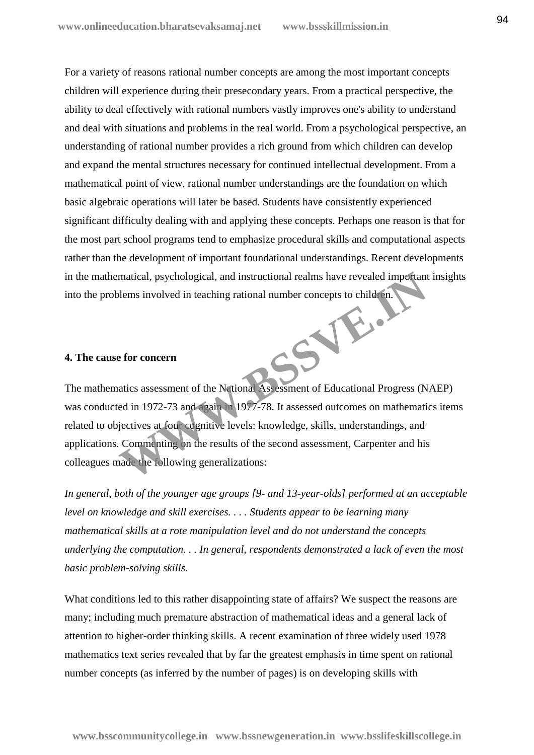For a variety of reasons rational number concepts are among the most important concepts children will experience during their presecondary years. From a practical perspective, the ability to deal effectively with rational numbers vastly improves one's ability to understand and deal with situations and problems in the real world. From a psychological perspective, an understanding of rational number provides a rich ground from which children can develop and expand the mental structures necessary for continued intellectual development. From a mathematical point of view, rational number understandings are the foundation on which basic algebraic operations will later be based. Students have consistently experienced significant difficulty dealing with and applying these concepts. Perhaps one reason is that for the most part school programs tend to emphasize procedural skills and computational aspects rather than the development of important foundational understandings. Recent developments in the mathematical, psychological, and instructional realms have revealed important insights into the problems involved in teaching rational number concepts to children.

#### 4. The cause for concern

The mathematics assessment of the National Assessment of Educational Progress (NAEP) was conducted in 1972-73 and again in 1977-78. It assessed outcomes on mathematics items related to objectives at four cognitive levels: knowledge, skills, understandings, and applications. Commenting on the results of the second assessment, Carpenter and his colleagues made the following generalizations:

*In general, both of the younger age groups [9- and 13-year-olds] performed at an acceptable level on knowledge and skill exercises. . . . Students appear to be learning many mathematical skills at a rote manipulation level and do not understand the concepts underlying the computation. . . In general, respondents demonstrated a lack of even the most basic problem-solving skills.*

What conditions led to this rather disappointing state of affairs? We suspect the reasons are many; including much premature abstraction of mathematical ideas and a general lack of attention to higher-order thinking skills. A recent examination of three widely used 1978 mathematics text series revealed that by far the greatest emphasis in time spent on rational number concepts (as inferred by the number of pages) is on developing skills with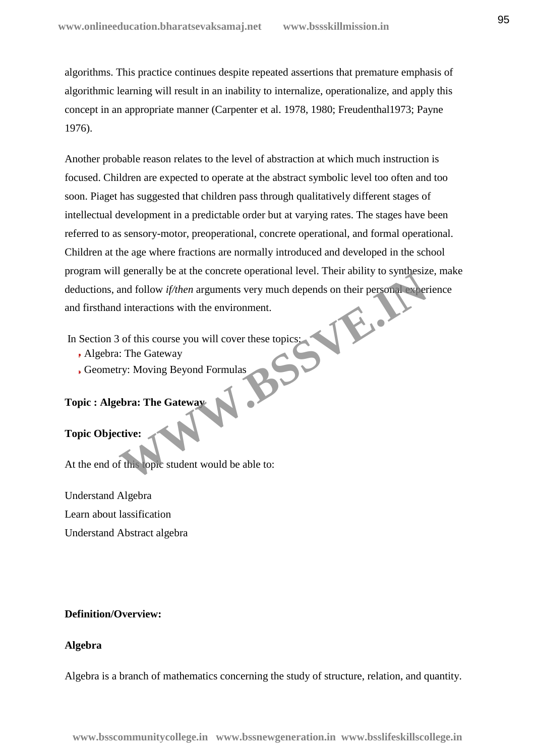algorithms. This practice continues despite repeated assertions that premature emphasis of algorithmic learning will result in an inability to internalize, operationalize, and apply this concept in an appropriate manner (Carpenter et al. 1978, 1980; Freudenthal1973; Payne 1976).

Another probable reason relates to the level of abstraction at which much instruction is focused. Children are expected to operate at the abstract symbolic level too often and too soon. Piaget has suggested that children pass through qualitatively different stages of intellectual development in a predictable order but at varying rates. The stages have been referred to as sensory-motor, preoperational, concrete operational, and formal operational. Children at the age where fractions are normally introduced and developed in the school program will generally be at the concrete operational level. Their ability to synthesize, make deductions, and follow *if/then* arguments very much depends on their personal experience and firsthand interactions with the environment.

In Section 3 of this course you will cover these topics:

- Algebra: The Gateway
- Geometry: Moving Beyond Formulas

**Topic : Algebra: The Gateway**

**Topic Objective:**

At the end of this topic student would be able to:

Understand Algebra

Learn about lassification

Understand Abstract algebra

**Definition/Overview:**

**Algebra**

Algebra is a branch of mathematics concerning the study of structure, relation, and quantity.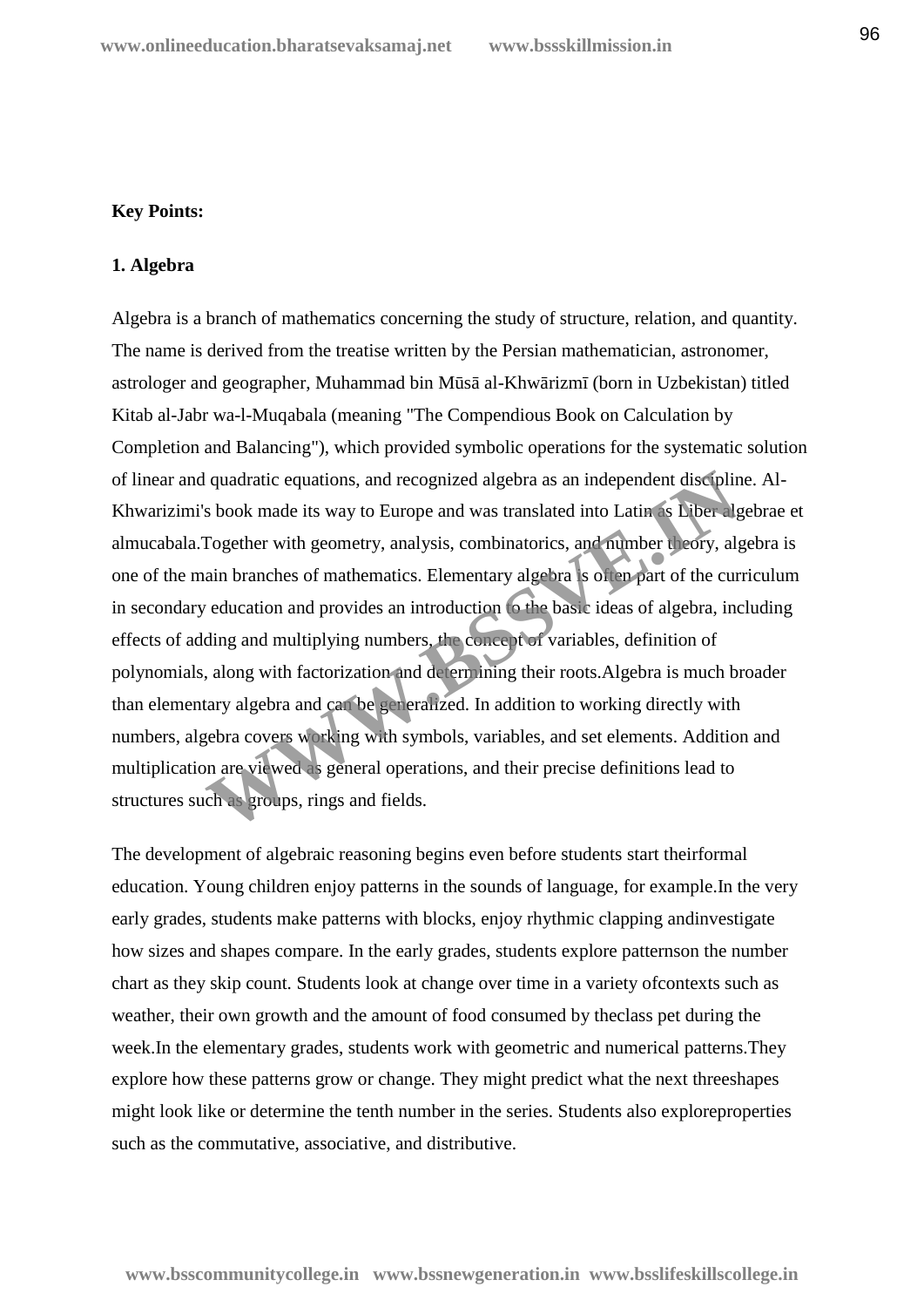**Key Points:**

**1. Algebra**

Algebra is a branch of mathematics concerning the study of structure, relation, and quantity. The name is derived from the treatise written by the Persian mathematician, astronomer, astrologer and geographer, Muhammad bin Mūsā al-Khwārizmī (born in Uzbekistan) titled Kitab al-Jabr wa-l-Muqabala (meaning "The Compendious Book on Calculation by Completion and Balancing"), which provided symbolic operations for the systematic solution of linear and quadratic equations, and recognized algebra as an independent discipline. Al-Khwarizimi's book made its way to Europe and was translated into Latin as Liber algebrae et almucabala.Together with geometry, analysis, combinatorics, and number theory, algebra is one of the main branches of mathematics. Elementary algebra is often part of the curriculum in secondary education and provides an introduction to the basic ideas of algebra, including effects of adding and multiplying numbers, the concept of variables, definition of polynomials, along with factorization and determining their roots.Algebra is much broader than elementary algebra and can be generalized. In addition to working directly with numbers, algebra covers working with symbols, variables, and set elements. Addition and multiplication are viewed as general operations, and their precise definitions lead to structures such as groups, rings and fields.

The development of algebraic reasoning begins even before students start theirformal education. Young children enjoy patterns in the sounds of language, for example.In the very early grades, students make patterns with blocks, enjoy rhythmic clapping andinvestigate how sizes and shapes compare. In the early grades, students explore patternson the number chart as they skip count. Students look at change over time in a variety ofcontexts such as weather, their own growth and the amount of food consumed by theclass pet during the week.In the elementary grades, students work with geometric and numerical patterns.They explore how these patterns grow or change. They might predict what the next threeshapes might look like or determine the tenth number in the series. Students also exploreproperties such as the commutative, associative, and distributive.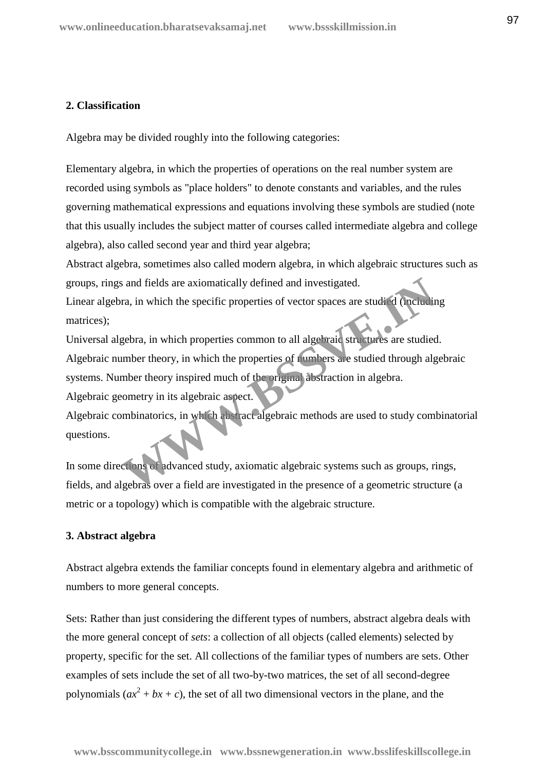## 2. Classification

Algebra may be divided roughly into the following categories:

Elementary algebra, in which the properties of operations on the real number system are recorded using symbols as "place holders" to denote constants and variables, and the rules governing mathematical expressions and equations involving these symbols are studied (note that this usually includes the subject matter of courses called intermediate algebra and college algebra), also called second year and third year algebra;

Abstract algebra, sometimes also called modern algebra, in which algebraic structures such as groups, rings and fields are axiomatically defined and investigated.

Linear algebra, in which the specific properties of vector spaces are studied (including matrices);

Universal algebra, in which properties common to all algebraic structures are studied.

Algebraic number theory, in which the properties of numbers are studied through algebraic systems. Number theory inspired much of the original abstraction in algebra.

Algebraic geometry in its algebraic aspect.

Algebraic combinatorics, in which abstract algebraic methods are used to study combinatorial questions.

In some directions of advanced study, axiomatic algebraic systems such as groups, rings, fields, and algebras over a field are investigated in the presence of a geometric structure (a metric or a topology) which is compatible with the algebraic structure.

## 3. Abstract algebra

Abstract algebra extends the familiar concepts found in elementary algebra and arithmetic of numbers to more general concepts.

Sets: Rather than just considering the different types of numbers, abstract algebra deals with the more general concept of *sets*: a collection of all objects (called elements) selected by property, specific for the set. All collections of the familiar types of numbers are sets. Other examples of sets include the set of all two-by-two matrices, the set of all second-degree polynomials ($ax^2 + bx + c$), the set of all two dimensional vectors in the plane, and the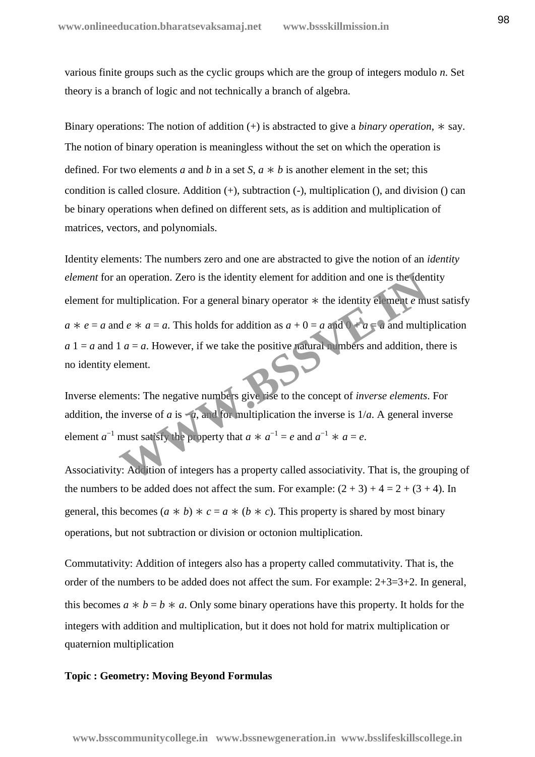various finite groups such as the cyclic groups which are the group of integers modulo *n*. Set theory is a branch of logic and not technically a branch of algebra.

Binary operations: The notion of addition (+) is abstracted to give a *binary operation*, $\ast$ say. The notion of binary operation is meaningless without the set on which the operation is defined. For two elements $a$ and $b$ in a set $S$, $a \ast b$ is another element in the set; this condition is called closure. Addition (+), subtraction (-), multiplication (), and division () can be binary operations when defined on different sets, as is addition and multiplication of matrices, vectors, and polynomials.

Identity elements: The numbers zero and one are abstracted to give the notion of an *identity element* for an operation. Zero is the identity element for addition and one is the identity element for multiplication. For a general binary operator $\ast$ the identity element $e$ must satisfy $a \ast e = a$ and $e \ast a = a$. This holds for addition as $a + 0 = a$ and $0 + a = a$ and multiplication $a\ 1 = a$ and $1\ a = a$. However, if we take the positive natural numbers and addition, there is no identity element.

Inverse elements: The negative numbers give rise to the concept of *inverse elements*. For addition, the inverse of $a$ is $-a$, and for multiplication the inverse is $1/a$. A general inverse element $a^{-1}$ must satisfy the property that $a \ast a^{-1} = e$ and $a^{-1} \ast a = e$.

Associativity: Addition of integers has a property called associativity. That is, the grouping of the numbers to be added does not affect the sum. For example: $(2 + 3) + 4 = 2 + (3 + 4)$. In general, this becomes $(a \ast b) \ast c = a \ast (b \ast c)$. This property is shared by most binary operations, but not subtraction or division or octonion multiplication.

Commutativity: Addition of integers also has a property called commutativity. That is, the order of the numbers to be added does not affect the sum. For example: $2+3=3+2$. In general, this becomes $a \ast b = b \ast a$. Only some binary operations have this property. It holds for the integers with addition and multiplication, but it does not hold for matrix multiplication or quaternion multiplication

**Topic : Geometry: Moving Beyond Formulas**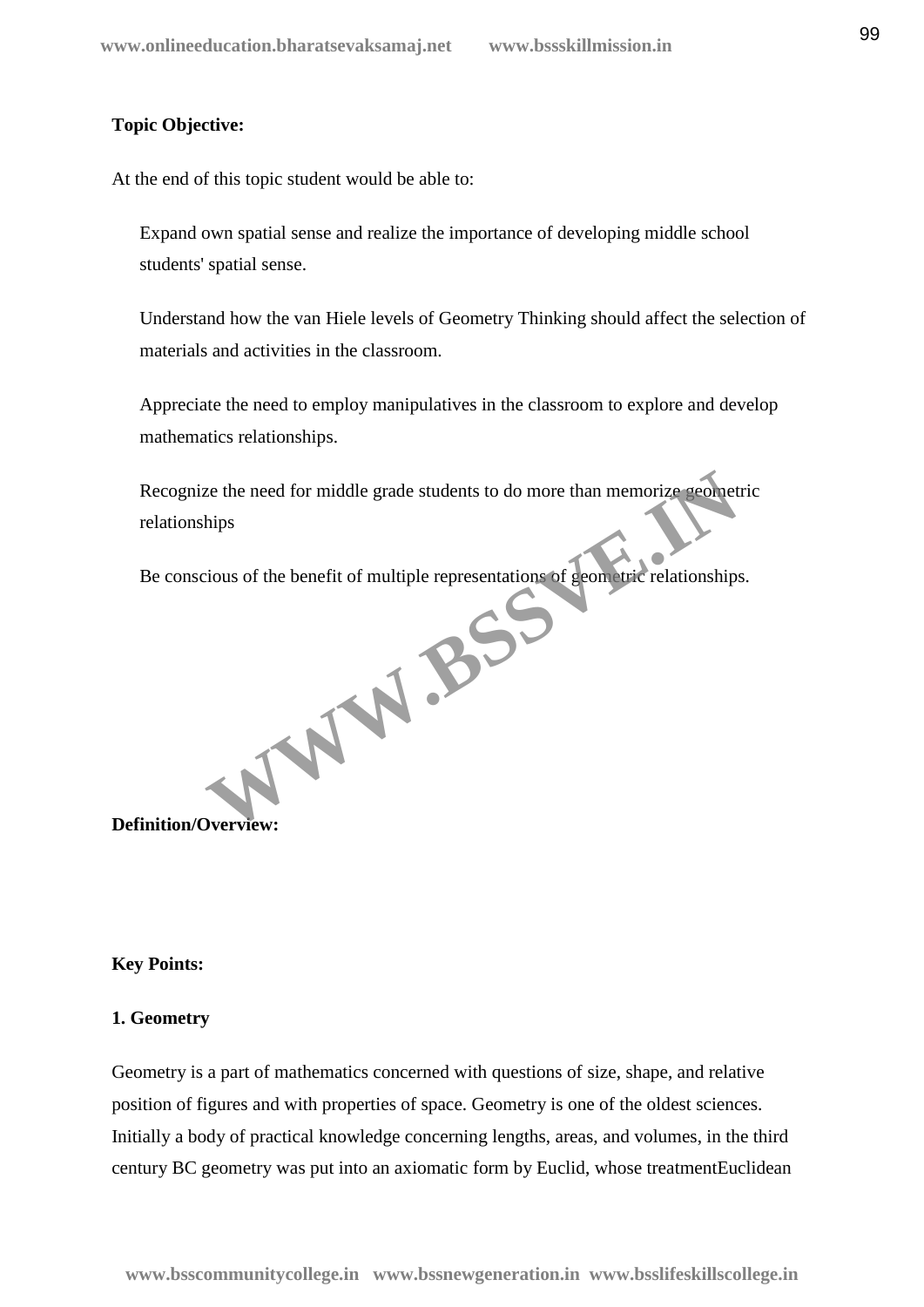**Topic Objective:**

At the end of this topic student would be able to:

Expand own spatial sense and realize the importance of developing middle school students' spatial sense.

Understand how the van Hiele levels of Geometry Thinking should affect the selection of materials and activities in the classroom.

Appreciate the need to employ manipulatives in the classroom to explore and develop mathematics relationships.

Recognize the need for middle grade students to do more than memorize geometric relationships

Be conscious of the benefit of multiple representations of geometric relationships.

**Definition/Overview:**

**Key Points:**

**1. Geometry**

Geometry is a part of mathematics concerned with questions of size, shape, and relative position of figures and with properties of space. Geometry is one of the oldest sciences. Initially a body of practical knowledge concerning lengths, areas, and volumes, in the third century BC geometry was put into an axiomatic form by Euclid, whose treatmentEuclidean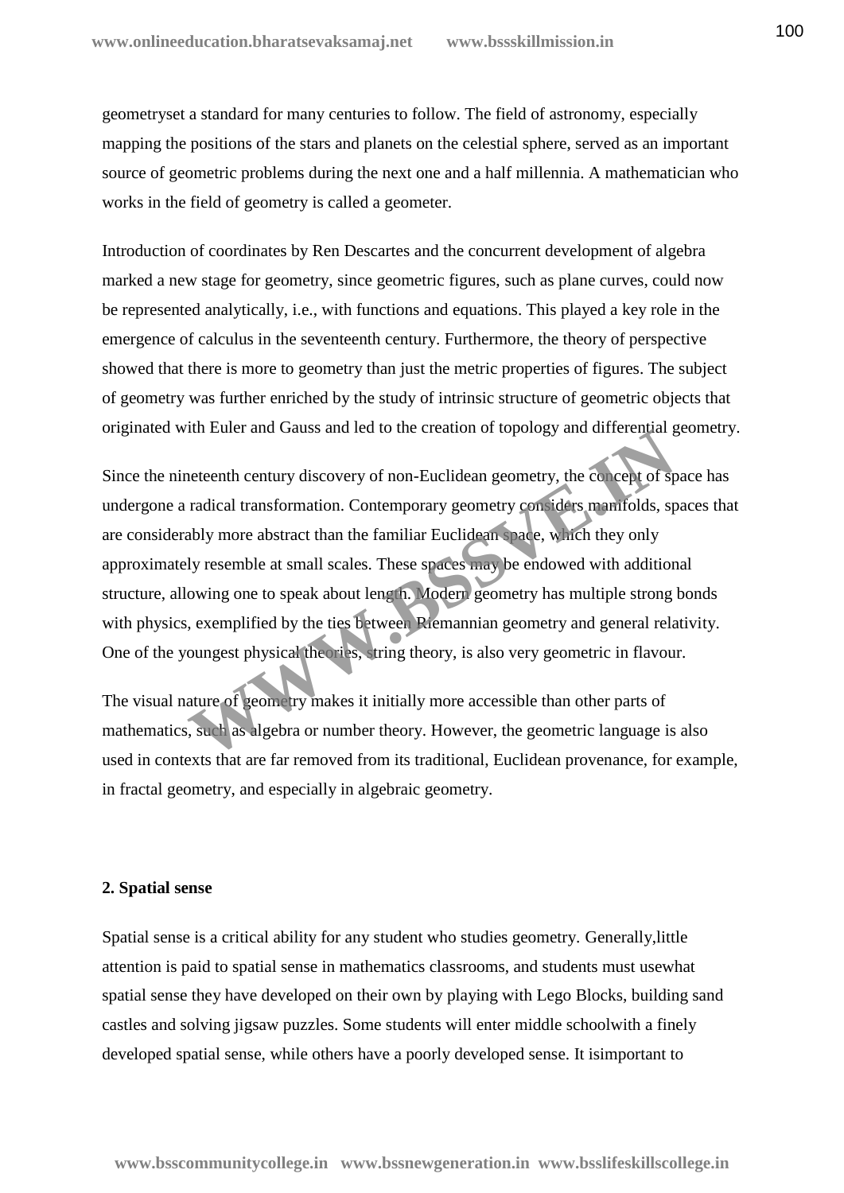geometryset a standard for many centuries to follow. The field of astronomy, especially mapping the positions of the stars and planets on the celestial sphere, served as an important source of geometric problems during the next one and a half millennia. A mathematician who works in the field of geometry is called a geometer.

Introduction of coordinates by Ren Descartes and the concurrent development of algebra marked a new stage for geometry, since geometric figures, such as plane curves, could now be represented analytically, i.e., with functions and equations. This played a key role in the emergence of calculus in the seventeenth century. Furthermore, the theory of perspective showed that there is more to geometry than just the metric properties of figures. The subject of geometry was further enriched by the study of intrinsic structure of geometric objects that originated with Euler and Gauss and led to the creation of topology and differential geometry.

Since the nineteenth century discovery of non-Euclidean geometry, the concept of space has undergone a radical transformation. Contemporary geometry considers manifolds, spaces that are considerably more abstract than the familiar Euclidean space, which they only approximately resemble at small scales. These spaces may be endowed with additional structure, allowing one to speak about length. Modern geometry has multiple strong bonds with physics, exemplified by the ties between Riemannian geometry and general relativity. One of the youngest physical theories, string theory, is also very geometric in flavour.

The visual nature of geometry makes it initially more accessible than other parts of mathematics, such as algebra or number theory. However, the geometric language is also used in contexts that are far removed from its traditional, Euclidean provenance, for example, in fractal geometry, and especially in algebraic geometry.

**2. Spatial sense**

Spatial sense is a critical ability for any student who studies geometry. Generally,little attention is paid to spatial sense in mathematics classrooms, and students must usewhat spatial sense they have developed on their own by playing with Lego Blocks, building sand castles and solving jigsaw puzzles. Some students will enter middle schoolwith a finely developed spatial sense, while others have a poorly developed sense. It isimportant to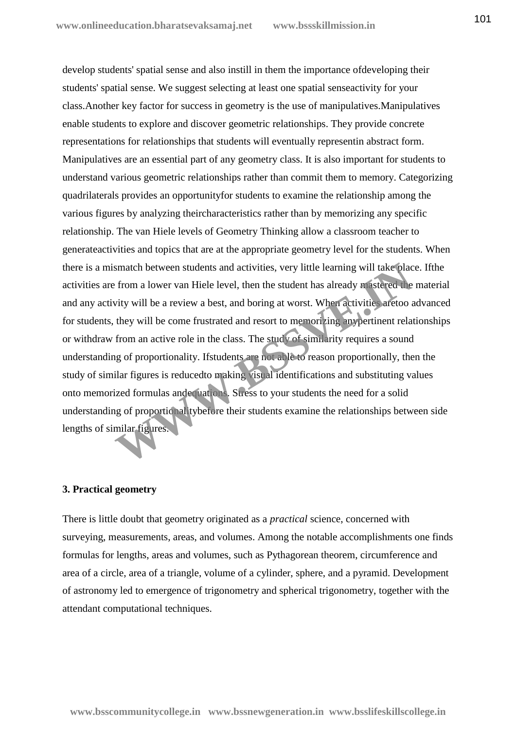develop students' spatial sense and also instill in them the importance ofdeveloping their students' spatial sense. We suggest selecting at least one spatial senseactivity for your class.Another key factor for success in geometry is the use of manipulatives.Manipulatives enable students to explore and discover geometric relationships. They provide concrete representations for relationships that students will eventually representin abstract form. Manipulatives are an essential part of any geometry class. It is also important for students to understand various geometric relationships rather than commit them to memory. Categorizing quadrilaterals provides an opportunityfor students to examine the relationship among the various figures by analyzing theircharacteristics rather than by memorizing any specific relationship. The van Hiele levels of Geometry Thinking allow a classroom teacher to generateactivities and topics that are at the appropriate geometry level for the students. When there is a mismatch between students and activities, very little learning will take place. Ifthe activities are from a lower van Hiele level, then the student has already mastered the material and any activity will be a review a best, and boring at worst. When activities aretoo advanced for students, they will be come frustrated and resort to memorizing anypertinent relationships or withdraw from an active role in the class. The study of similarity requires a sound understanding of proportionality. Ifstudents are not able to reason proportionally, then the study of similar figures is reducedto making visual identifications and substituting values onto memorized formulas andequations. Stress to your students the need for a solid understanding of proportionalitybefore their students examine the relationships between side lengths of similar figures.

**3. Practical geometry**

There is little doubt that geometry originated as a *practical* science, concerned with surveying, measurements, areas, and volumes. Among the notable accomplishments one finds formulas for lengths, areas and volumes, such as Pythagorean theorem, circumference and area of a circle, area of a triangle, volume of a cylinder, sphere, and a pyramid. Development of astronomy led to emergence of trigonometry and spherical trigonometry, together with the attendant computational techniques.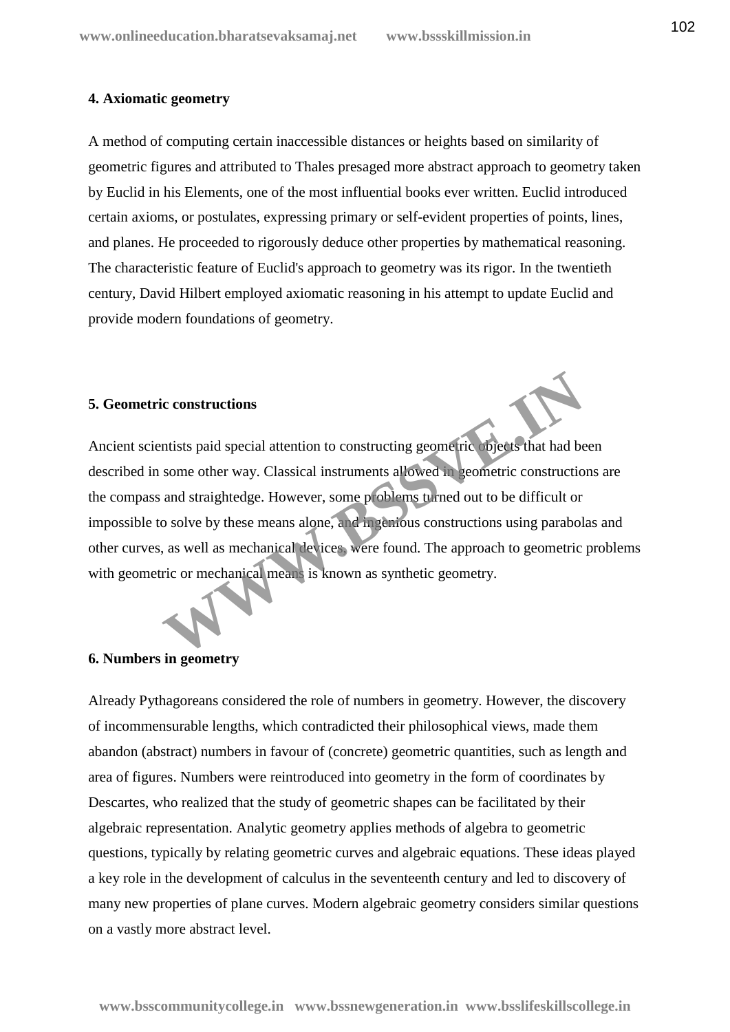#### 4. Axiomatic geometry

A method of computing certain inaccessible distances or heights based on similarity of geometric figures and attributed to Thales presaged more abstract approach to geometry taken by Euclid in his Elements, one of the most influential books ever written. Euclid introduced certain axioms, or postulates, expressing primary or self-evident properties of points, lines, and planes. He proceeded to rigorously deduce other properties by mathematical reasoning. The characteristic feature of Euclid's approach to geometry was its rigor. In the twentieth century, David Hilbert employed axiomatic reasoning in his attempt to update Euclid and provide modern foundations of geometry.

#### 5. Geometric constructions

Ancient scientists paid special attention to constructing geometric objects that had been described in some other way. Classical instruments allowed in geometric constructions are the compass and straightedge. However, some problems turned out to be difficult or impossible to solve by these means alone, and ingenious constructions using parabolas and other curves, as well as mechanical devices, were found. The approach to geometric problems with geometric or mechanical means is known as synthetic geometry.

#### 6. Numbers in geometry

Already Pythagoreans considered the role of numbers in geometry. However, the discovery of incommensurable lengths, which contradicted their philosophical views, made them abandon (abstract) numbers in favour of (concrete) geometric quantities, such as length and area of figures. Numbers were reintroduced into geometry in the form of coordinates by Descartes, who realized that the study of geometric shapes can be facilitated by their algebraic representation. Analytic geometry applies methods of algebra to geometric questions, typically by relating geometric curves and algebraic equations. These ideas played a key role in the development of calculus in the seventeenth century and led to discovery of many new properties of plane curves. Modern algebraic geometry considers similar questions on a vastly more abstract level.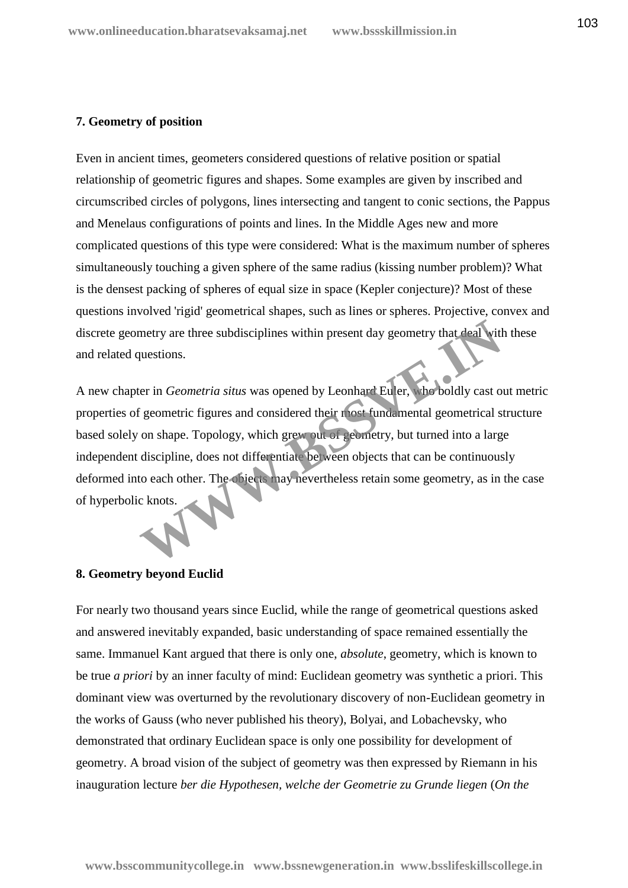**7. Geometry of position**

Even in ancient times, geometers considered questions of relative position or spatial relationship of geometric figures and shapes. Some examples are given by inscribed and circumscribed circles of polygons, lines intersecting and tangent to conic sections, the Pappus and Menelaus configurations of points and lines. In the Middle Ages new and more complicated questions of this type were considered: What is the maximum number of spheres simultaneously touching a given sphere of the same radius (kissing number problem)? What is the densest packing of spheres of equal size in space (Kepler conjecture)? Most of these questions involved 'rigid' geometrical shapes, such as lines or spheres. Projective, convex and discrete geometry are three subdisciplines within present day geometry that deal with these and related questions.

A new chapter in *Geometria situs* was opened by Leonhard Euler, who boldly cast out metric properties of geometric figures and considered their most fundamental geometrical structure based solely on shape. Topology, which grew out of geometry, but turned into a large independent discipline, does not differentiate between objects that can be continuously deformed into each other. The objects may nevertheless retain some geometry, as in the case of hyperbolic knots.

**8. Geometry beyond Euclid**

For nearly two thousand years since Euclid, while the range of geometrical questions asked and answered inevitably expanded, basic understanding of space remained essentially the same. Immanuel Kant argued that there is only one, *absolute*, geometry, which is known to be true *a priori* by an inner faculty of mind: Euclidean geometry was synthetic a priori. This dominant view was overturned by the revolutionary discovery of non-Euclidean geometry in the works of Gauss (who never published his theory), Bolyai, and Lobachevsky, who demonstrated that ordinary Euclidean space is only one possibility for development of geometry. A broad vision of the subject of geometry was then expressed by Riemann in his inauguration lecture *ber die Hypothesen, welche der Geometrie zu Grunde liegen* (*On the*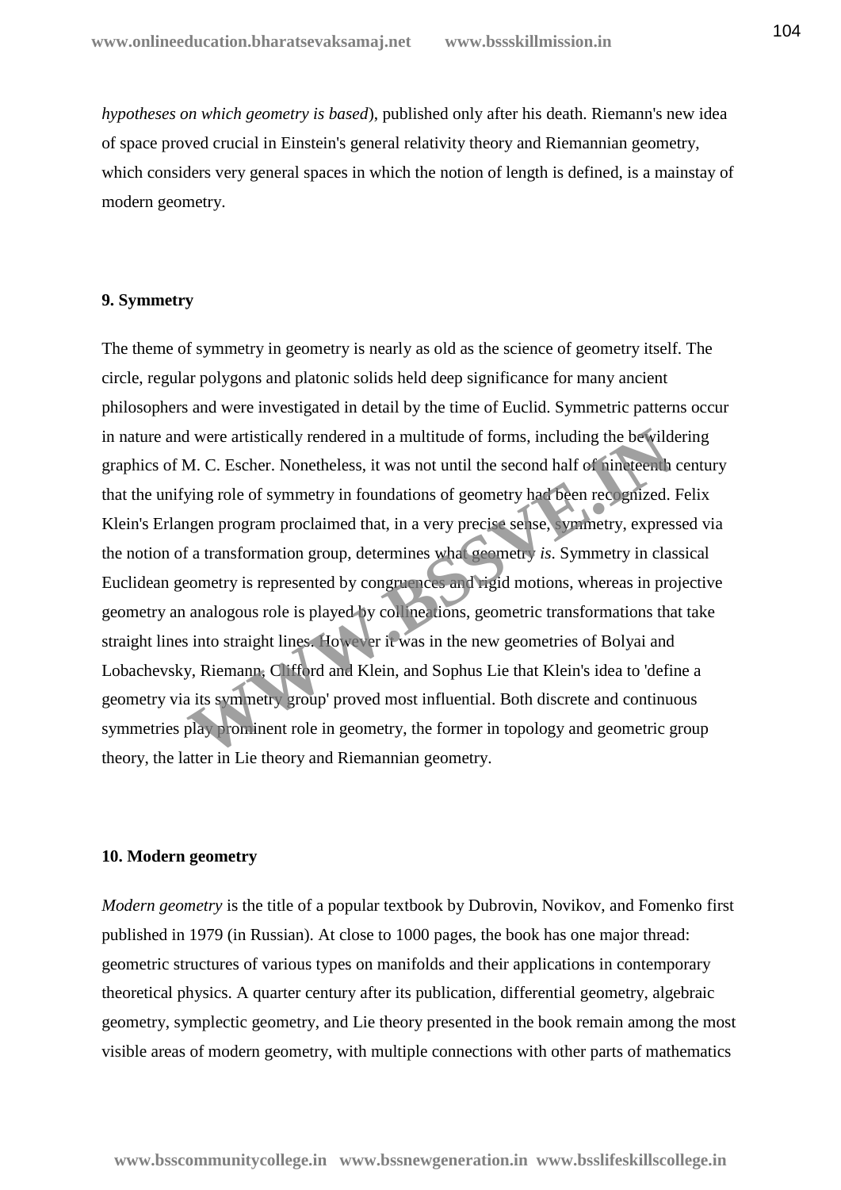*hypotheses on which geometry is based*), published only after his death. Riemann's new idea of space proved crucial in Einstein's general relativity theory and Riemannian geometry, which considers very general spaces in which the notion of length is defined, is a mainstay of modern geometry.

## 9. Symmetry

The theme of symmetry in geometry is nearly as old as the science of geometry itself. The circle, regular polygons and platonic solids held deep significance for many ancient philosophers and were investigated in detail by the time of Euclid. Symmetric patterns occur in nature and were artistically rendered in a multitude of forms, including the bewildering graphics of M. C. Escher. Nonetheless, it was not until the second half of nineteenth century that the unifying role of symmetry in foundations of geometry had been recognized. Felix Klein's Erlangen program proclaimed that, in a very precise sense, symmetry, expressed via the notion of a transformation group, determines what geometry *is*. Symmetry in classical Euclidean geometry is represented by congruences and rigid motions, whereas in projective geometry an analogous role is played by collineations, geometric transformations that take straight lines into straight lines. However it was in the new geometries of Bolyai and Lobachevsky, Riemann, Clifford and Klein, and Sophus Lie that Klein's idea to 'define a geometry via its symmetry group' proved most influential. Both discrete and continuous symmetries play prominent role in geometry, the former in topology and geometric group theory, the latter in Lie theory and Riemannian geometry.

## 10. Modern geometry

*Modern geometry* is the title of a popular textbook by Dubrovin, Novikov, and Fomenko first published in 1979 (in Russian). At close to 1000 pages, the book has one major thread: geometric structures of various types on manifolds and their applications in contemporary theoretical physics. A quarter century after its publication, differential geometry, algebraic geometry, symplectic geometry, and Lie theory presented in the book remain among the most visible areas of modern geometry, with multiple connections with other parts of mathematics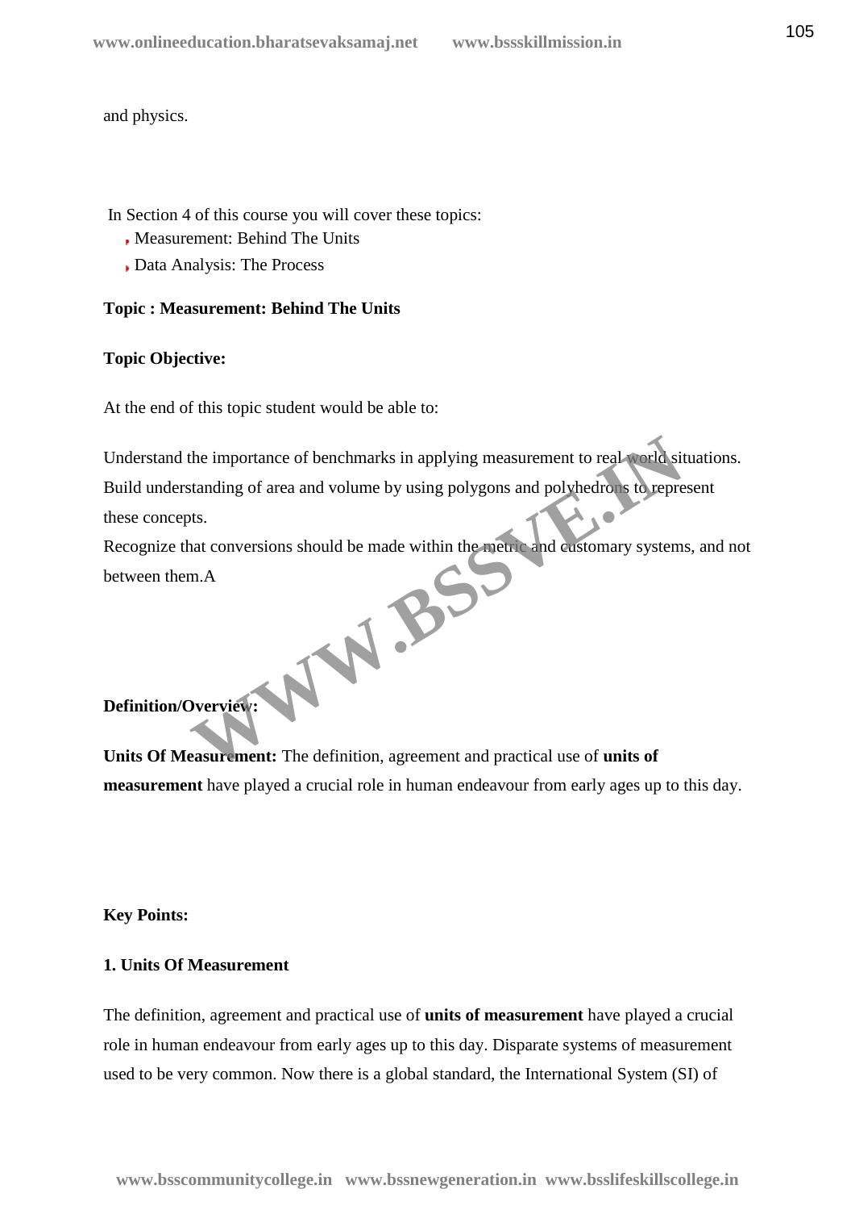and physics.

In Section 4 of this course you will cover these topics:

- Measurement: Behind The Units
- Data Analysis: The Process

**Topic : Measurement: Behind The Units**

**Topic Objective:**

At the end of this topic student would be able to:

Understand the importance of benchmarks in applying measurement to real world situations.
Build understanding of area and volume by using polygons and polyhedrons to represent these concepts.
Recognize that conversions should be made within the metric and customary systems, and not between them.A

**Definition/Overview:**

**Units Of Measurement:** The definition, agreement and practical use of **units of measurement** have played a crucial role in human endeavour from early ages up to this day.

**Key Points:**

**1. Units Of Measurement**

The definition, agreement and practical use of **units of measurement** have played a crucial role in human endeavour from early ages up to this day. Disparate systems of measurement used to be very common. Now there is a global standard, the International System (SI) of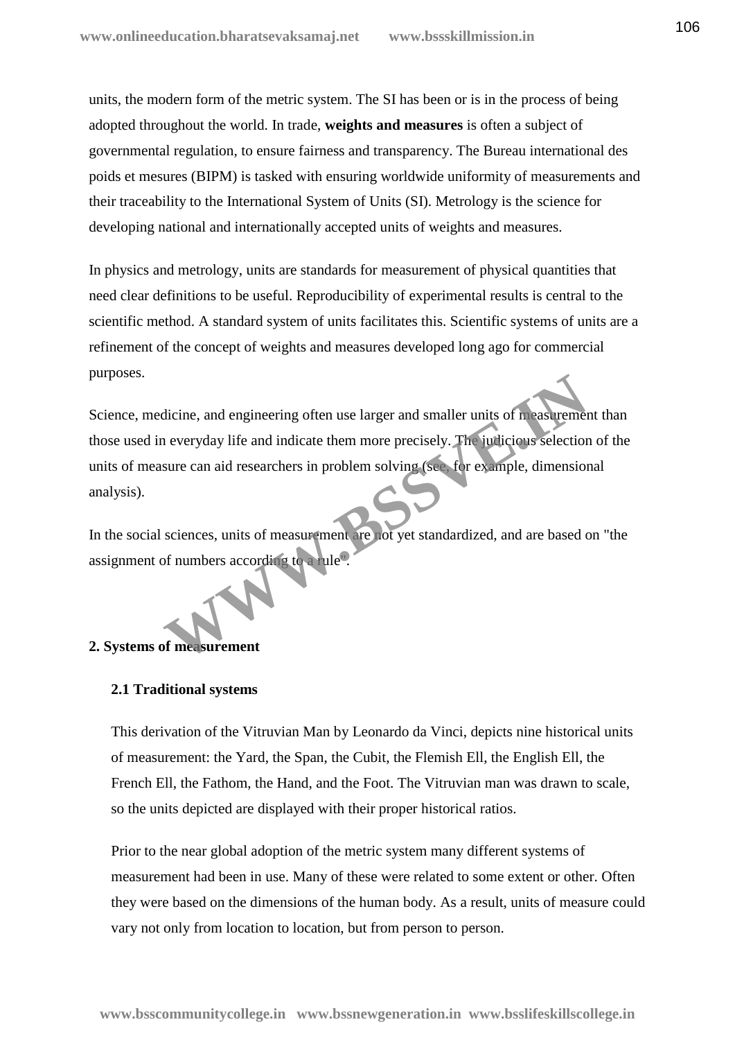units, the modern form of the metric system. The SI has been or is in the process of being adopted throughout the world. In trade, **weights and measures** is often a subject of governmental regulation, to ensure fairness and transparency. The Bureau international des poids et mesures (BIPM) is tasked with ensuring worldwide uniformity of measurements and their traceability to the International System of Units (SI). Metrology is the science for developing national and internationally accepted units of weights and measures.

In physics and metrology, units are standards for measurement of physical quantities that need clear definitions to be useful. Reproducibility of experimental results is central to the scientific method. A standard system of units facilitates this. Scientific systems of units are a refinement of the concept of weights and measures developed long ago for commercial purposes.

Science, medicine, and engineering often use larger and smaller units of measurement than those used in everyday life and indicate them more precisely. The judicious selection of the units of measure can aid researchers in problem solving (see, for example, dimensional analysis).

In the social sciences, units of measurement are not yet standardized, and are based on "the assignment of numbers according to a rule".

## 2. Systems of measurement

### 2.1 Traditional systems

This derivation of the Vitruvian Man by Leonardo da Vinci, depicts nine historical units of measurement: the Yard, the Span, the Cubit, the Flemish Ell, the English Ell, the French Ell, the Fathom, the Hand, and the Foot. The Vitruvian man was drawn to scale, so the units depicted are displayed with their proper historical ratios.

Prior to the near global adoption of the metric system many different systems of measurement had been in use. Many of these were related to some extent or other. Often they were based on the dimensions of the human body. As a result, units of measure could vary not only from location to location, but from person to person.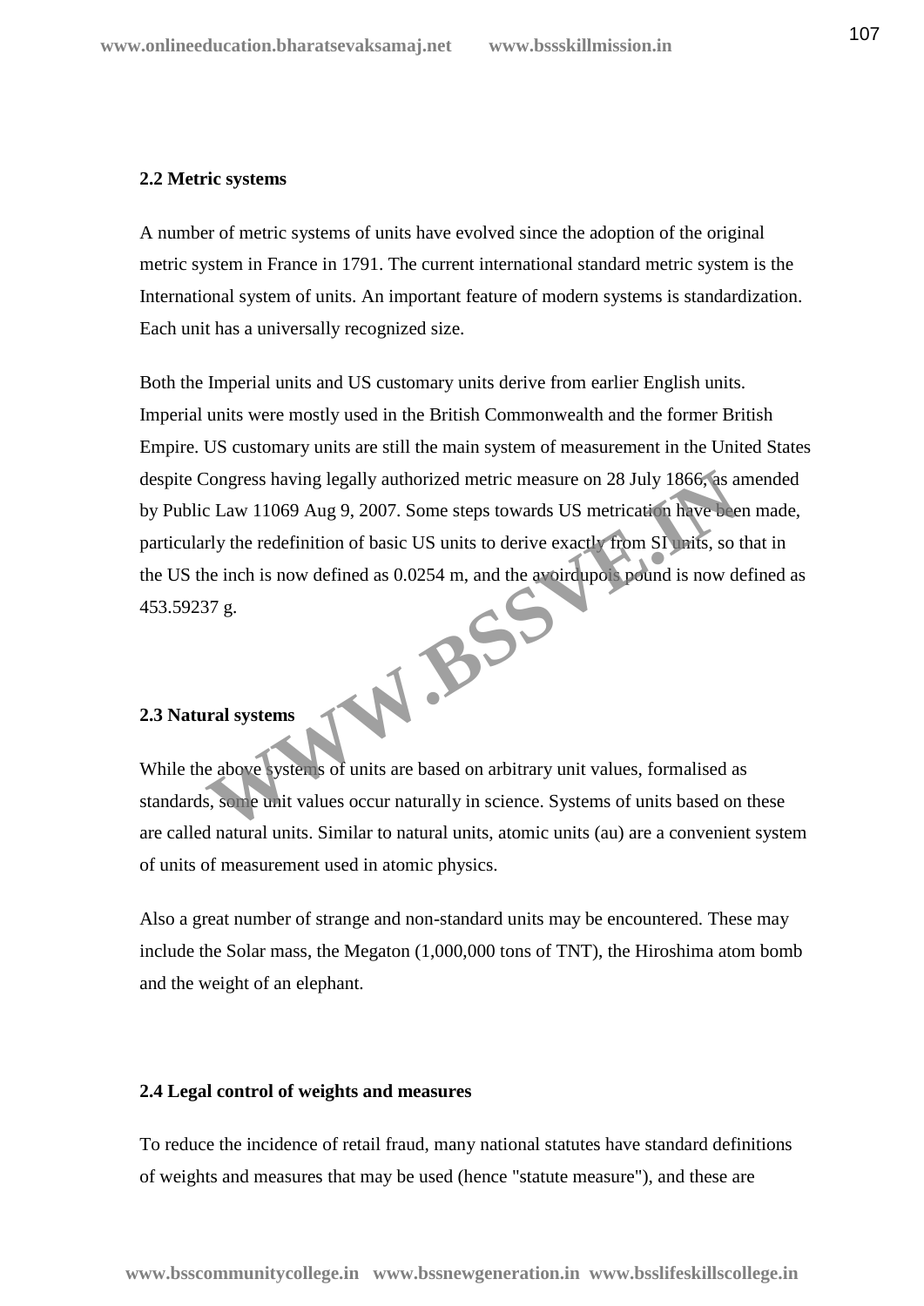## 2.2 Metric systems

A number of metric systems of units have evolved since the adoption of the original metric system in France in 1791. The current international standard metric system is the International system of units. An important feature of modern systems is standardization. Each unit has a universally recognized size.

Both the Imperial units and US customary units derive from earlier English units. Imperial units were mostly used in the British Commonwealth and the former British Empire. US customary units are still the main system of measurement in the United States despite Congress having legally authorized metric measure on 28 July 1866, as amended by Public Law 11069 Aug 9, 2007. Some steps towards US metrication have been made, particularly the redefinition of basic US units to derive exactly from SI units, so that in the US the inch is now defined as 0.0254 m, and the avoirdupois pound is now defined as 453.59237 g.

## 2.3 Natural systems

While the above systems of units are based on arbitrary unit values, formalised as standards, some unit values occur naturally in science. Systems of units based on these are called natural units. Similar to natural units, atomic units (au) are a convenient system of units of measurement used in atomic physics.

Also a great number of strange and non-standard units may be encountered. These may include the Solar mass, the Megaton (1,000,000 tons of TNT), the Hiroshima atom bomb and the weight of an elephant.

## 2.4 Legal control of weights and measures

To reduce the incidence of retail fraud, many national statutes have standard definitions of weights and measures that may be used (hence "statute measure"), and these are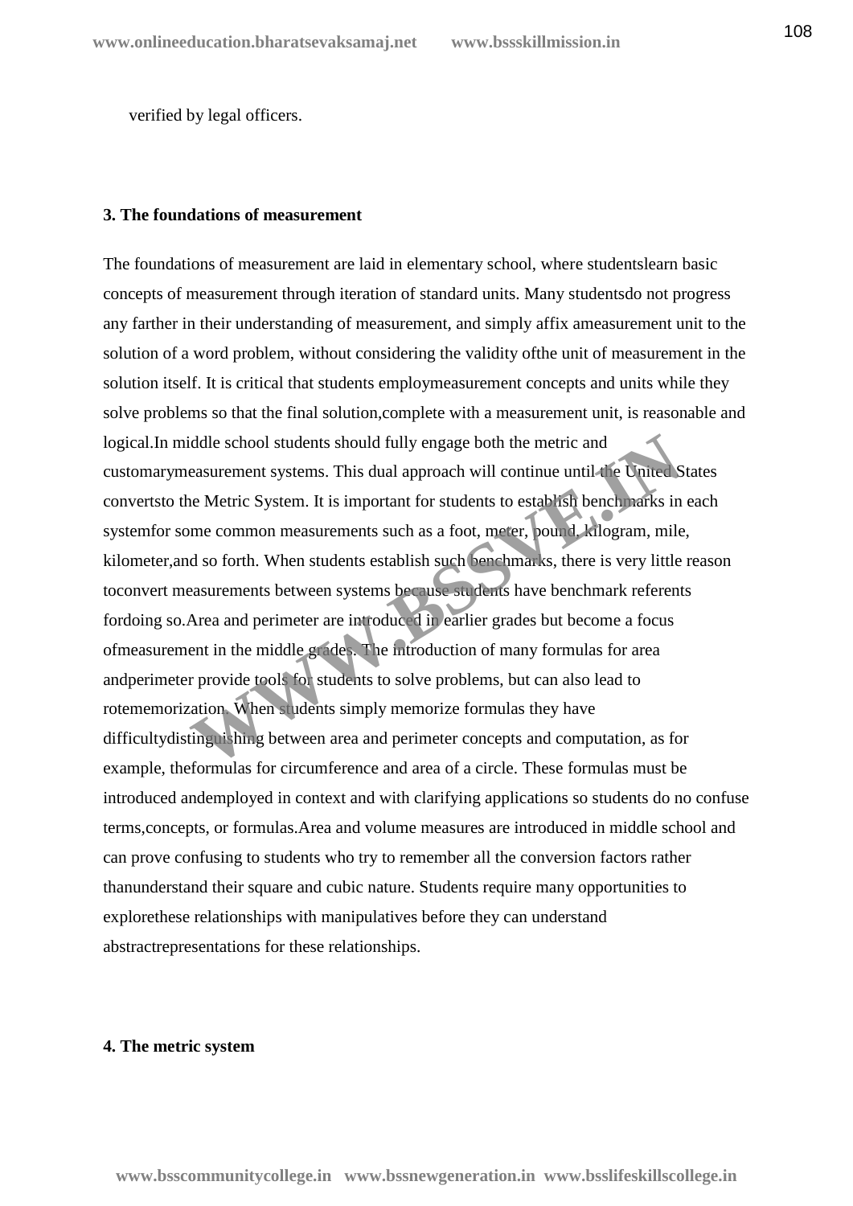verified by legal officers.

### 3. The foundations of measurement

The foundations of measurement are laid in elementary school, where studentslearn basic concepts of measurement through iteration of standard units. Many studentsdo not progress any farther in their understanding of measurement, and simply affix ameasurement unit to the solution of a word problem, without considering the validity ofthe unit of measurement in the solution itself. It is critical that students employmeasurement concepts and units while they solve problems so that the final solution,complete with a measurement unit, is reasonable and logical.In middle school students should fully engage both the metric and customarymeasurement systems. This dual approach will continue until the United States convertsto the Metric System. It is important for students to establish benchmarks in each systemfor some common measurements such as a foot, meter, pound, kilogram, mile, kilometer,and so forth. When students establish such benchmarks, there is very little reason toconvert measurements between systems because students have benchmark referents fordoing so.Area and perimeter are introduced in earlier grades but become a focus ofmeasurement in the middle grades. The introduction of many formulas for area andperimeter provide tools for students to solve problems, but can also lead to rotememorization. When students simply memorize formulas they have difficultydistinguishing between area and perimeter concepts and computation, as for example, theformulas for circumference and area of a circle. These formulas must be introduced andemployed in context and with clarifying applications so students do no confuse terms,concepts, or formulas.Area and volume measures are introduced in middle school and can prove confusing to students who try to remember all the conversion factors rather thanunderstand their square and cubic nature. Students require many opportunities to explorethese relationships with manipulatives before they can understand abstractrepresentations for these relationships.

### 4. The metric system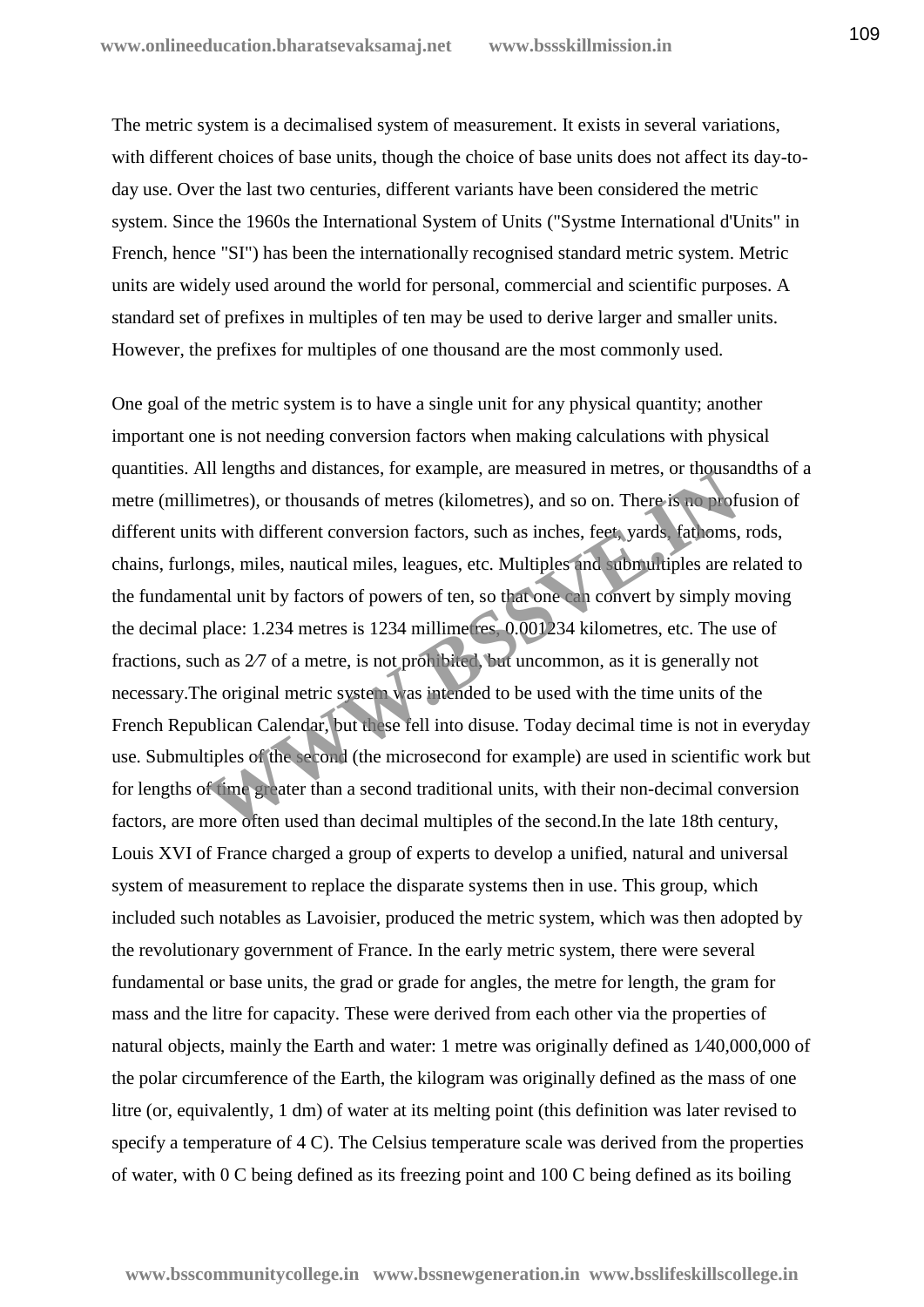The metric system is a decimalised system of measurement. It exists in several variations, with different choices of base units, though the choice of base units does not affect its day-to-day use. Over the last two centuries, different variants have been considered the metric system. Since the 1960s the International System of Units ("Systme International d'Units" in French, hence "SI") has been the internationally recognised standard metric system. Metric units are widely used around the world for personal, commercial and scientific purposes. A standard set of prefixes in multiples of ten may be used to derive larger and smaller units. However, the prefixes for multiples of one thousand are the most commonly used.

One goal of the metric system is to have a single unit for any physical quantity; another important one is not needing conversion factors when making calculations with physical quantities. All lengths and distances, for example, are measured in metres, or thousandths of a metre (millimetres), or thousands of metres (kilometres), and so on. There is no profusion of different units with different conversion factors, such as inches, feet, yards, fathoms, rods, chains, furlongs, miles, nautical miles, leagues, etc. Multiples and submultiples are related to the fundamental unit by factors of powers of ten, so that one can convert by simply moving the decimal place: 1.234 metres is 1234 millimetres, 0.001234 kilometres, etc. The use of fractions, such as 2⁄7 of a metre, is not prohibited, but uncommon, as it is generally not necessary.The original metric system was intended to be used with the time units of the French Republican Calendar, but these fell into disuse. Today decimal time is not in everyday use. Submultiples of the second (the microsecond for example) are used in scientific work but for lengths of time greater than a second traditional units, with their non-decimal conversion factors, are more often used than decimal multiples of the second.In the late 18th century, Louis XVI of France charged a group of experts to develop a unified, natural and universal system of measurement to replace the disparate systems then in use. This group, which included such notables as Lavoisier, produced the metric system, which was then adopted by the revolutionary government of France. In the early metric system, there were several fundamental or base units, the grad or grade for angles, the metre for length, the gram for mass and the litre for capacity. These were derived from each other via the properties of natural objects, mainly the Earth and water: 1 metre was originally defined as 1⁄40,000,000 of the polar circumference of the Earth, the kilogram was originally defined as the mass of one litre (or, equivalently, 1 dm) of water at its melting point (this definition was later revised to specify a temperature of 4 C). The Celsius temperature scale was derived from the properties of water, with 0 C being defined as its freezing point and 100 C being defined as its boiling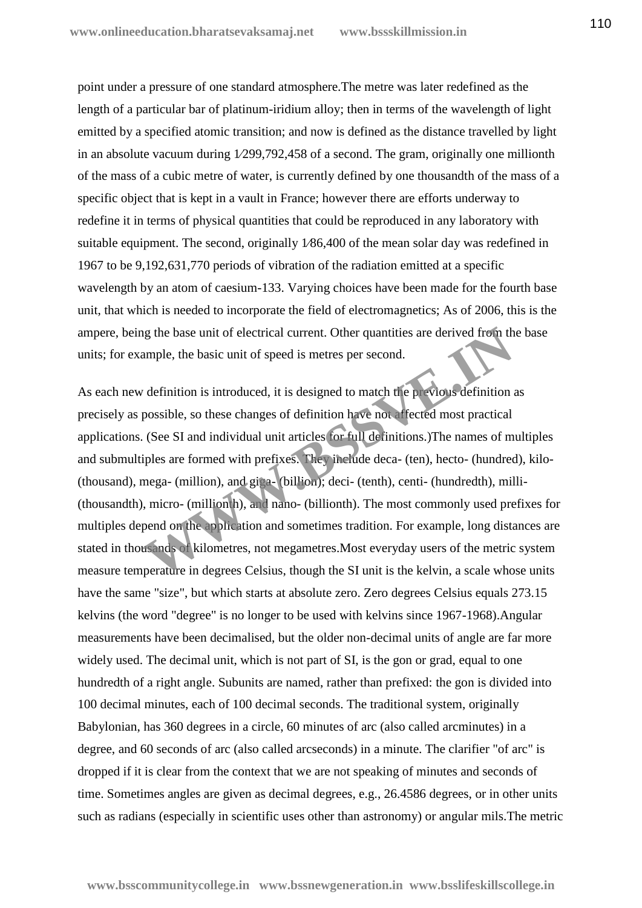point under a pressure of one standard atmosphere.The metre was later redefined as the length of a particular bar of platinum-iridium alloy; then in terms of the wavelength of light emitted by a specified atomic transition; and now is defined as the distance travelled by light in an absolute vacuum during 1⁄299,792,458 of a second. The gram, originally one millionth of the mass of a cubic metre of water, is currently defined by one thousandth of the mass of a specific object that is kept in a vault in France; however there are efforts underway to redefine it in terms of physical quantities that could be reproduced in any laboratory with suitable equipment. The second, originally 1⁄86,400 of the mean solar day was redefined in 1967 to be 9,192,631,770 periods of vibration of the radiation emitted at a specific wavelength by an atom of caesium-133. Varying choices have been made for the fourth base unit, that which is needed to incorporate the field of electromagnetics; As of 2006, this is the ampere, being the base unit of electrical current. Other quantities are derived from the base units; for example, the basic unit of speed is metres per second.

As each new definition is introduced, it is designed to match the previous definition as precisely as possible, so these changes of definition have not affected most practical applications. (See SI and individual unit articles for full definitions.)The names of multiples and submultiples are formed with prefixes. They include deca- (ten), hecto- (hundred), kilo- (thousand), mega- (million), and giga- (billion); deci- (tenth), centi- (hundredth), milli- (thousandth), micro- (millionth), and nano- (billionth). The most commonly used prefixes for multiples depend on the application and sometimes tradition. For example, long distances are stated in thousands of kilometres, not megametres.Most everyday users of the metric system measure temperature in degrees Celsius, though the SI unit is the kelvin, a scale whose units have the same "size", but which starts at absolute zero. Zero degrees Celsius equals 273.15 kelvins (the word "degree" is no longer to be used with kelvins since 1967-1968).Angular measurements have been decimalised, but the older non-decimal units of angle are far more widely used. The decimal unit, which is not part of SI, is the gon or grad, equal to one hundredth of a right angle. Subunits are named, rather than prefixed: the gon is divided into 100 decimal minutes, each of 100 decimal seconds. The traditional system, originally Babylonian, has 360 degrees in a circle, 60 minutes of arc (also called arcminutes) in a degree, and 60 seconds of arc (also called arcseconds) in a minute. The clarifier "of arc" is dropped if it is clear from the context that we are not speaking of minutes and seconds of time. Sometimes angles are given as decimal degrees, e.g., 26.4586 degrees, or in other units such as radians (especially in scientific uses other than astronomy) or angular mils.The metric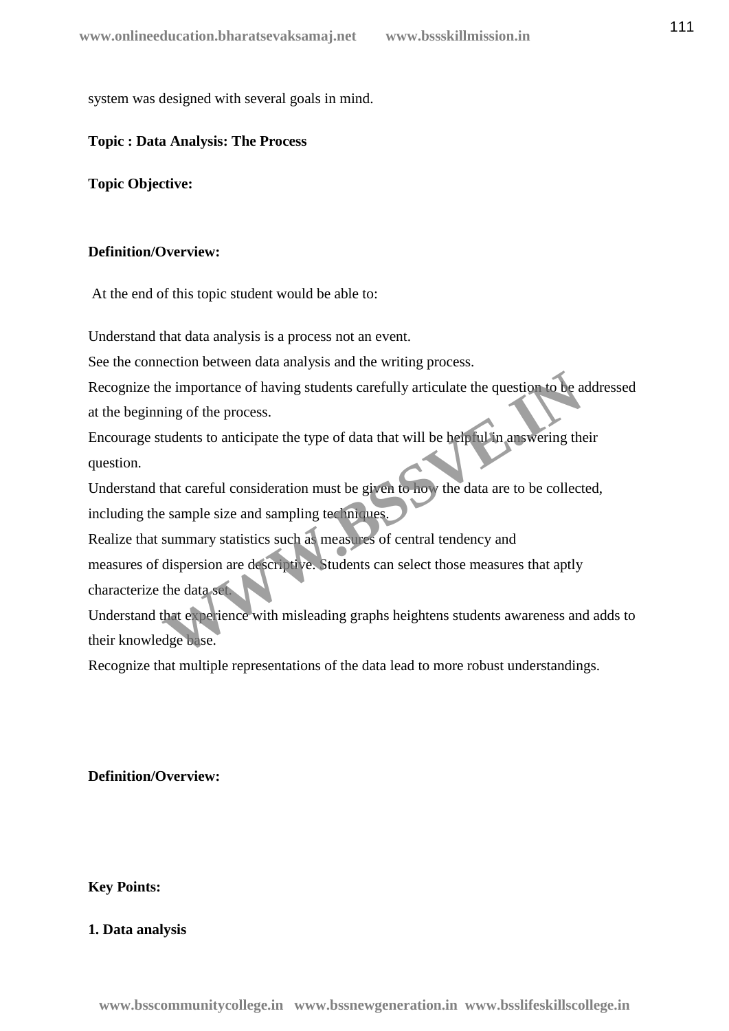system was designed with several goals in mind.

**Topic : Data Analysis: The Process**

**Topic Objective:**

**Definition/Overview:**

At the end of this topic student would be able to:

Understand that data analysis is a process not an event.
See the connection between data analysis and the writing process.
Recognize the importance of having students carefully articulate the question to be addressed at the beginning of the process.
Encourage students to anticipate the type of data that will be helpful in answering their question.
Understand that careful consideration must be given to how the data are to be collected, including the sample size and sampling techniques.
Realize that summary statistics such as measures of central tendency and measures of dispersion are descriptive. Students can select those measures that aptly characterize the data set.
Understand that experience with misleading graphs heightens students awareness and adds to their knowledge base.
Recognize that multiple representations of the data lead to more robust understandings.

**Definition/Overview:**

**Key Points:**

**1. Data analysis**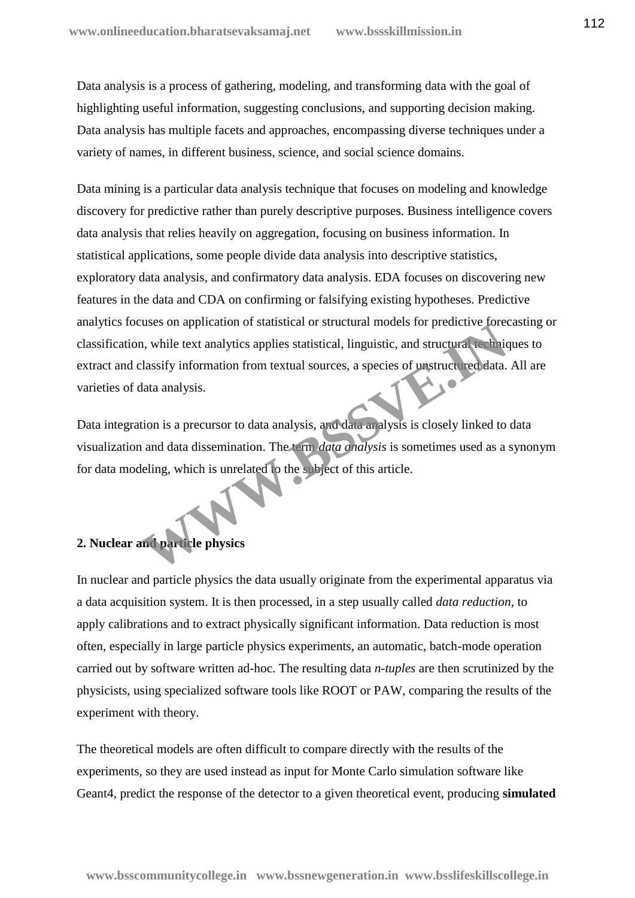Data analysis is a process of gathering, modeling, and transforming data with the goal of highlighting useful information, suggesting conclusions, and supporting decision making. Data analysis has multiple facets and approaches, encompassing diverse techniques under a variety of names, in different business, science, and social science domains.

Data mining is a particular data analysis technique that focuses on modeling and knowledge discovery for predictive rather than purely descriptive purposes. Business intelligence covers data analysis that relies heavily on aggregation, focusing on business information. In statistical applications, some people divide data analysis into descriptive statistics, exploratory data analysis, and confirmatory data analysis. EDA focuses on discovering new features in the data and CDA on confirming or falsifying existing hypotheses. Predictive analytics focuses on application of statistical or structural models for predictive forecasting or classification, while text analytics applies statistical, linguistic, and structural techniques to extract and classify information from textual sources, a species of unstructured data. All are varieties of data analysis.

Data integration is a precursor to data analysis, and data analysis is closely linked to data visualization and data dissemination. The term *data analysis* is sometimes used as a synonym for data modeling, which is unrelated to the subject of this article.

**2. Nuclear and particle physics**

In nuclear and particle physics the data usually originate from the experimental apparatus via a data acquisition system. It is then processed, in a step usually called *data reduction*, to apply calibrations and to extract physically significant information. Data reduction is most often, especially in large particle physics experiments, an automatic, batch-mode operation carried out by software written ad-hoc. The resulting data *n-tuples* are then scrutinized by the physicists, using specialized software tools like ROOT or PAW, comparing the results of the experiment with theory.

The theoretical models are often difficult to compare directly with the results of the experiments, so they are used instead as input for Monte Carlo simulation software like Geant4, predict the response of the detector to a given theoretical event, producing **simulated**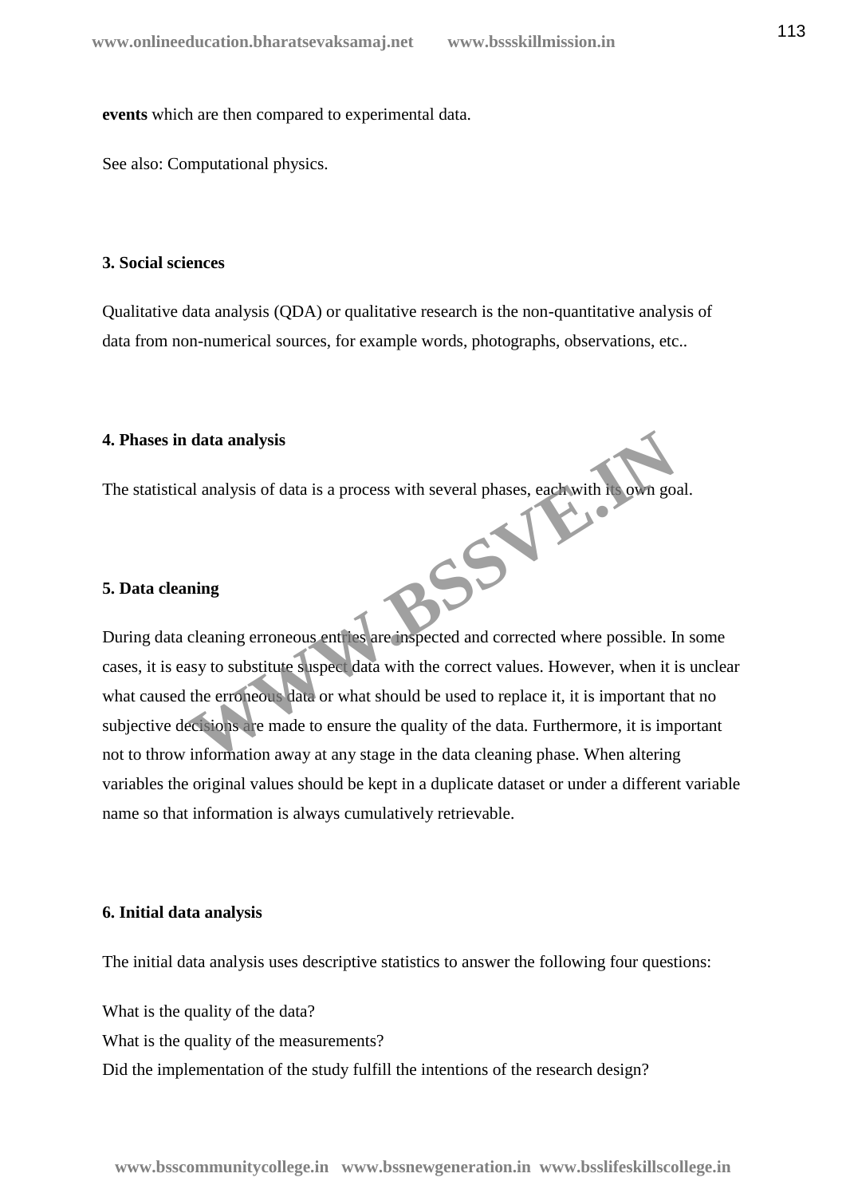**events** which are then compared to experimental data.

See also: Computational physics.

**3. Social sciences**

Qualitative data analysis (QDA) or qualitative research is the non-quantitative analysis of data from non-numerical sources, for example words, photographs, observations, etc..

**4. Phases in data analysis**

The statistical analysis of data is a process with several phases, each with its own goal.

**5. Data cleaning**

During data cleaning erroneous entries are inspected and corrected where possible. In some cases, it is easy to substitute suspect data with the correct values. However, when it is unclear what caused the erroneous data or what should be used to replace it, it is important that no subjective decisions are made to ensure the quality of the data. Furthermore, it is important not to throw information away at any stage in the data cleaning phase. When altering variables the original values should be kept in a duplicate dataset or under a different variable name so that information is always cumulatively retrievable.

**6. Initial data analysis**

The initial data analysis uses descriptive statistics to answer the following four questions:

What is the quality of the data?
What is the quality of the measurements?
Did the implementation of the study fulfill the intentions of the research design?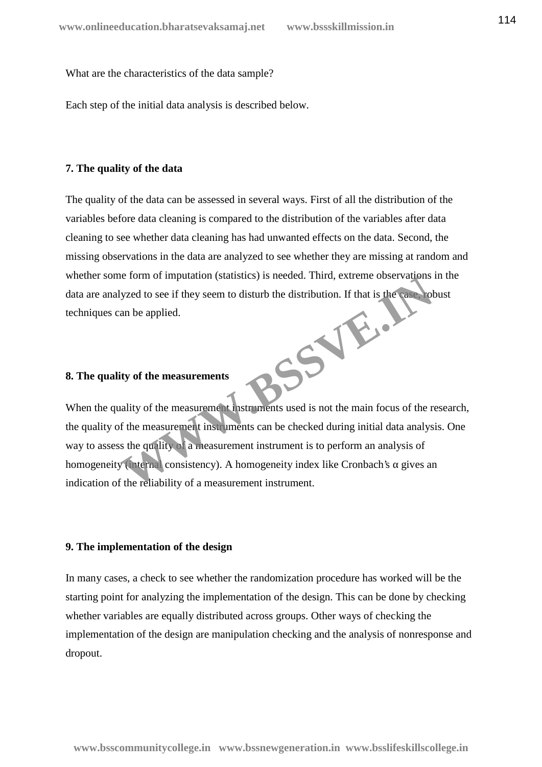What are the characteristics of the data sample?

Each step of the initial data analysis is described below.

**7. The quality of the data**

The quality of the data can be assessed in several ways. First of all the distribution of the variables before data cleaning is compared to the distribution of the variables after data cleaning to see whether data cleaning has had unwanted effects on the data. Second, the missing observations in the data are analyzed to see whether they are missing at random and whether some form of imputation (statistics) is needed. Third, extreme observations in the data are analyzed to see if they seem to disturb the distribution. If that is the case, robust techniques can be applied.

**8. The quality of the measurements**

When the quality of the measurement instruments used is not the main focus of the research, the quality of the measurement instruments can be checked during initial data analysis. One way to assess the quality of a measurement instrument is to perform an analysis of homogeneity (internal consistency). A homogeneity index like Cronbach's α gives an indication of the reliability of a measurement instrument.

**9. The implementation of the design**

In many cases, a check to see whether the randomization procedure has worked will be the starting point for analyzing the implementation of the design. This can be done by checking whether variables are equally distributed across groups. Other ways of checking the implementation of the design are manipulation checking and the analysis of nonresponse and dropout.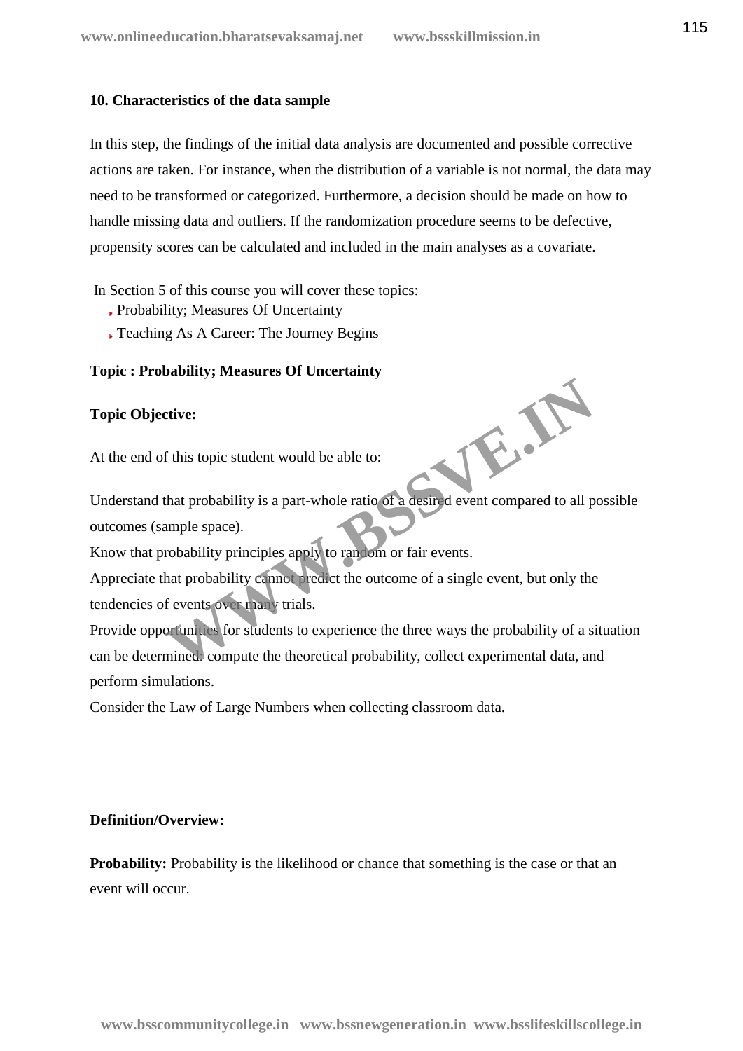**10. Characteristics of the data sample**

In this step, the findings of the initial data analysis are documented and possible corrective actions are taken. For instance, when the distribution of a variable is not normal, the data may need to be transformed or categorized. Furthermore, a decision should be made on how to handle missing data and outliers. If the randomization procedure seems to be defective, propensity scores can be calculated and included in the main analyses as a covariate.

In Section 5 of this course you will cover these topics:

- Probability; Measures Of Uncertainty
- Teaching As A Career: The Journey Begins

**Topic : Probability; Measures Of Uncertainty**

**Topic Objective:**

At the end of this topic student would be able to:

Understand that probability is a part-whole ratio of a desired event compared to all possible outcomes (sample space).

Know that probability principles apply to random or fair events.

Appreciate that probability cannot predict the outcome of a single event, but only the tendencies of events over many trials.

Provide opportunities for students to experience the three ways the probability of a situation can be determined: compute the theoretical probability, collect experimental data, and perform simulations.

Consider the Law of Large Numbers when collecting classroom data.

**Definition/Overview:**

**Probability:** Probability is the likelihood or chance that something is the case or that an event will occur.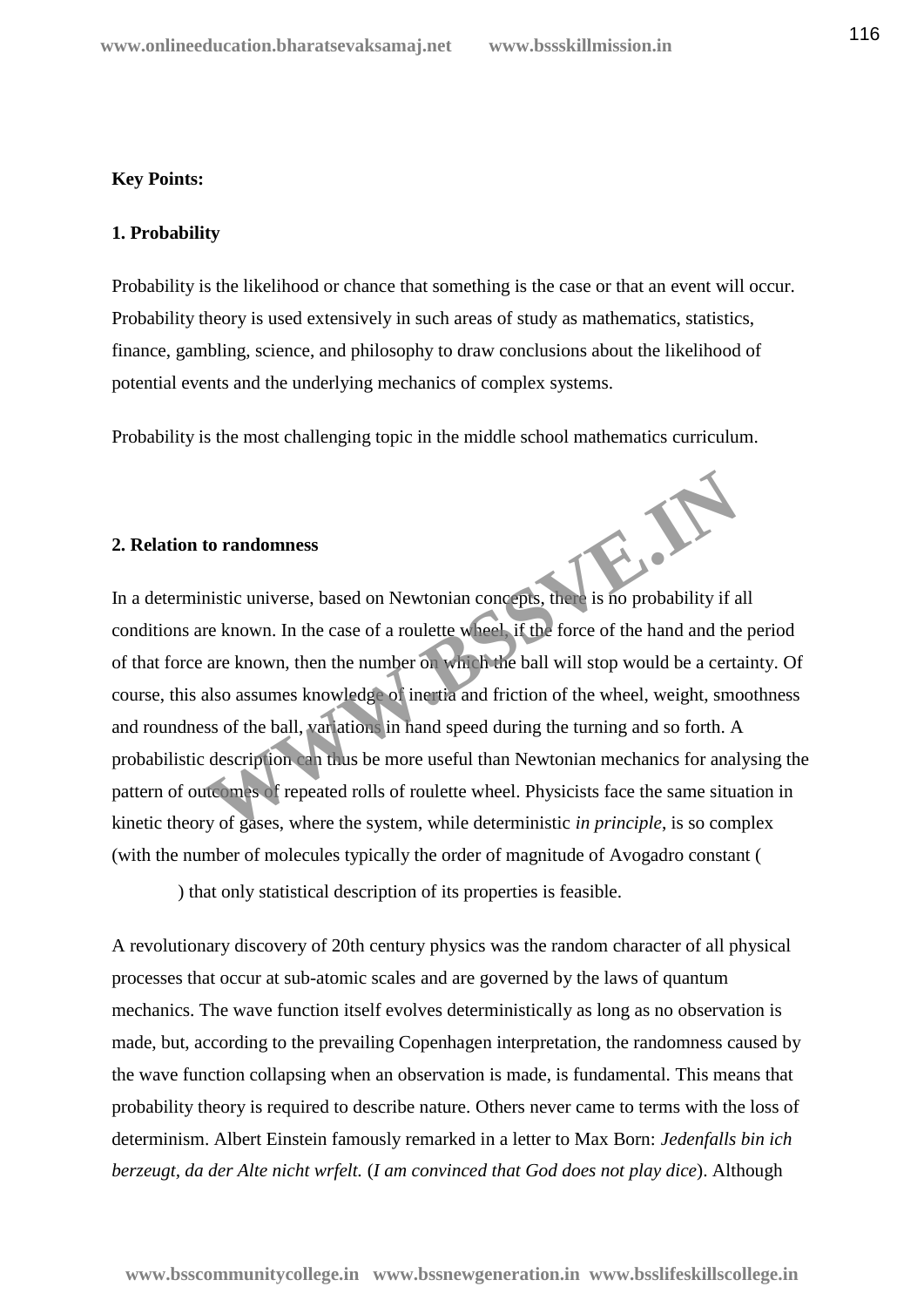**Key Points:**

**1. Probability**

Probability is the likelihood or chance that something is the case or that an event will occur. Probability theory is used extensively in such areas of study as mathematics, statistics, finance, gambling, science, and philosophy to draw conclusions about the likelihood of potential events and the underlying mechanics of complex systems.

Probability is the most challenging topic in the middle school mathematics curriculum.

**2. Relation to randomness**

In a deterministic universe, based on Newtonian concepts, there is no probability if all conditions are known. In the case of a roulette wheel, if the force of the hand and the period of that force are known, then the number on which the ball will stop would be a certainty. Of course, this also assumes knowledge of inertia and friction of the wheel, weight, smoothness and roundness of the ball, variations in hand speed during the turning and so forth. A probabilistic description can thus be more useful than Newtonian mechanics for analysing the pattern of outcomes of repeated rolls of roulette wheel. Physicists face the same situation in kinetic theory of gases, where the system, while deterministic *in principle*, is so complex (with the number of molecules typically the order of magnitude of Avogadro constant (

) that only statistical description of its properties is feasible.

A revolutionary discovery of 20th century physics was the random character of all physical processes that occur at sub-atomic scales and are governed by the laws of quantum mechanics. The wave function itself evolves deterministically as long as no observation is made, but, according to the prevailing Copenhagen interpretation, the randomness caused by the wave function collapsing when an observation is made, is fundamental. This means that probability theory is required to describe nature. Others never came to terms with the loss of determinism. Albert Einstein famously remarked in a letter to Max Born: *Jedenfalls bin ich berzeugt, da der Alte nicht wrfelt.* (*I am convinced that God does not play dice*). Although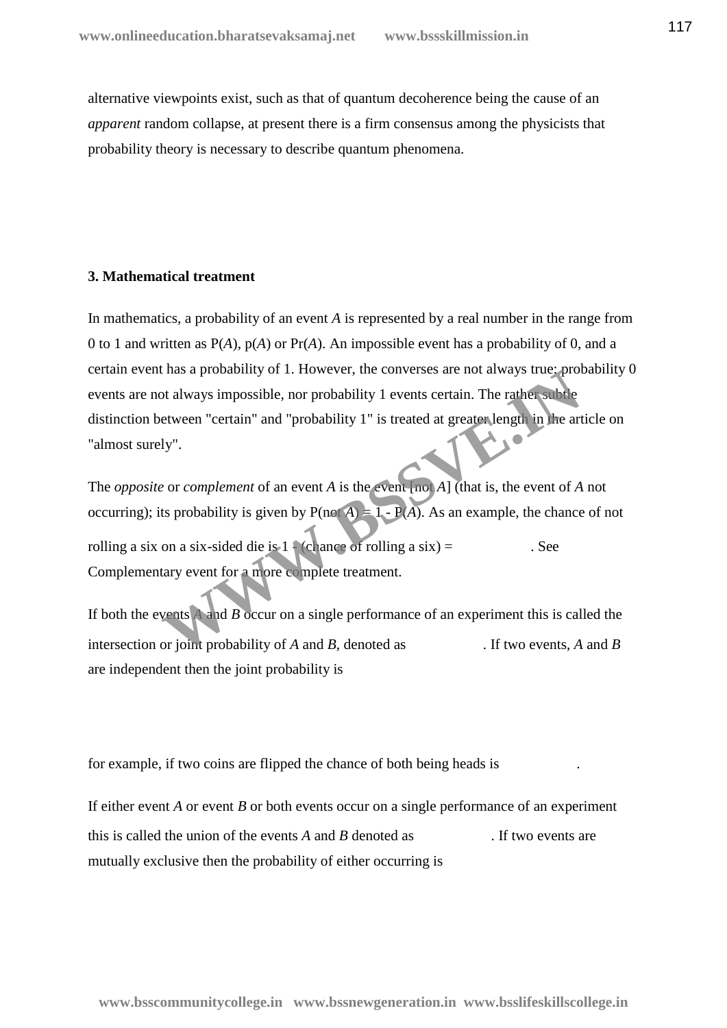alternative viewpoints exist, such as that of quantum decoherence being the cause of an *apparent* random collapse, at present there is a firm consensus among the physicists that probability theory is necessary to describe quantum phenomena.

### 3. Mathematical treatment

In mathematics, a probability of an event *A* is represented by a real number in the range from 0 to 1 and written as P(*A*), p(*A*) or Pr(*A*). An impossible event has a probability of 0, and a certain event has a probability of 1. However, the converses are not always true: probability 0 events are not always impossible, nor probability 1 events certain. The rather subtle distinction between "certain" and "probability 1" is treated at greater length in the article on "almost surely".

The *opposite* or *complement* of an event *A* is the event [not *A*] (that is, the event of *A* not occurring); its probability is given by P(not *A*) = 1 - P(*A*). As an example, the chance of not rolling a six on a six-sided die is 1 - (chance of rolling a six) = . See Complementary event for a more complete treatment.

If both the events *A* and *B* occur on a single performance of an experiment this is called the intersection or joint probability of *A* and *B*, denoted as . If two events, *A* and *B* are independent then the joint probability is

for example, if two coins are flipped the chance of both being heads is .

If either event *A* or event *B* or both events occur on a single performance of an experiment this is called the union of the events *A* and *B* denoted as . If two events are mutually exclusive then the probability of either occurring is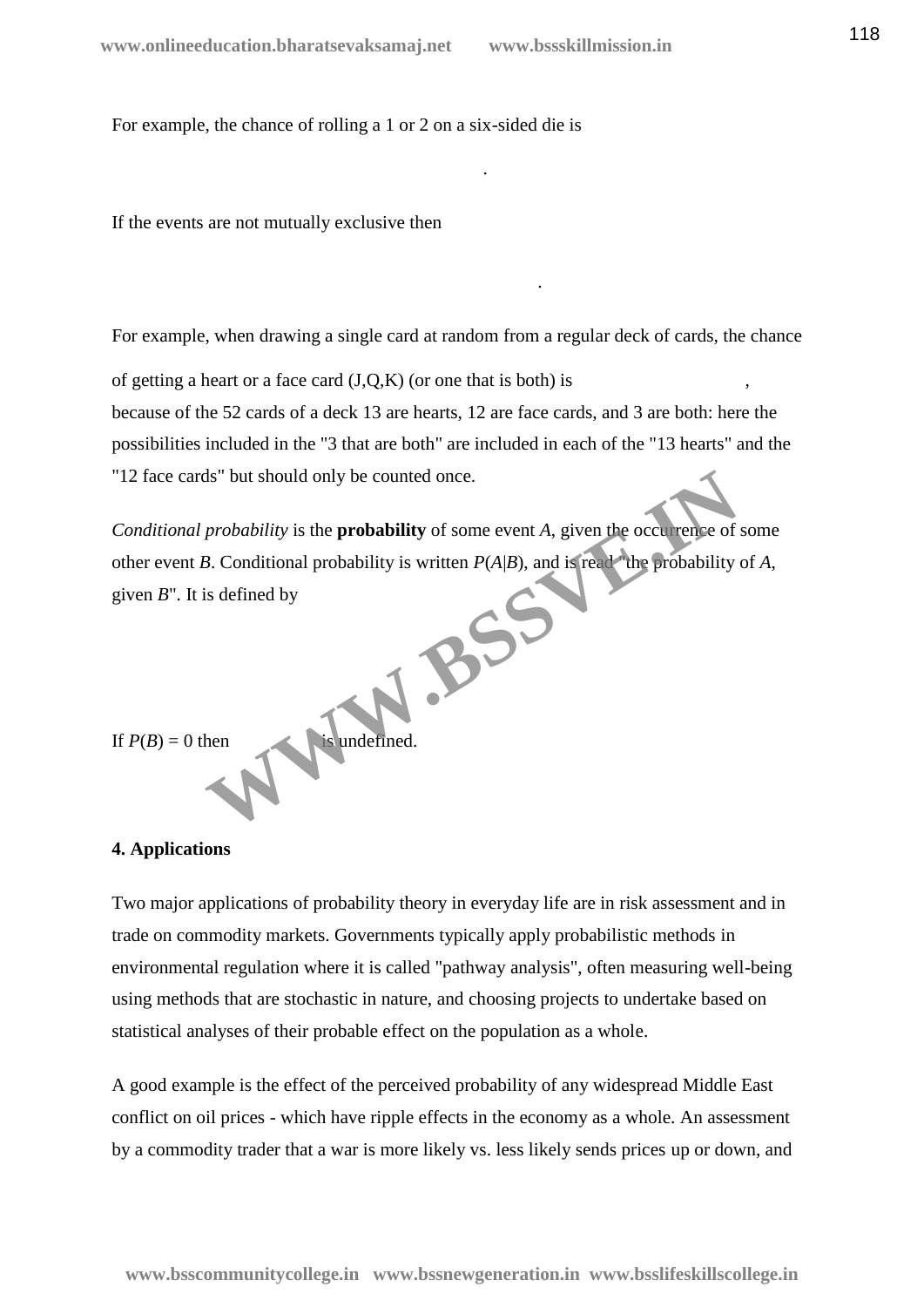For example, the chance of rolling a 1 or 2 on a six-sided die is

.

If the events are not mutually exclusive then

.

For example, when drawing a single card at random from a regular deck of cards, the chance of getting a heart or a face card (J,Q,K) (or one that is both) is , because of the 52 cards of a deck 13 are hearts, 12 are face cards, and 3 are both: here the possibilities included in the "3 that are both" are included in each of the "13 hearts" and the "12 face cards" but should only be counted once.

*Conditional probability* is the **probability** of some event *A*, given the occurrence of some other event *B*. Conditional probability is written $P(A|B)$, and is read "the probability of *A*, given *B*". It is defined by

If $P(B) = 0$ then is undefined.

**4. Applications**

Two major applications of probability theory in everyday life are in risk assessment and in trade on commodity markets. Governments typically apply probabilistic methods in environmental regulation where it is called "pathway analysis", often measuring well-being using methods that are stochastic in nature, and choosing projects to undertake based on statistical analyses of their probable effect on the population as a whole.

A good example is the effect of the perceived probability of any widespread Middle East conflict on oil prices - which have ripple effects in the economy as a whole. An assessment by a commodity trader that a war is more likely vs. less likely sends prices up or down, and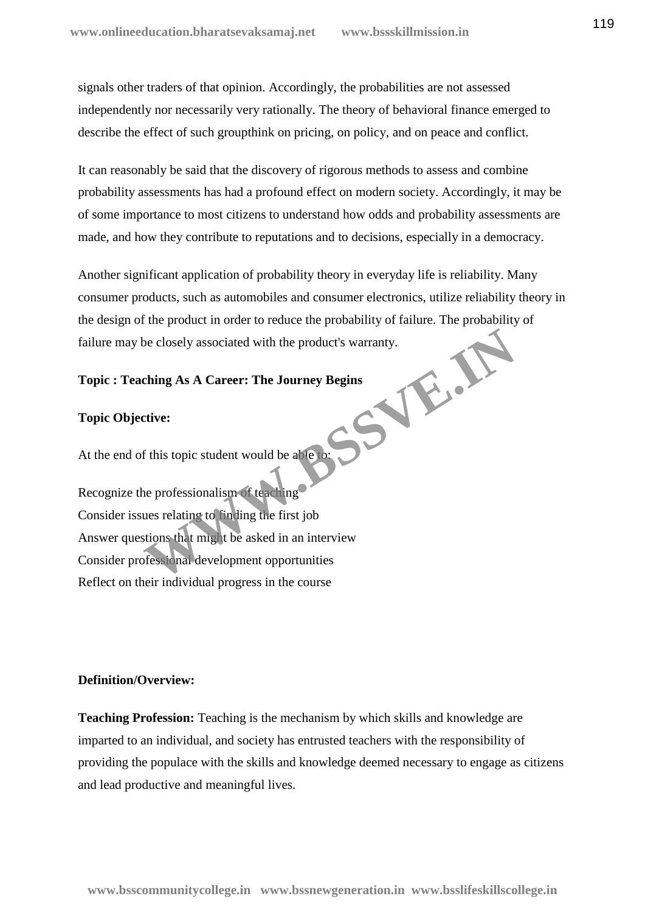signals other traders of that opinion. Accordingly, the probabilities are not assessed independently nor necessarily very rationally. The theory of behavioral finance emerged to describe the effect of such groupthink on pricing, on policy, and on peace and conflict.

It can reasonably be said that the discovery of rigorous methods to assess and combine probability assessments has had a profound effect on modern society. Accordingly, it may be of some importance to most citizens to understand how odds and probability assessments are made, and how they contribute to reputations and to decisions, especially in a democracy.

Another significant application of probability theory in everyday life is reliability. Many consumer products, such as automobiles and consumer electronics, utilize reliability theory in the design of the product in order to reduce the probability of failure. The probability of failure may be closely associated with the product's warranty.

**Topic : Teaching As A Career: The Journey Begins**

**Topic Objective:**

At the end of this topic student would be able to:

Recognize the professionalism of teaching
Consider issues relating to finding the first job
Answer questions that might be asked in an interview
Consider professional development opportunities
Reflect on their individual progress in the course

**Definition/Overview:**

**Teaching Profession:** Teaching is the mechanism by which skills and knowledge are imparted to an individual, and society has entrusted teachers with the responsibility of providing the populace with the skills and knowledge deemed necessary to engage as citizens and lead productive and meaningful lives.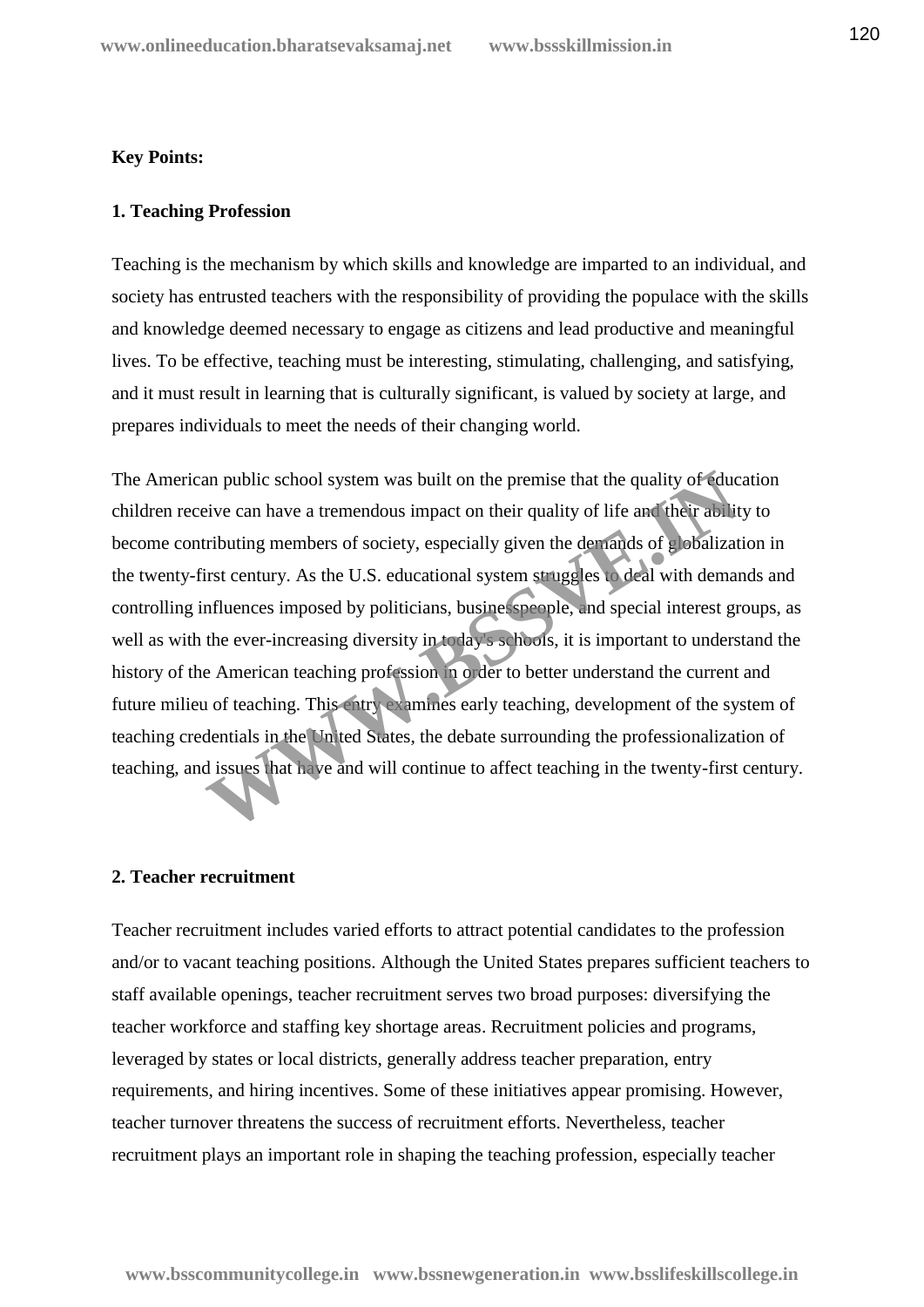**Key Points:**

**1. Teaching Profession**

Teaching is the mechanism by which skills and knowledge are imparted to an individual, and society has entrusted teachers with the responsibility of providing the populace with the skills and knowledge deemed necessary to engage as citizens and lead productive and meaningful lives. To be effective, teaching must be interesting, stimulating, challenging, and satisfying, and it must result in learning that is culturally significant, is valued by society at large, and prepares individuals to meet the needs of their changing world.

The American public school system was built on the premise that the quality of education children receive can have a tremendous impact on their quality of life and their ability to become contributing members of society, especially given the demands of globalization in the twenty-first century. As the U.S. educational system struggles to deal with demands and controlling influences imposed by politicians, businesspeople, and special interest groups, as well as with the ever-increasing diversity in today's schools, it is important to understand the history of the American teaching profession in order to better understand the current and future milieu of teaching. This entry examines early teaching, development of the system of teaching credentials in the United States, the debate surrounding the professionalization of teaching, and issues that have and will continue to affect teaching in the twenty-first century.

**2. Teacher recruitment**

Teacher recruitment includes varied efforts to attract potential candidates to the profession and/or to vacant teaching positions. Although the United States prepares sufficient teachers to staff available openings, teacher recruitment serves two broad purposes: diversifying the teacher workforce and staffing key shortage areas. Recruitment policies and programs, leveraged by states or local districts, generally address teacher preparation, entry requirements, and hiring incentives. Some of these initiatives appear promising. However, teacher turnover threatens the success of recruitment efforts. Nevertheless, teacher recruitment plays an important role in shaping the teaching profession, especially teacher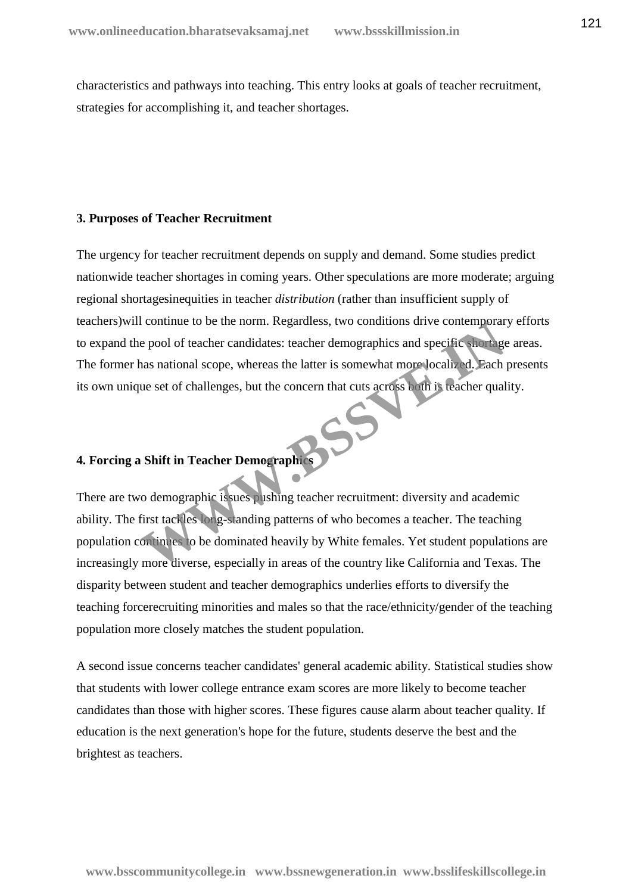characteristics and pathways into teaching. This entry looks at goals of teacher recruitment, strategies for accomplishing it, and teacher shortages.

**3. Purposes of Teacher Recruitment**

The urgency for teacher recruitment depends on supply and demand. Some studies predict nationwide teacher shortages in coming years. Other speculations are more moderate; arguing regional shortagesinequities in teacher *distribution* (rather than insufficient supply of teachers)will continue to be the norm. Regardless, two conditions drive contemporary efforts to expand the pool of teacher candidates: teacher demographics and specific shortage areas. The former has national scope, whereas the latter is somewhat more localized. Each presents its own unique set of challenges, but the concern that cuts across both is teacher quality.

**4. Forcing a Shift in Teacher Demographics**

There are two demographic issues pushing teacher recruitment: diversity and academic ability. The first tackles long-standing patterns of who becomes a teacher. The teaching population continues to be dominated heavily by White females. Yet student populations are increasingly more diverse, especially in areas of the country like California and Texas. The disparity between student and teacher demographics underlies efforts to diversify the teaching forcerecruiting minorities and males so that the race/ethnicity/gender of the teaching population more closely matches the student population.

A second issue concerns teacher candidates' general academic ability. Statistical studies show that students with lower college entrance exam scores are more likely to become teacher candidates than those with higher scores. These figures cause alarm about teacher quality. If education is the next generation's hope for the future, students deserve the best and the brightest as teachers.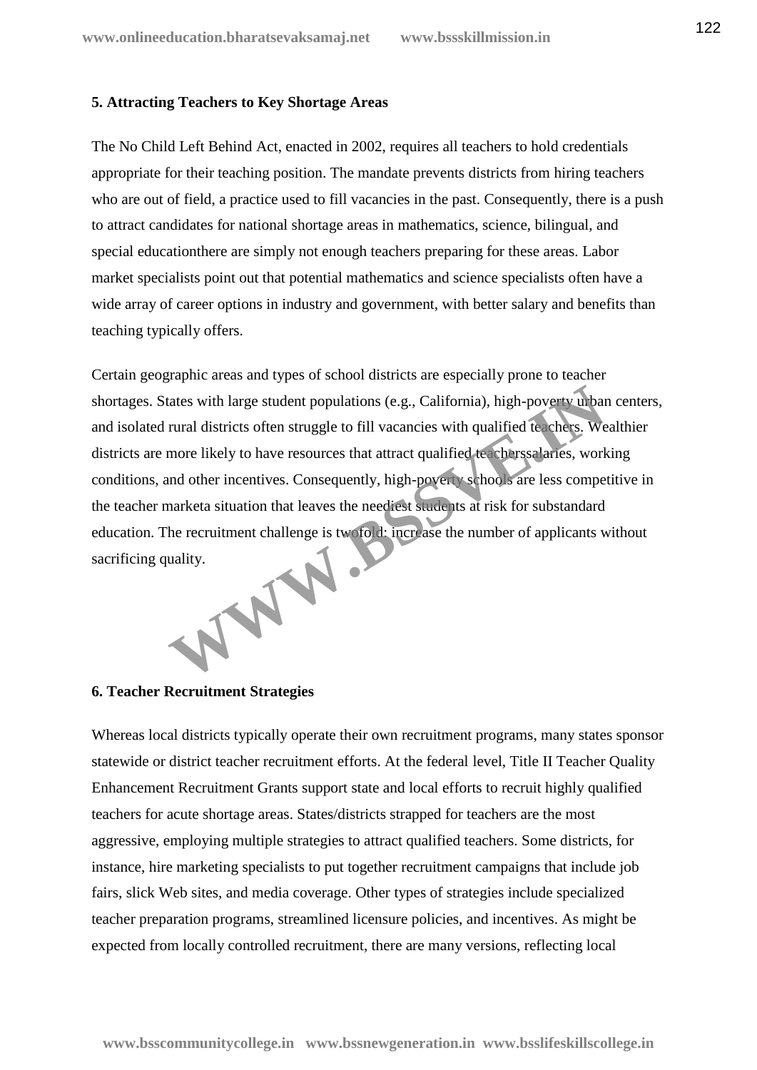**5. Attracting Teachers to Key Shortage Areas**

The No Child Left Behind Act, enacted in 2002, requires all teachers to hold credentials appropriate for their teaching position. The mandate prevents districts from hiring teachers who are out of field, a practice used to fill vacancies in the past. Consequently, there is a push to attract candidates for national shortage areas in mathematics, science, bilingual, and special educationthere are simply not enough teachers preparing for these areas. Labor market specialists point out that potential mathematics and science specialists often have a wide array of career options in industry and government, with better salary and benefits than teaching typically offers.

Certain geographic areas and types of school districts are especially prone to teacher shortages. States with large student populations (e.g., California), high-poverty urban centers, and isolated rural districts often struggle to fill vacancies with qualified teachers. Wealthier districts are more likely to have resources that attract qualified teacherssalaries, working conditions, and other incentives. Consequently, high-poverty schools are less competitive in the teacher marketa situation that leaves the neediest students at risk for substandard education. The recruitment challenge is twofold: increase the number of applicants without sacrificing quality.

**6. Teacher Recruitment Strategies**

Whereas local districts typically operate their own recruitment programs, many states sponsor statewide or district teacher recruitment efforts. At the federal level, Title II Teacher Quality Enhancement Recruitment Grants support state and local efforts to recruit highly qualified teachers for acute shortage areas. States/districts strapped for teachers are the most aggressive, employing multiple strategies to attract qualified teachers. Some districts, for instance, hire marketing specialists to put together recruitment campaigns that include job fairs, slick Web sites, and media coverage. Other types of strategies include specialized teacher preparation programs, streamlined licensure policies, and incentives. As might be expected from locally controlled recruitment, there are many versions, reflecting local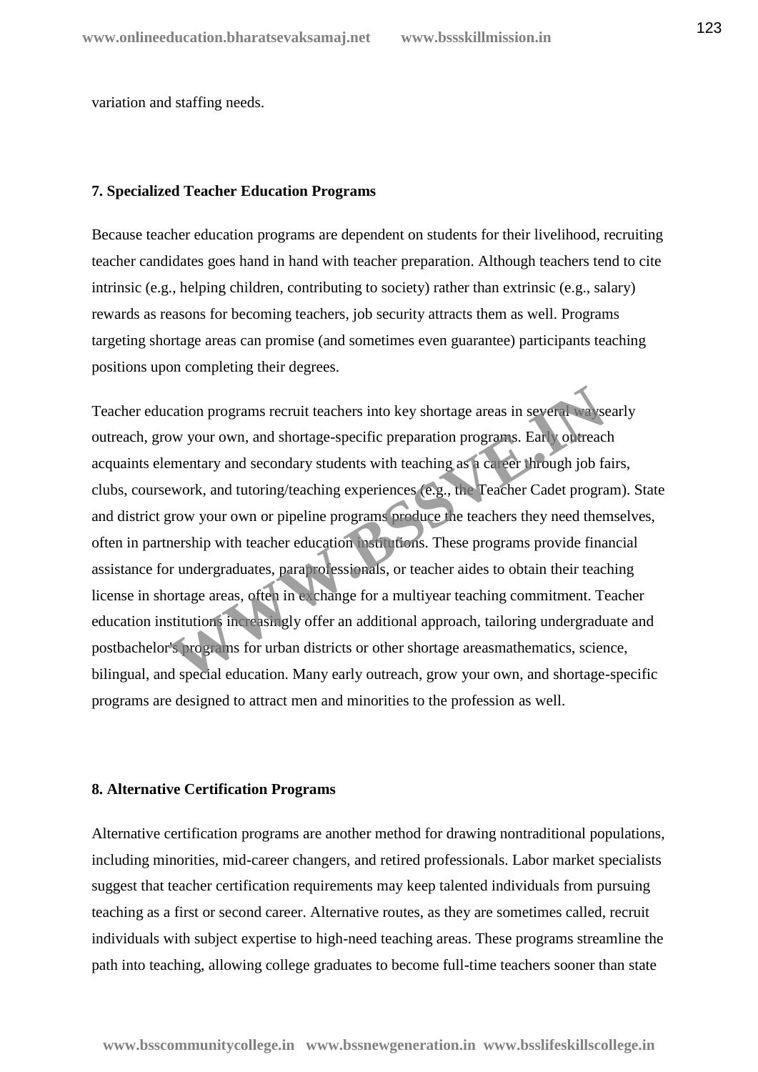variation and staffing needs.

**7. Specialized Teacher Education Programs**

Because teacher education programs are dependent on students for their livelihood, recruiting teacher candidates goes hand in hand with teacher preparation. Although teachers tend to cite intrinsic (e.g., helping children, contributing to society) rather than extrinsic (e.g., salary) rewards as reasons for becoming teachers, job security attracts them as well. Programs targeting shortage areas can promise (and sometimes even guarantee) participants teaching positions upon completing their degrees.

Teacher education programs recruit teachers into key shortage areas in several waysearly outreach, grow your own, and shortage-specific preparation programs. Early outreach acquaints elementary and secondary students with teaching as a career through job fairs, clubs, coursework, and tutoring/teaching experiences (e.g., the Teacher Cadet program). State and district grow your own or pipeline programs produce the teachers they need themselves, often in partnership with teacher education institutions. These programs provide financial assistance for undergraduates, paraprofessionals, or teacher aides to obtain their teaching license in shortage areas, often in exchange for a multiyear teaching commitment. Teacher education institutions increasingly offer an additional approach, tailoring undergraduate and postbachelor's programs for urban districts or other shortage areasmathematics, science, bilingual, and special education. Many early outreach, grow your own, and shortage-specific programs are designed to attract men and minorities to the profession as well.

**8. Alternative Certification Programs**

Alternative certification programs are another method for drawing nontraditional populations, including minorities, mid-career changers, and retired professionals. Labor market specialists suggest that teacher certification requirements may keep talented individuals from pursuing teaching as a first or second career. Alternative routes, as they are sometimes called, recruit individuals with subject expertise to high-need teaching areas. These programs streamline the path into teaching, allowing college graduates to become full-time teachers sooner than state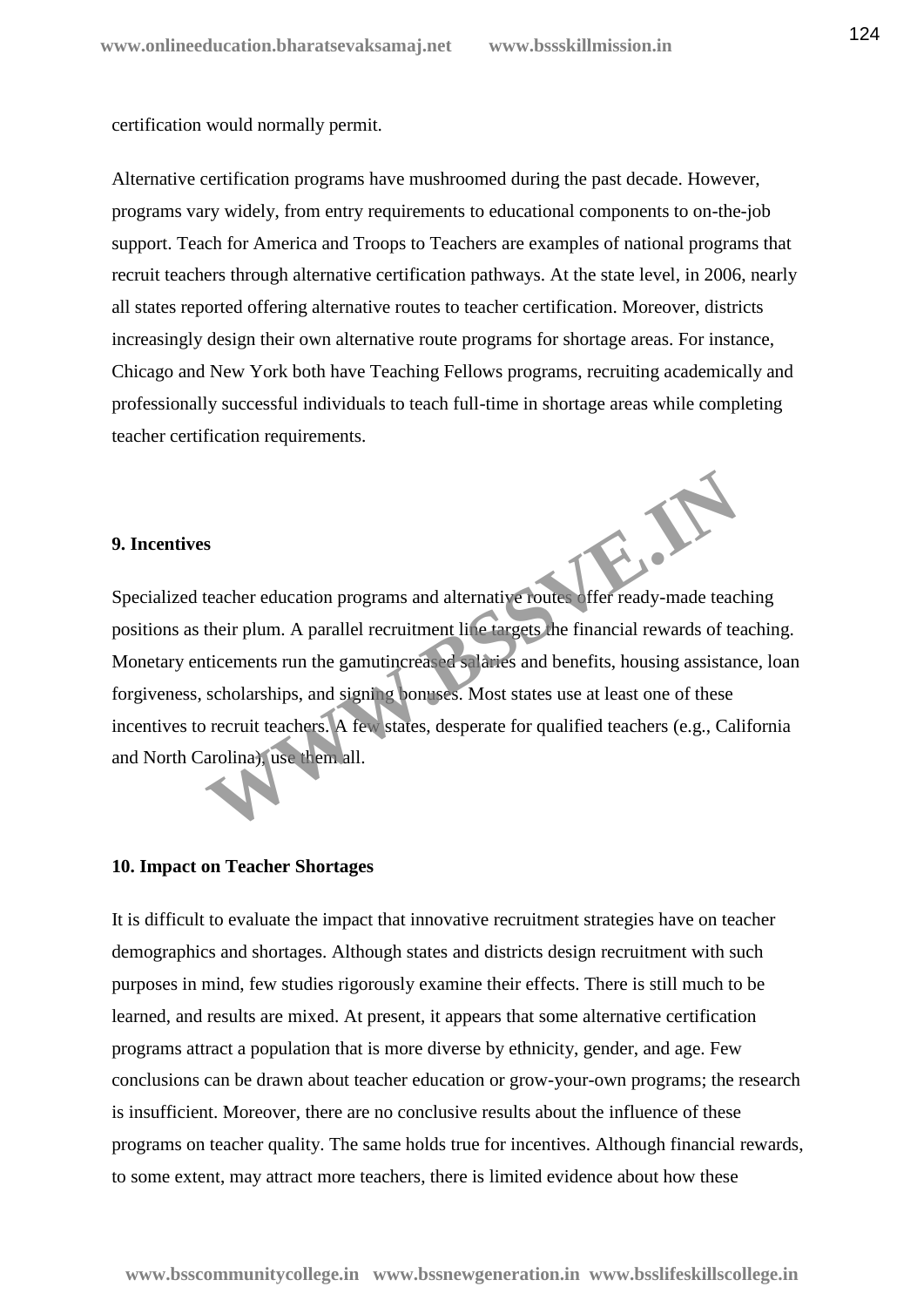certification would normally permit.

Alternative certification programs have mushroomed during the past decade. However, programs vary widely, from entry requirements to educational components to on-the-job support. Teach for America and Troops to Teachers are examples of national programs that recruit teachers through alternative certification pathways. At the state level, in 2006, nearly all states reported offering alternative routes to teacher certification. Moreover, districts increasingly design their own alternative route programs for shortage areas. For instance, Chicago and New York both have Teaching Fellows programs, recruiting academically and professionally successful individuals to teach full-time in shortage areas while completing teacher certification requirements.

**9. Incentives**

Specialized teacher education programs and alternative routes offer ready-made teaching positions as their plum. A parallel recruitment line targets the financial rewards of teaching. Monetary enticements run the gamutincreased salaries and benefits, housing assistance, loan forgiveness, scholarships, and signing bonuses. Most states use at least one of these incentives to recruit teachers. A few states, desperate for qualified teachers (e.g., California and North Carolina), use them all.

**10. Impact on Teacher Shortages**

It is difficult to evaluate the impact that innovative recruitment strategies have on teacher demographics and shortages. Although states and districts design recruitment with such purposes in mind, few studies rigorously examine their effects. There is still much to be learned, and results are mixed. At present, it appears that some alternative certification programs attract a population that is more diverse by ethnicity, gender, and age. Few conclusions can be drawn about teacher education or grow-your-own programs; the research is insufficient. Moreover, there are no conclusive results about the influence of these programs on teacher quality. The same holds true for incentives. Although financial rewards, to some extent, may attract more teachers, there is limited evidence about how these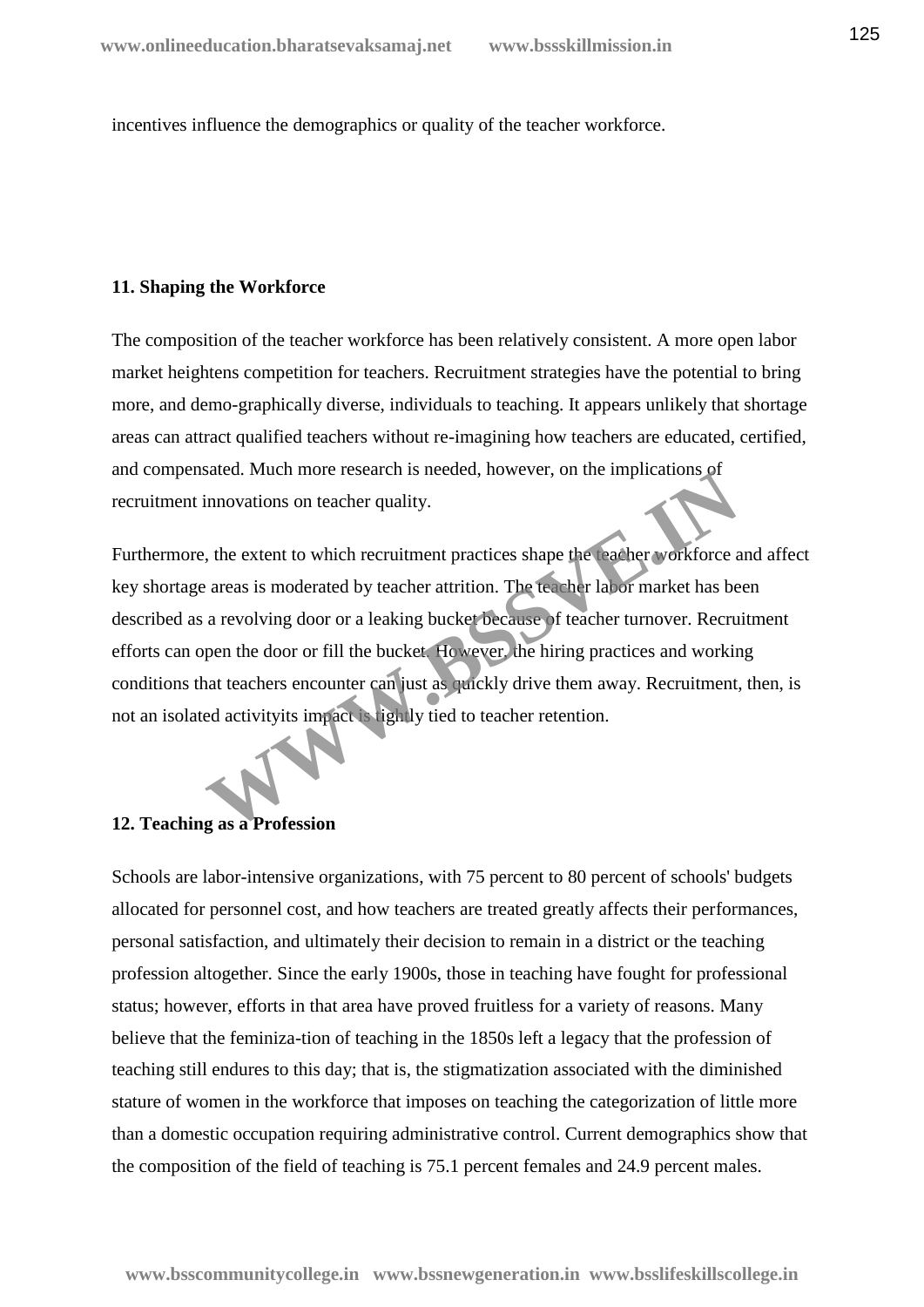incentives influence the demographics or quality of the teacher workforce.

**11. Shaping the Workforce**

The composition of the teacher workforce has been relatively consistent. A more open labor market heightens competition for teachers. Recruitment strategies have the potential to bring more, and demo-graphically diverse, individuals to teaching. It appears unlikely that shortage areas can attract qualified teachers without re-imagining how teachers are educated, certified, and compensated. Much more research is needed, however, on the implications of recruitment innovations on teacher quality.

Furthermore, the extent to which recruitment practices shape the teacher workforce and affect key shortage areas is moderated by teacher attrition. The teacher labor market has been described as a revolving door or a leaking bucket because of teacher turnover. Recruitment efforts can open the door or fill the bucket. However, the hiring practices and working conditions that teachers encounter can just as quickly drive them away. Recruitment, then, is not an isolated activityits impact is tightly tied to teacher retention.

**12. Teaching as a Profession**

Schools are labor-intensive organizations, with 75 percent to 80 percent of schools' budgets allocated for personnel cost, and how teachers are treated greatly affects their performances, personal satisfaction, and ultimately their decision to remain in a district or the teaching profession altogether. Since the early 1900s, those in teaching have fought for professional status; however, efforts in that area have proved fruitless for a variety of reasons. Many believe that the feminiza-tion of teaching in the 1850s left a legacy that the profession of teaching still endures to this day; that is, the stigmatization associated with the diminished stature of women in the workforce that imposes on teaching the categorization of little more than a domestic occupation requiring administrative control. Current demographics show that the composition of the field of teaching is 75.1 percent females and 24.9 percent males.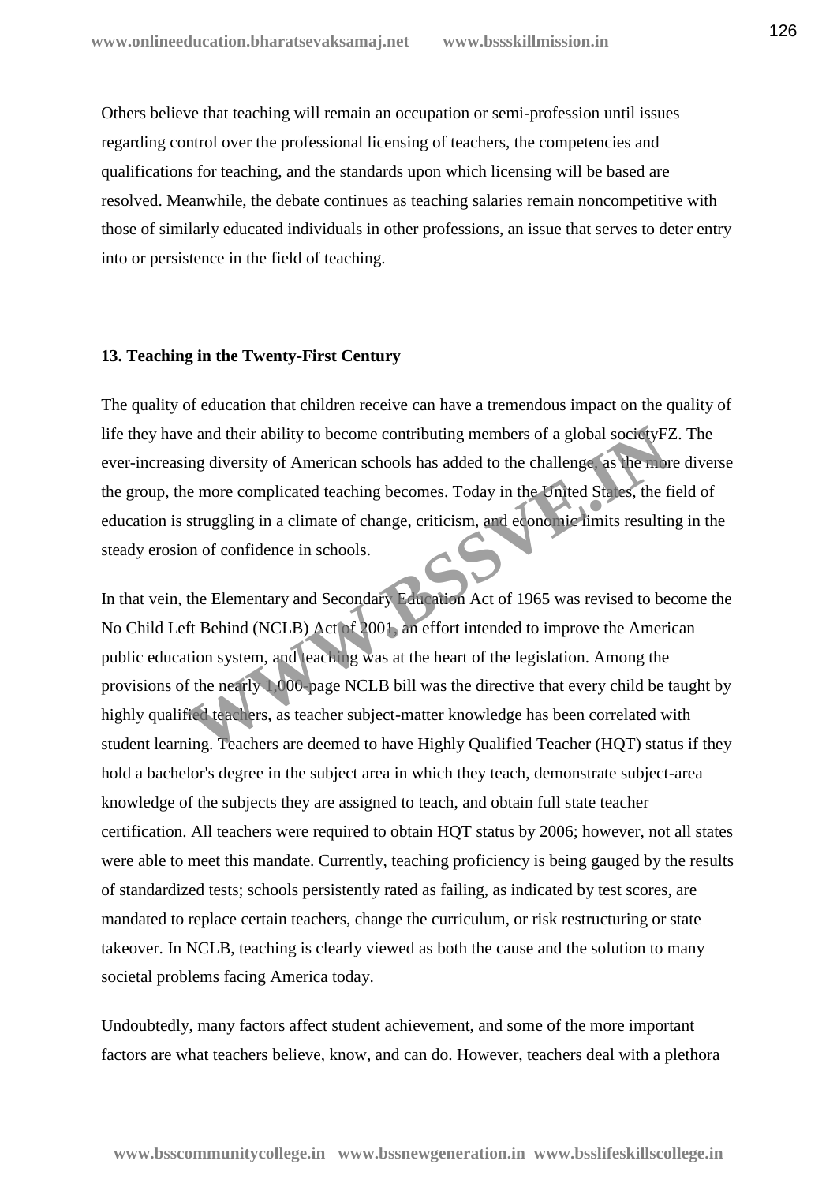Others believe that teaching will remain an occupation or semi-profession until issues regarding control over the professional licensing of teachers, the competencies and qualifications for teaching, and the standards upon which licensing will be based are resolved. Meanwhile, the debate continues as teaching salaries remain noncompetitive with those of similarly educated individuals in other professions, an issue that serves to deter entry into or persistence in the field of teaching.

**13. Teaching in the Twenty-First Century**

The quality of education that children receive can have a tremendous impact on the quality of life they have and their ability to become contributing members of a global societyFZ. The ever-increasing diversity of American schools has added to the challenge, as the more diverse the group, the more complicated teaching becomes. Today in the United States, the field of education is struggling in a climate of change, criticism, and economic limits resulting in the steady erosion of confidence in schools.

In that vein, the Elementary and Secondary Education Act of 1965 was revised to become the No Child Left Behind (NCLB) Act of 2001, an effort intended to improve the American public education system, and teaching was at the heart of the legislation. Among the provisions of the nearly 1,000-page NCLB bill was the directive that every child be taught by highly qualified teachers, as teacher subject-matter knowledge has been correlated with student learning. Teachers are deemed to have Highly Qualified Teacher (HQT) status if they hold a bachelor's degree in the subject area in which they teach, demonstrate subject-area knowledge of the subjects they are assigned to teach, and obtain full state teacher certification. All teachers were required to obtain HQT status by 2006; however, not all states were able to meet this mandate. Currently, teaching proficiency is being gauged by the results of standardized tests; schools persistently rated as failing, as indicated by test scores, are mandated to replace certain teachers, change the curriculum, or risk restructuring or state takeover. In NCLB, teaching is clearly viewed as both the cause and the solution to many societal problems facing America today.

Undoubtedly, many factors affect student achievement, and some of the more important factors are what teachers believe, know, and can do. However, teachers deal with a plethora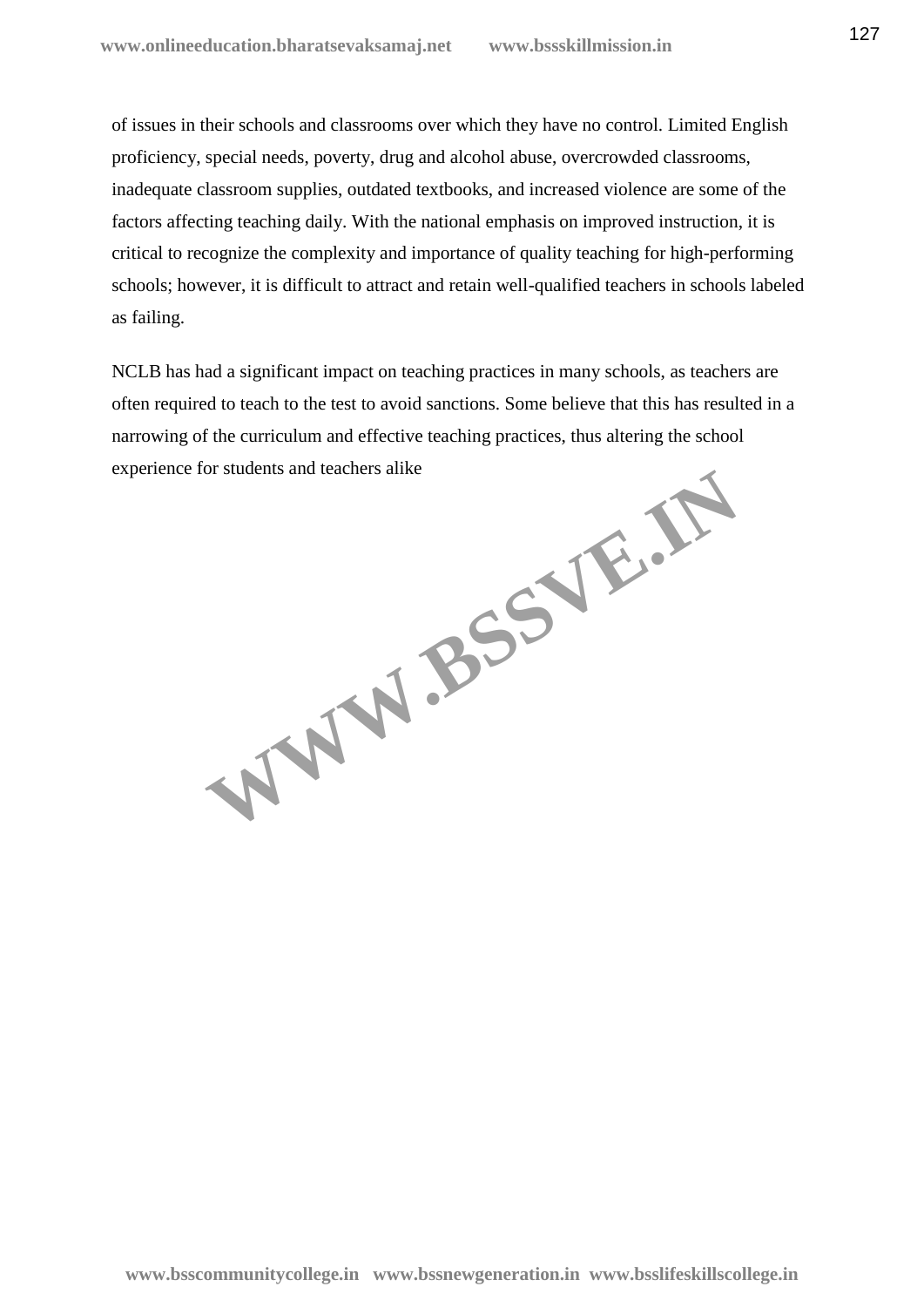of issues in their schools and classrooms over which they have no control. Limited English proficiency, special needs, poverty, drug and alcohol abuse, overcrowded classrooms, inadequate classroom supplies, outdated textbooks, and increased violence are some of the factors affecting teaching daily. With the national emphasis on improved instruction, it is critical to recognize the complexity and importance of quality teaching for high-performing schools; however, it is difficult to attract and retain well-qualified teachers in schools labeled as failing.

NCLB has had a significant impact on teaching practices in many schools, as teachers are often required to teach to the test to avoid sanctions. Some believe that this has resulted in a narrowing of the curriculum and effective teaching practices, thus altering the school experience for students and teachers alike